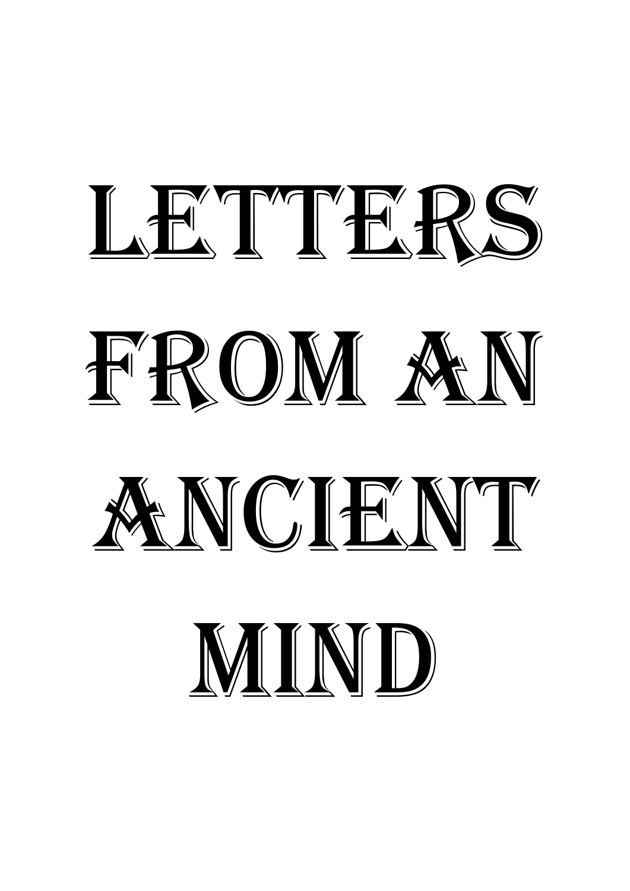# Letters from an Ancient Mind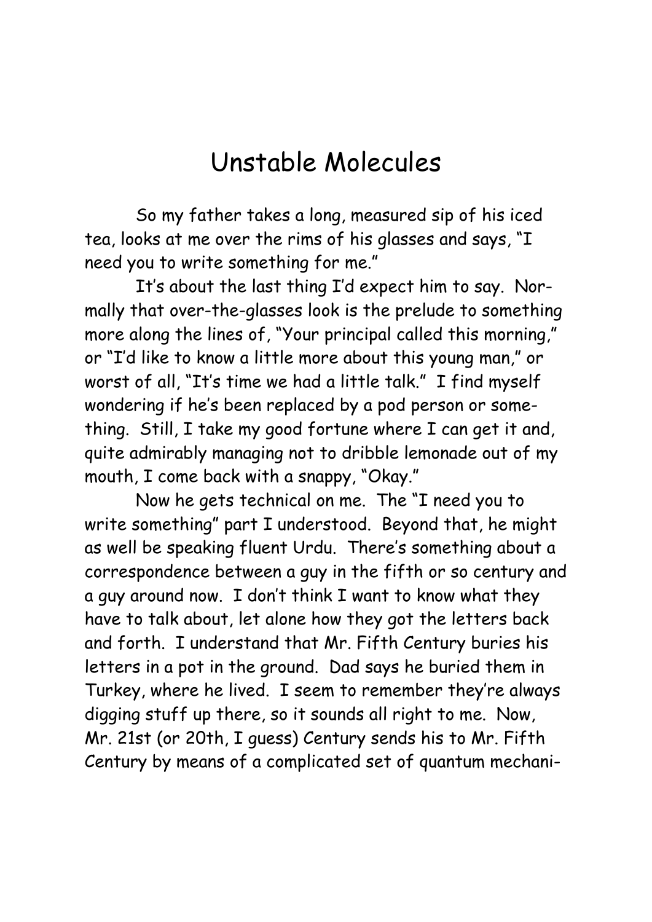# Unstable Molecules

So my father takes a long, measured sip of his iced tea, looks at me over the rims of his glasses and says, "I need you to write something for me."

It's about the last thing I'd expect him to say. Normally that over-the-glasses look is the prelude to something more along the lines of, "Your principal called this morning," or "I'd like to know a little more about this young man," or worst of all, "It's time we had a little talk." I find myself wondering if he's been replaced by a pod person or something. Still, I take my good fortune where I can get it and, quite admirably managing not to dribble lemonade out of my mouth, I come back with a snappy, "Okay."

Now he gets technical on me. The "I need you to write something" part I understood. Beyond that, he might as well be speaking fluent Urdu. There's something about a correspondence between a guy in the fifth or so century and a guy around now. I don't think I want to know what they have to talk about, let alone how they got the letters back and forth. I understand that Mr. Fifth Century buries his letters in a pot in the ground. Dad says he buried them in Turkey, where he lived. I seem to remember they're always digging stuff up there, so it sounds all right to me. Now, Mr. 21st (or 20th, I guess) Century sends his to Mr. Fifth Century by means of a complicated set of quantum mechani-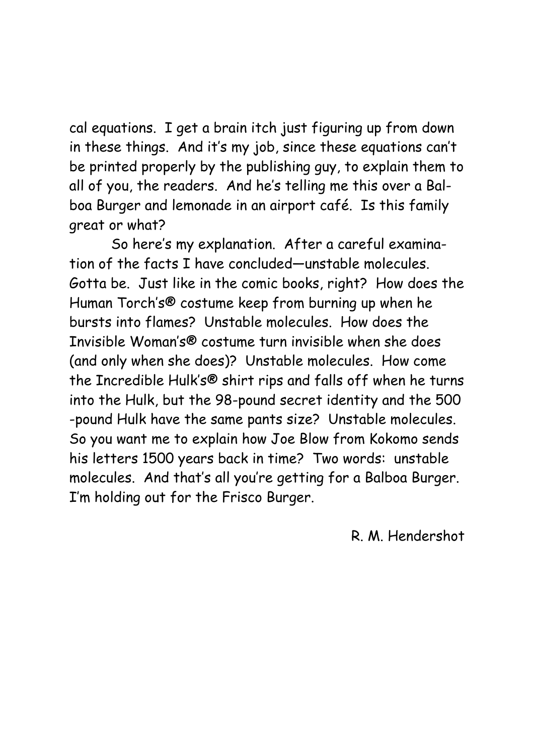cal equations. I get a brain itch just figuring up from down in these things. And it's my job, since these equations can't be printed properly by the publishing guy, to explain them to all of you, the readers. And he's telling me this over a Balboa Burger and lemonade in an airport café. Is this family great or what?

So here's my explanation. After a careful examination of the facts I have concluded—unstable molecules. Gotta be. Just like in the comic books, right? How does the Human Torch's® costume keep from burning up when he bursts into flames? Unstable molecules. How does the Invisible Woman's® costume turn invisible when she does (and only when she does)? Unstable molecules. How come the Incredible Hulk's® shirt rips and falls off when he turns into the Hulk, but the 98-pound secret identity and the 500-pound Hulk have the same pants size? Unstable molecules. So you want me to explain how Joe Blow from Kokomo sends his letters 1500 years back in time? Two words: unstable molecules. And that's all you're getting for a Balboa Burger. I'm holding out for the Frisco Burger.

R. M. Hendershot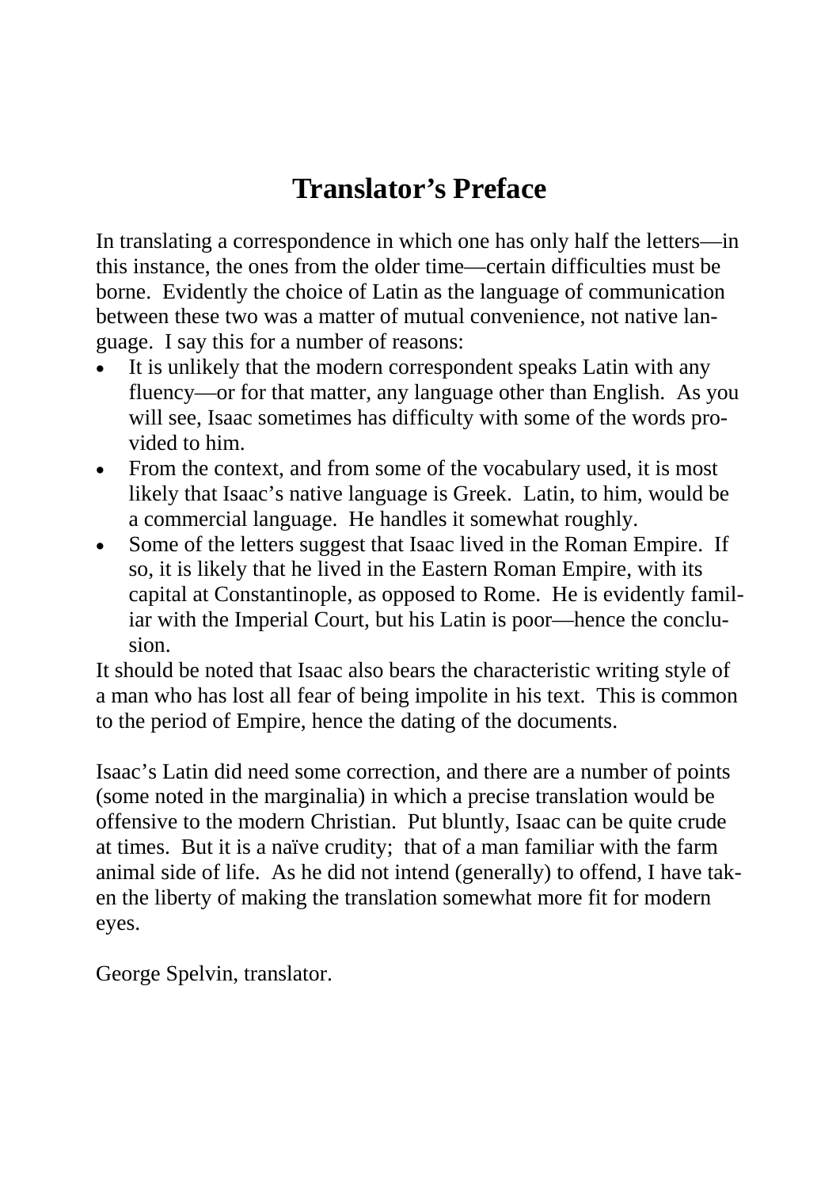# Translator's Preface

In translating a correspondence in which one has only half the letters—in this instance, the ones from the older time—certain difficulties must be borne. Evidently the choice of Latin as the language of communication between these two was a matter of mutual convenience, not native language. I say this for a number of reasons:

- It is unlikely that the modern correspondent speaks Latin with any fluency—or for that matter, any language other than English. As you will see, Isaac sometimes has difficulty with some of the words provided to him.
- From the context, and from some of the vocabulary used, it is most likely that Isaac's native language is Greek. Latin, to him, would be a commercial language. He handles it somewhat roughly.
- Some of the letters suggest that Isaac lived in the Roman Empire. If so, it is likely that he lived in the Eastern Roman Empire, with its capital at Constantinople, as opposed to Rome. He is evidently familiar with the Imperial Court, but his Latin is poor—hence the conclusion.

It should be noted that Isaac also bears the characteristic writing style of a man who has lost all fear of being impolite in his text. This is common to the period of Empire, hence the dating of the documents.

Isaac's Latin did need some correction, and there are a number of points (some noted in the marginalia) in which a precise translation would be offensive to the modern Christian. Put bluntly, Isaac can be quite crude at times. But it is a naïve crudity; that of a man familiar with the farm animal side of life. As he did not intend (generally) to offend, I have taken the liberty of making the translation somewhat more fit for modern eyes.

George Spelvin, translator.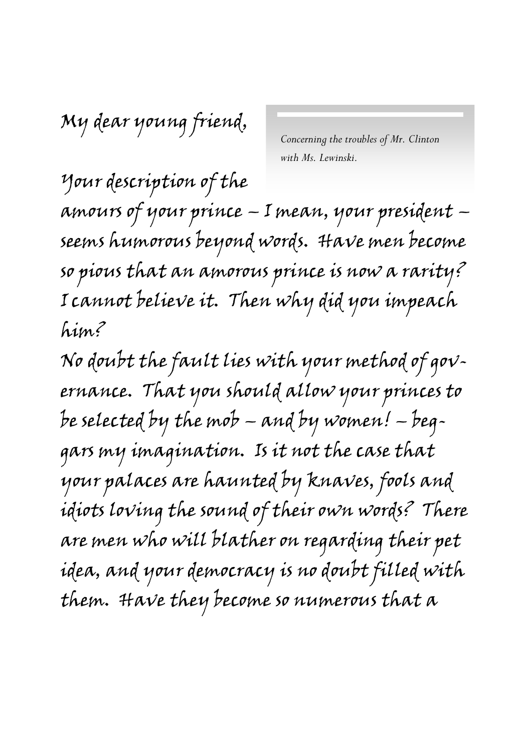My dear young friend,

*Concerning the troubles of Mr. Clinton with Ms. Lewinski.*

Your description of the amours of your prince – I mean, your president – seems humorous beyond words. Have men become so pious that an amorous prince is now a rarity? I cannot believe it. Then why did you impeach him?

No doubt the fault lies with your method of governance. That you should allow your princes to be selected by the mob – and by women! – beggars my imagination. Is it not the case that your palaces are haunted by knaves, fools and idiots loving the sound of their own words? There are men who will blather on regarding their pet idea, and your democracy is no doubt filled with them. Have they become so numerous that a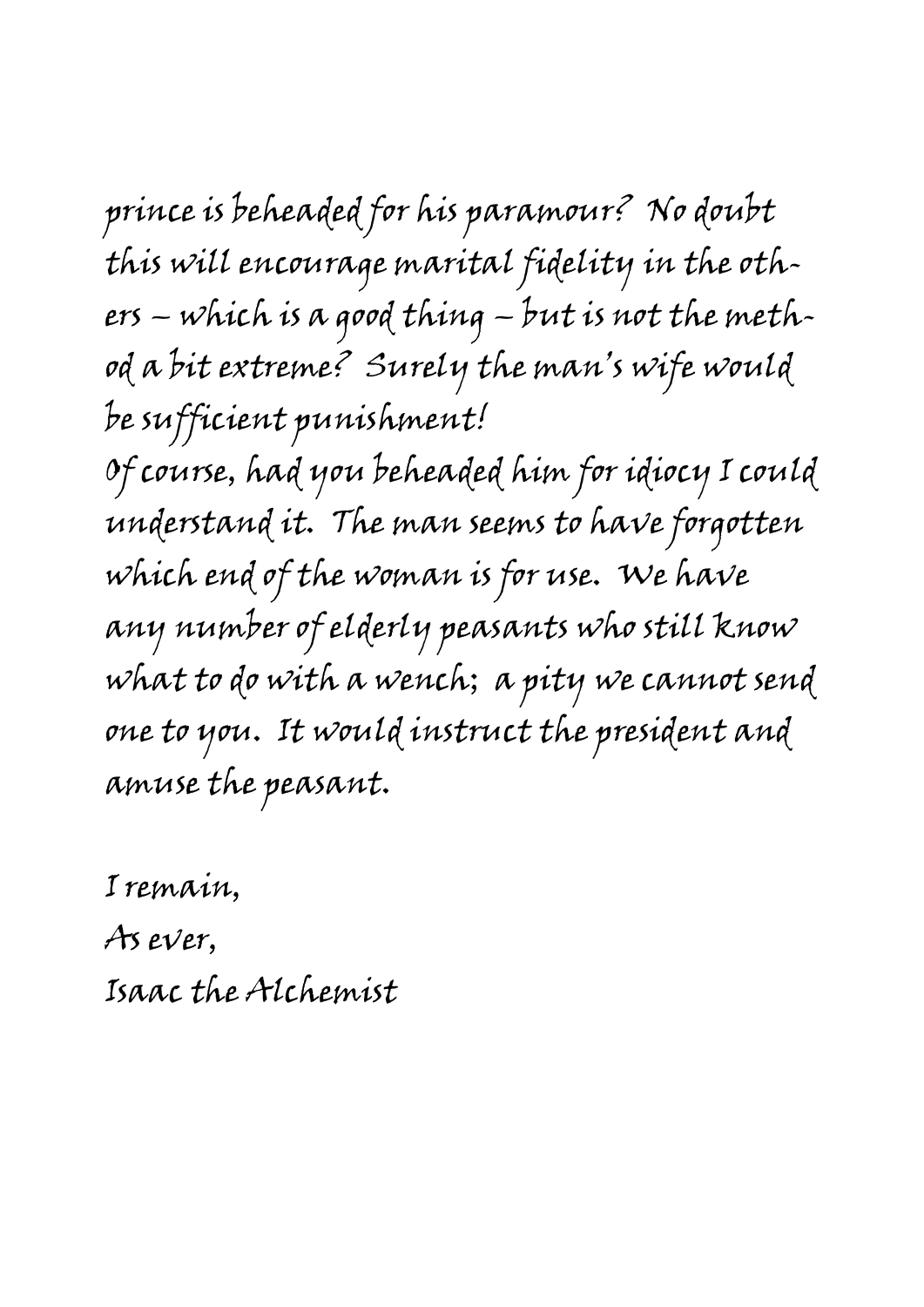prince is beheaded for his paramour? No doubt this will encourage marital fidelity in the others – which is a good thing – but is not the method a bit extreme? Surely the man's wife would be sufficient punishment!

Of course, had you beheaded him for idiocy I could understand it. The man seems to have forgotten which end of the woman is for use. We have any number of elderly peasants who still know what to do with a wench; a pity we cannot send one to you. It would instruct the president and amuse the peasant.

I remain,
As ever,
Isaac the Alchemist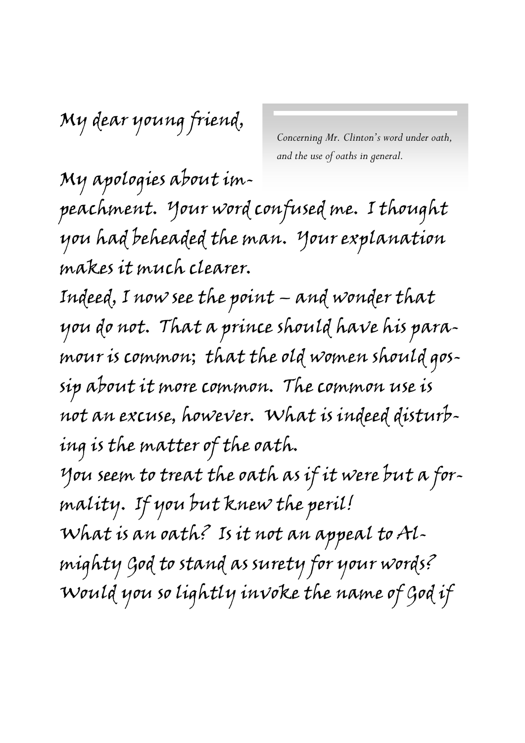My dear young friend,

*Concerning Mr. Clinton's word under oath, and the use of oaths in general.*

My apologies about impeachment. Your word confused me. I thought you had beheaded the man. Your explanation makes it much clearer.

Indeed, I now see the point – and wonder that you do not. That a prince should have his paramour is common; that the old women should gossip about it more common. The common use is not an excuse, however. What is indeed disturbing is the matter of the oath.

You seem to treat the oath as if it were but a formality. If you but knew the peril!

What is an oath? Is it not an appeal to Almighty God to stand as surety for your words? Would you so lightly invoke the name of God if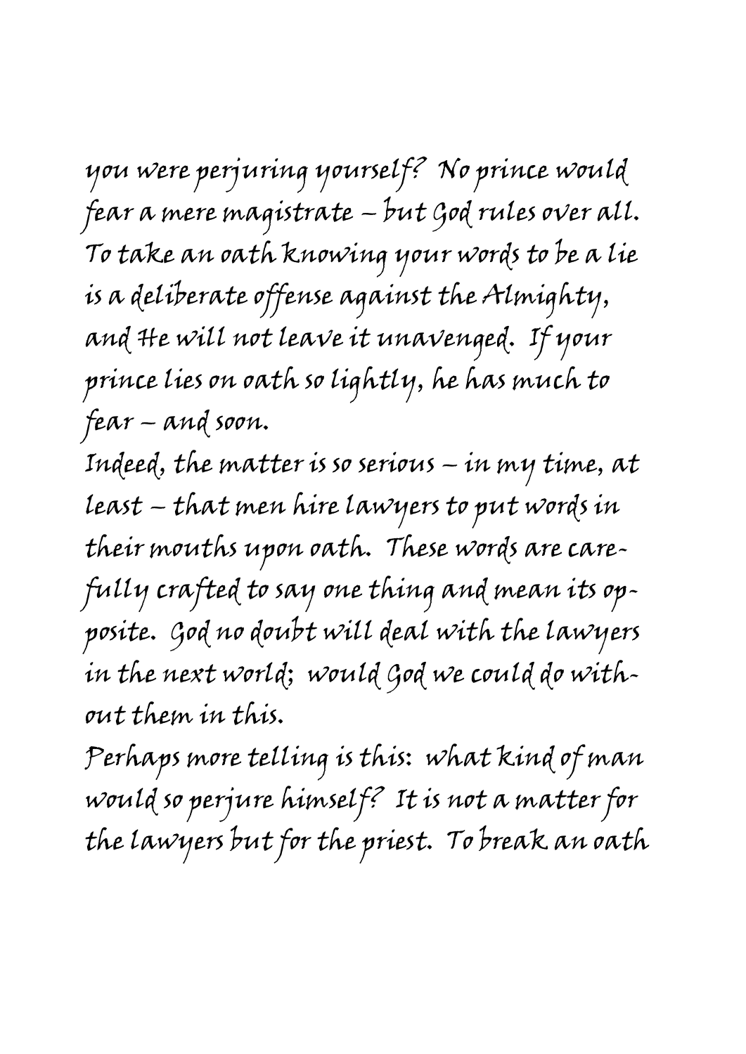you were perjuring yourself? No prince would fear a mere magistrate – but God rules over all. To take an oath knowing your words to be a lie is a deliberate offense against the Almighty, and He will not leave it unavenged. If your prince lies on oath so lightly, he has much to fear – and soon.

Indeed, the matter is so serious – in my time, at least – that men hire lawyers to put words in their mouths upon oath. These words are carefully crafted to say one thing and mean its opposite. God no doubt will deal with the lawyers in the next world; would God we could do without them in this.

Perhaps more telling is this: what kind of man would so perjure himself? It is not a matter for the lawyers but for the priest. To break an oath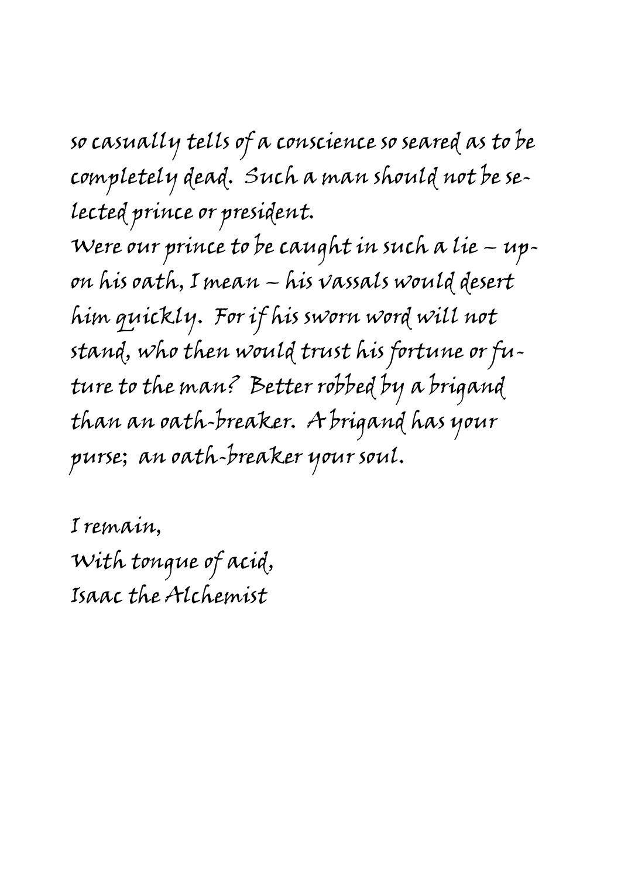so casually tells of a conscience so seared as to be completely dead. Such a man should not be selected prince or president.

Were our prince to be caught in such a lie – upon his oath, I mean – his vassals would desert him quickly. For if his sworn word will not stand, who then would trust his fortune or future to the man? Better robbed by a brigand than an oath-breaker. A brigand has your purse; an oath-breaker your soul.

I remain,  
With tongue of acid,  
Isaac the Alchemist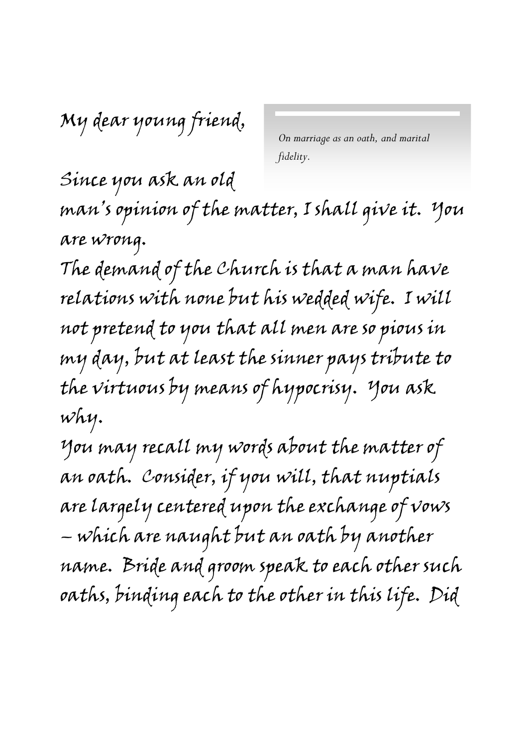My dear young friend,

*On marriage as an oath, and marital fidelity.*

Since you ask an old man's opinion of the matter, I shall give it. You are wrong.

The demand of the Church is that a man have relations with none but his wedded wife. I will not pretend to you that all men are so pious in my day, but at least the sinner pays tribute to the virtuous by means of hypocrisy. You ask why.

You may recall my words about the matter of an oath. Consider, if you will, that nuptials are largely centered upon the exchange of vows – which are naught but an oath by another name. Bride and groom speak to each other such oaths, binding each to the other in this life. Did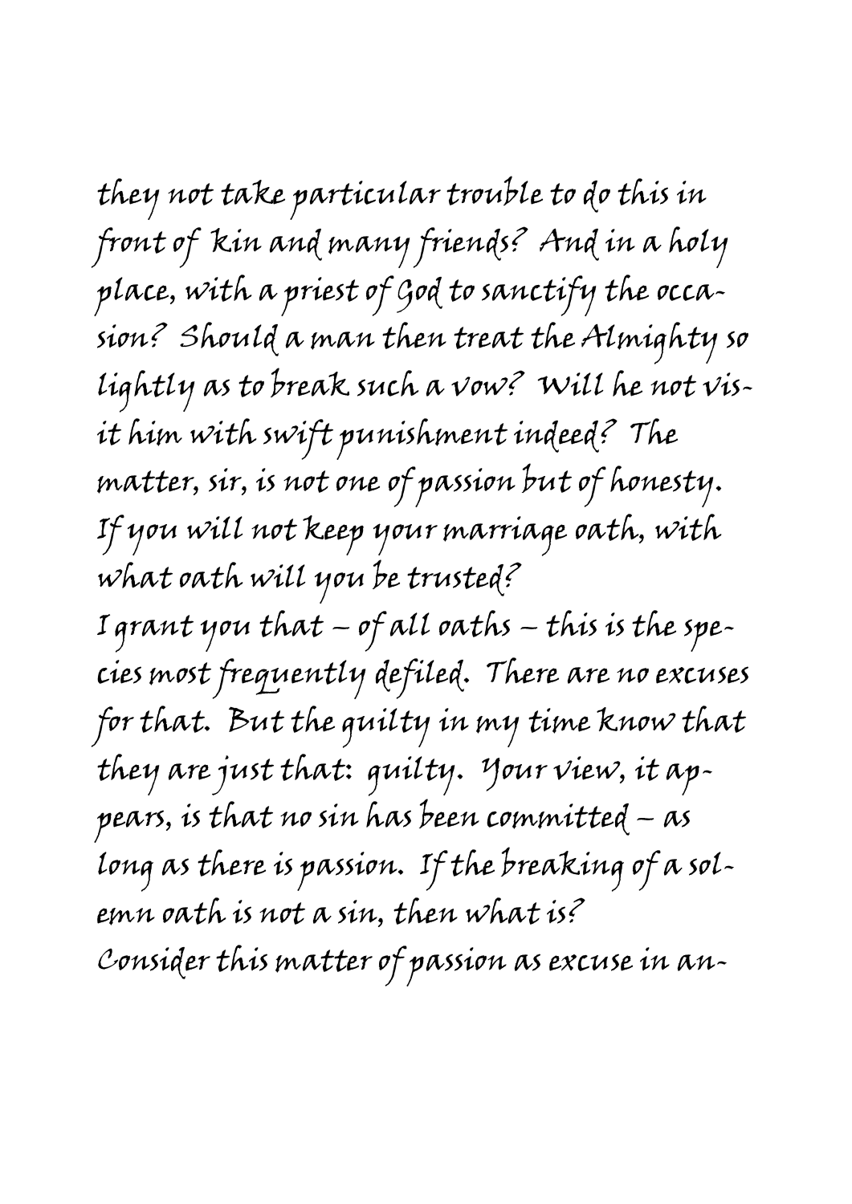they not take particular trouble to do this in front of kin and many friends? And in a holy place, with a priest of God to sanctify the occasion? Should a man then treat the Almighty so lightly as to break such a vow? Will he not visit him with swift punishment indeed? The matter, sir, is not one of passion but of honesty. If you will not keep your marriage oath, with what oath will you be trusted?

I grant you that – of all oaths – this is the species most frequently defiled. There are no excuses for that. But the guilty in my time know that they are just that: guilty. Your view, it appears, is that no sin has been committed – as long as there is passion. If the breaking of a solemn oath is not a sin, then what is?

Consider this matter of passion as excuse in an-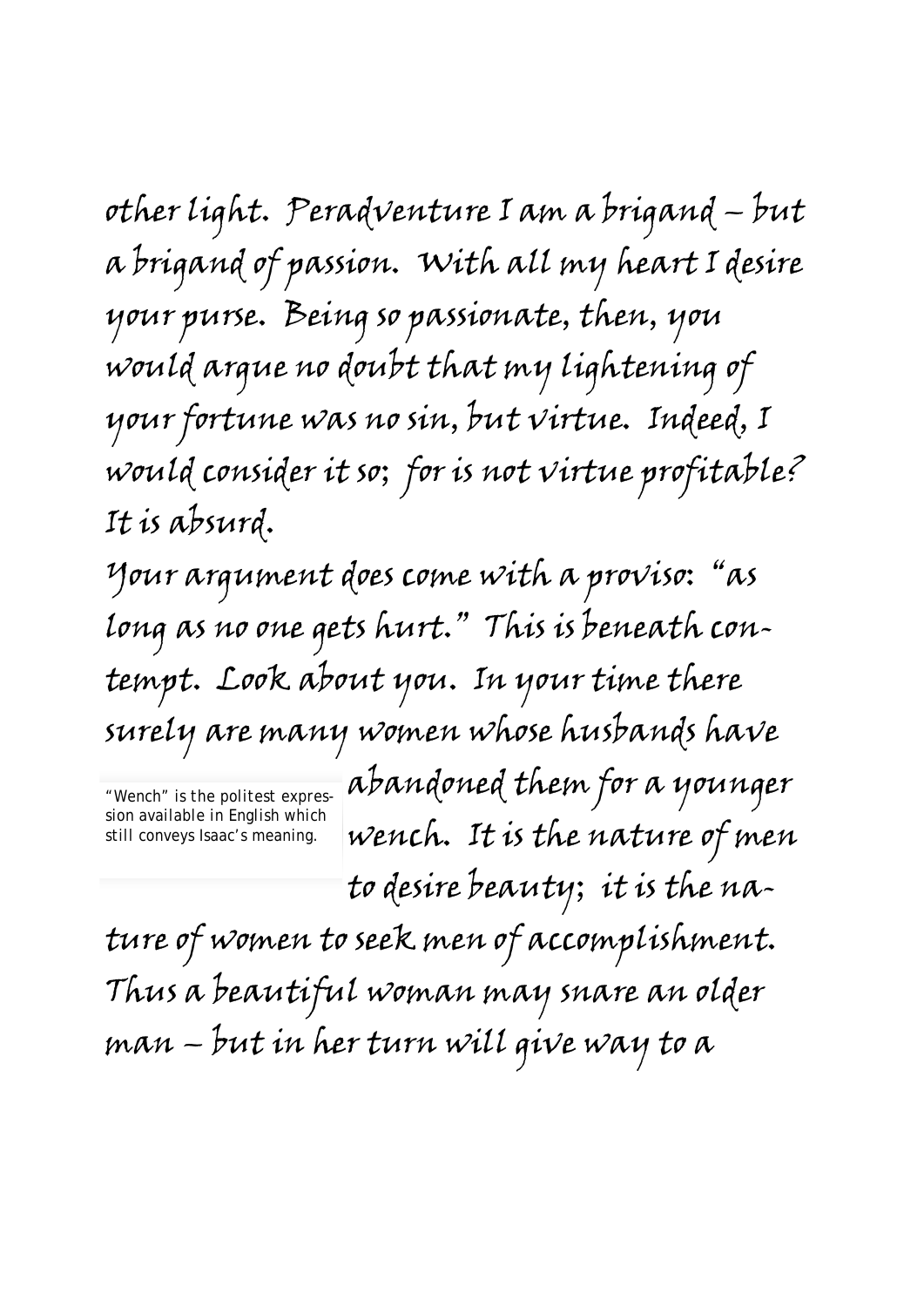other light. Peradventure I am a brigand – but a brigand of passion. With all my heart I desire your purse. Being so passionate, then, you would argue no doubt that my lightening of your fortune was no sin, but virtue. Indeed, I would consider it so; for is not virtue profitable? It is absurd.

Your argument does come with a proviso: "as long as no one gets hurt." This is beneath contempt. Look about you. In your time there surely are many women whose husbands have abandoned them for a younger wench. It is the nature of men to desire beauty; it is the nature of women to seek men of accomplishment. Thus a beautiful woman may snare an older man – but in her turn will give way to a

"Wench" is the politest expression available in English which still conveys Isaac's meaning.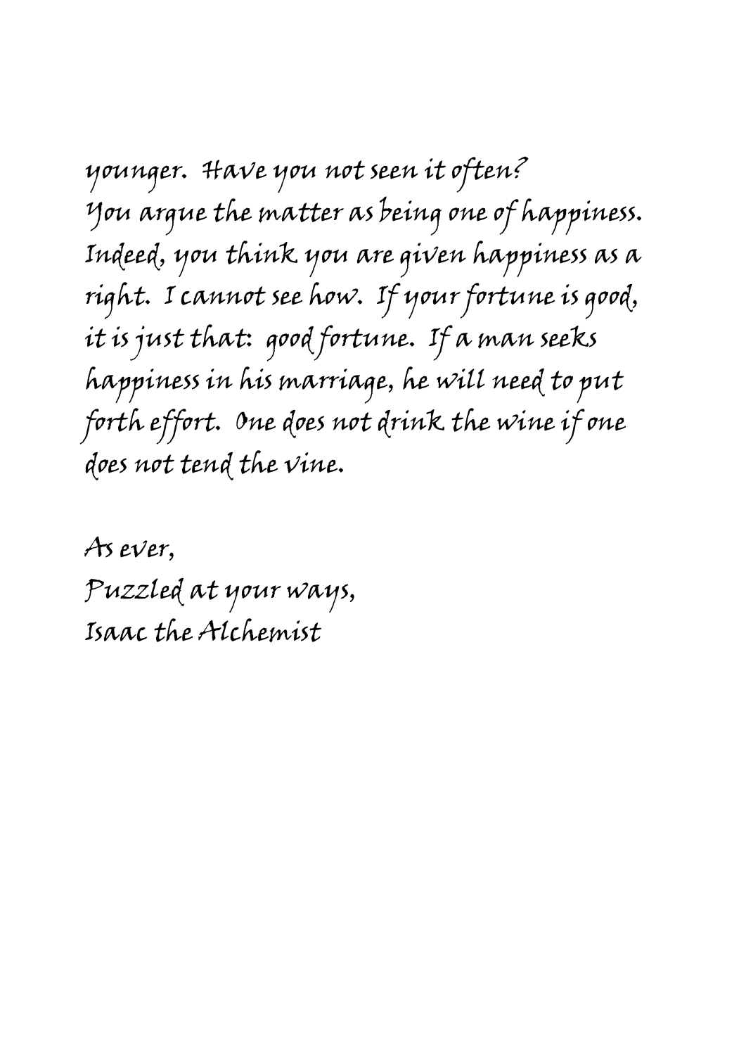younger. Have you not seen it often?
You argue the matter as being one of happiness. Indeed, you think you are given happiness as a right. I cannot see how. If your fortune is good, it is just that: good fortune. If a man seeks happiness in his marriage, he will need to put forth effort. One does not drink the wine if one does not tend the vine.

As ever,
Puzzled at your ways,
Isaac the Alchemist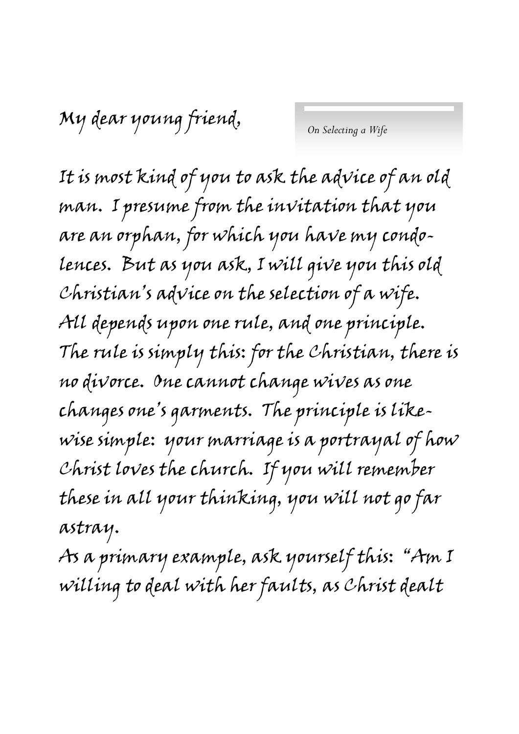My dear young friend,

*On Selecting a Wife*

It is most kind of you to ask the advice of an old man. I presume from the invitation that you are an orphan, for which you have my condolences. But as you ask, I will give you this old Christian's advice on the selection of a wife.

All depends upon one rule, and one principle. The rule is simply this: for the Christian, there is no divorce. One cannot change wives as one changes one's garments. The principle is likewise simple: your marriage is a portrayal of how Christ loves the church. If you will remember these in all your thinking, you will not go far astray.

As a primary example, ask yourself this: "Am I willing to deal with her faults, as Christ dealt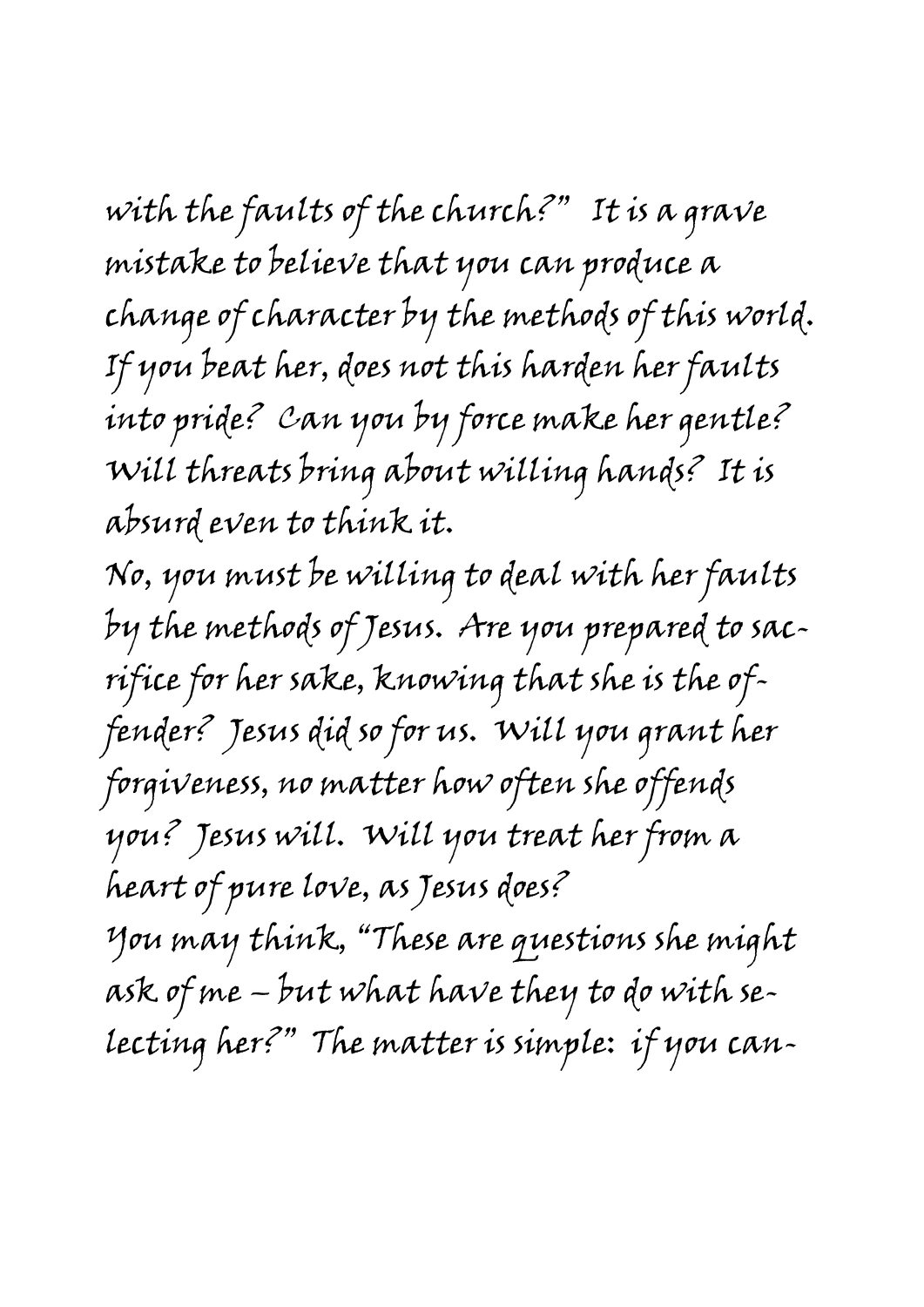with the faults of the church?" It is a grave mistake to believe that you can produce a change of character by the methods of this world. If you beat her, does not this harden her faults into pride? Can you by force make her gentle? Will threats bring about willing hands? It is absurd even to think it.

No, you must be willing to deal with her faults by the methods of Jesus. Are you prepared to sacrifice for her sake, knowing that she is the offender? Jesus did so for us. Will you grant her forgiveness, no matter how often she offends you? Jesus will. Will you treat her from a heart of pure love, as Jesus does?

You may think, "These are questions she might ask of me – but what have they to do with selecting her?" The matter is simple: if you can-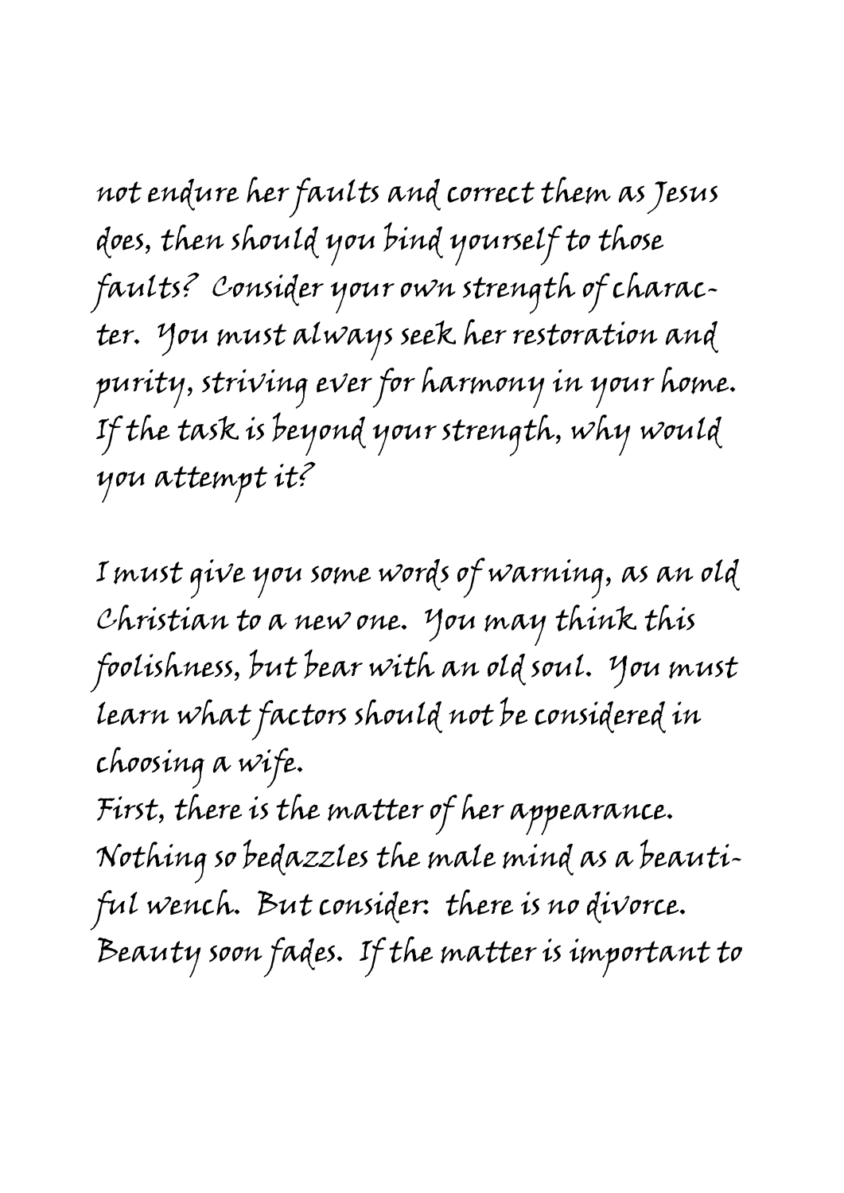not endure her faults and correct them as Jesus does, then should you bind yourself to those faults? Consider your own strength of character. You must always seek her restoration and purity, striving ever for harmony in your home. If the task is beyond your strength, why would you attempt it?

I must give you some words of warning, as an old Christian to a new one. You may think this foolishness, but bear with an old soul. You must learn what factors should not be considered in choosing a wife.

First, there is the matter of her appearance. Nothing so bedazzles the male mind as a beautiful wench. But consider: there is no divorce. Beauty soon fades. If the matter is important to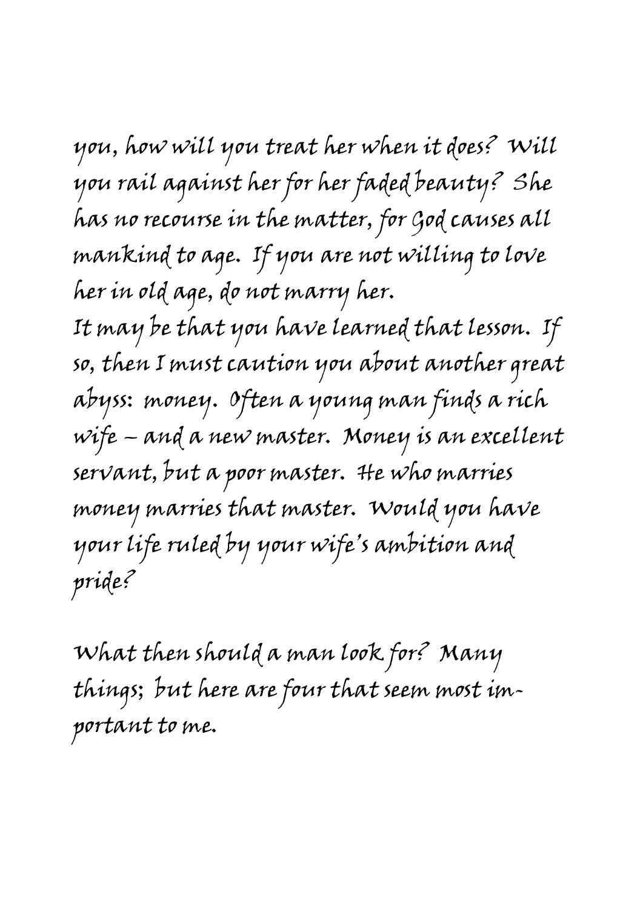you, how will you treat her when it does? Will you rail against her for her faded beauty? She has no recourse in the matter, for God causes all mankind to age. If you are not willing to love her in old age, do not marry her.
It may be that you have learned that lesson. If so, then I must caution you about another great abyss: money. Often a young man finds a rich wife – and a new master. Money is an excellent servant, but a poor master. He who marries money marries that master. Would you have your life ruled by your wife's ambition and pride?

What then should a man look for? Many things; but here are four that seem most important to me.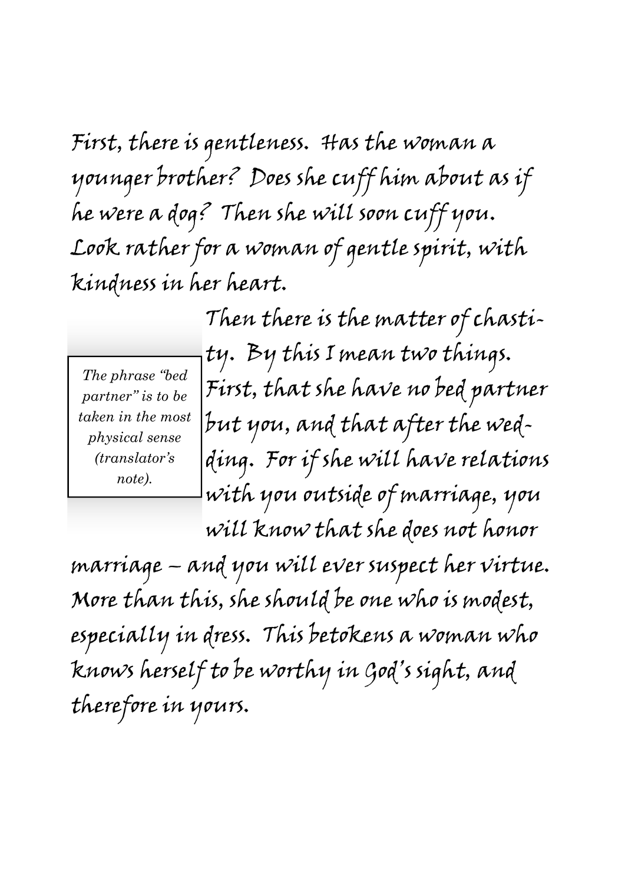First, there is gentleness. Has the woman a younger brother? Does she cuff him about as if he were a dog? Then she will soon cuff you. Look rather for a woman of gentle spirit, with kindness in her heart.

> *The phrase "bed partner" is to be taken in the most physical sense (translator's note).*

Then there is the matter of chastity. By this I mean two things. First, that she have no bed partner but you, and that after the wedding. For if she will have relations with you outside of marriage, you will know that she does not honor marriage – and you will ever suspect her virtue. More than this, she should be one who is modest, especially in dress. This betokens a woman who knows herself to be worthy in God's sight, and therefore in yours.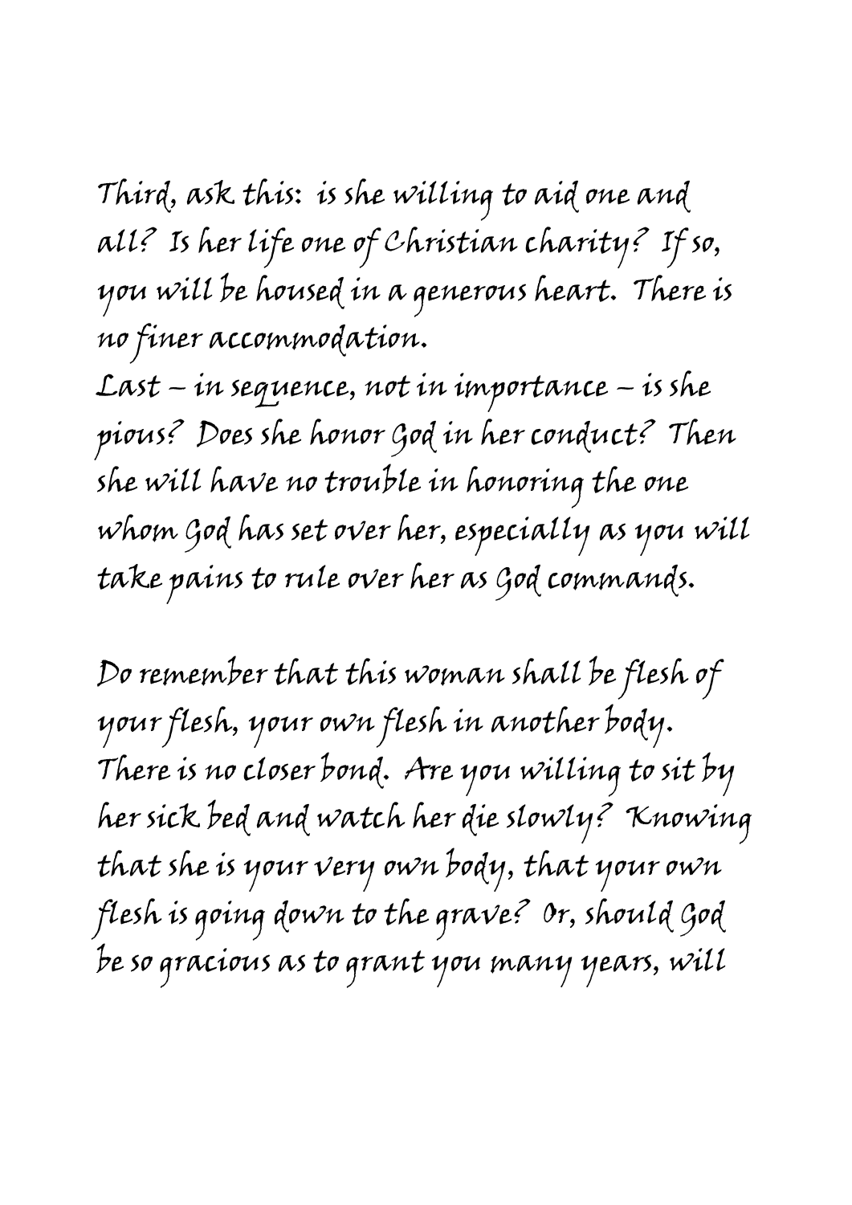Third, ask this: is she willing to aid one and all? Is her life one of Christian charity? If so, you will be housed in a generous heart. There is no finer accommodation.

Last – in sequence, not in importance – is she pious? Does she honor God in her conduct? Then she will have no trouble in honoring the one whom God has set over her, especially as you will take pains to rule over her as God commands.

Do remember that this woman shall be flesh of your flesh, your own flesh in another body. There is no closer bond. Are you willing to sit by her sick bed and watch her die slowly? Knowing that she is your very own body, that your own flesh is going down to the grave? Or, should God be so gracious as to grant you many years, will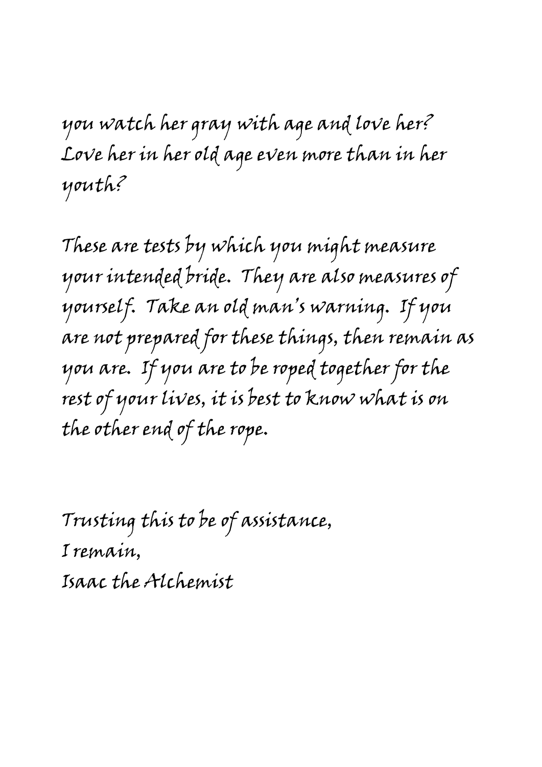you watch her gray with age and love her? Love her in her old age even more than in her youth?

These are tests by which you might measure your intended bride. They are also measures of yourself. Take an old man's warning. If you are not prepared for these things, then remain as you are. If you are to be roped together for the rest of your lives, it is best to know what is on the other end of the rope.

Trusting this to be of assistance,
I remain,
Isaac the Alchemist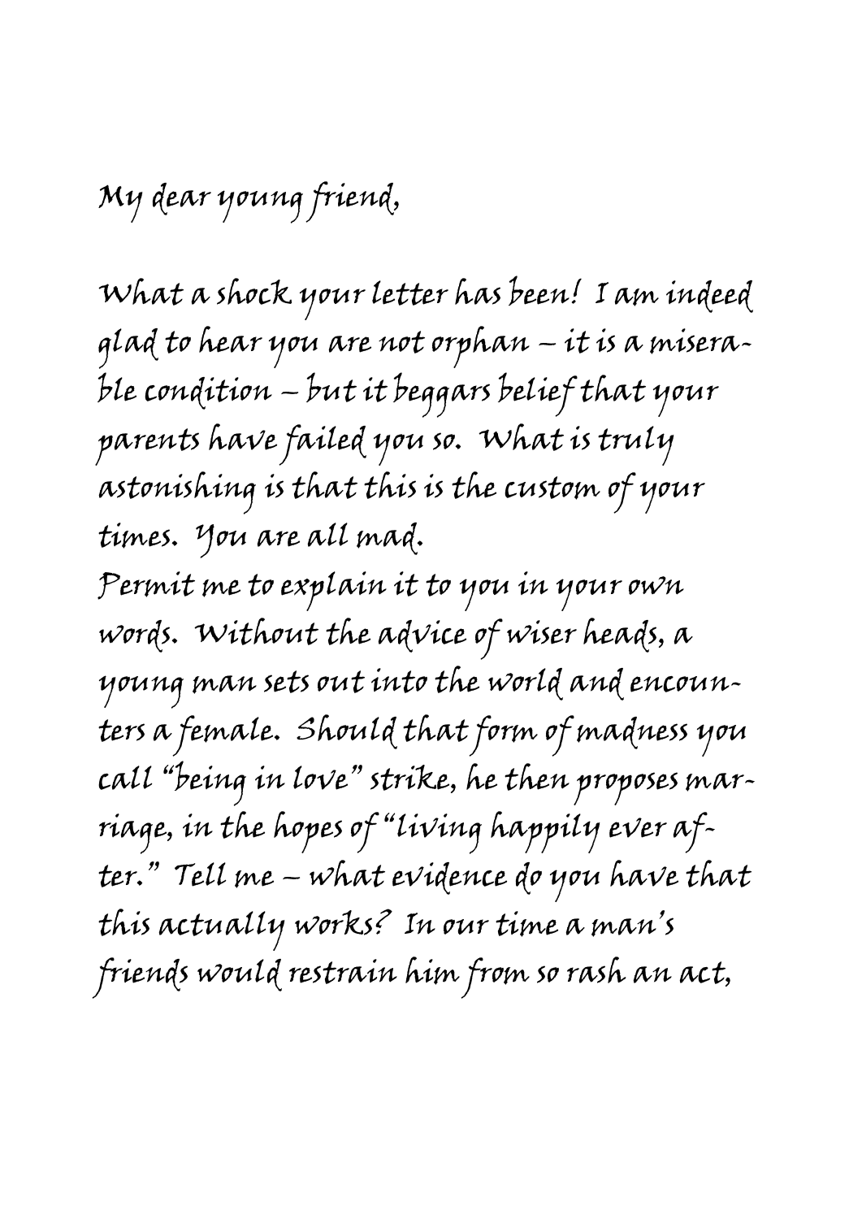My dear young friend,

What a shock your letter has been! I am indeed glad to hear you are not orphan – it is a miserable condition – but it beggars belief that your parents have failed you so. What is truly astonishing is that this is the custom of your times. You are all mad.

Permit me to explain it to you in your own words. Without the advice of wiser heads, a young man sets out into the world and encounters a female. Should that form of madness you call "being in love" strike, he then proposes marriage, in the hopes of "living happily ever after." Tell me – what evidence do you have that this actually works? In our time a man's friends would restrain him from so rash an act,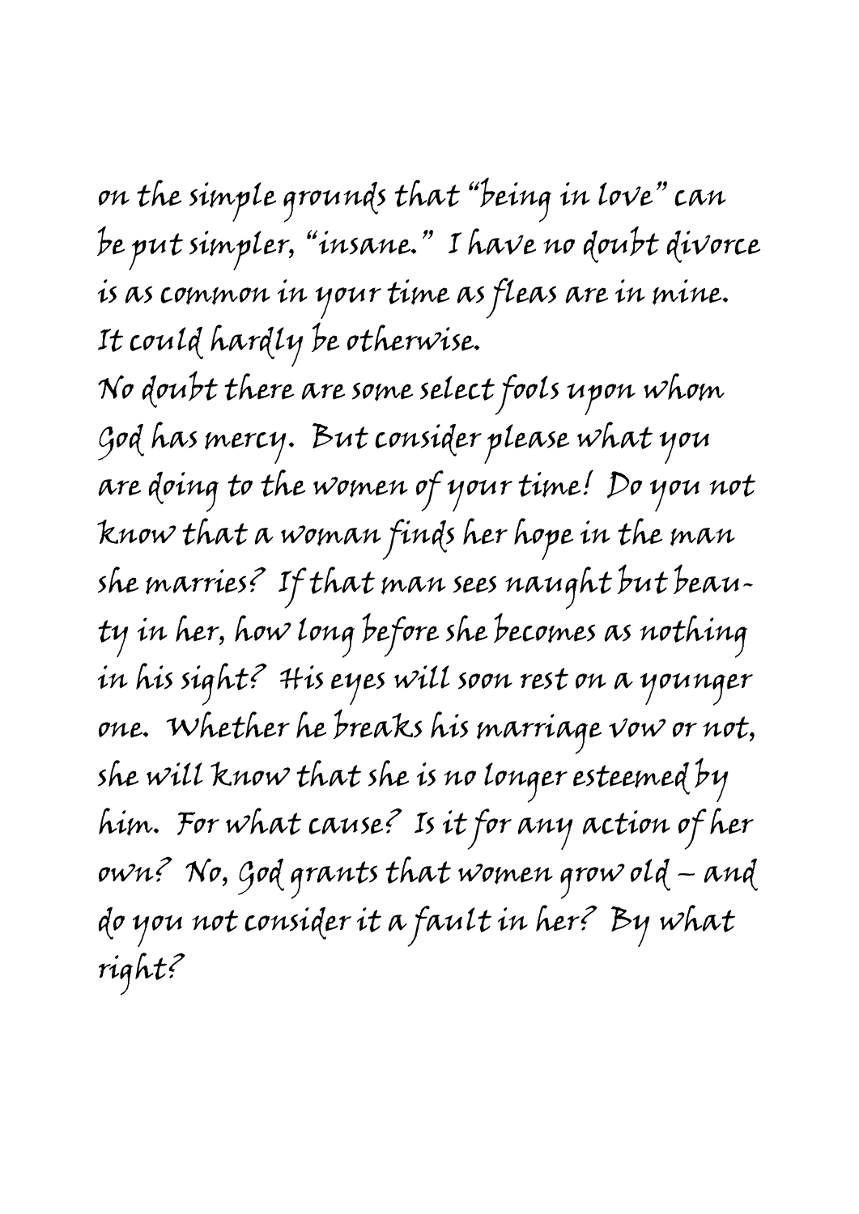on the simple grounds that "being in love" can be put simpler, "insane." I have no doubt divorce is as common in your time as fleas are in mine. It could hardly be otherwise.

No doubt there are some select fools upon whom God has mercy. But consider please what you are doing to the women of your time! Do you not know that a woman finds her hope in the man she marries? If that man sees naught but beauty in her, how long before she becomes as nothing in his sight? His eyes will soon rest on a younger one. Whether he breaks his marriage vow or not, she will know that she is no longer esteemed by him. For what cause? Is it for any action of her own? No, God grants that women grow old – and do you not consider it a fault in her? By what right?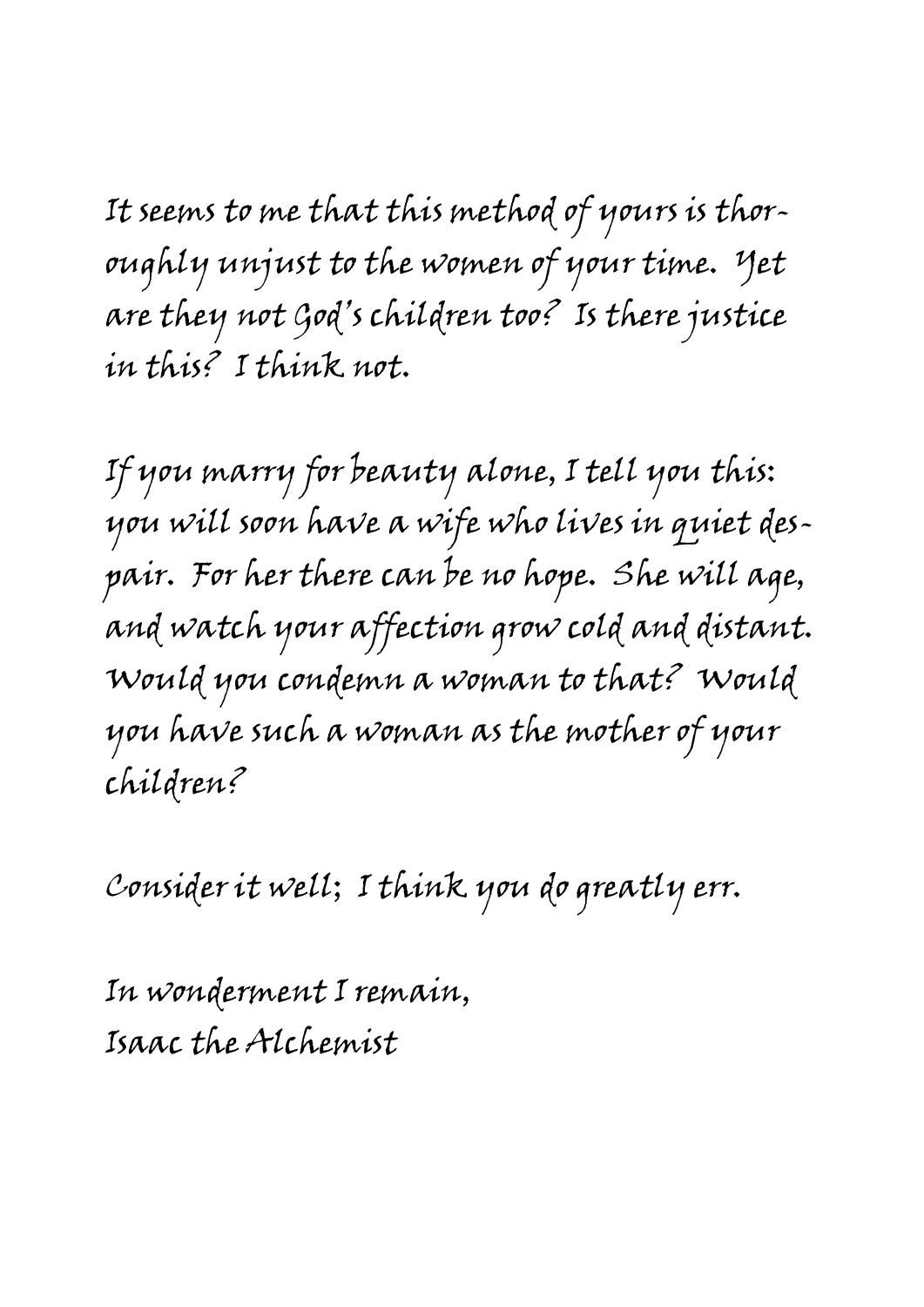It seems to me that this method of yours is thoroughly unjust to the women of your time. Yet are they not God's children too? Is there justice in this? I think not.

If you marry for beauty alone, I tell you this: you will soon have a wife who lives in quiet despair. For her there can be no hope. She will age, and watch your affection grow cold and distant. Would you condemn a woman to that? Would you have such a woman as the mother of your children?

Consider it well; I think you do greatly err.

In wonderment I remain,  
Isaac the Alchemist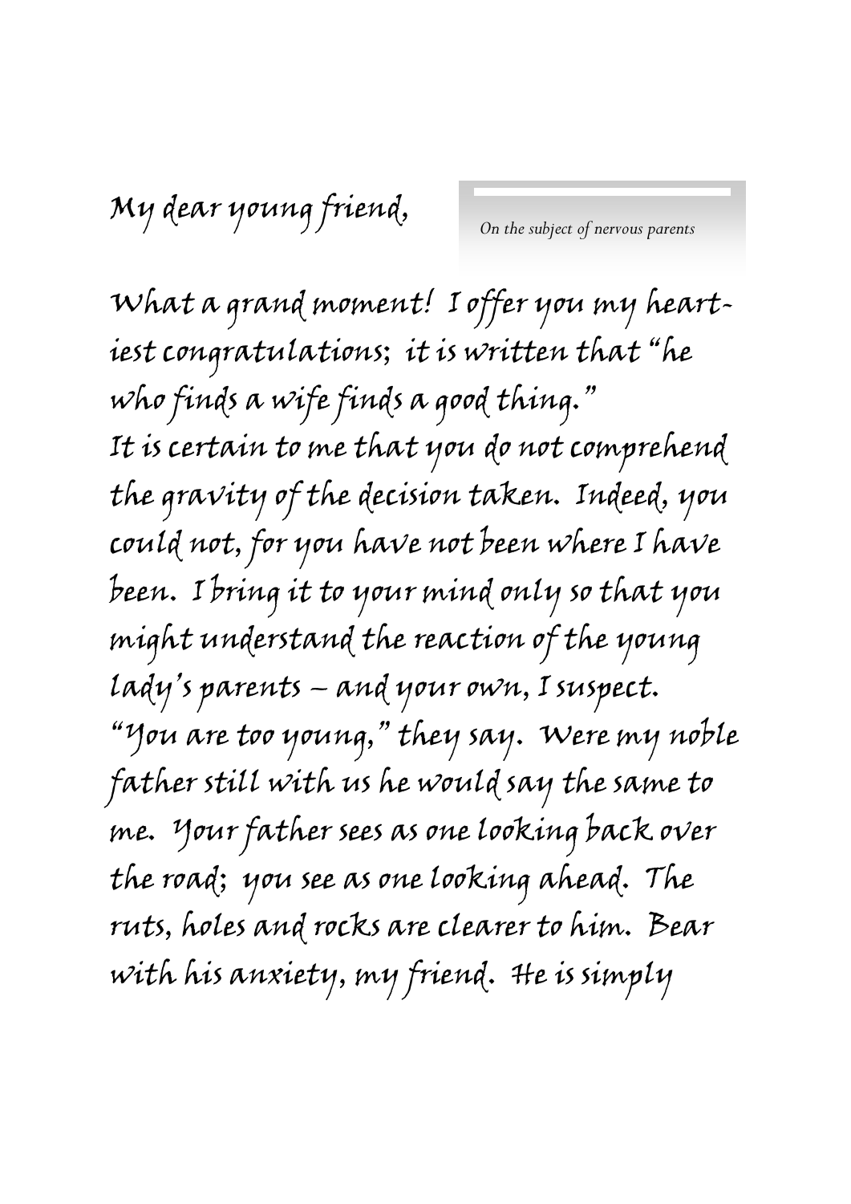*On the subject of nervous parents*

My dear young friend,

What a grand moment! I offer you my heartiest congratulations; it is written that "he who finds a wife finds a good thing."

It is certain to me that you do not comprehend the gravity of the decision taken. Indeed, you could not, for you have not been where I have been. I bring it to your mind only so that you might understand the reaction of the young lady's parents – and your own, I suspect.

"You are too young," they say. Were my noble father still with us he would say the same to me. Your father sees as one looking back over the road; you see as one looking ahead. The ruts, holes and rocks are clearer to him. Bear with his anxiety, my friend. He is simply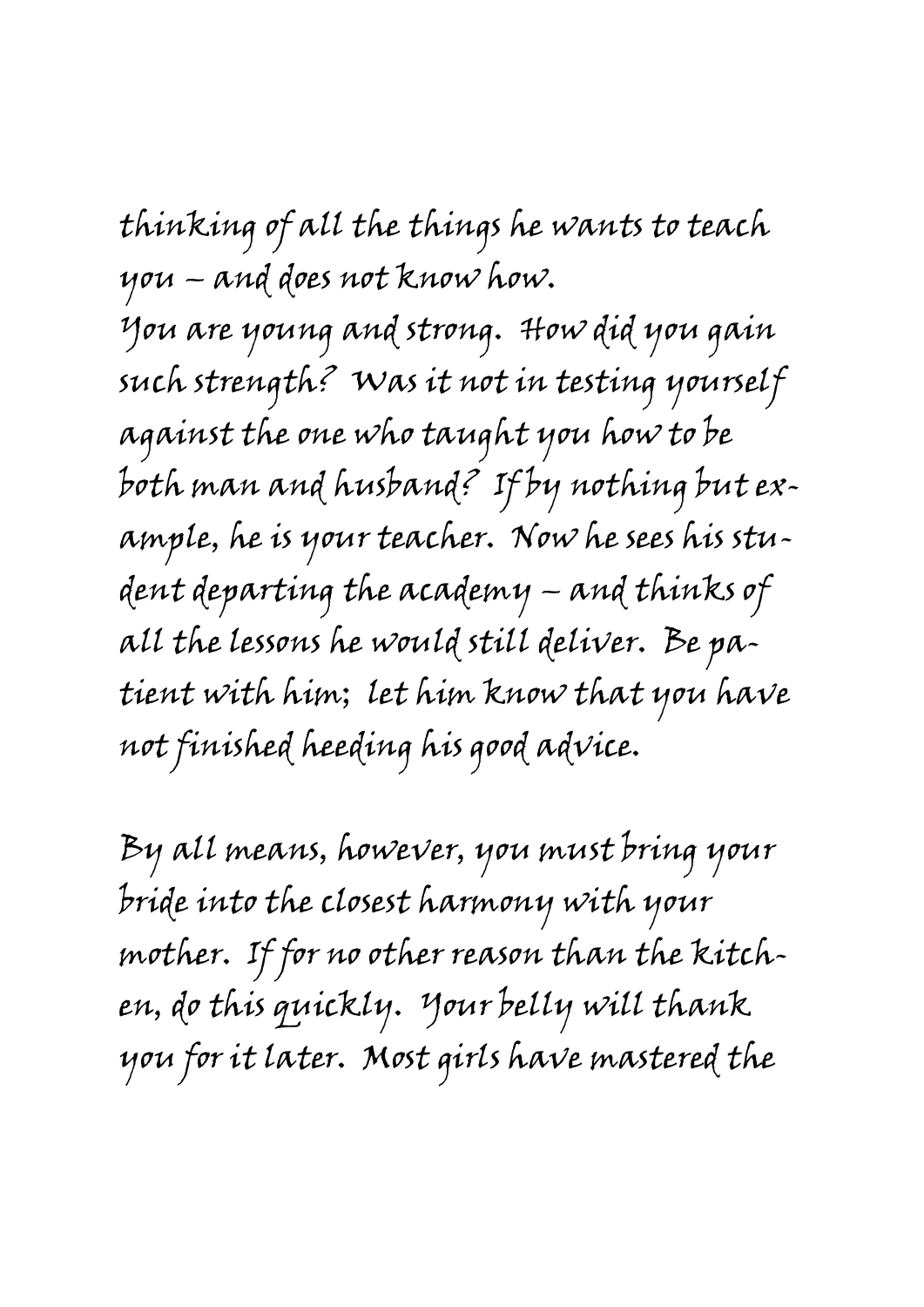thinking of all the things he wants to teach you – and does not know how.

You are young and strong. How did you gain such strength? Was it not in testing yourself against the one who taught you how to be both man and husband? If by nothing but example, he is your teacher. Now he sees his student departing the academy – and thinks of all the lessons he would still deliver. Be patient with him; let him know that you have not finished heeding his good advice.

By all means, however, you must bring your bride into the closest harmony with your mother. If for no other reason than the kitchen, do this quickly. Your belly will thank you for it later. Most girls have mastered the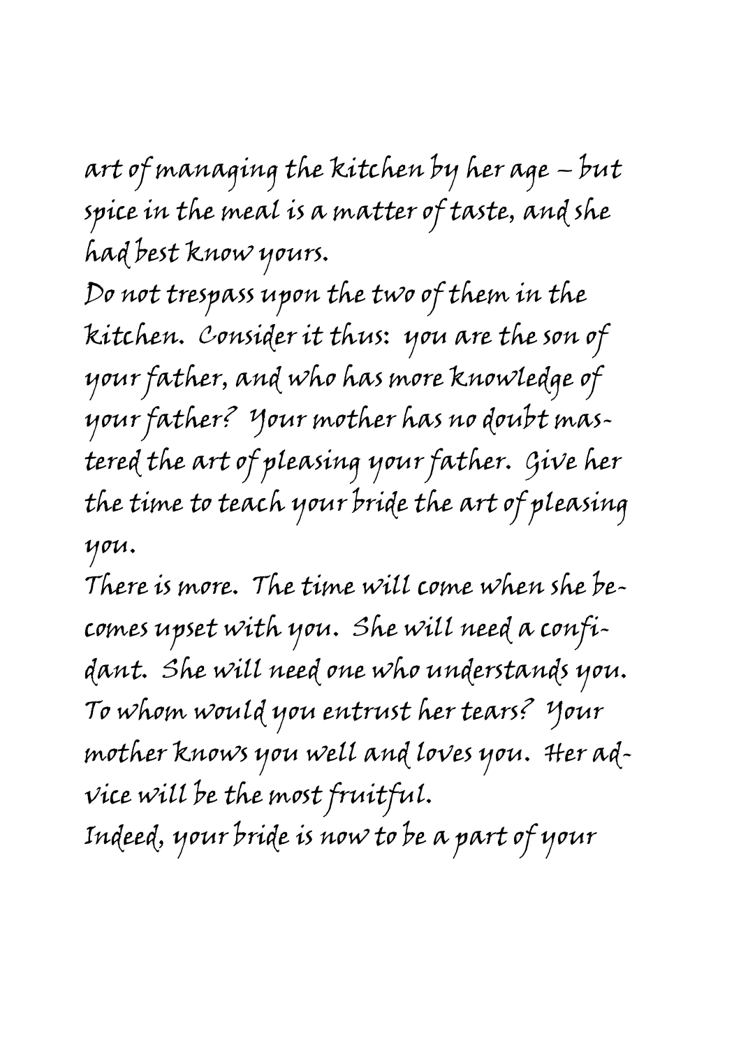art of managing the kitchen by her age – but spice in the meal is a matter of taste, and she had best know yours.

Do not trespass upon the two of them in the kitchen. Consider it thus: you are the son of your father, and who has more knowledge of your father? Your mother has no doubt mastered the art of pleasing your father. Give her the time to teach your bride the art of pleasing you.

There is more. The time will come when she becomes upset with you. She will need a confidant. She will need one who understands you. To whom would you entrust her tears? Your mother knows you well and loves you. Her advice will be the most fruitful.

Indeed, your bride is now to be a part of your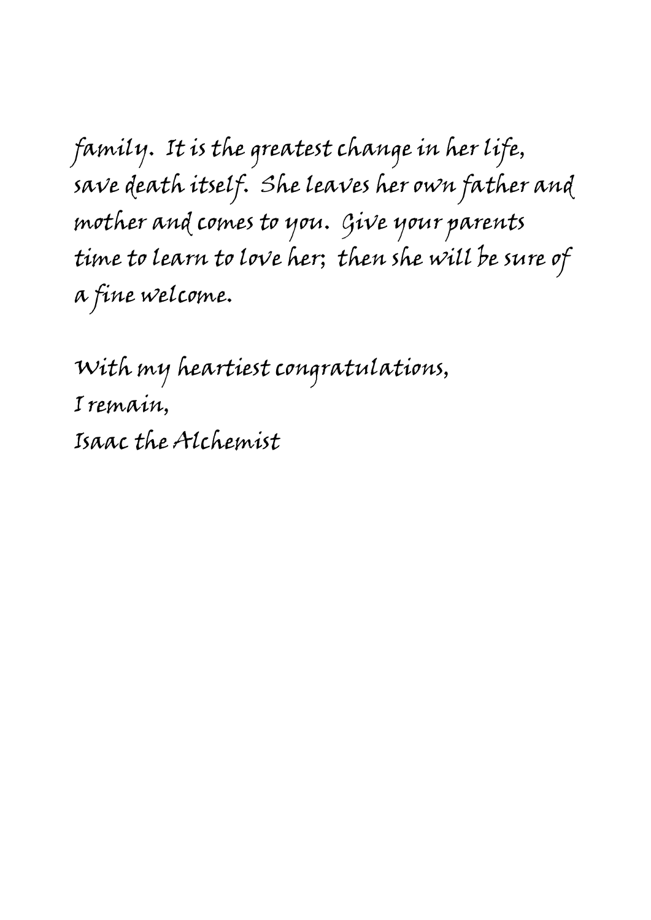family. It is the greatest change in her life, save death itself. She leaves her own father and mother and comes to you. Give your parents time to learn to love her; then she will be sure of a fine welcome.

With my heartiest congratulations,
I remain,
Isaac the Alchemist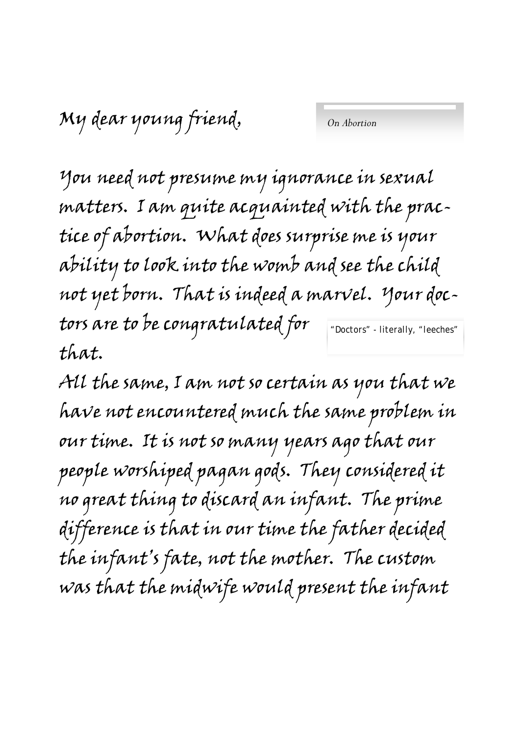My dear young friend,

*On Abortion*

You need not presume my ignorance in sexual matters. I am quite acquainted with the practice of abortion. What does surprise me is your ability to look into the womb and see the child not yet born. That is indeed a marvel. Your doctors are to be congratulated for that.

"Doctors" - literally, "leeches"

All the same, I am not so certain as you that we have not encountered much the same problem in our time. It is not so many years ago that our people worshiped pagan gods. They considered it no great thing to discard an infant. The prime difference is that in our time the father decided the infant's fate, not the mother. The custom was that the midwife would present the infant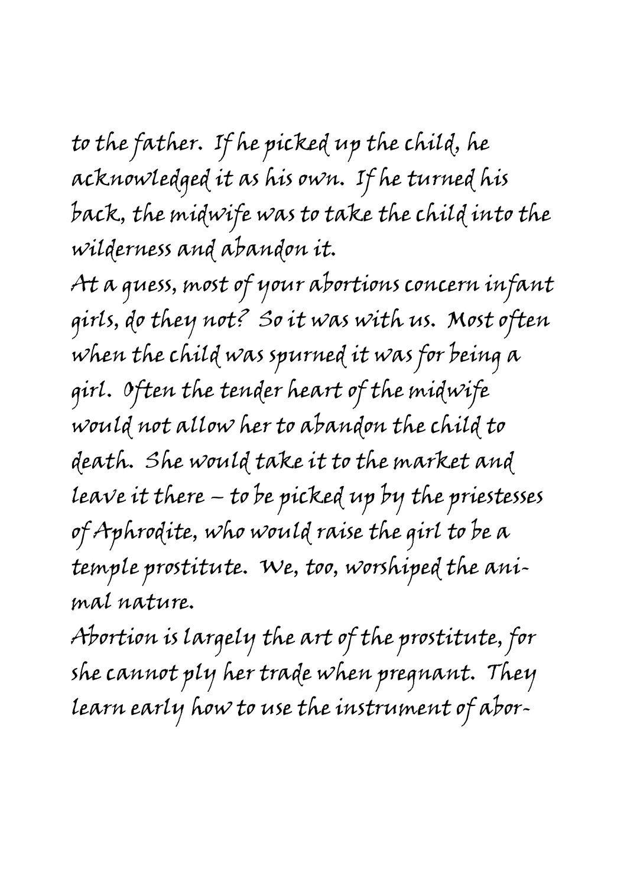to the father. If he picked up the child, he acknowledged it as his own. If he turned his back, the midwife was to take the child into the wilderness and abandon it.

At a guess, most of your abortions concern infant girls, do they not? So it was with us. Most often when the child was spurned it was for being a girl. Often the tender heart of the midwife would not allow her to abandon the child to death. She would take it to the market and leave it there – to be picked up by the priestesses of Aphrodite, who would raise the girl to be a temple prostitute. We, too, worshiped the animal nature.

Abortion is largely the art of the prostitute, for she cannot ply her trade when pregnant. They learn early how to use the instrument of abor-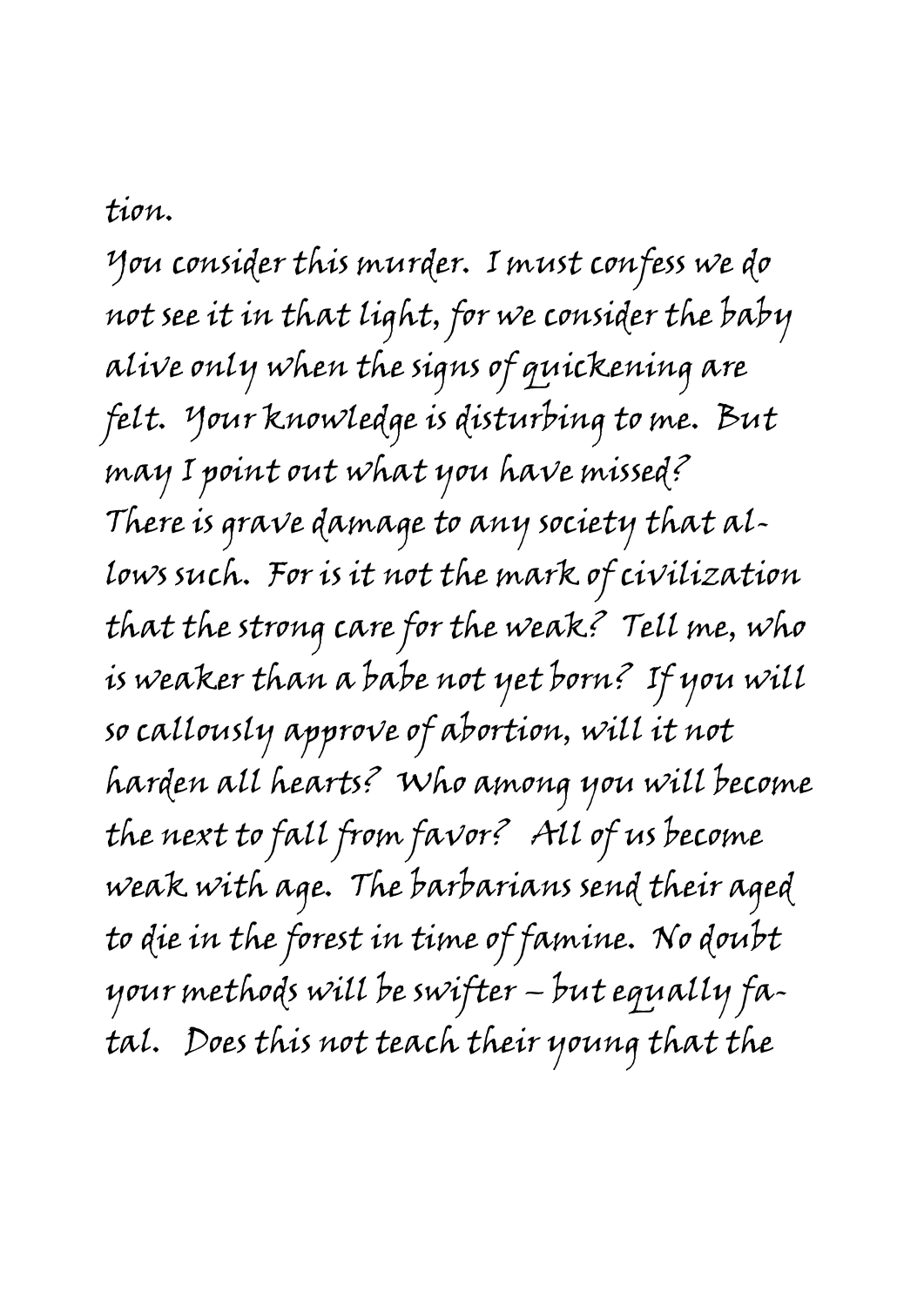tion.

You consider this murder. I must confess we do not see it in that light, for we consider the baby alive only when the signs of quickening are felt. Your knowledge is disturbing to me. But may I point out what you have missed?

There is grave damage to any society that allows such. For is it not the mark of civilization that the strong care for the weak? Tell me, who is weaker than a babe not yet born? If you will so callously approve of abortion, will it not harden all hearts? Who among you will become the next to fall from favor? All of us become weak with age. The barbarians send their aged to die in the forest in time of famine. No doubt your methods will be swifter – but equally fatal. Does this not teach their young that the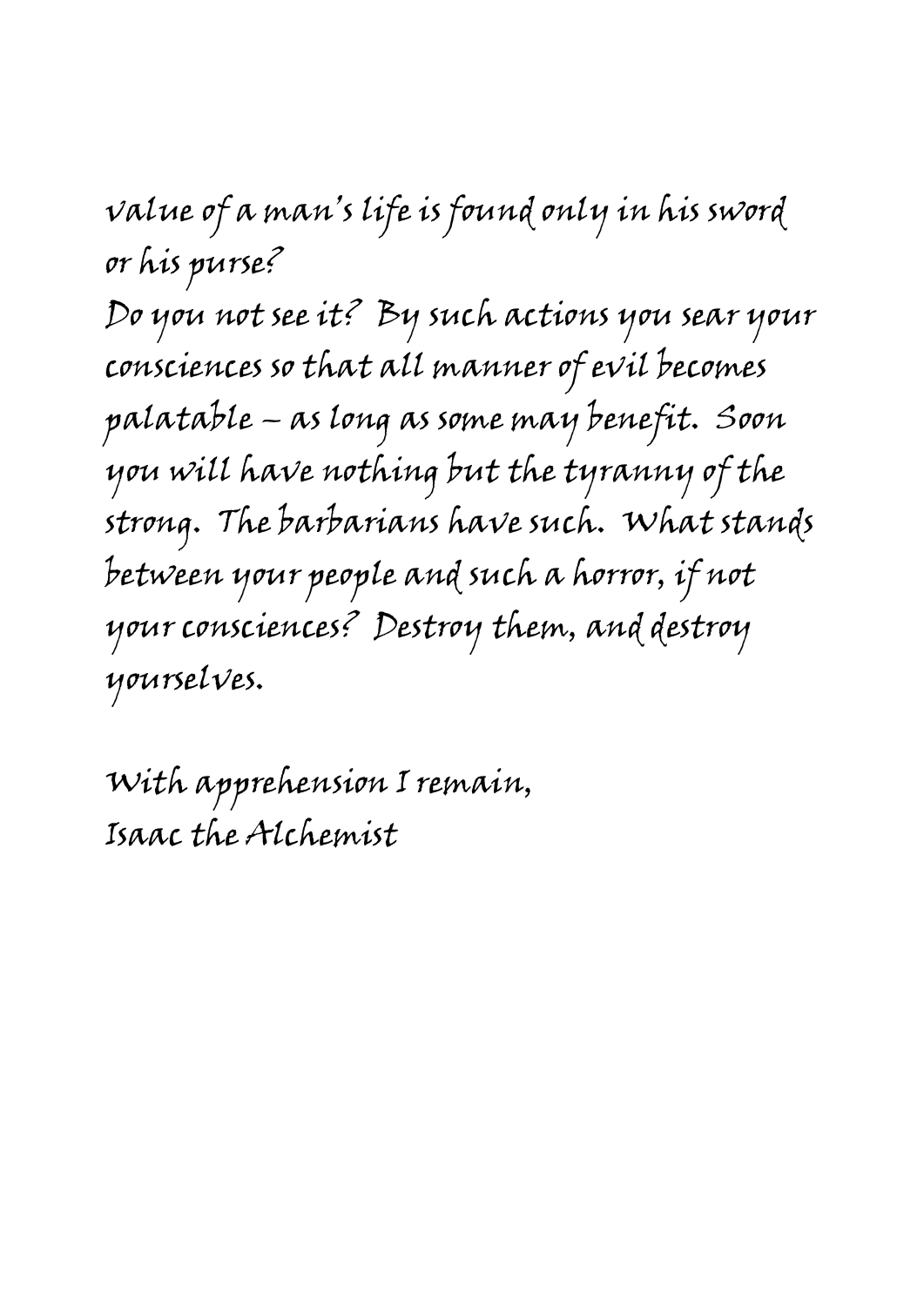value of a man's life is found only in his sword or his purse?

Do you not see it? By such actions you sear your consciences so that all manner of evil becomes palatable – as long as some may benefit. Soon you will have nothing but the tyranny of the strong. The barbarians have such. What stands between your people and such a horror, if not your consciences? Destroy them, and destroy yourselves.

With apprehension I remain,
Isaac the Alchemist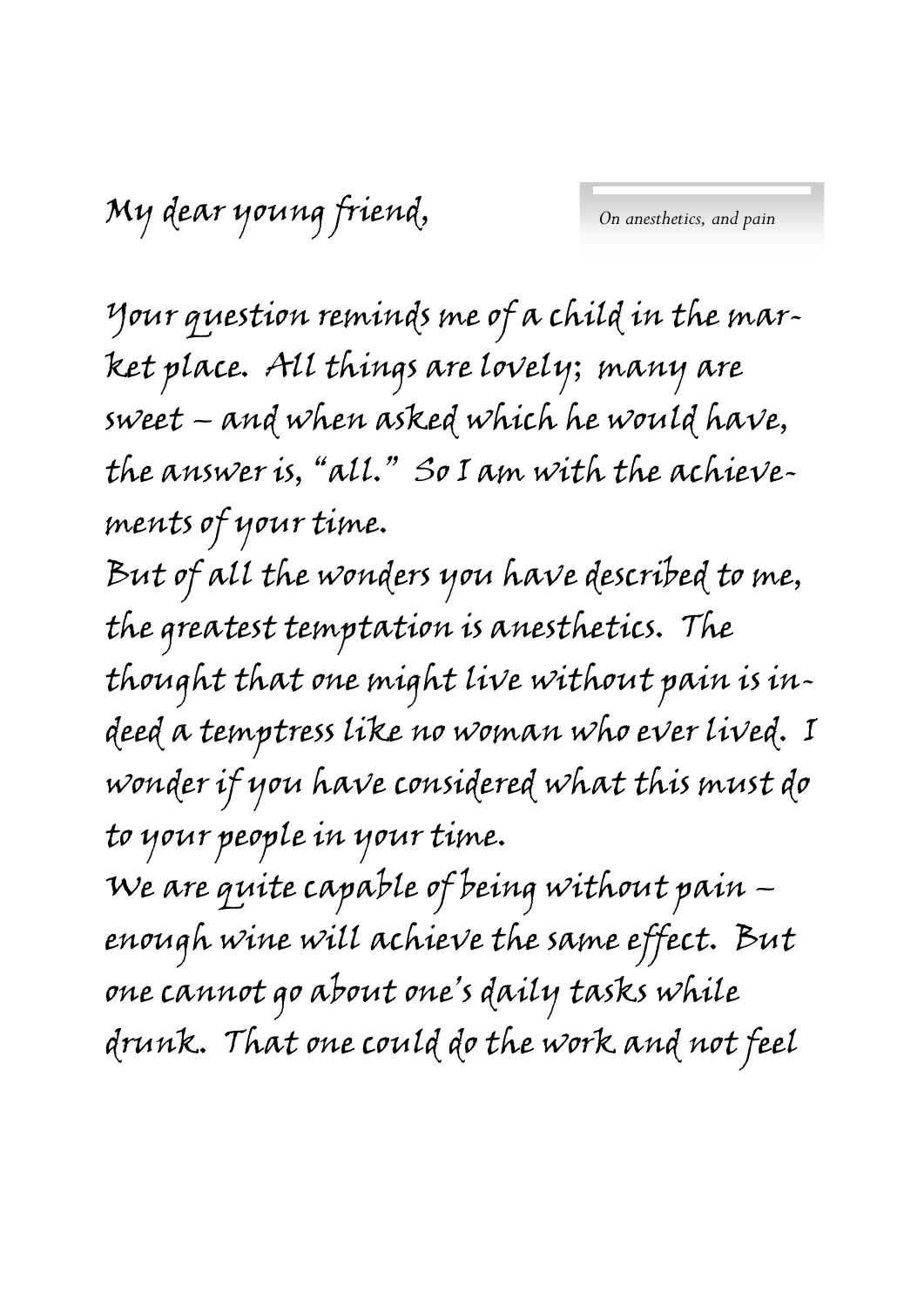*On anesthetics, and pain*

My dear young friend,

Your question reminds me of a child in the market place. All things are lovely; many are sweet – and when asked which he would have, the answer is, "all." So I am with the achievements of your time.

But of all the wonders you have described to me, the greatest temptation is anesthetics. The thought that one might live without pain is indeed a temptress like no woman who ever lived. I wonder if you have considered what this must do to your people in your time.

We are quite capable of being without pain – enough wine will achieve the same effect. But one cannot go about one's daily tasks while drunk. That one could do the work and not feel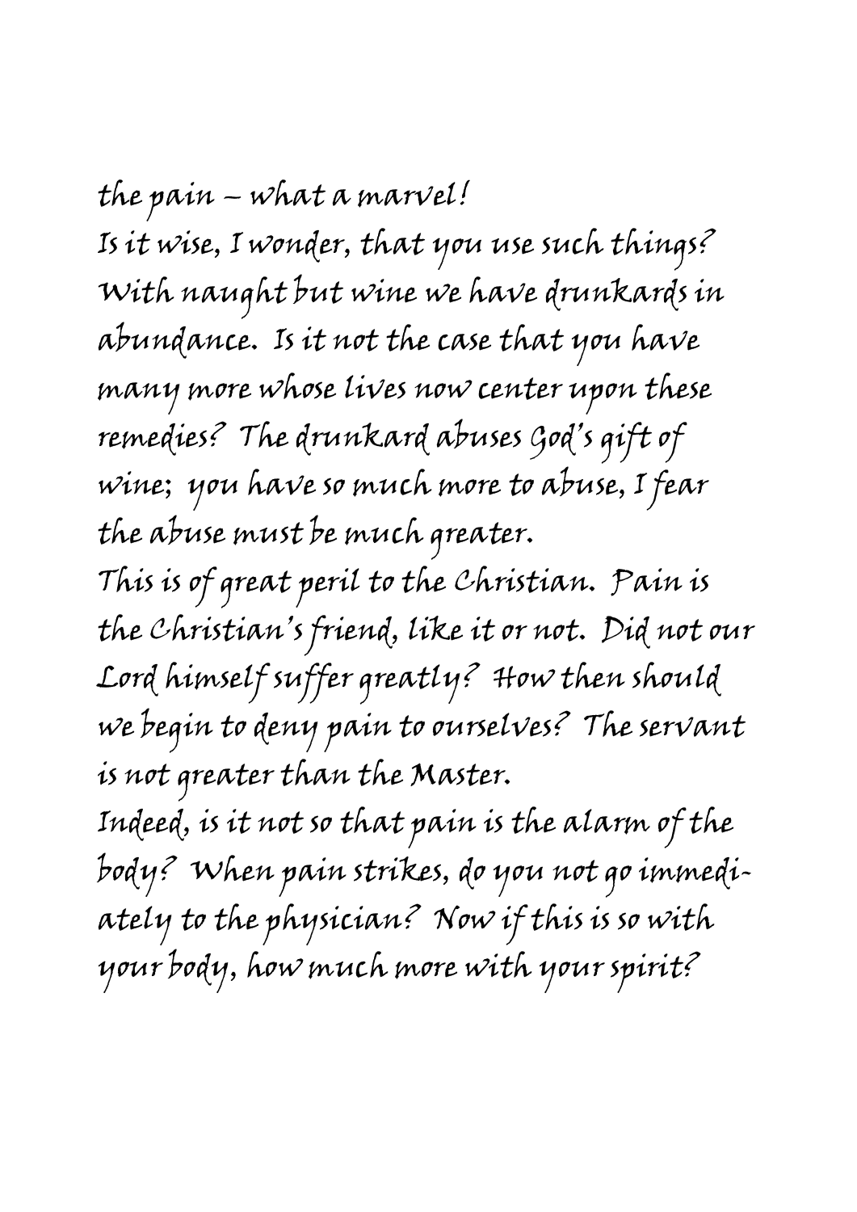the pain – what a marvel!

Is it wise, I wonder, that you use such things? With naught but wine we have drunkards in abundance. Is it not the case that you have many more whose lives now center upon these remedies? The drunkard abuses God's gift of wine; you have so much more to abuse, I fear the abuse must be much greater.

This is of great peril to the Christian. Pain is the Christian's friend, like it or not. Did not our Lord himself suffer greatly? How then should we begin to deny pain to ourselves? The servant is not greater than the Master.

Indeed, is it not so that pain is the alarm of the body? When pain strikes, do you not go immediately to the physician? Now if this is so with your body, how much more with your spirit?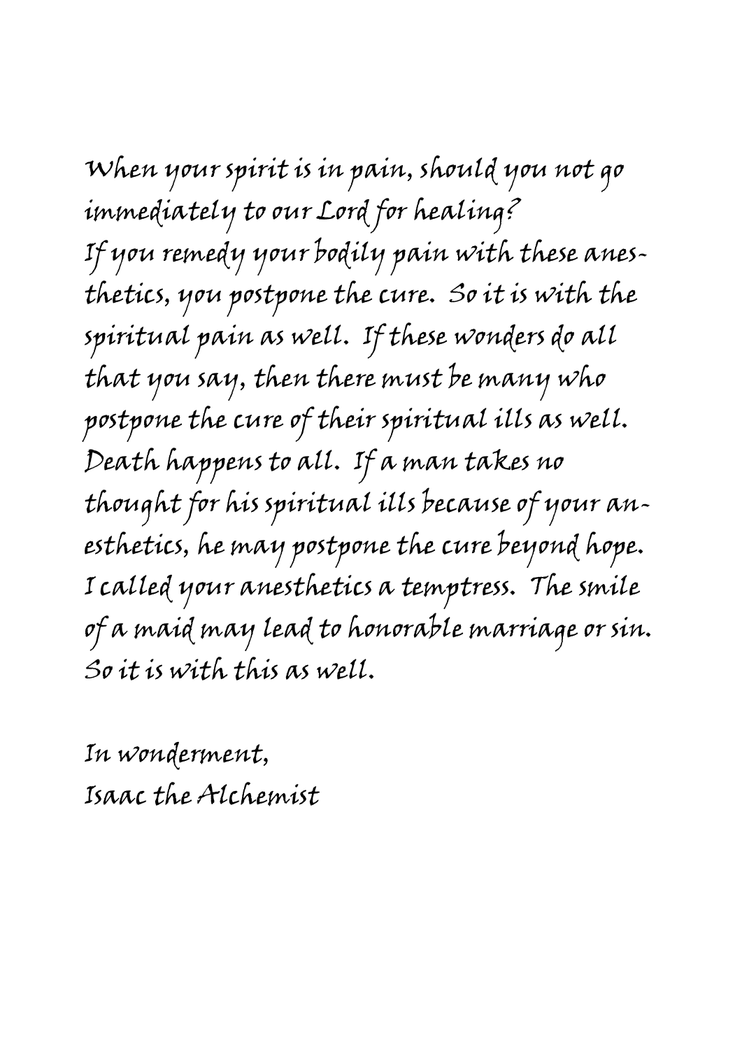When your spirit is in pain, should you not go immediately to our Lord for healing?
If you remedy your bodily pain with these anesthetics, you postpone the cure. So it is with the spiritual pain as well. If these wonders do all that you say, then there must be many who postpone the cure of their spiritual ills as well. Death happens to all. If a man takes no thought for his spiritual ills because of your anesthetics, he may postpone the cure beyond hope. I called your anesthetics a temptress. The smile of a maid may lead to honorable marriage or sin. So it is with this as well.

In wonderment,
Isaac the Alchemist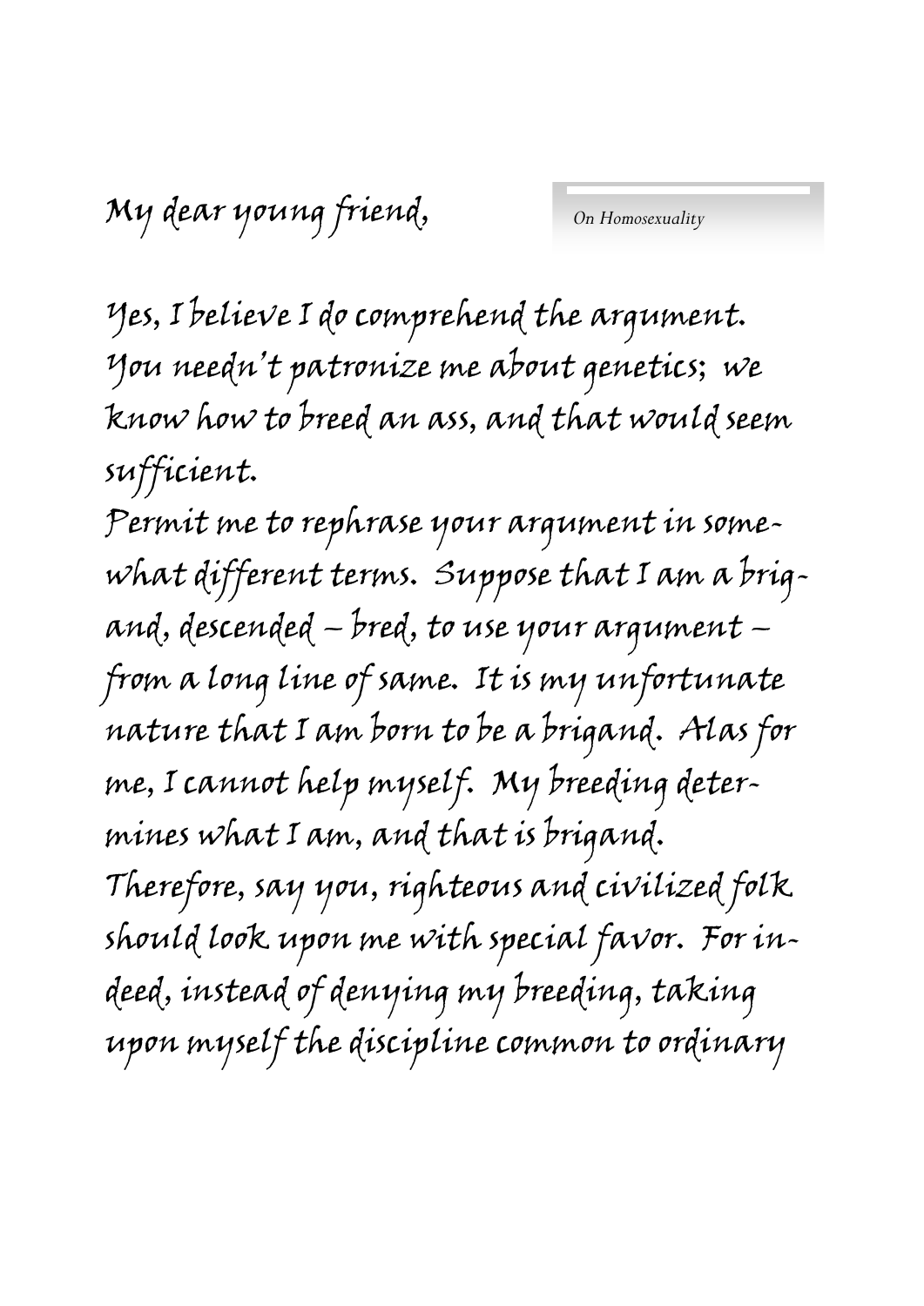My dear young friend,

Yes, I believe I do comprehend the argument. You needn't patronize me about genetics; we know how to breed an ass, and that would seem sufficient.

Permit me to rephrase your argument in somewhat different terms. Suppose that I am a brigand, descended – bred, to use your argument – from a long line of same. It is my unfortunate nature that I am born to be a brigand. Alas for me, I cannot help myself. My breeding determines what I am, and that is brigand.

Therefore, say you, righteous and civilized folk should look upon me with special favor. For indeed, instead of denying my breeding, taking upon myself the discipline common to ordinary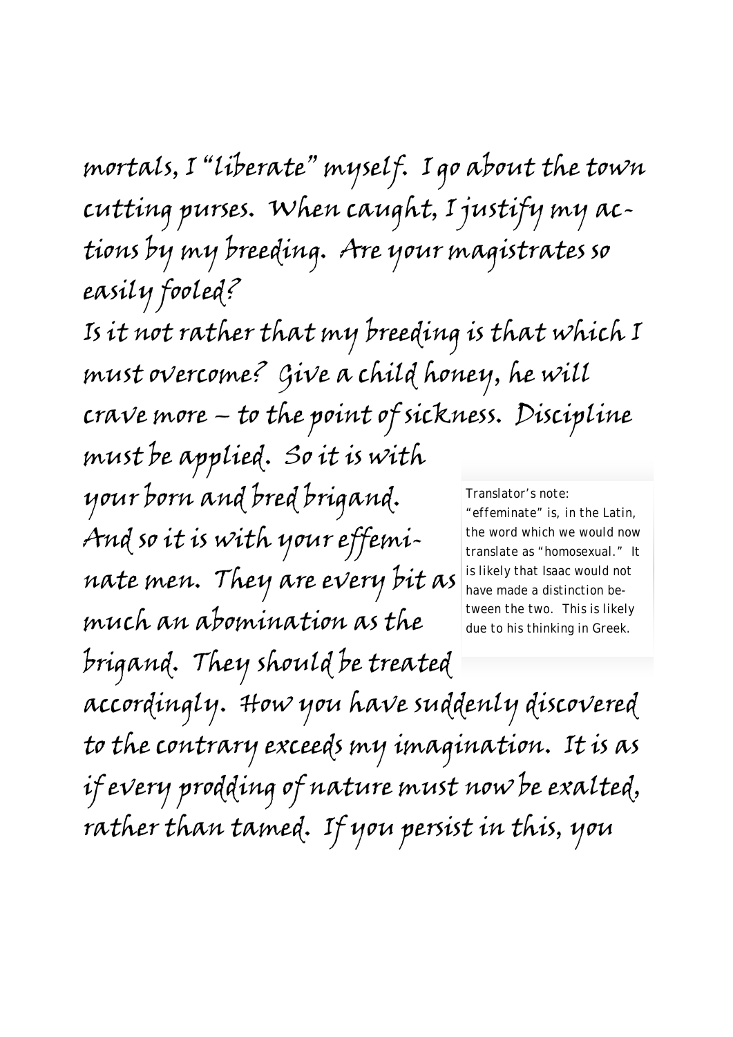mortals, I "liberate" myself. I go about the town cutting purses. When caught, I justify my actions by my breeding. Are your magistrates so easily fooled?

Is it not rather that my breeding is that which I must overcome? Give a child honey, he will crave more – to the point of sickness. Discipline must be applied. So it is with your born and bred brigand. And so it is with your effeminate men. They are every bit as much an abomination as the brigand. They should be treated accordingly. How you have suddenly discovered to the contrary exceeds my imagination. It is as if every prodding of nature must now be exalted, rather than tamed. If you persist in this, you

Translator's note: "effeminate" is, in the Latin, the word which we would now translate as "homosexual." It is likely that Isaac would not have made a distinction between the two. This is likely due to his thinking in Greek.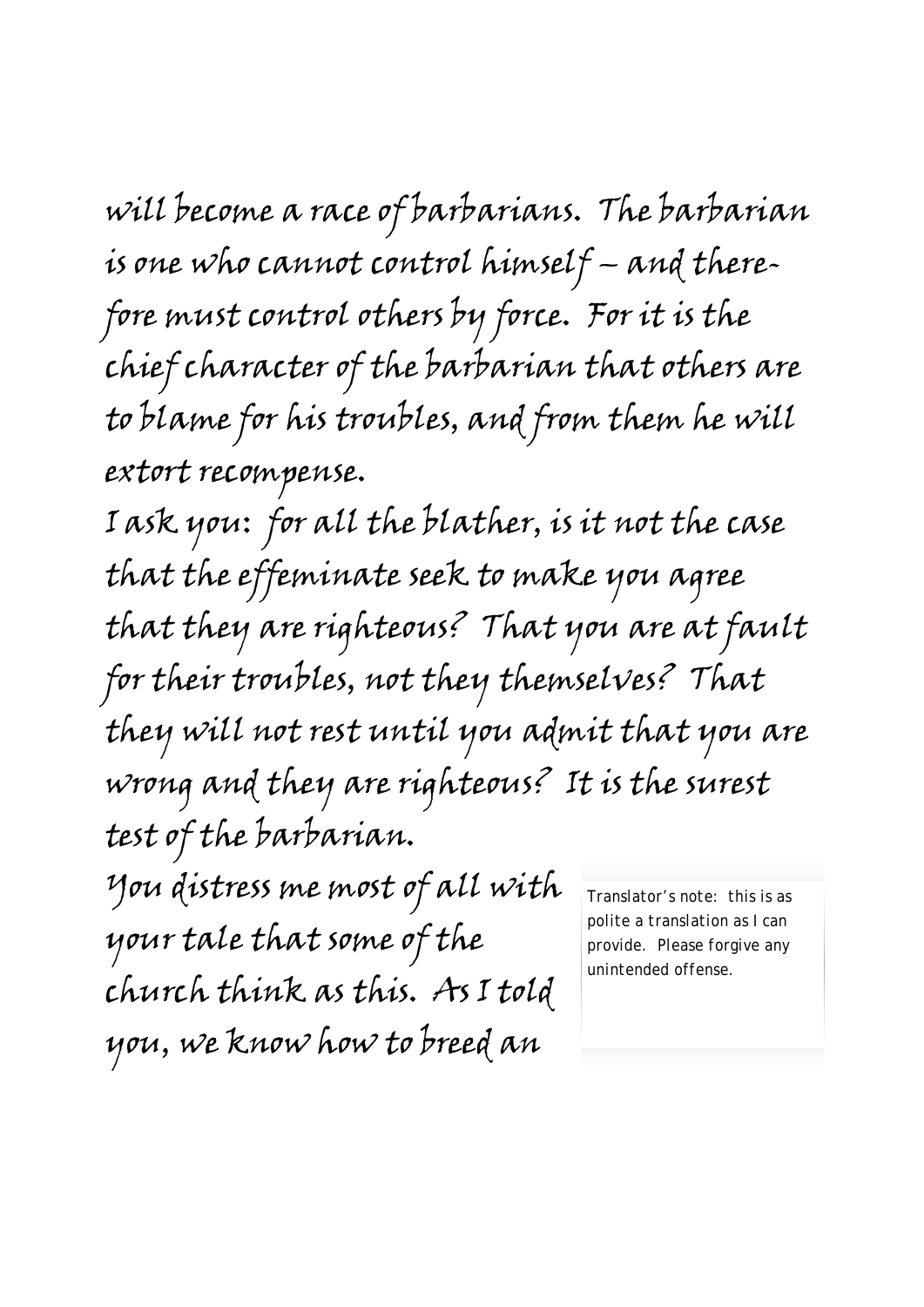will become a race of barbarians. The barbarian is one who cannot control himself – and therefore must control others by force. For it is the chief character of the barbarian that others are to blame for his troubles, and from them he will extort recompense.

I ask you: for all the blather, is it not the case that the effeminate seek to make you agree that they are righteous? That you are at fault for their troubles, not they themselves? That they will not rest until you admit that you are wrong and they are righteous? It is the surest test of the barbarian.

You distress me most of all with your tale that some of the church think as this. As I told you, we know how to breed an

Translator's note: this is as polite a translation as I can provide. Please forgive any unintended offense.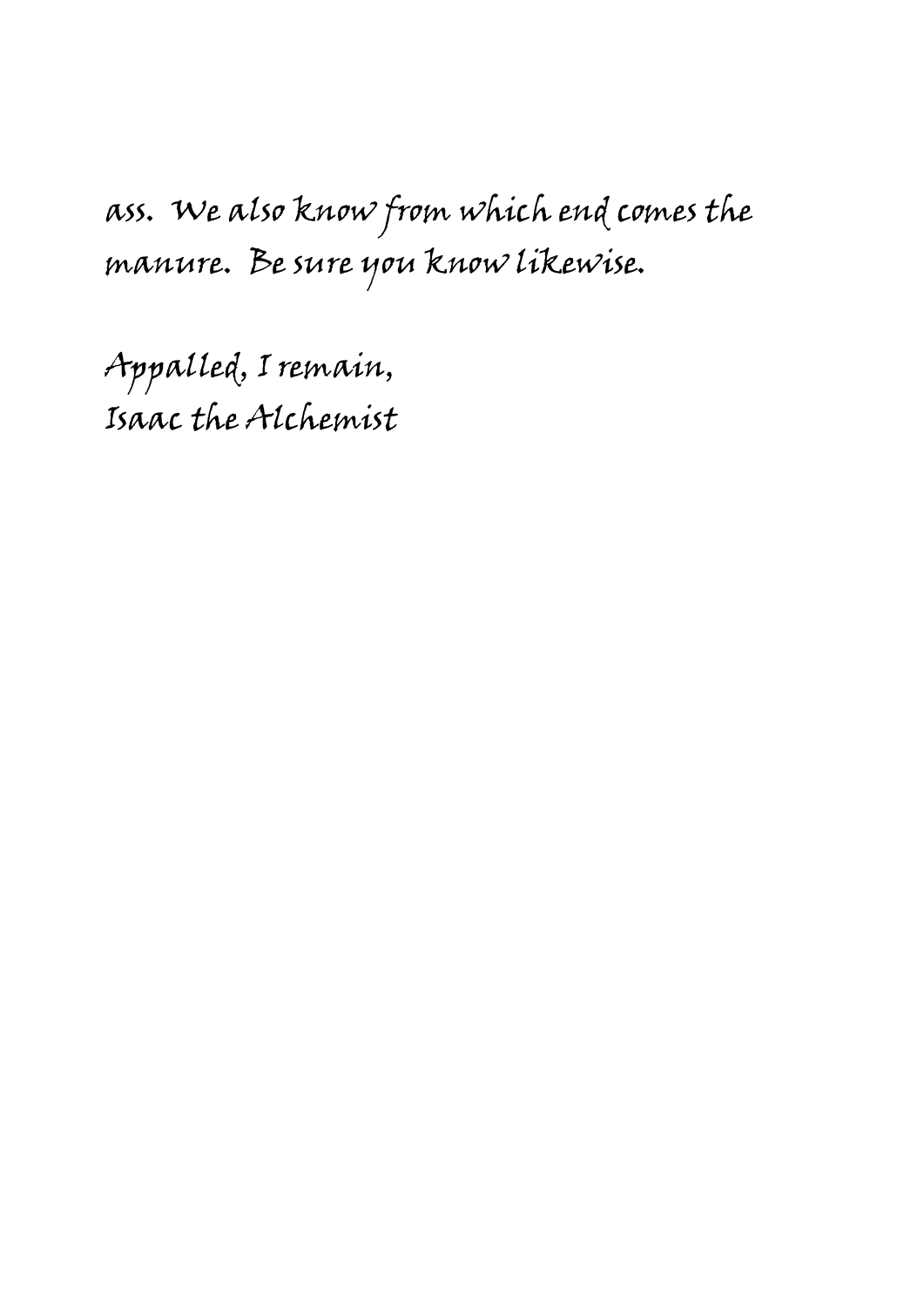ass. We also know from which end comes the manure. Be sure you know likewise.

Appalled, I remain,  
Isaac the Alchemist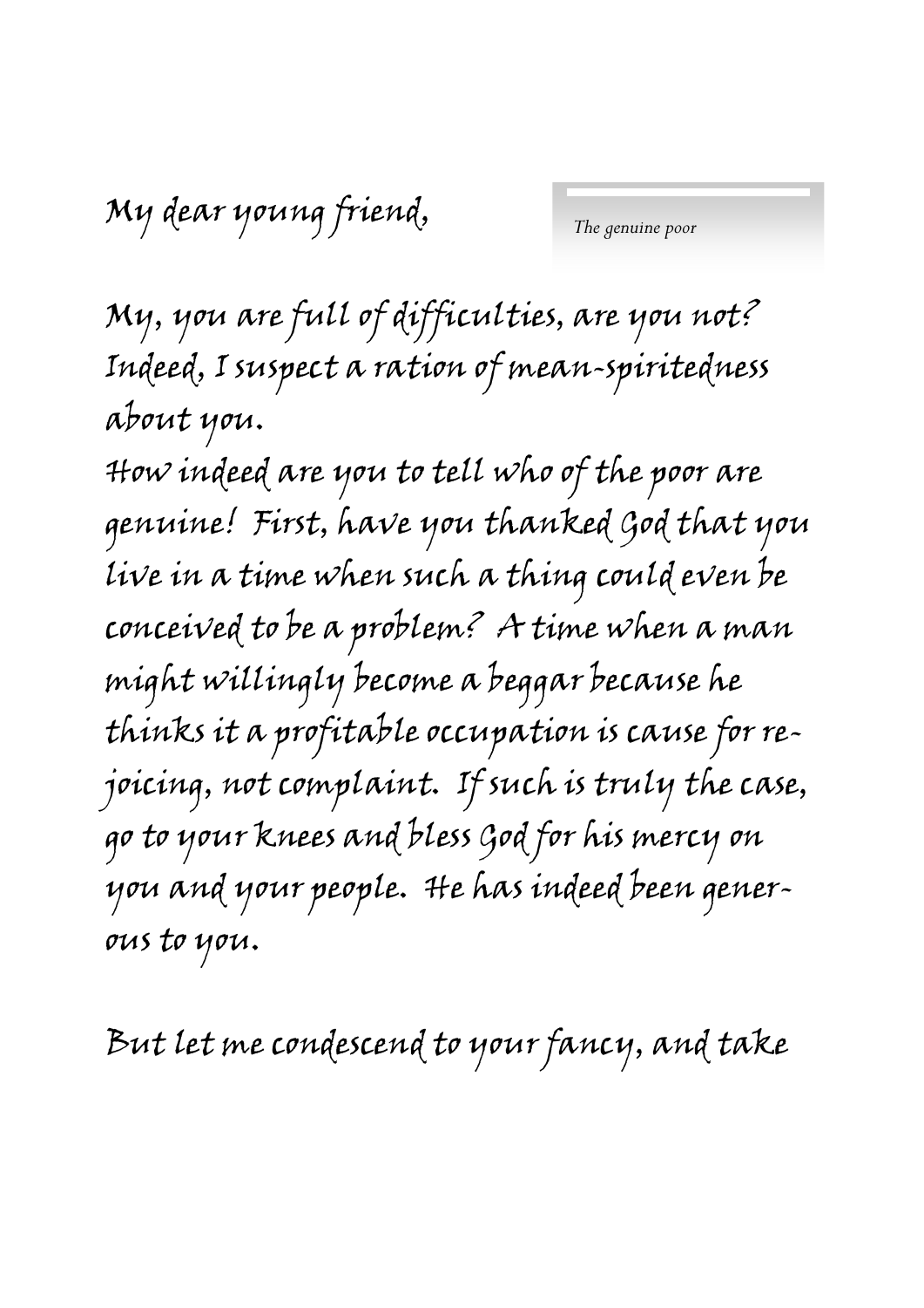My dear young friend,

*The genuine poor*

My, you are full of difficulties, are you not? Indeed, I suspect a ration of mean-spiritedness about you.

How indeed are you to tell who of the poor are genuine! First, have you thanked God that you live in a time when such a thing could even be conceived to be a problem? A time when a man might willingly become a beggar because he thinks it a profitable occupation is cause for rejoicing, not complaint. If such is truly the case, go to your knees and bless God for his mercy on you and your people. He has indeed been generous to you.

But let me condescend to your fancy, and take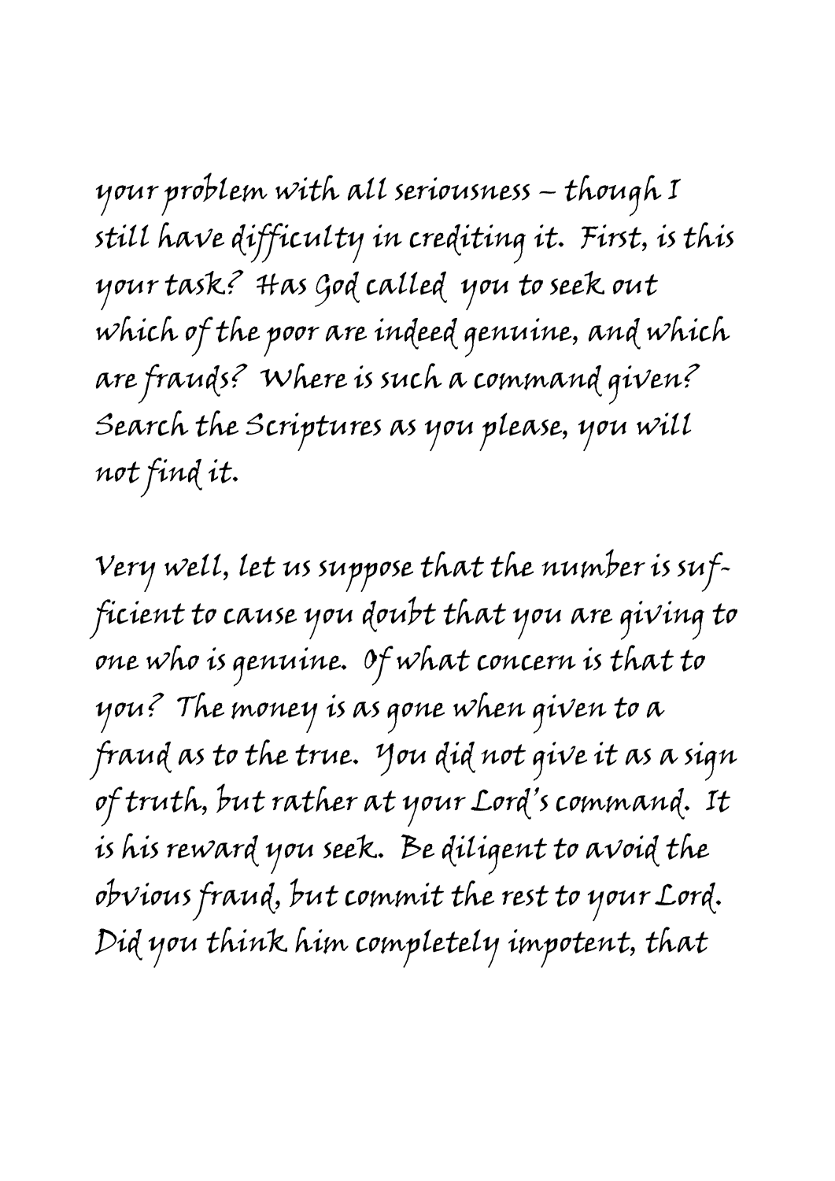your problem with all seriousness – though I still have difficulty in crediting it. First, is this your task? Has God called you to seek out which of the poor are indeed genuine, and which are frauds? Where is such a command given? Search the Scriptures as you please, you will not find it.

Very well, let us suppose that the number is sufficient to cause you doubt that you are giving to one who is genuine. Of what concern is that to you? The money is as gone when given to a fraud as to the true. You did not give it as a sign of truth, but rather at your Lord's command. It is his reward you seek. Be diligent to avoid the obvious fraud, but commit the rest to your Lord. Did you think him completely impotent, that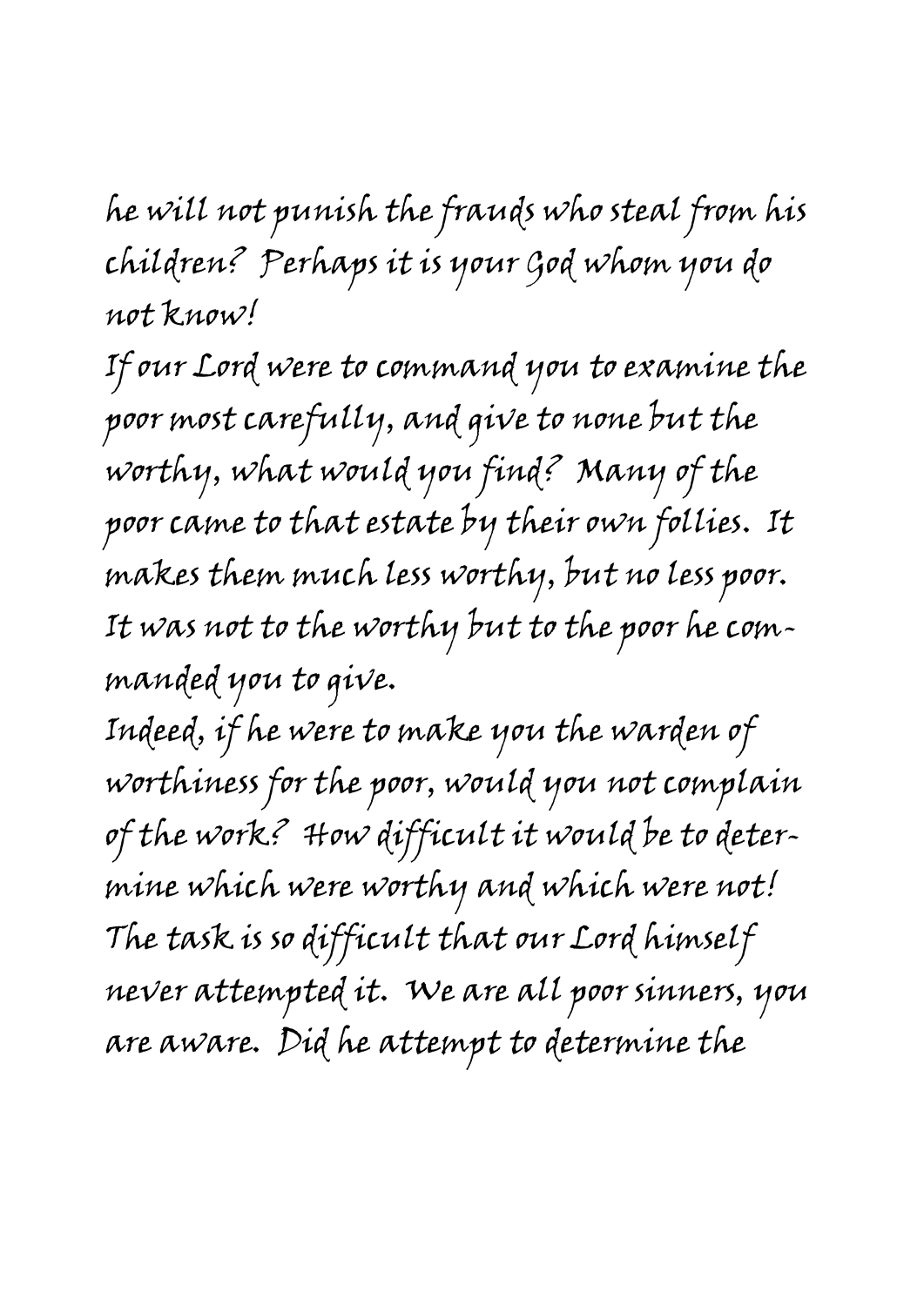he will not punish the frauds who steal from his children? Perhaps it is your God whom you do not know!

If our Lord were to command you to examine the poor most carefully, and give to none but the worthy, what would you find? Many of the poor came to that estate by their own follies. It makes them much less worthy, but no less poor. It was not to the worthy but to the poor he commanded you to give.

Indeed, if he were to make you the warden of worthiness for the poor, would you not complain of the work? How difficult it would be to determine which were worthy and which were not! The task is so difficult that our Lord himself never attempted it. We are all poor sinners, you are aware. Did he attempt to determine the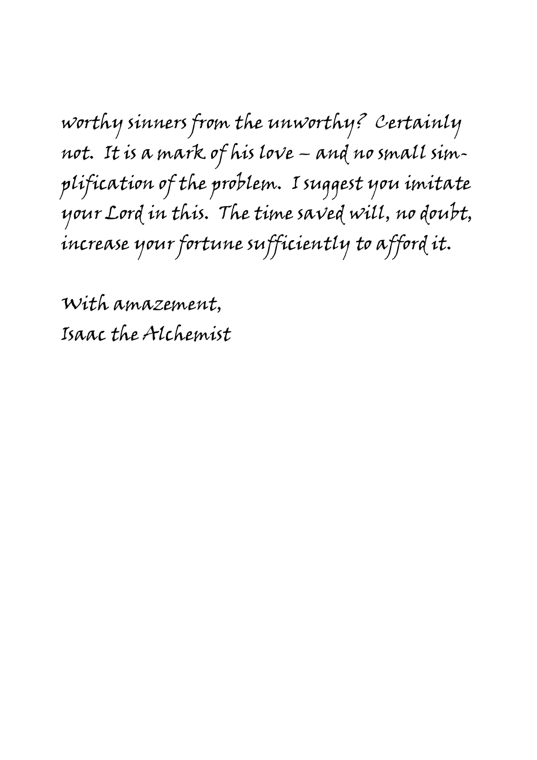worthy sinners from the unworthy? Certainly not. It is a mark of his love – and no small simplification of the problem. I suggest you imitate your Lord in this. The time saved will, no doubt, increase your fortune sufficiently to afford it.

With amazement,
Isaac the Alchemist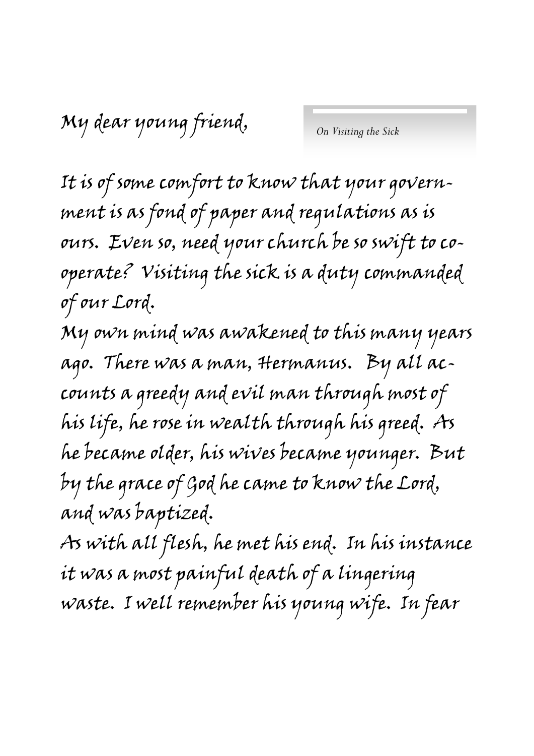My dear young friend,

*On Visiting the Sick*

It is of some comfort to know that your government is as fond of paper and regulations as is ours. Even so, need your church be so swift to co-operate? Visiting the sick is a duty commanded of our Lord.

My own mind was awakened to this many years ago. There was a man, Hermanus. By all accounts a greedy and evil man through most of his life, he rose in wealth through his greed. As he became older, his wives became younger. But by the grace of God he came to know the Lord, and was baptized.

As with all flesh, he met his end. In his instance it was a most painful death of a lingering waste. I well remember his young wife. In fear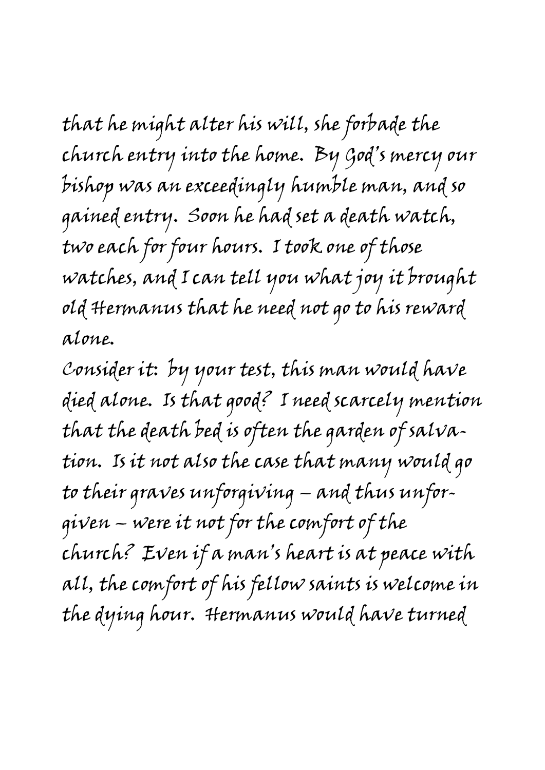that he might alter his will, she forbade the church entry into the home. By God's mercy our bishop was an exceedingly humble man, and so gained entry. Soon he had set a death watch, two each for four hours. I took one of those watches, and I can tell you what joy it brought old Hermanus that he need not go to his reward alone.

Consider it: by your test, this man would have died alone. Is that good? I need scarcely mention that the death bed is often the garden of salvation. Is it not also the case that many would go to their graves unforgiving – and thus unforgiven – were it not for the comfort of the church? Even if a man's heart is at peace with all, the comfort of his fellow saints is welcome in the dying hour. Hermanus would have turned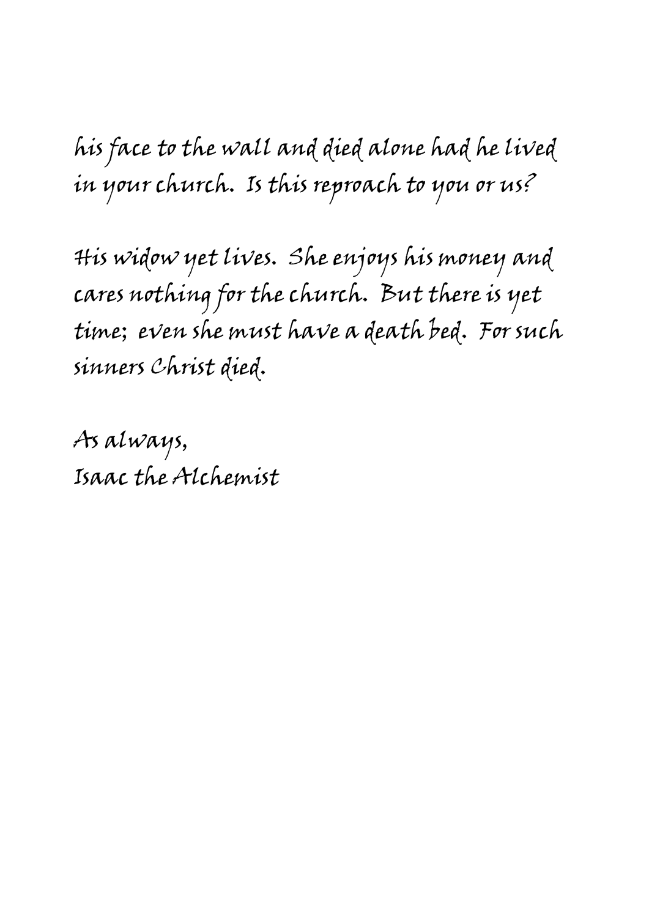his face to the wall and died alone had he lived in your church. Is this reproach to you or us?

His widow yet lives. She enjoys his money and cares nothing for the church. But there is yet time; even she must have a death bed. For such sinners Christ died.

As always,
Isaac the Alchemist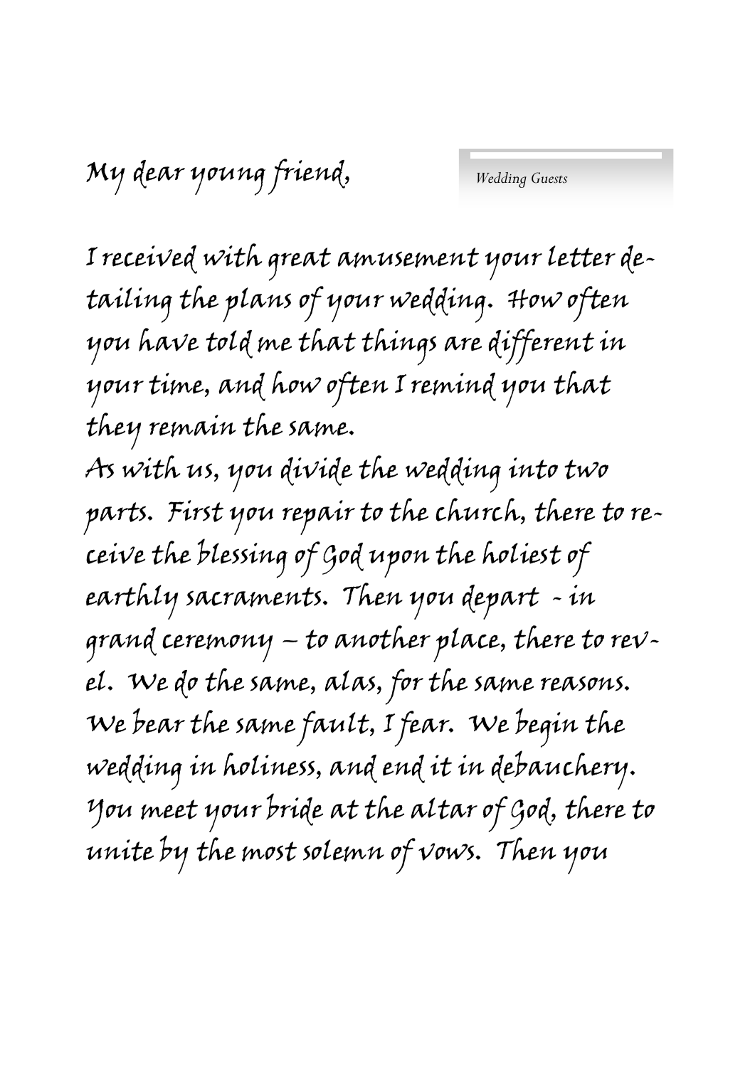My dear young friend,

I received with great amusement your letter detailing the plans of your wedding. How often you have told me that things are different in your time, and how often I remind you that they remain the same.

As with us, you divide the wedding into two parts. First you repair to the church, there to receive the blessing of God upon the holiest of earthly sacraments. Then you depart - in grand ceremony – to another place, there to revel. We do the same, alas, for the same reasons. We bear the same fault, I fear. We begin the wedding in holiness, and end it in debauchery. You meet your bride at the altar of God, there to unite by the most solemn of vows. Then you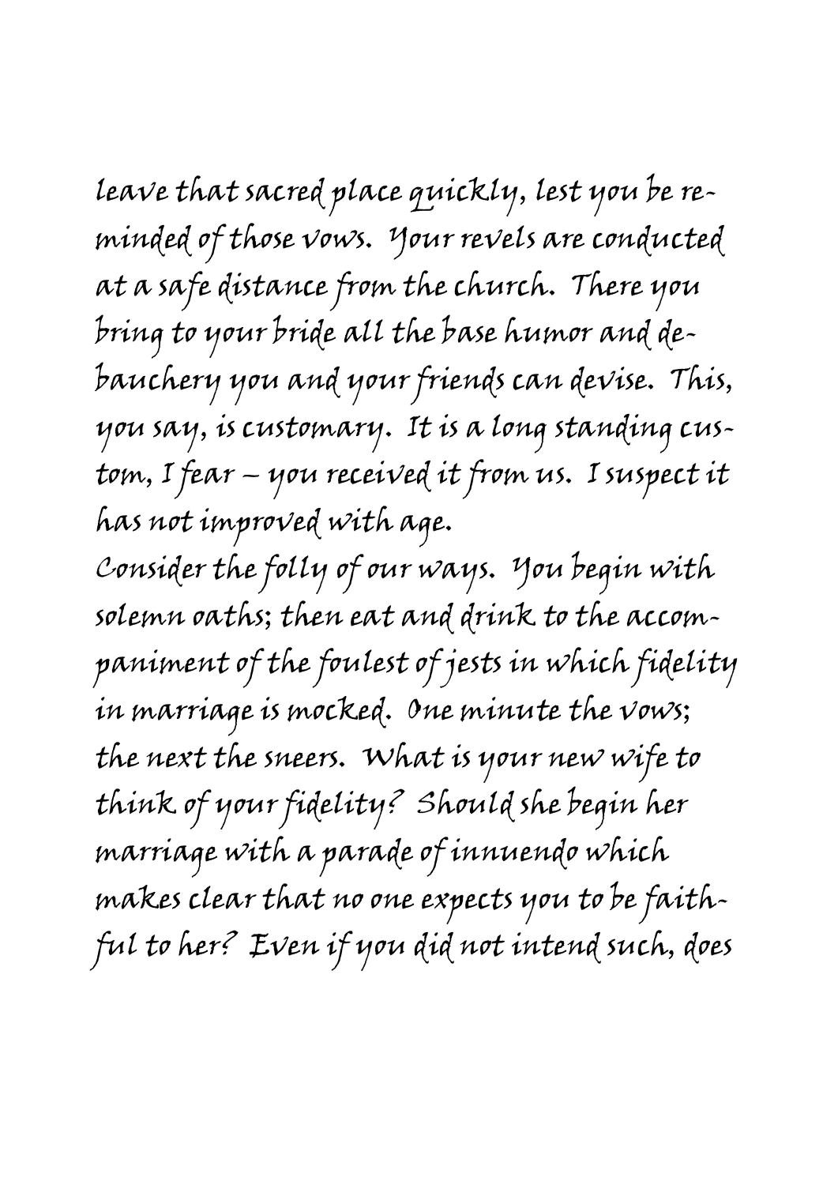leave that sacred place quickly, lest you be reminded of those vows. Your revels are conducted at a safe distance from the church. There you bring to your bride all the base humor and debauchery you and your friends can devise. This, you say, is customary. It is a long standing custom, I fear – you received it from us. I suspect it has not improved with age.

Consider the folly of our ways. You begin with solemn oaths; then eat and drink to the accompaniment of the foulest of jests in which fidelity in marriage is mocked. One minute the vows; the next the sneers. What is your new wife to think of your fidelity? Should she begin her marriage with a parade of innuendo which makes clear that no one expects you to be faithful to her? Even if you did not intend such, does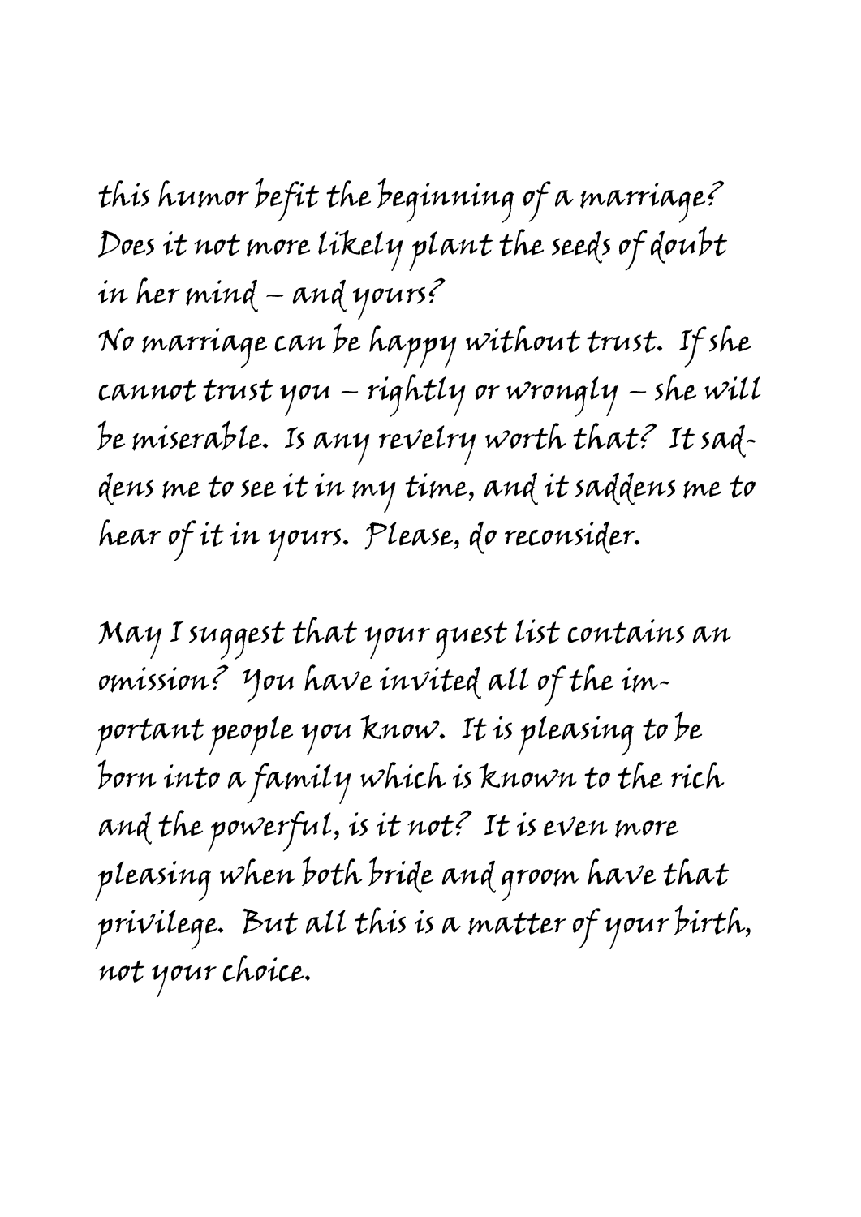this humor befit the beginning of a marriage? Does it not more likely plant the seeds of doubt in her mind – and yours?
No marriage can be happy without trust. If she cannot trust you – rightly or wrongly – she will be miserable. Is any revelry worth that? It saddens me to see it in my time, and it saddens me to hear of it in yours. Please, do reconsider.

May I suggest that your guest list contains an omission? You have invited all of the important people you know. It is pleasing to be born into a family which is known to the rich and the powerful, is it not? It is even more pleasing when both bride and groom have that privilege. But all this is a matter of your birth, not your choice.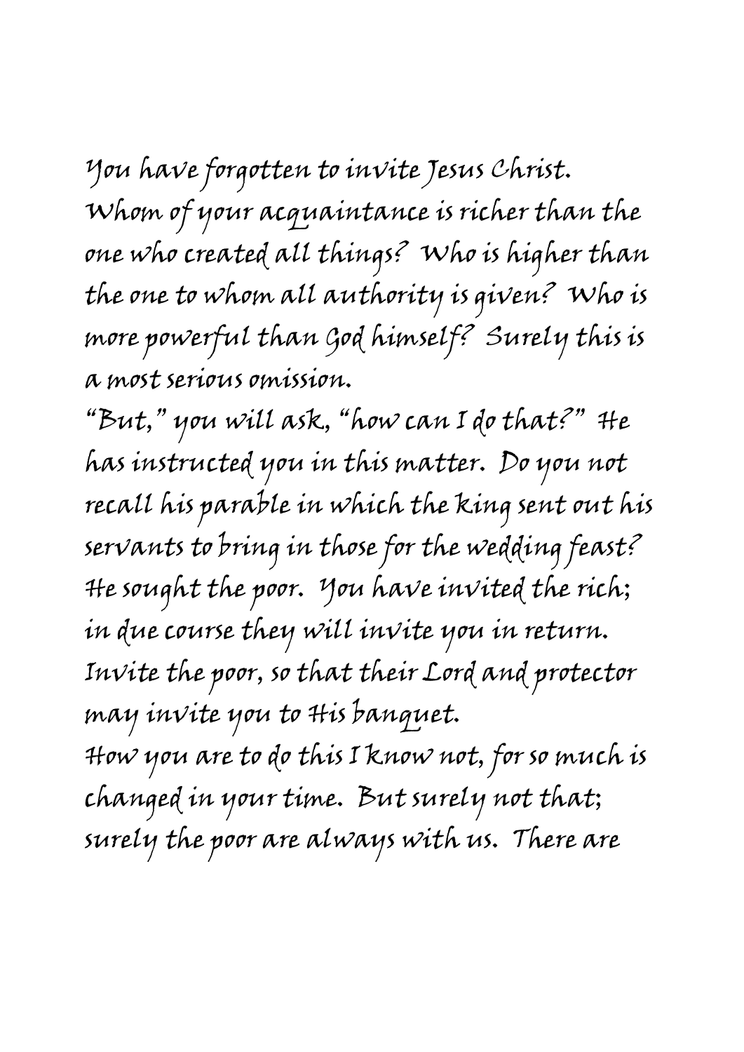You have forgotten to invite Jesus Christ. Whom of your acquaintance is richer than the one who created all things? Who is higher than the one to whom all authority is given? Who is more powerful than God himself? Surely this is a most serious omission.

"But," you will ask, "how can I do that?" He has instructed you in this matter. Do you not recall his parable in which the king sent out his servants to bring in those for the wedding feast? He sought the poor. You have invited the rich; in due course they will invite you in return. Invite the poor, so that their Lord and protector may invite you to His banquet.

How you are to do this I know not, for so much is changed in your time. But surely not that; surely the poor are always with us. There are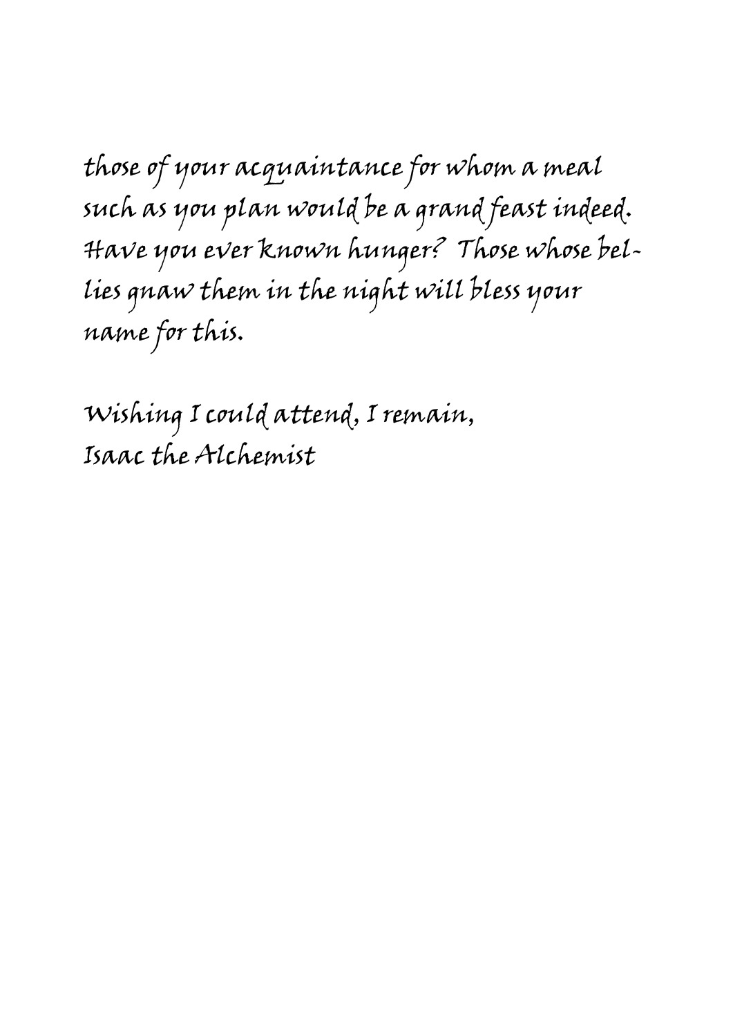those of your acquaintance for whom a meal such as you plan would be a grand feast indeed. Have you ever known hunger? Those whose bellies gnaw them in the night will bless your name for this.

Wishing I could attend, I remain,
Isaac the Alchemist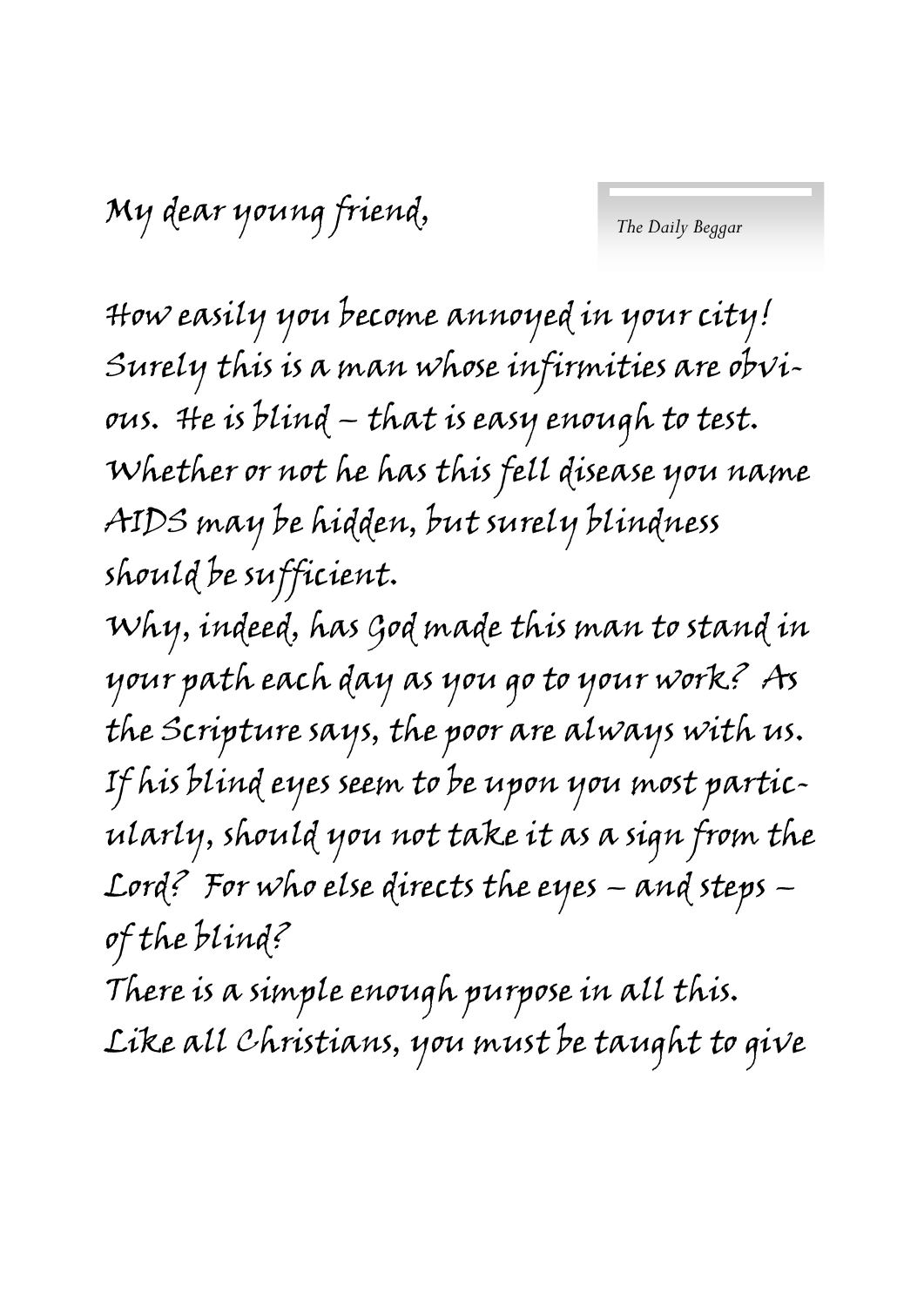My dear young friend,

*The Daily Beggar*

How easily you become annoyed in your city! Surely this is a man whose infirmities are obvious. He is blind – that is easy enough to test. Whether or not he has this fell disease you name AIDS may be hidden, but surely blindness should be sufficient.

Why, indeed, has God made this man to stand in your path each day as you go to your work? As the Scripture says, the poor are always with us. If his blind eyes seem to be upon you most particularly, should you not take it as a sign from the Lord? For who else directs the eyes – and steps – of the blind?

There is a simple enough purpose in all this. Like all Christians, you must be taught to give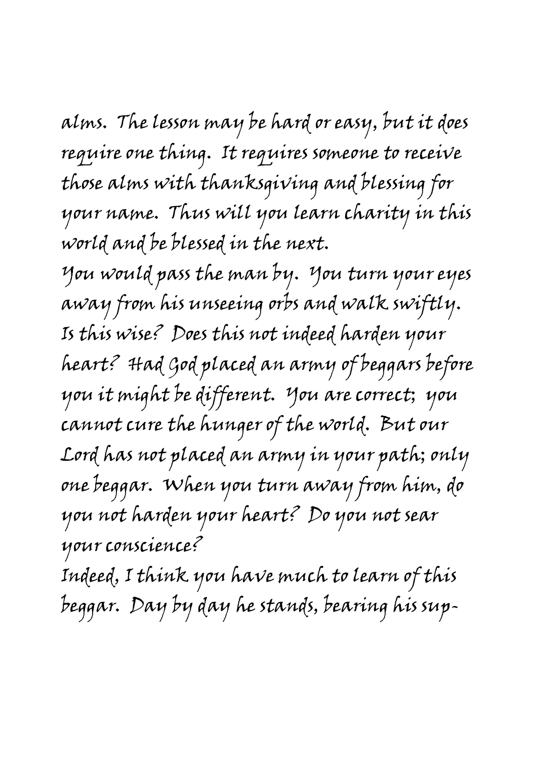alms. The lesson may be hard or easy, but it does require one thing. It requires someone to receive those alms with thanksgiving and blessing for your name. Thus will you learn charity in this world and be blessed in the next.

You would pass the man by. You turn your eyes away from his unseeing orbs and walk swiftly. Is this wise? Does this not indeed harden your heart? Had God placed an army of beggars before you it might be different. You are correct; you cannot cure the hunger of the world. But our Lord has not placed an army in your path; only one beggar. When you turn away from him, do you not harden your heart? Do you not sear your conscience?

Indeed, I think you have much to learn of this beggar. Day by day he stands, bearing his sup-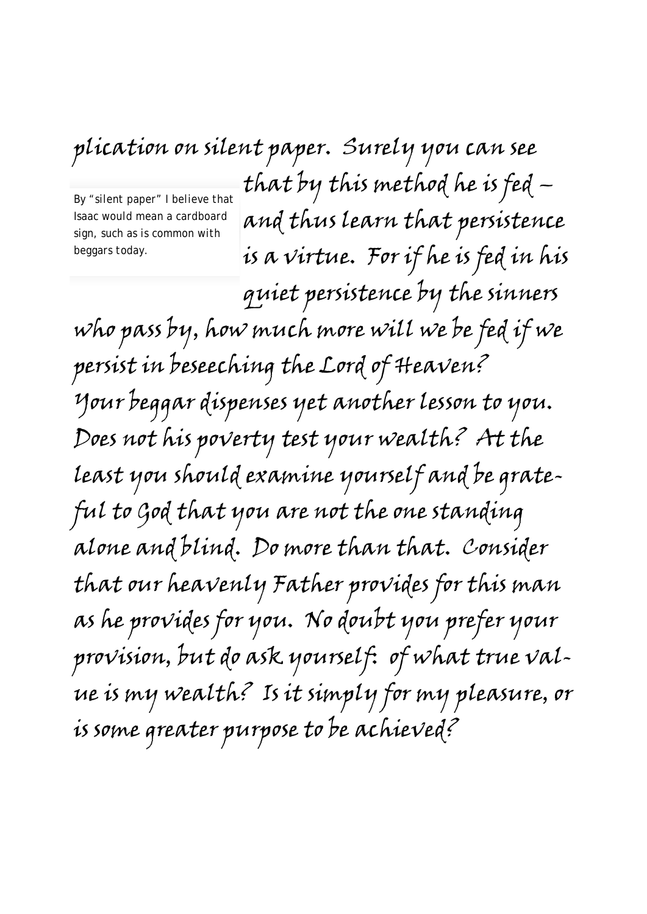plication on silent paper. Surely you can see that by this method he is fed – and thus learn that persistence is a virtue. For if he is fed in his quiet persistence by the sinners who pass by, how much more will we be fed if we persist in beseeching the Lord of Heaven? Your beggar dispenses yet another lesson to you. Does not his poverty test your wealth? At the least you should examine yourself and be grateful to God that you are not the one standing alone and blind. Do more than that. Consider that our heavenly Father provides for this man as he provides for you. No doubt you prefer your provision, but do ask yourself: of what true value is my wealth? Is it simply for my pleasure, or is some greater purpose to be achieved?

By "silent paper" I believe that Isaac would mean a cardboard sign, such as is common with beggars today.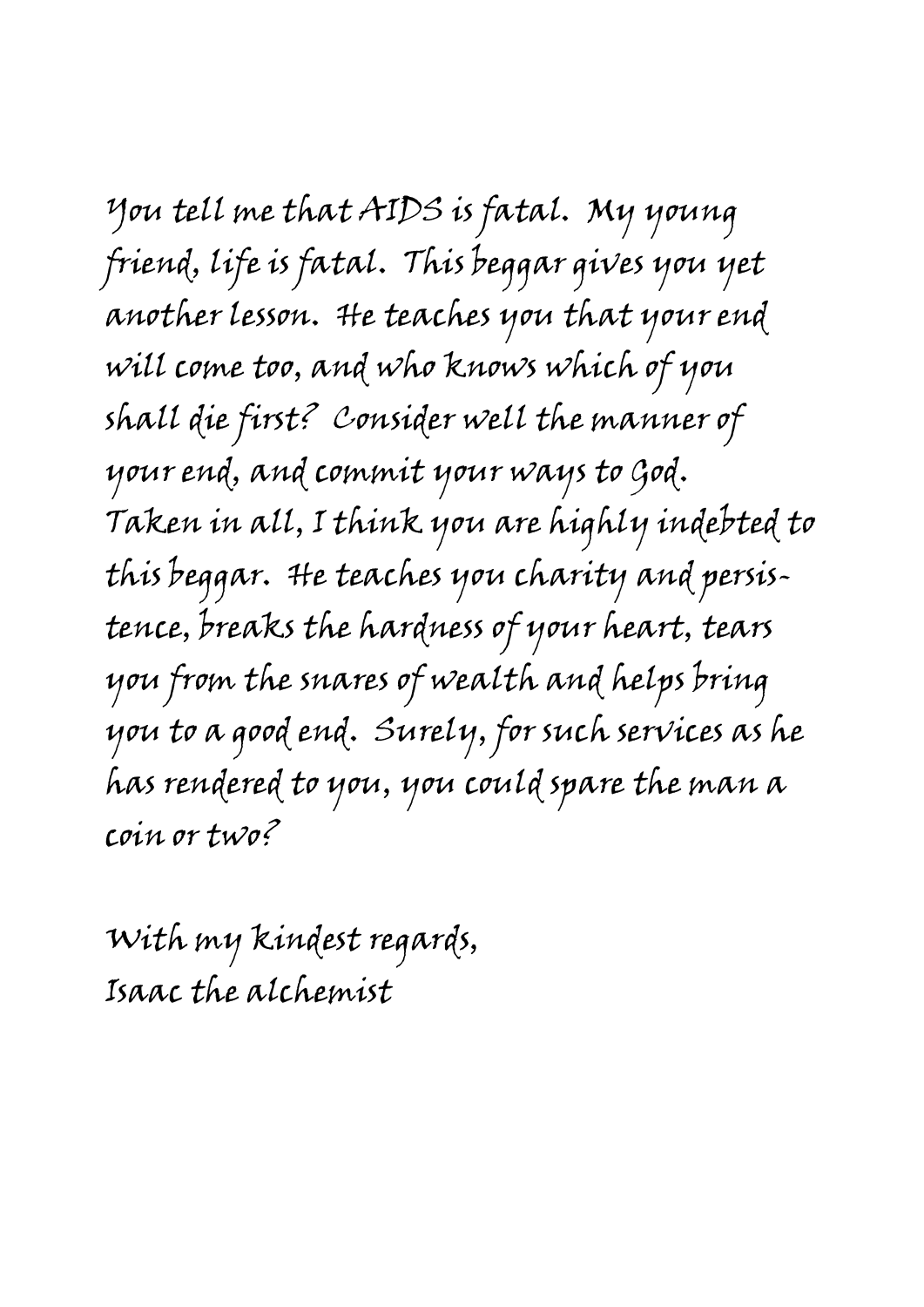You tell me that AIDS is fatal. My young friend, life is fatal. This beggar gives you yet another lesson. He teaches you that your end will come too, and who knows which of you shall die first? Consider well the manner of your end, and commit your ways to God. Taken in all, I think you are highly indebted to this beggar. He teaches you charity and persistence, breaks the hardness of your heart, tears you from the snares of wealth and helps bring you to a good end. Surely, for such services as he has rendered to you, you could spare the man a coin or two?

With my kindest regards,
Isaac the alchemist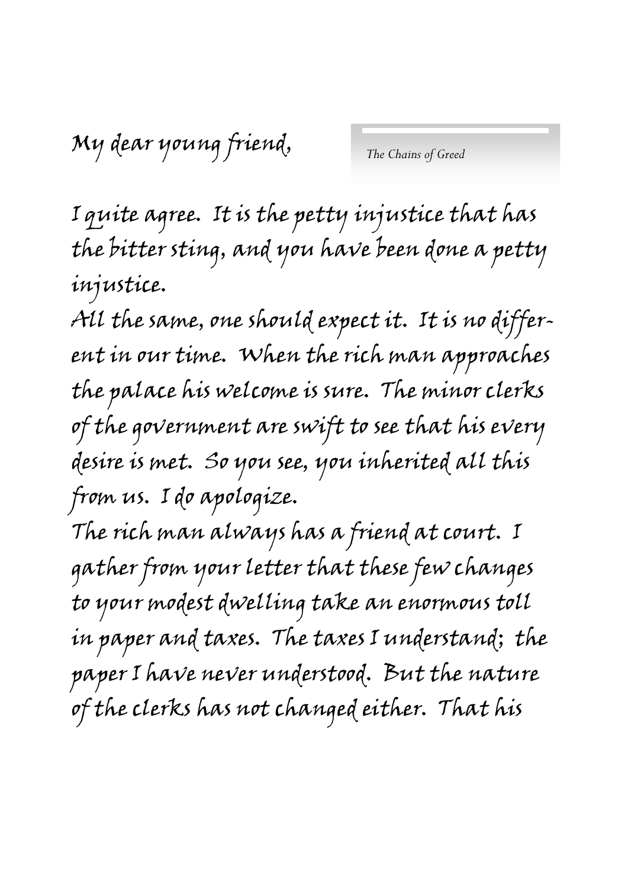My dear young friend,

I quite agree. It is the petty injustice that has the bitter sting, and you have been done a petty injustice.

All the same, one should expect it. It is no different in our time. When the rich man approaches the palace his welcome is sure. The minor clerks of the government are swift to see that his every desire is met. So you see, you inherited all this from us. I do apologize.

The rich man always has a friend at court. I gather from your letter that these few changes to your modest dwelling take an enormous toll in paper and taxes. The taxes I understand; the paper I have never understood. But the nature of the clerks has not changed either. That his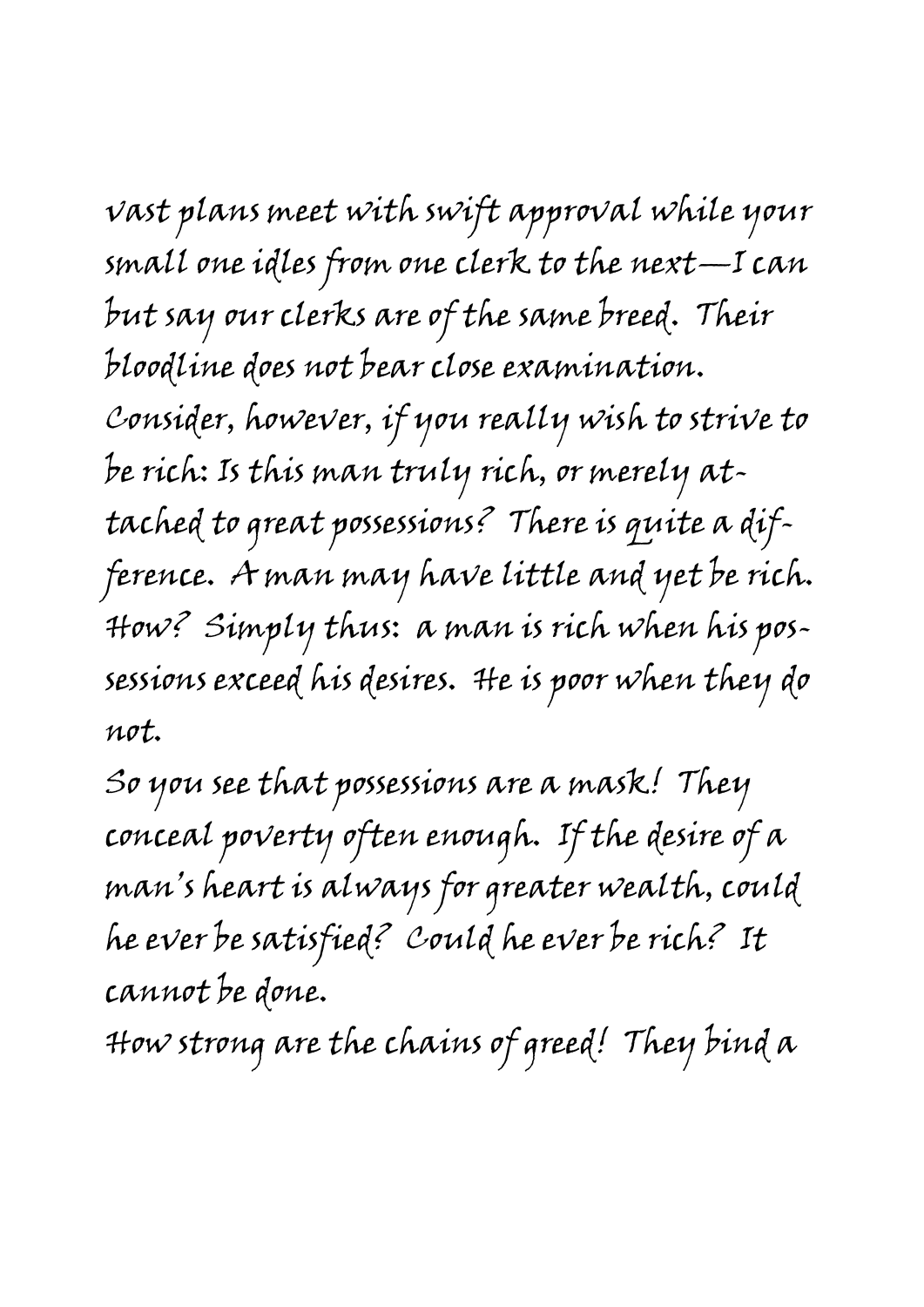vast plans meet with swift approval while your small one idles from one clerk to the next—I can but say our clerks are of the same breed. Their bloodline does not bear close examination.

Consider, however, if you really wish to strive to be rich: Is this man truly rich, or merely attached to great possessions? There is quite a difference. A man may have little and yet be rich. How? Simply thus: a man is rich when his possessions exceed his desires. He is poor when they do not.

So you see that possessions are a mask! They conceal poverty often enough. If the desire of a man's heart is always for greater wealth, could he ever be satisfied? Could he ever be rich? It cannot be done.

How strong are the chains of greed! They bind a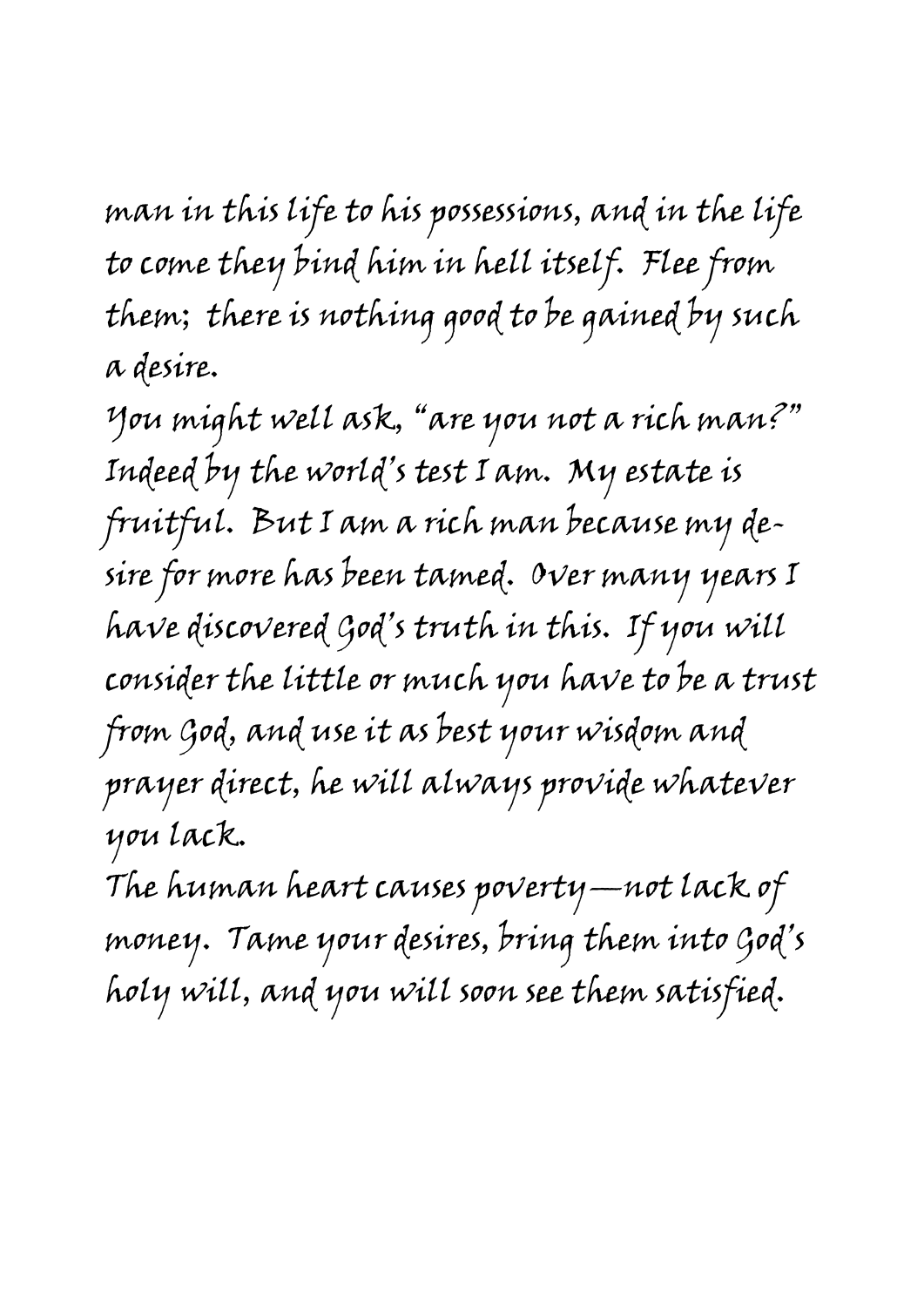man in this life to his possessions, and in the life to come they bind him in hell itself. Flee from them; there is nothing good to be gained by such a desire.

You might well ask, "are you not a rich man?" Indeed by the world's test I am. My estate is fruitful. But I am a rich man because my desire for more has been tamed. Over many years I have discovered God's truth in this. If you will consider the little or much you have to be a trust from God, and use it as best your wisdom and prayer direct, he will always provide whatever you lack.

The human heart causes poverty—not lack of money. Tame your desires, bring them into God's holy will, and you will soon see them satisfied.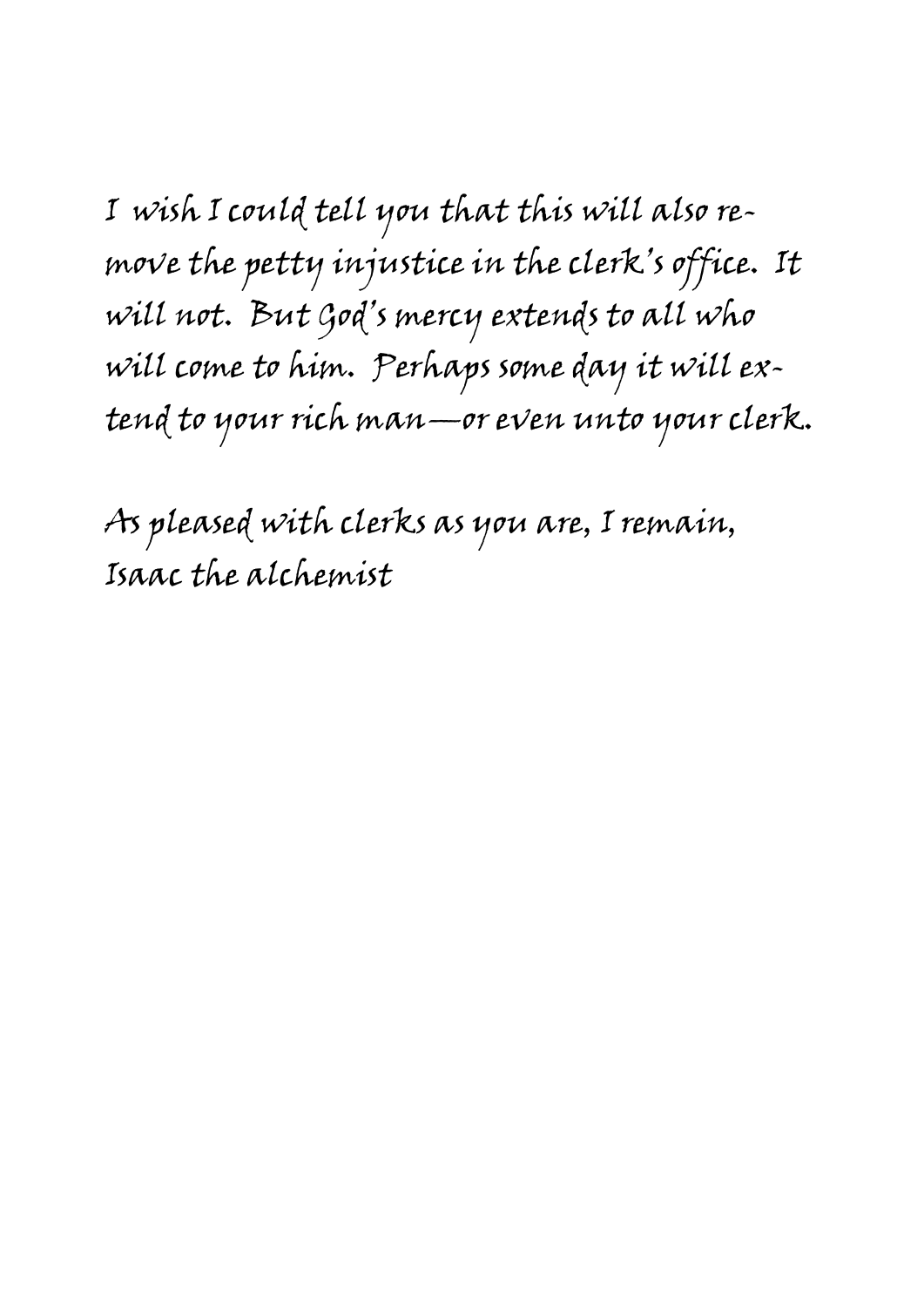I wish I could tell you that this will also remove the petty injustice in the clerk's office. It will not. But God's mercy extends to all who will come to him. Perhaps some day it will extend to your rich man—or even unto your clerk.

As pleased with clerks as you are, I remain,
Isaac the alchemist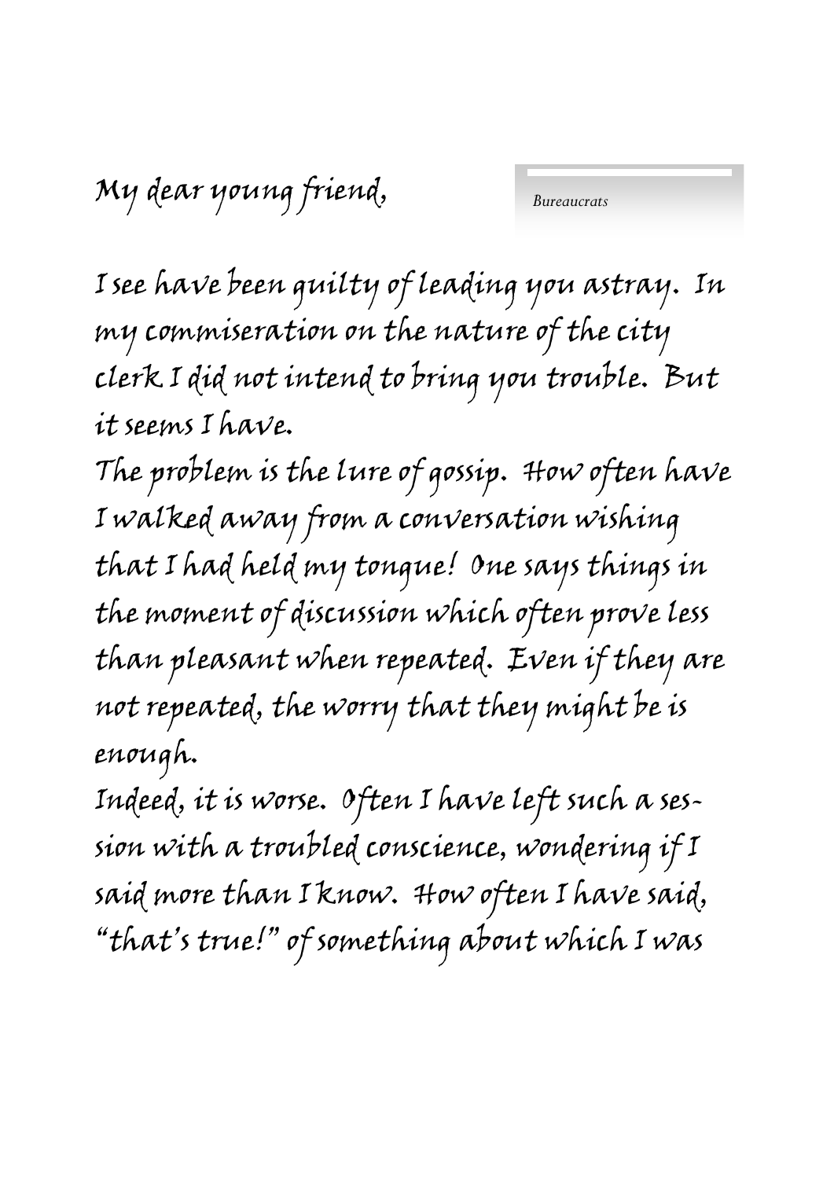*Bureaucrats*

My dear young friend,

I see have been guilty of leading you astray. In my commiseration on the nature of the city clerk I did not intend to bring you trouble. But it seems I have.

The problem is the lure of gossip. How often have I walked away from a conversation wishing that I had held my tongue! One says things in the moment of discussion which often prove less than pleasant when repeated. Even if they are not repeated, the worry that they might be is enough.

Indeed, it is worse. Often I have left such a session with a troubled conscience, wondering if I said more than I know. How often I have said, "that's true!" of something about which I was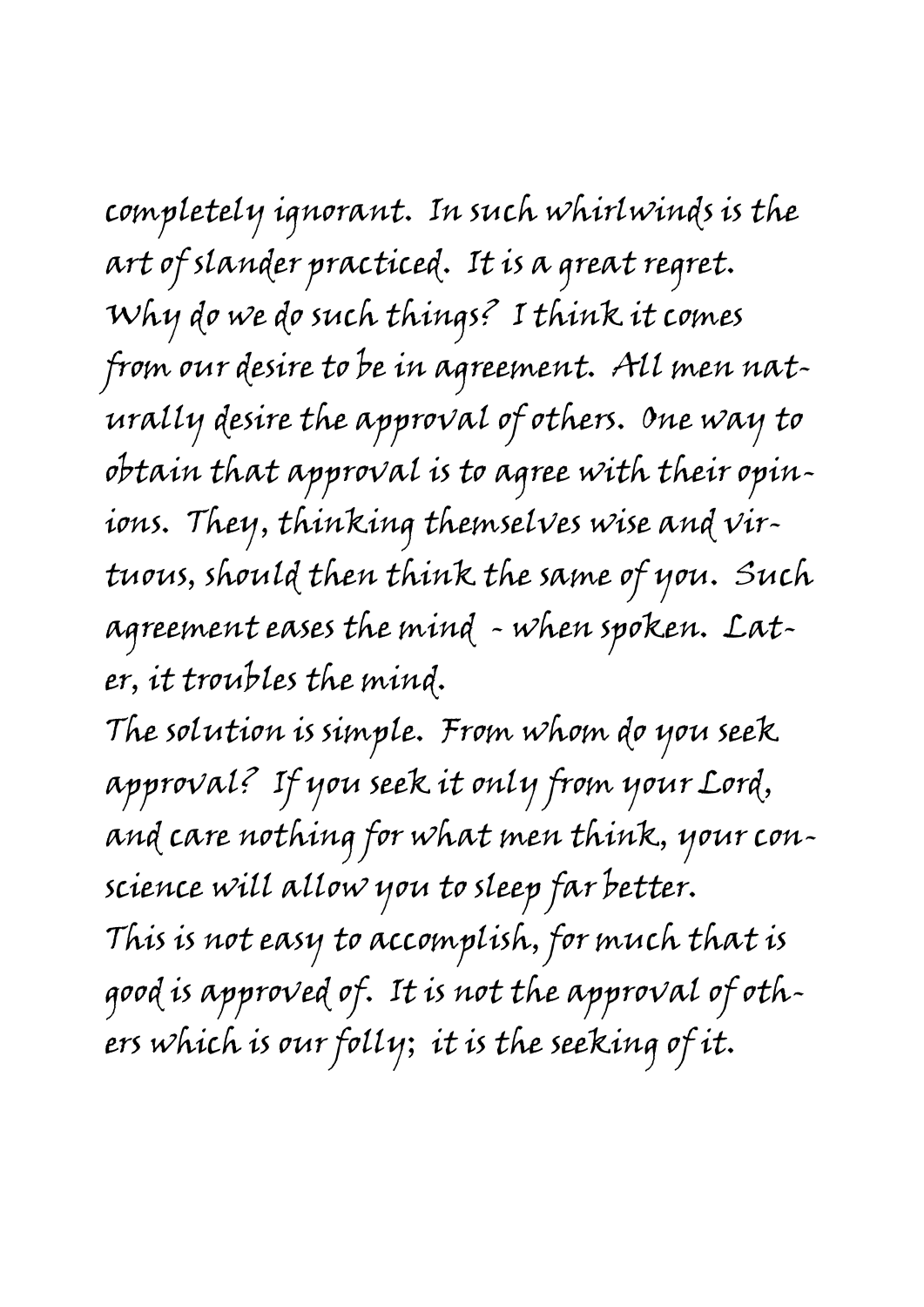completely ignorant. In such whirlwinds is the art of slander practiced. It is a great regret. Why do we do such things? I think it comes from our desire to be in agreement. All men naturally desire the approval of others. One way to obtain that approval is to agree with their opinions. They, thinking themselves wise and virtuous, should then think the same of you. Such agreement eases the mind - when spoken. Later, it troubles the mind.

The solution is simple. From whom do you seek approval? If you seek it only from your Lord, and care nothing for what men think, your conscience will allow you to sleep far better.

This is not easy to accomplish, for much that is good is approved of. It is not the approval of others which is our folly; it is the seeking of it.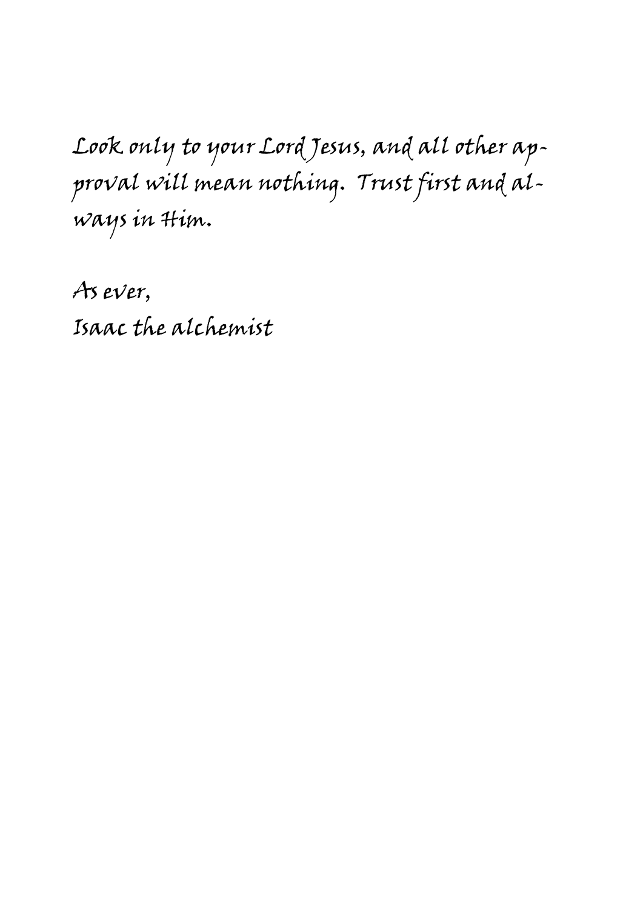Look only to your Lord Jesus, and all other approval will mean nothing. Trust first and always in Him.

As ever,
Isaac the alchemist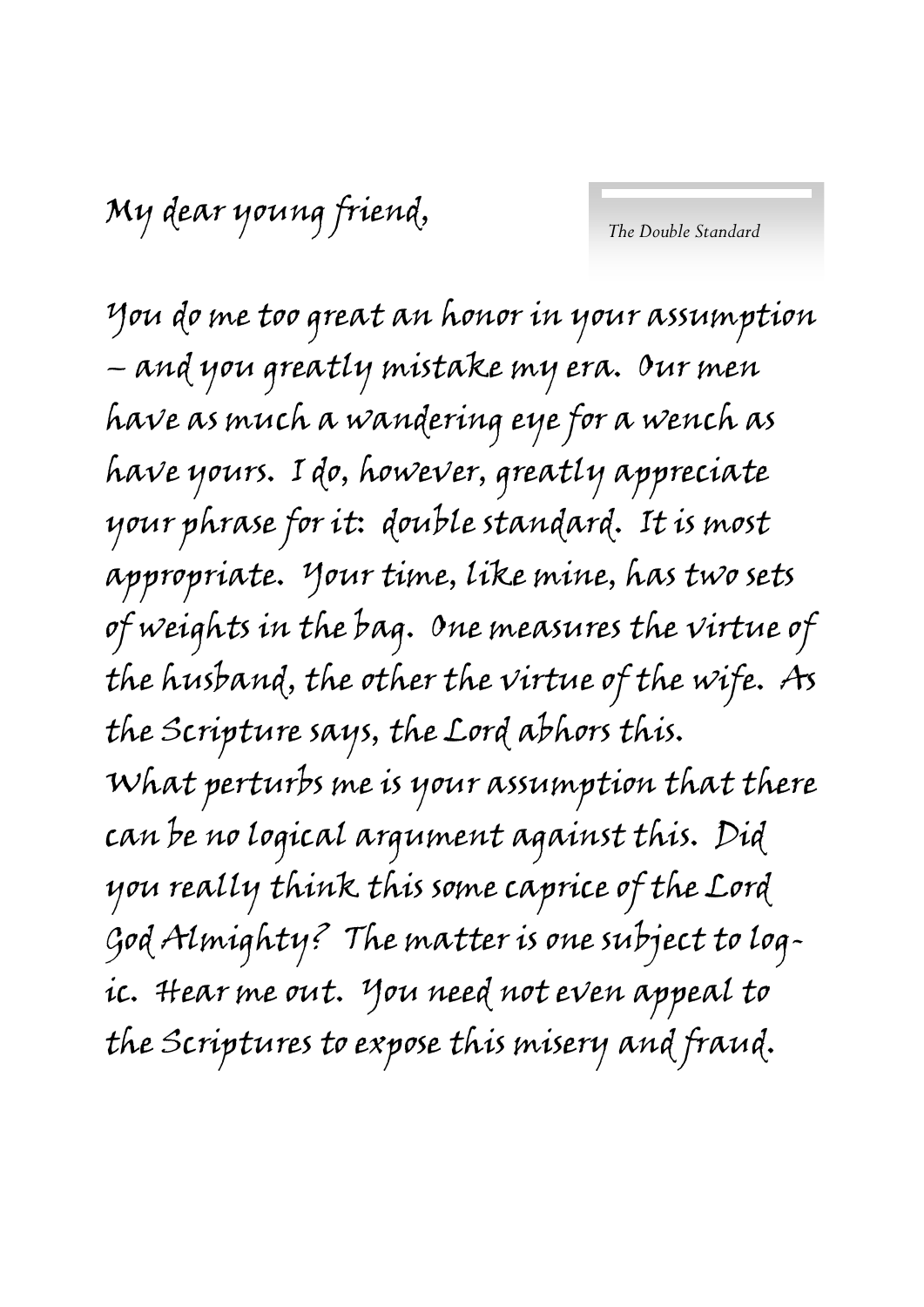*The Double Standard*

My dear young friend,

You do me too great an honor in your assumption – and you greatly mistake my era. Our men have as much a wandering eye for a wench as have yours. I do, however, greatly appreciate your phrase for it: double standard. It is most appropriate. Your time, like mine, has two sets of weights in the bag. One measures the virtue of the husband, the other the virtue of the wife. As the Scripture says, the Lord abhors this.

What perturbs me is your assumption that there can be no logical argument against this. Did you really think this some caprice of the Lord God Almighty? The matter is one subject to logic. Hear me out. You need not even appeal to the Scriptures to expose this misery and fraud.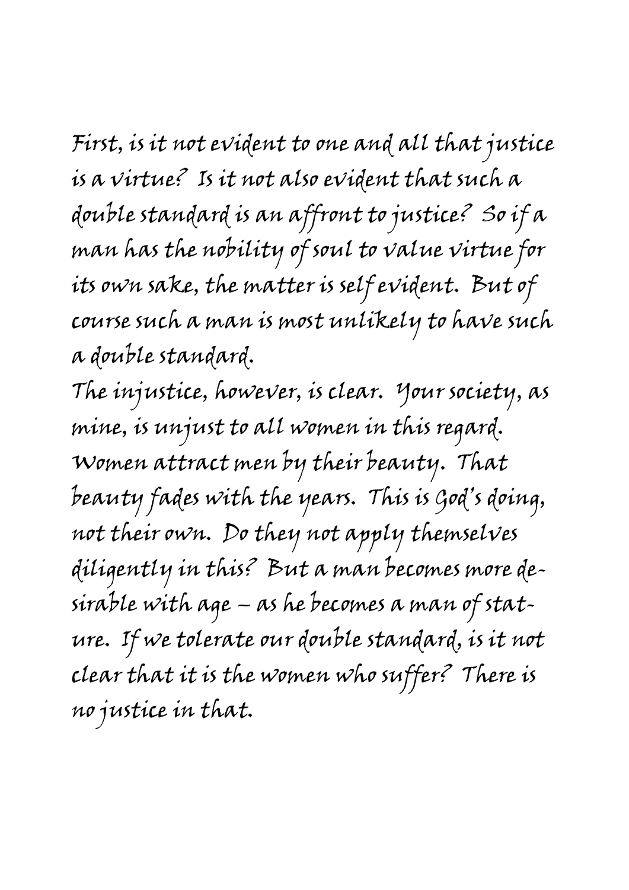First, is it not evident to one and all that justice is a virtue? Is it not also evident that such a double standard is an affront to justice? So if a man has the nobility of soul to value virtue for its own sake, the matter is self evident. But of course such a man is most unlikely to have such a double standard.

The injustice, however, is clear. Your society, as mine, is unjust to all women in this regard. Women attract men by their beauty. That beauty fades with the years. This is God's doing, not their own. Do they not apply themselves diligently in this? But a man becomes more desirable with age – as he becomes a man of stature. If we tolerate our double standard, is it not clear that it is the women who suffer? There is no justice in that.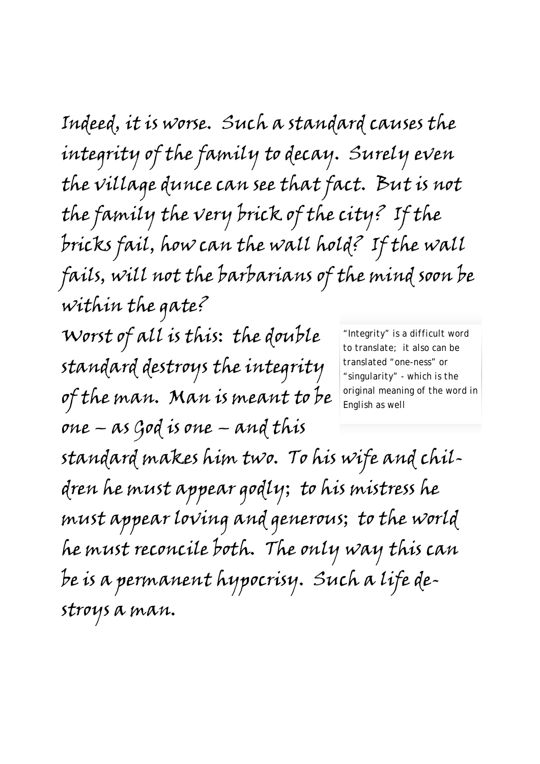Indeed, it is worse. Such a standard causes the integrity of the family to decay. Surely even the village dunce can see that fact. But is not the family the very brick of the city? If the bricks fail, how can the wall hold? If the wall fails, will not the barbarians of the mind soon be within the gate?

Worst of all is this: the double standard destroys the integrity of the man. Man is meant to be one – as God is one – and this standard makes him two. To his wife and children he must appear godly; to his mistress he must appear loving and generous; to the world he must reconcile both. The only way this can be is a permanent hypocrisy. Such a life destroys a man.

"Integrity" is a difficult word to translate; it also can be translated "one-ness" or "singularity" - which is the original meaning of the word in English as well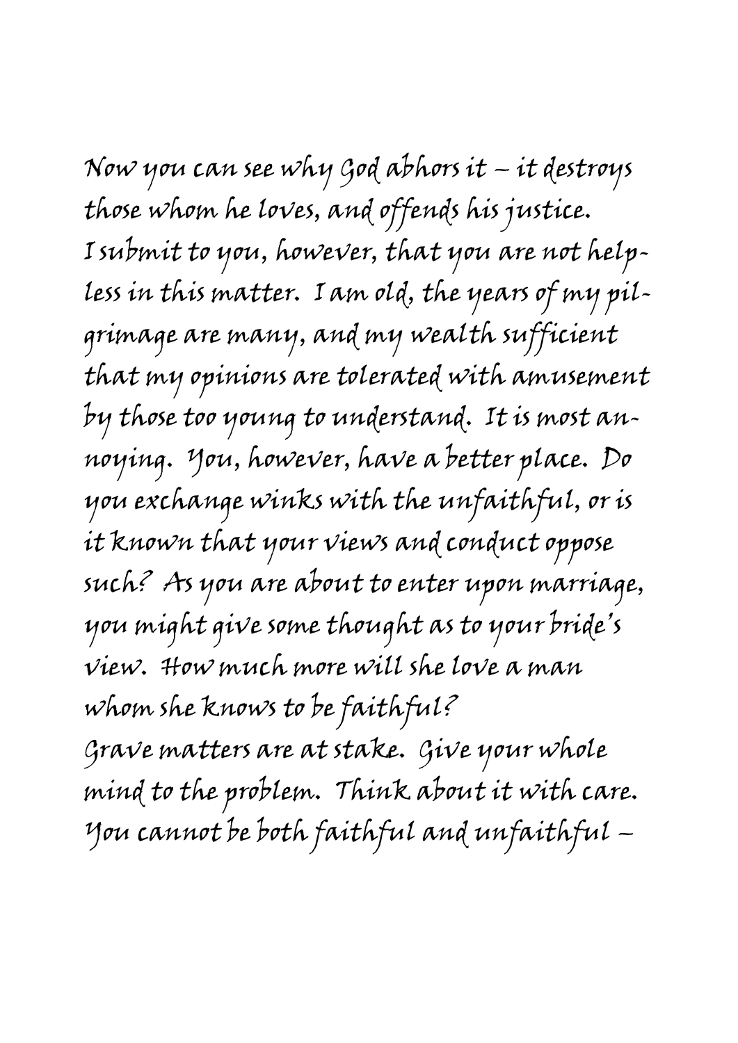Now you can see why God abhors it – it destroys those whom he loves, and offends his justice.

I submit to you, however, that you are not helpless in this matter. I am old, the years of my pilgrimage are many, and my wealth sufficient that my opinions are tolerated with amusement by those too young to understand. It is most annoying. You, however, have a better place. Do you exchange winks with the unfaithful, or is it known that your views and conduct oppose such? As you are about to enter upon marriage, you might give some thought as to your bride's view. How much more will she love a man whom she knows to be faithful?

Grave matters are at stake. Give your whole mind to the problem. Think about it with care. You cannot be both faithful and unfaithful –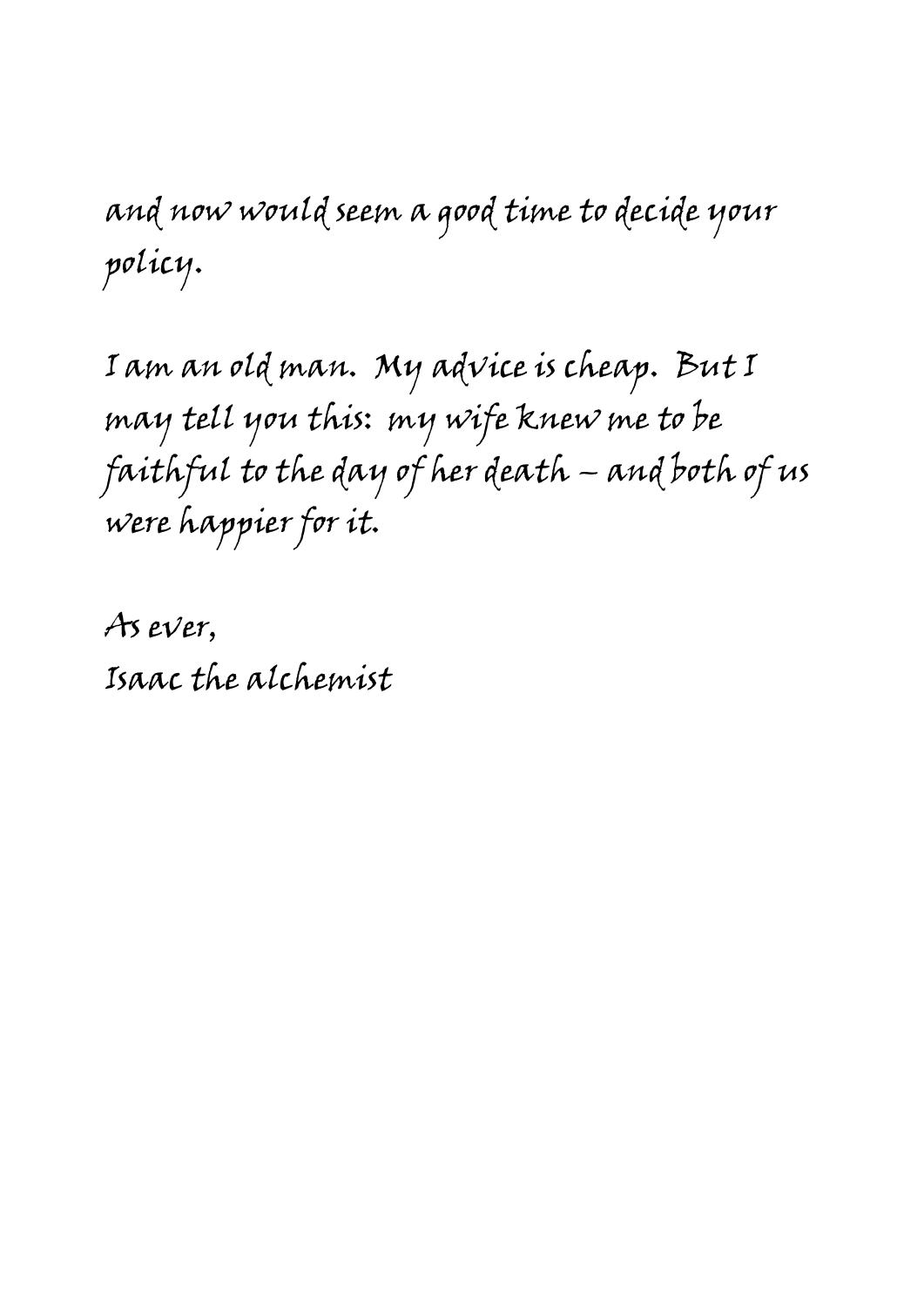and now would seem a good time to decide your policy.

I am an old man. My advice is cheap. But I may tell you this: my wife knew me to be faithful to the day of her death – and both of us were happier for it.

As ever,
Isaac the alchemist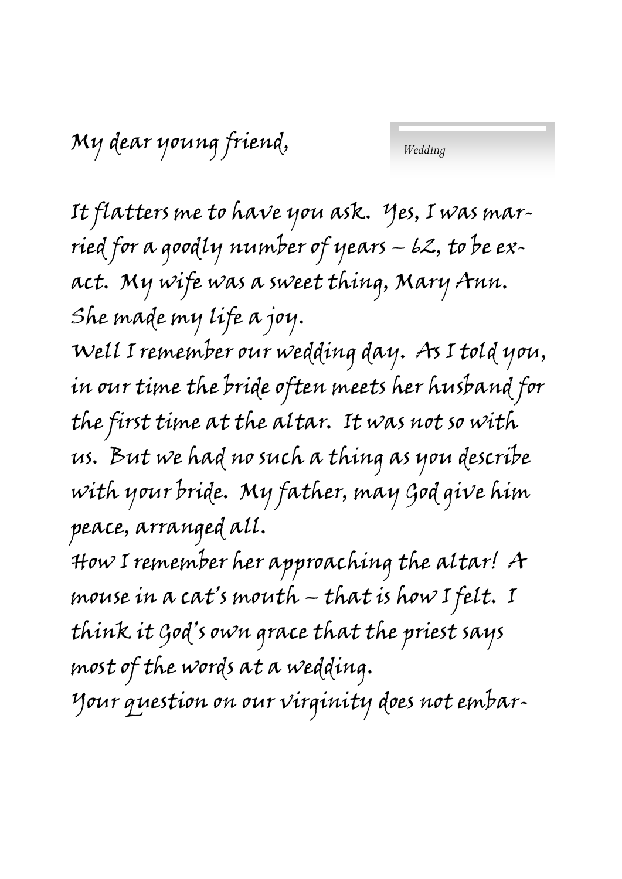My dear young friend,

*Wedding*

It flatters me to have you ask. Yes, I was married for a goodly number of years – 62, to be exact. My wife was a sweet thing, Mary Ann. She made my life a joy.

Well I remember our wedding day. As I told you, in our time the bride often meets her husband for the first time at the altar. It was not so with us. But we had no such a thing as you describe with your bride. My father, may God give him peace, arranged all.

How I remember her approaching the altar! A mouse in a cat's mouth – that is how I felt. I think it God's own grace that the priest says most of the words at a wedding.

Your question on our virginity does not embar-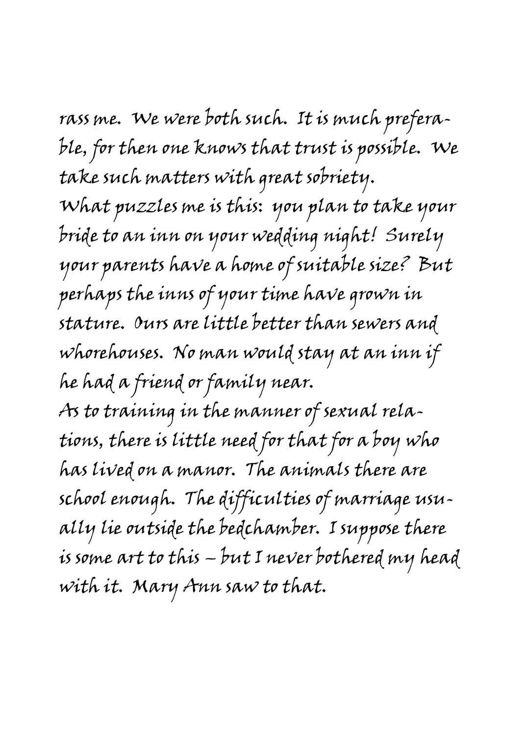rass me. We were both such. It is much preferable, for then one knows that trust is possible. We take such matters with great sobriety.

What puzzles me is this: you plan to take your bride to an inn on your wedding night! Surely your parents have a home of suitable size? But perhaps the inns of your time have grown in stature. Ours are little better than sewers and whorehouses. No man would stay at an inn if he had a friend or family near.

As to training in the manner of sexual relations, there is little need for that for a boy who has lived on a manor. The animals there are school enough. The difficulties of marriage usually lie outside the bedchamber. I suppose there is some art to this – but I never bothered my head with it. Mary Ann saw to that.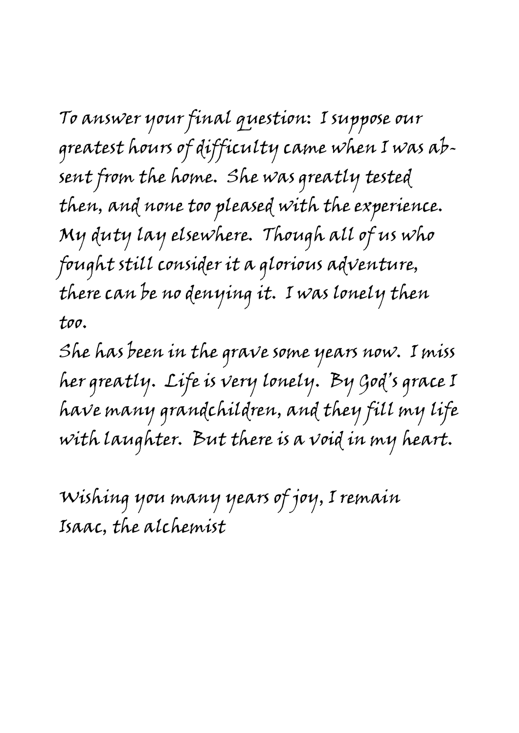To answer your final question: I suppose our greatest hours of difficulty came when I was absent from the home. She was greatly tested then, and none too pleased with the experience. My duty lay elsewhere. Though all of us who fought still consider it a glorious adventure, there can be no denying it. I was lonely then too.

She has been in the grave some years now. I miss her greatly. Life is very lonely. By God's grace I have many grandchildren, and they fill my life with laughter. But there is a void in my heart.

Wishing you many years of joy, I remain
Isaac, the alchemist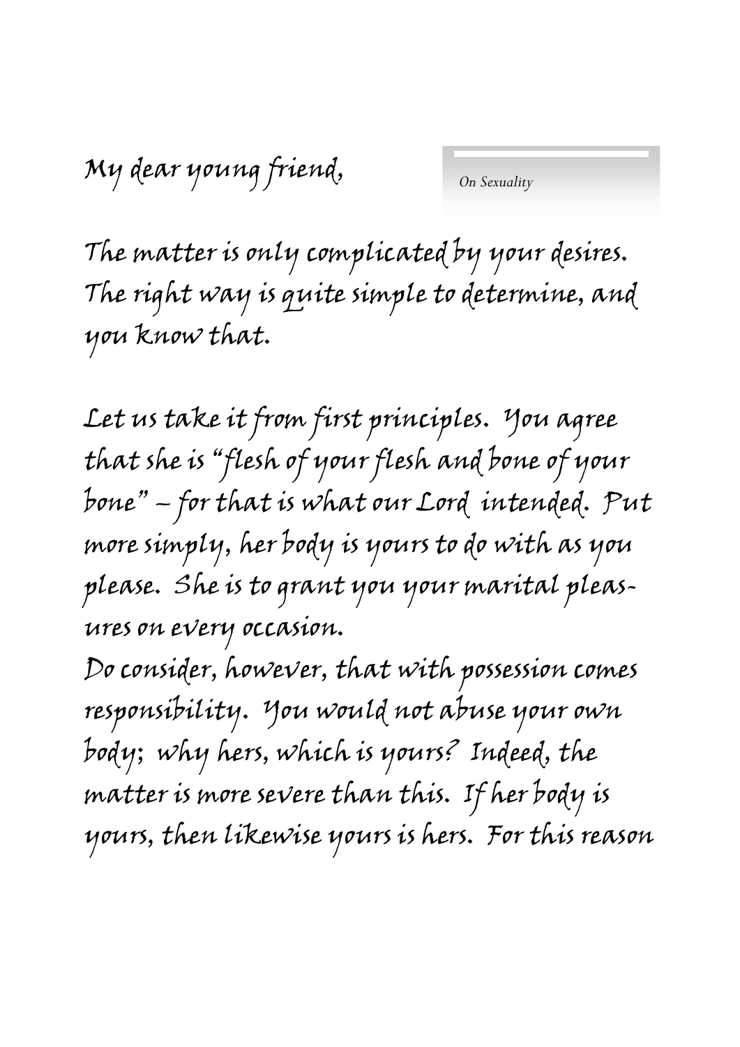My dear young friend,

*On Sexuality*

The matter is only complicated by your desires. The right way is quite simple to determine, and you know that.

Let us take it from first principles. You agree that she is "flesh of your flesh and bone of your bone" – for that is what our Lord intended. Put more simply, her body is yours to do with as you please. She is to grant you your marital pleasures on every occasion.

Do consider, however, that with possession comes responsibility. You would not abuse your own body; why hers, which is yours? Indeed, the matter is more severe than this. If her body is yours, then likewise yours is hers. For this reason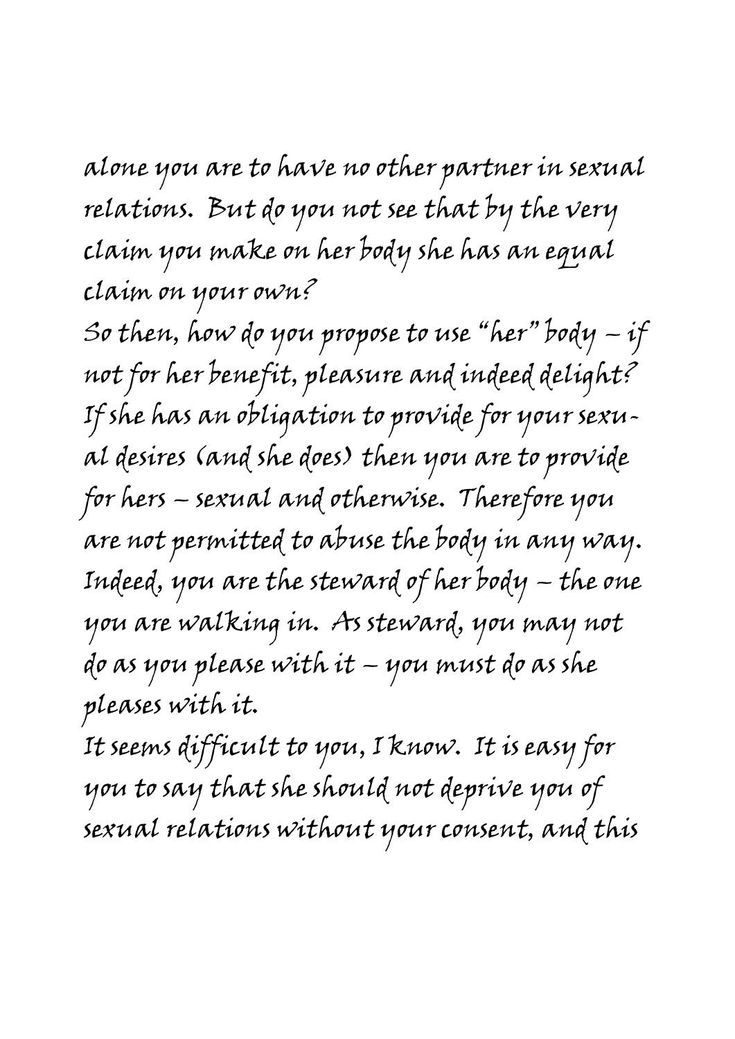alone you are to have no other partner in sexual relations. But do you not see that by the very claim you make on her body she has an equal claim on your own?

So then, how do you propose to use "her" body – if not for her benefit, pleasure and indeed delight? If she has an obligation to provide for your sexual desires (and she does) then you are to provide for hers – sexual and otherwise. Therefore you are not permitted to abuse the body in any way. Indeed, you are the steward of her body – the one you are walking in. As steward, you may not do as you please with it – you must do as she pleases with it.

It seems difficult to you, I know. It is easy for you to say that she should not deprive you of sexual relations without your consent, and this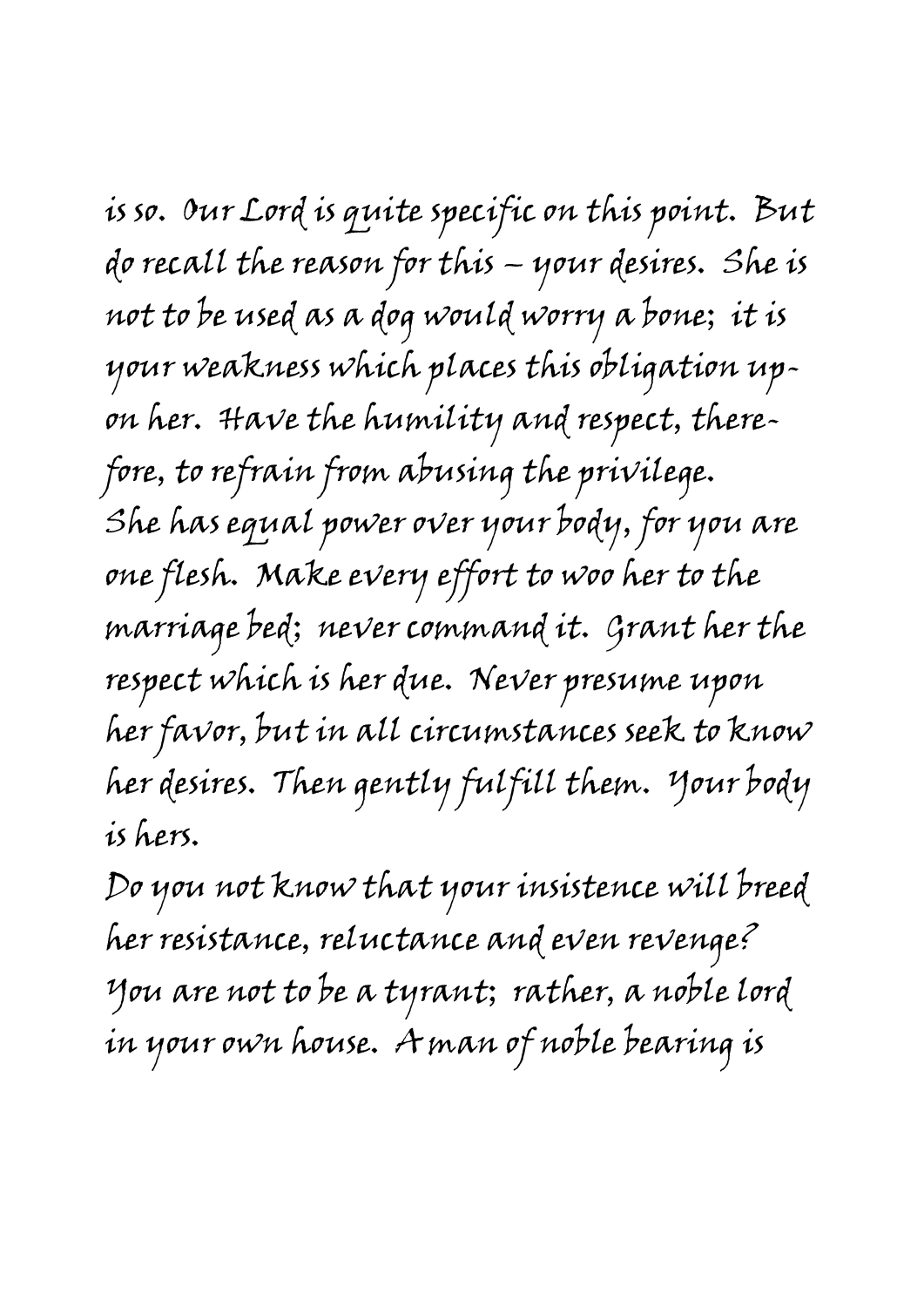is so. Our Lord is quite specific on this point. But do recall the reason for this – your desires. She is not to be used as a dog would worry a bone; it is your weakness which places this obligation upon her. Have the humility and respect, therefore, to refrain from abusing the privilege. She has equal power over your body, for you are one flesh. Make every effort to woo her to the marriage bed; never command it. Grant her the respect which is her due. Never presume upon her favor, but in all circumstances seek to know her desires. Then gently fulfill them. Your body is hers.

Do you not know that your insistence will breed her resistance, reluctance and even revenge? You are not to be a tyrant; rather, a noble lord in your own house. A man of noble bearing is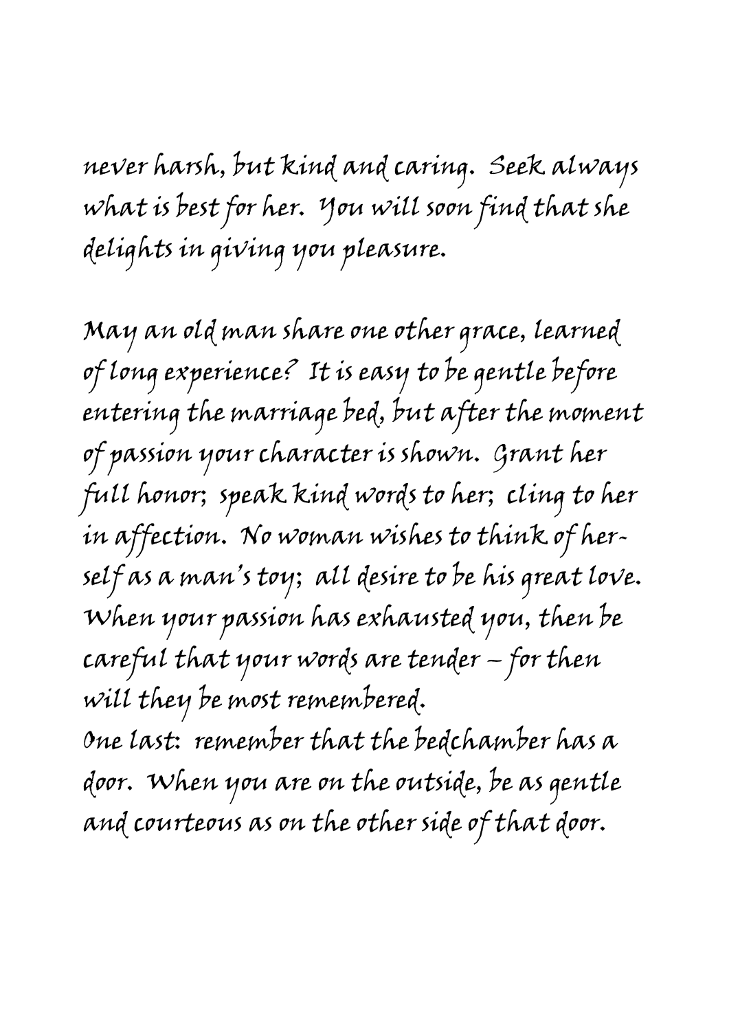never harsh, but kind and caring. Seek always what is best for her. You will soon find that she delights in giving you pleasure.

May an old man share one other grace, learned of long experience? It is easy to be gentle before entering the marriage bed, but after the moment of passion your character is shown. Grant her full honor; speak kind words to her; cling to her in affection. No woman wishes to think of herself as a man's toy; all desire to be his great love. When your passion has exhausted you, then be careful that your words are tender – for then will they be most remembered.

One last: remember that the bedchamber has a door. When you are on the outside, be as gentle and courteous as on the other side of that door.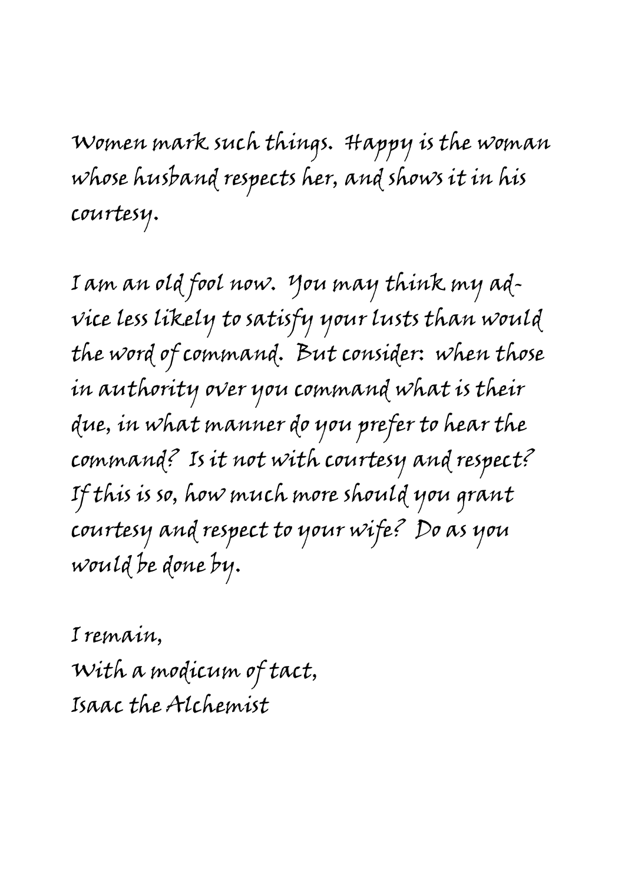Women mark such things. Happy is the woman whose husband respects her, and shows it in his courtesy.

I am an old fool now. You may think my advice less likely to satisfy your lusts than would the word of command. But consider: when those in authority over you command what is their due, in what manner do you prefer to hear the command? Is it not with courtesy and respect? If this is so, how much more should you grant courtesy and respect to your wife? Do as you would be done by.

I remain,  
With a modicum of tact,  
Isaac the Alchemist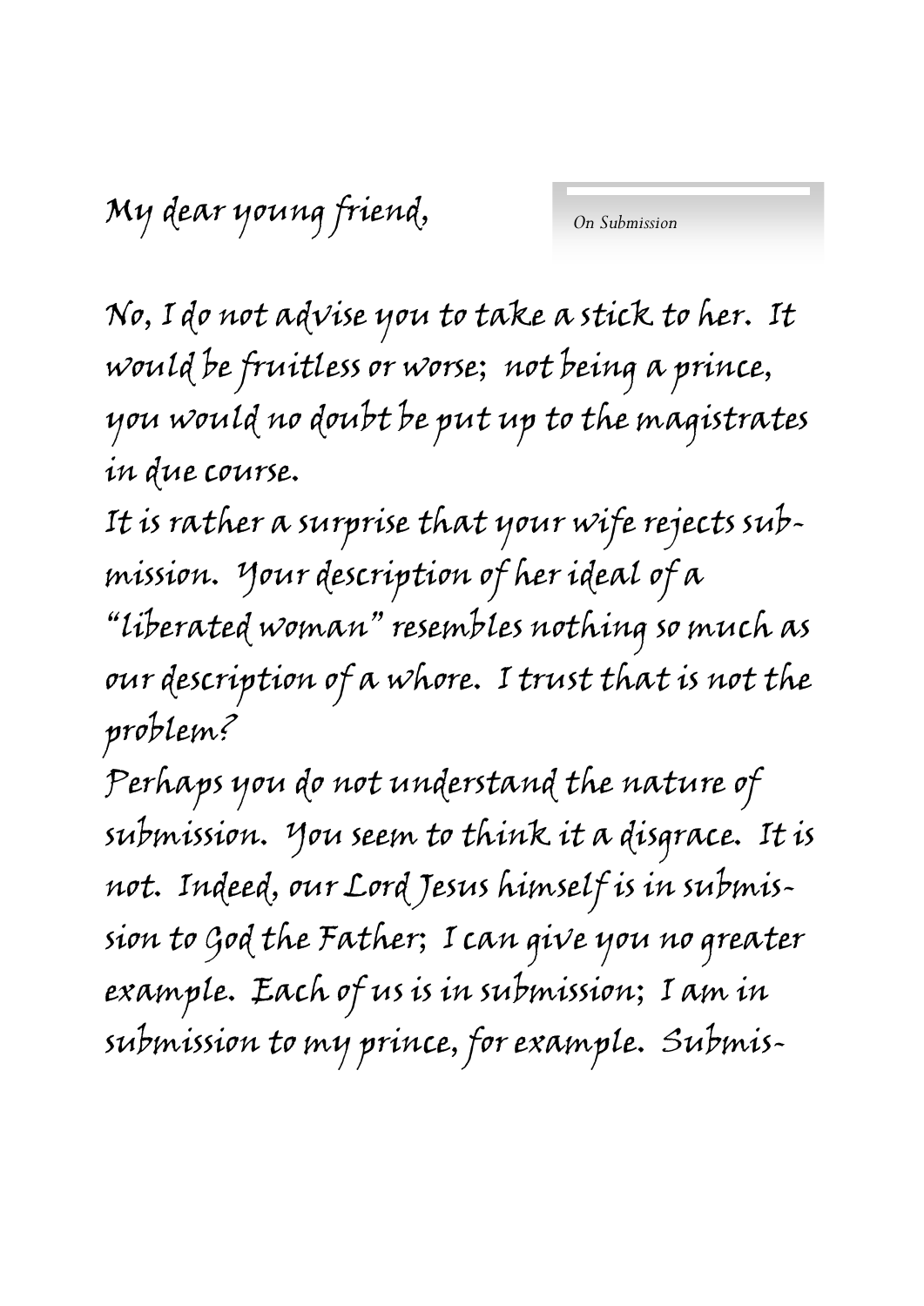My dear young friend,

*On Submission*

No, I do not advise you to take a stick to her. It would be fruitless or worse; not being a prince, you would no doubt be put up to the magistrates in due course.

It is rather a surprise that your wife rejects submission. Your description of her ideal of a "liberated woman" resembles nothing so much as our description of a whore. I trust that is not the problem?

Perhaps you do not understand the nature of submission. You seem to think it a disgrace. It is not. Indeed, our Lord Jesus himself is in submission to God the Father; I can give you no greater example. Each of us is in submission; I am in submission to my prince, for example. Submis-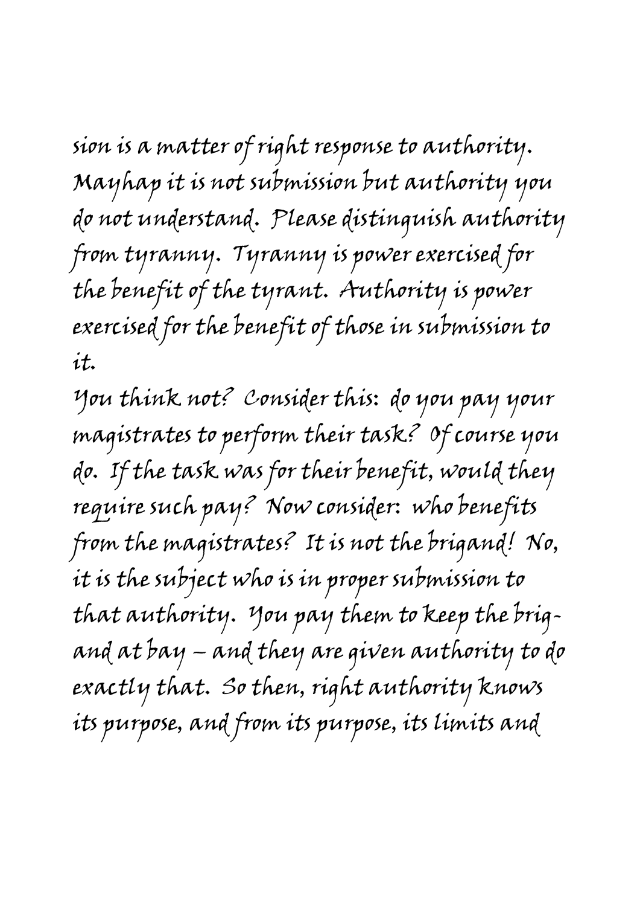sion is a matter of right response to authority. Mayhap it is not submission but authority you do not understand. Please distinguish authority from tyranny. Tyranny is power exercised for the benefit of the tyrant. Authority is power exercised for the benefit of those in submission to it.

You think not? Consider this: do you pay your magistrates to perform their task? Of course you do. If the task was for their benefit, would they require such pay? Now consider: who benefits from the magistrates? It is not the brigand! No, it is the subject who is in proper submission to that authority. You pay them to keep the brigand at bay – and they are given authority to do exactly that. So then, right authority knows its purpose, and from its purpose, its limits and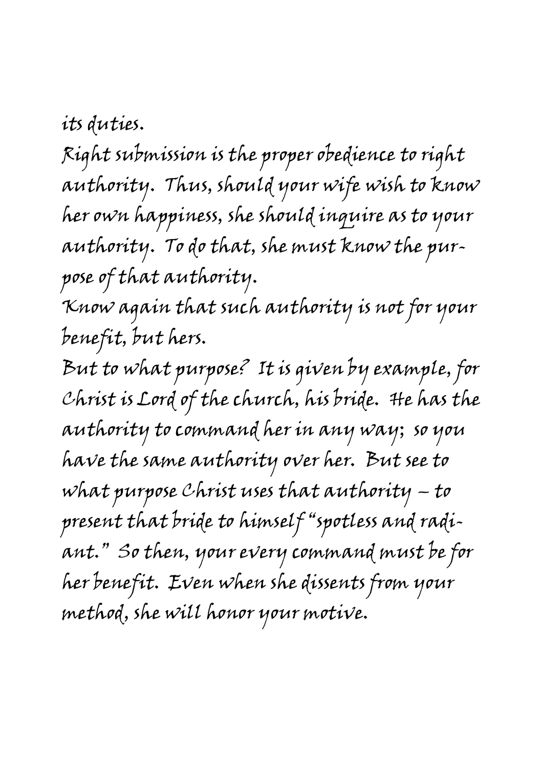its duties.

Right submission is the proper obedience to right authority. Thus, should your wife wish to know her own happiness, she should inquire as to your authority. To do that, she must know the purpose of that authority.

Know again that such authority is not for your benefit, but hers.

But to what purpose? It is given by example, for Christ is Lord of the church, his bride. He has the authority to command her in any way; so you have the same authority over her. But see to what purpose Christ uses that authority – to present that bride to himself "spotless and radiant." So then, your every command must be for her benefit. Even when she dissents from your method, she will honor your motive.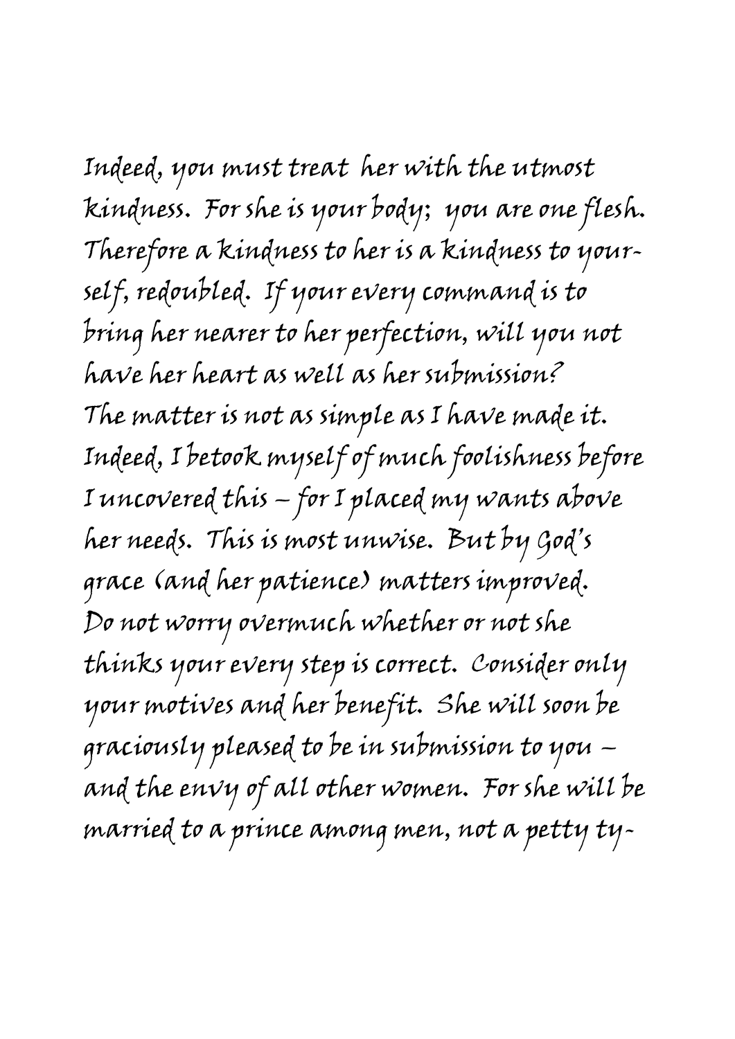*Indeed, you must treat her with the utmost kindness. For she is your body; you are one flesh. Therefore a kindness to her is a kindness to yourself, redoubled. If your every command is to bring her nearer to her perfection, will you not have her heart as well as her submission?*

*The matter is not as simple as I have made it. Indeed, I betook myself of much foolishness before I uncovered this – for I placed my wants above her needs. This is most unwise. But by God's grace (and her patience) matters improved.*

*Do not worry overmuch whether or not she thinks your every step is correct. Consider only your motives and her benefit. She will soon be graciously pleased to be in submission to you – and the envy of all other women. For she will be married to a prince among men, not a petty ty-*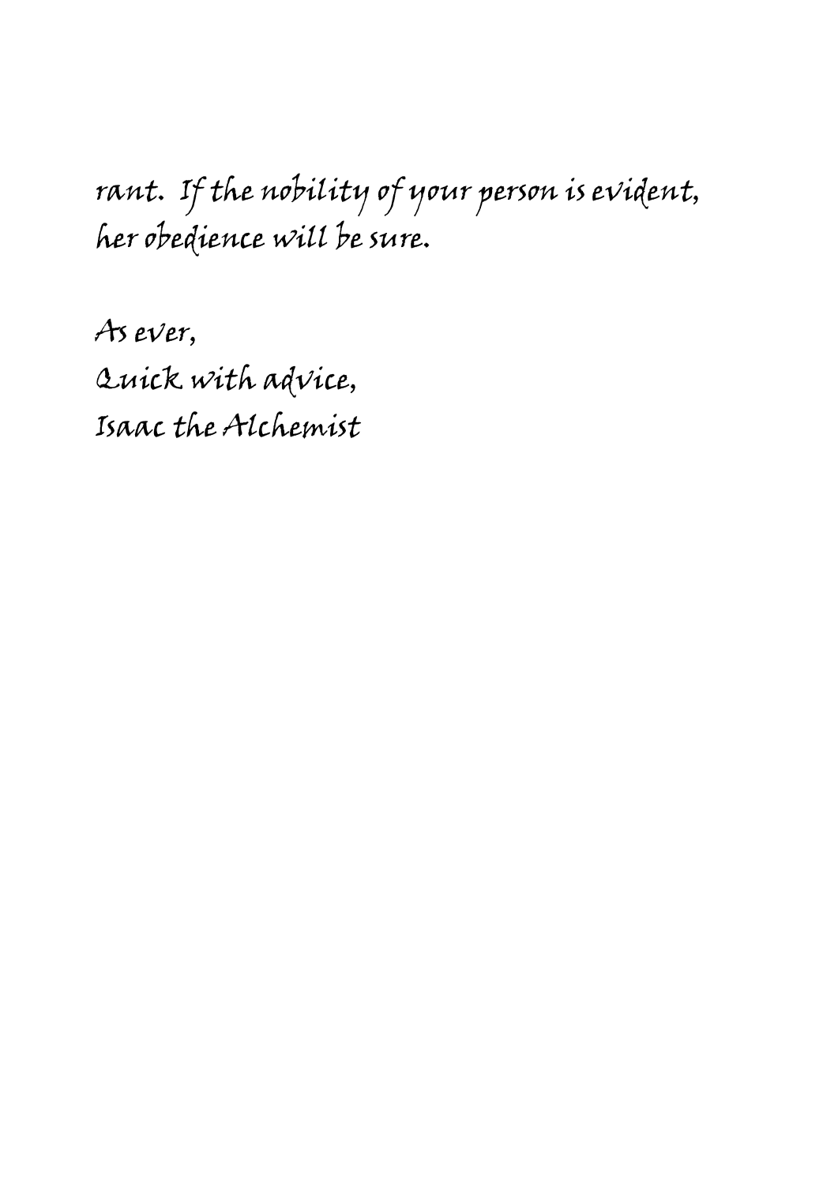rant. If the nobility of your person is evident, her obedience will be sure.

As ever,
Quick with advice,
Isaac the Alchemist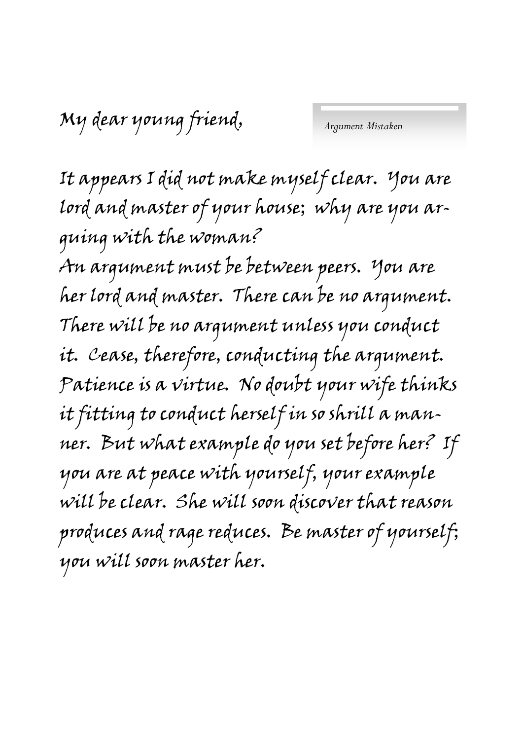*Argument Mistaken*

My dear young friend,

It appears I did not make myself clear. You are lord and master of your house; why are you arguing with the woman?

An argument must be between peers. You are her lord and master. There can be no argument. There will be no argument unless you conduct it. Cease, therefore, conducting the argument. Patience is a virtue. No doubt your wife thinks it fitting to conduct herself in so shrill a manner. But what example do you set before her? If you are at peace with yourself, your example will be clear. She will soon discover that reason produces and rage reduces. Be master of yourself; you will soon master her.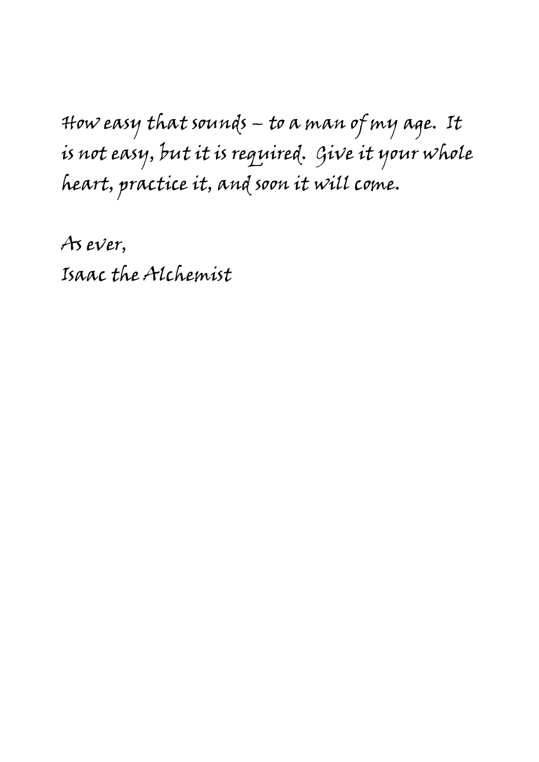How easy that sounds – to a man of my age. It is not easy, but it is required. Give it your whole heart, practice it, and soon it will come.

As ever,
Isaac the Alchemist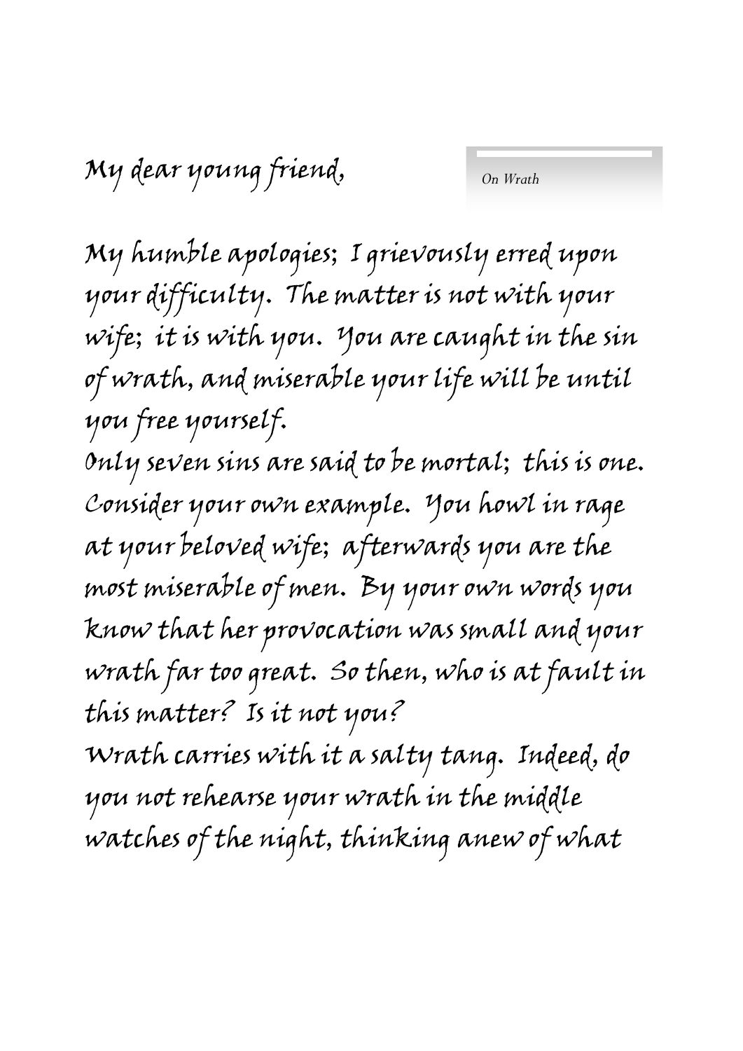*On Wrath*

My dear young friend,

My humble apologies; I grievously erred upon your difficulty. The matter is not with your wife; it is with you. You are caught in the sin of wrath, and miserable your life will be until you free yourself.

Only seven sins are said to be mortal; this is one. Consider your own example. You howl in rage at your beloved wife; afterwards you are the most miserable of men. By your own words you know that her provocation was small and your wrath far too great. So then, who is at fault in this matter? Is it not you?

Wrath carries with it a salty tang. Indeed, do you not rehearse your wrath in the middle watches of the night, thinking anew of what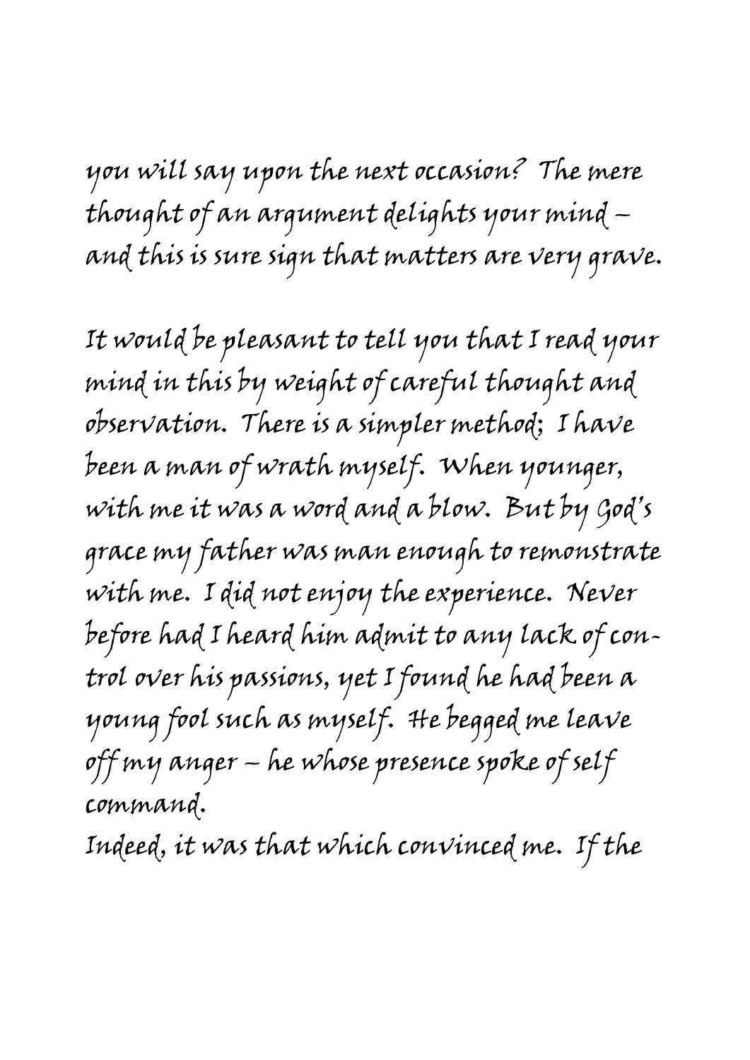you will say upon the next occasion? The mere thought of an argument delights your mind – and this is sure sign that matters are very grave.

It would be pleasant to tell you that I read your mind in this by weight of careful thought and observation. There is a simpler method; I have been a man of wrath myself. When younger, with me it was a word and a blow. But by God's grace my father was man enough to remonstrate with me. I did not enjoy the experience. Never before had I heard him admit to any lack of control over his passions, yet I found he had been a young fool such as myself. He begged me leave off my anger – he whose presence spoke of self command.

Indeed, it was that which convinced me. If the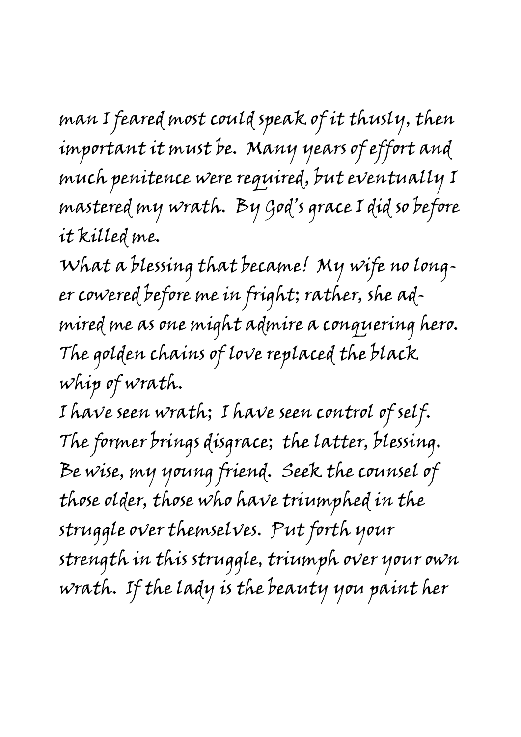man I feared most could speak of it thusly, then important it must be. Many years of effort and much penitence were required, but eventually I mastered my wrath. By God's grace I did so before it killed me.

What a blessing that became! My wife no longer cowered before me in fright; rather, she admired me as one might admire a conquering hero. The golden chains of love replaced the black whip of wrath.

I have seen wrath; I have seen control of self. The former brings disgrace; the latter, blessing. Be wise, my young friend. Seek the counsel of those older, those who have triumphed in the struggle over themselves. Put forth your strength in this struggle, triumph over your own wrath. If the lady is the beauty you paint her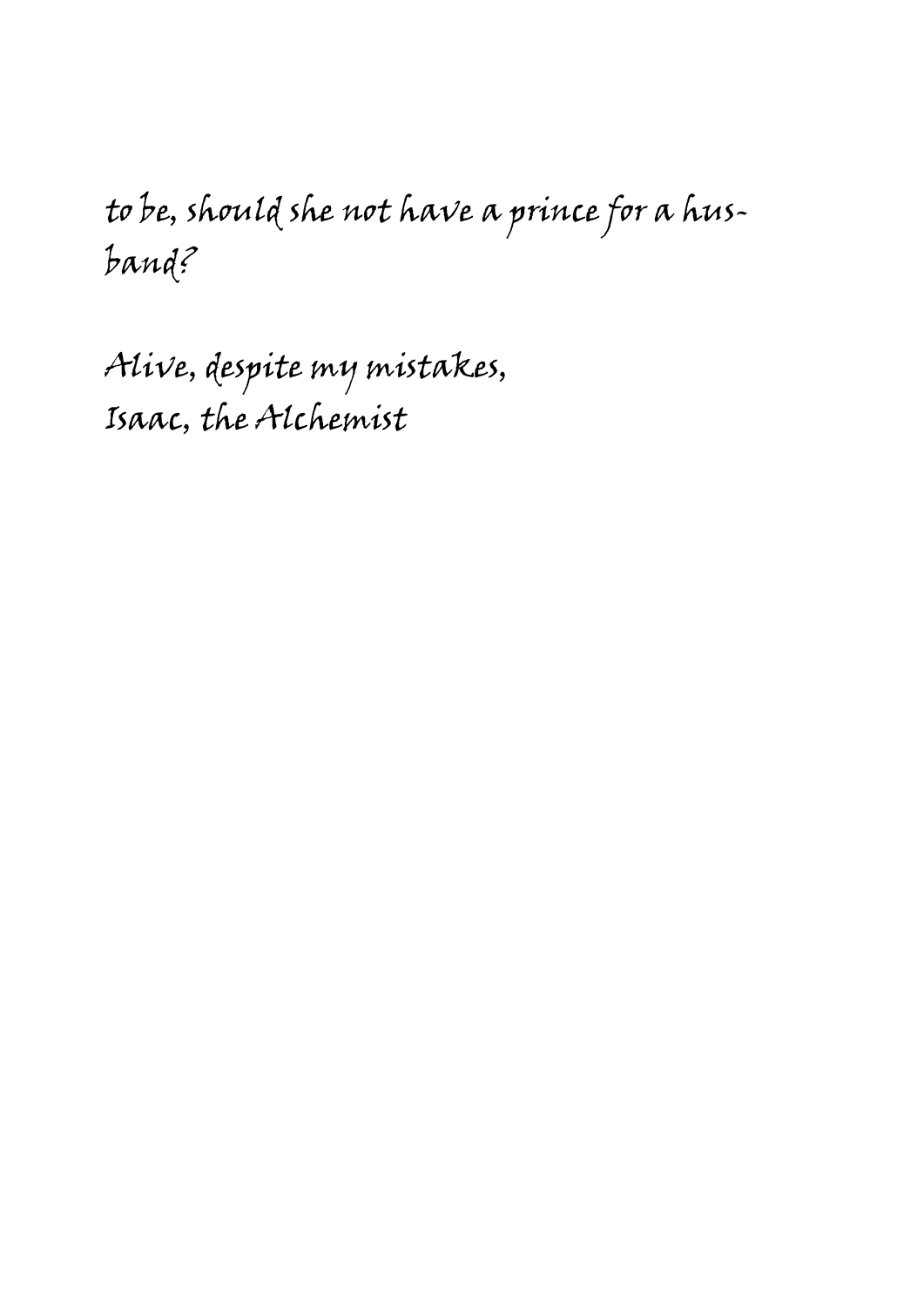to be, should she not have a prince for a husband?

Alive, despite my mistakes,
Isaac, the Alchemist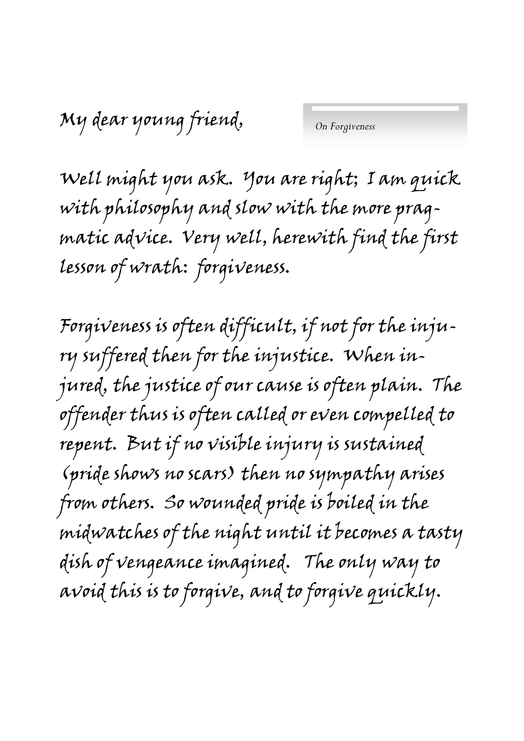My dear young friend,

*On Forgiveness*

Well might you ask. You are right; I am quick with philosophy and slow with the more pragmatic advice. Very well, herewith find the first lesson of wrath: forgiveness.

Forgiveness is often difficult, if not for the injury suffered then for the injustice. When injured, the justice of our cause is often plain. The offender thus is often called or even compelled to repent. But if no visible injury is sustained (pride shows no scars) then no sympathy arises from others. So wounded pride is boiled in the midwatches of the night until it becomes a tasty dish of vengeance imagined. The only way to avoid this is to forgive, and to forgive quickly.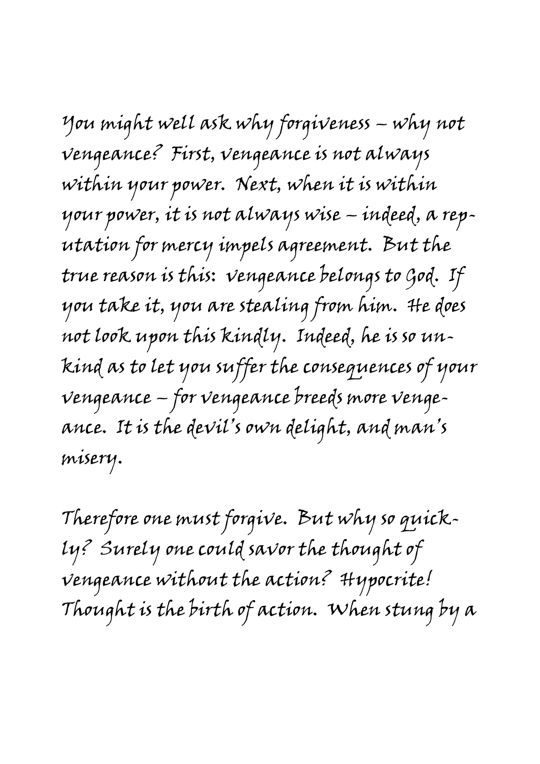You might well ask why forgiveness – why not vengeance? First, vengeance is not always within your power. Next, when it is within your power, it is not always wise – indeed, a reputation for mercy impels agreement. But the true reason is this: vengeance belongs to God. If you take it, you are stealing from him. He does not look upon this kindly. Indeed, he is so unkind as to let you suffer the consequences of your vengeance – for vengeance breeds more vengeance. It is the devil's own delight, and man's misery.

Therefore one must forgive. But why so quickly? Surely one could savor the thought of vengeance without the action? Hypocrite! Thought is the birth of action. When stung by a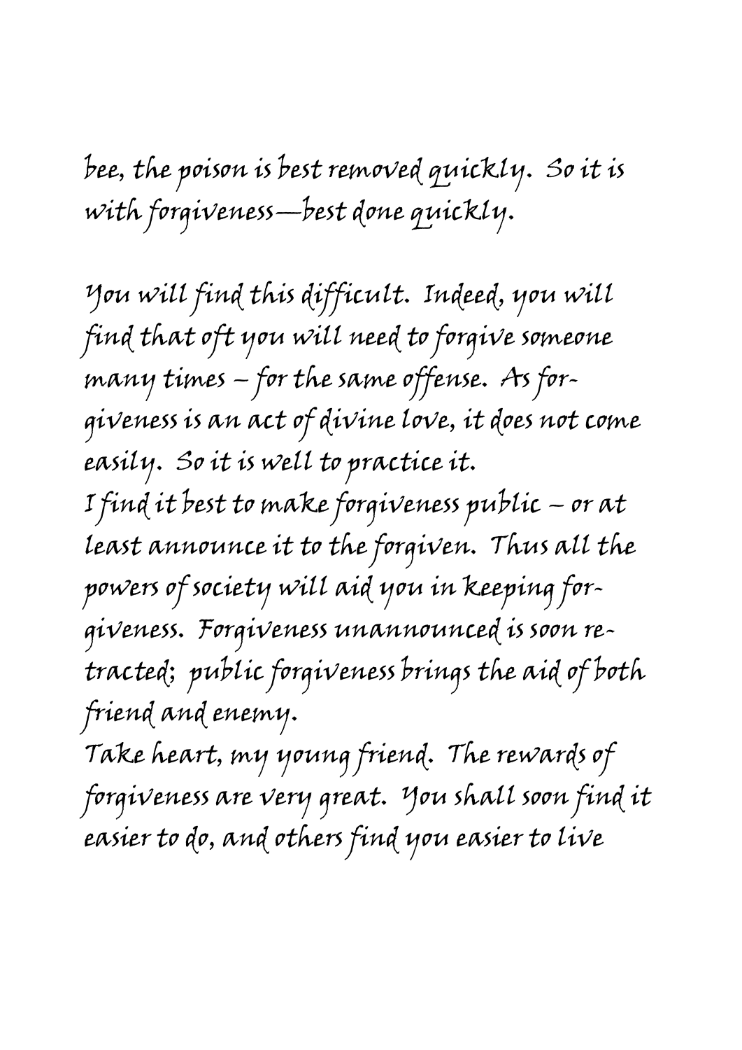bee, the poison is best removed quickly. So it is with forgiveness—best done quickly.

You will find this difficult. Indeed, you will find that oft you will need to forgive someone many times – for the same offense. As forgiveness is an act of divine love, it does not come easily. So it is well to practice it.

I find it best to make forgiveness public – or at least announce it to the forgiven. Thus all the powers of society will aid you in keeping forgiveness. Forgiveness unannounced is soon retracted; public forgiveness brings the aid of both friend and enemy.

Take heart, my young friend. The rewards of forgiveness are very great. You shall soon find it easier to do, and others find you easier to live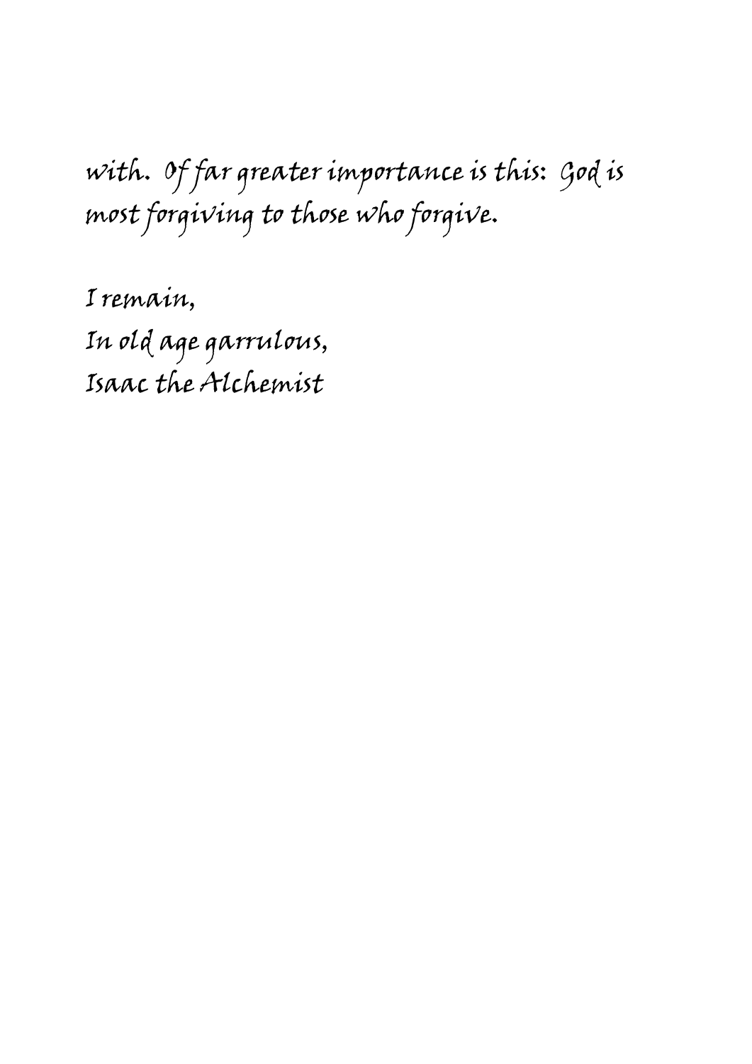with. Of far greater importance is this: God is most forgiving to those who forgive.

I remain,  
In old age garrulous,  
Isaac the Alchemist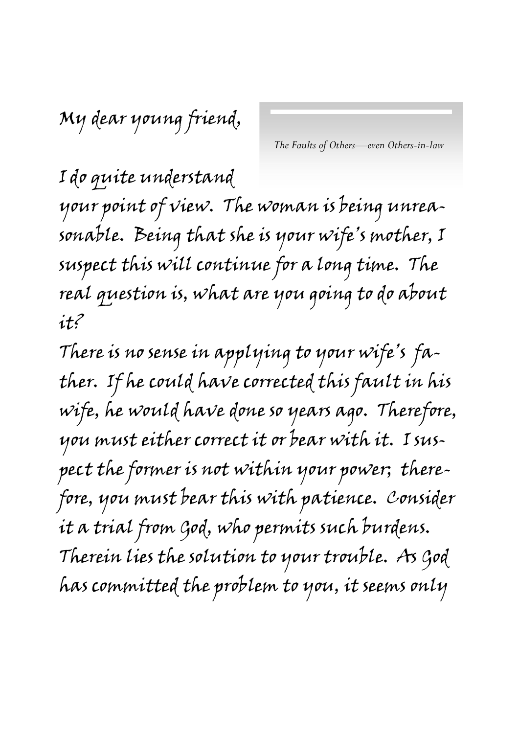*The Faults of Others—even Others-in-law*

My dear young friend,

I do quite understand your point of view. The woman is being unreasonable. Being that she is your wife's mother, I suspect this will continue for a long time. The real question is, what are you going to do about it?

There is no sense in applying to your wife's father. If he could have corrected this fault in his wife, he would have done so years ago. Therefore, you must either correct it or bear with it. I suspect the former is not within your power; therefore, you must bear this with patience. Consider it a trial from God, who permits such burdens. Therein lies the solution to your trouble. As God has committed the problem to you, it seems only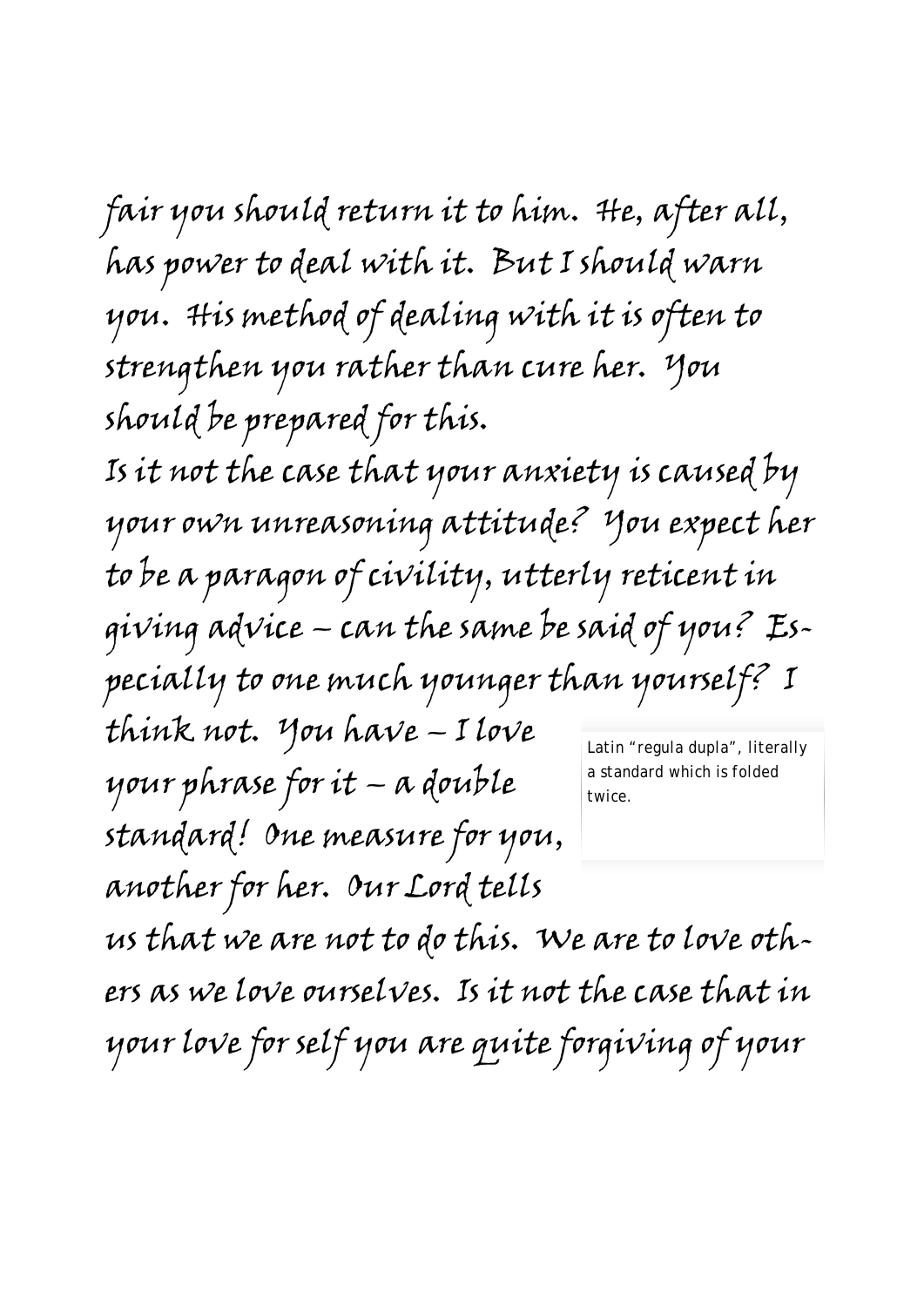fair you should return it to him. He, after all, has power to deal with it. But I should warn you. His method of dealing with it is often to strengthen you rather than cure her. You should be prepared for this.

Is it not the case that your anxiety is caused by your own unreasoning attitude? You expect her to be a paragon of civility, utterly reticent in giving advice – can the same be said of you? Especially to one much younger than yourself? I think not. You have – I love your phrase for it – a double standard! One measure for you, another for her. Our Lord tells us that we are not to do this. We are to love others as we love ourselves. Is it not the case that in your love for self you are quite forgiving of your

> Latin "regula dupla", literally a standard which is folded twice.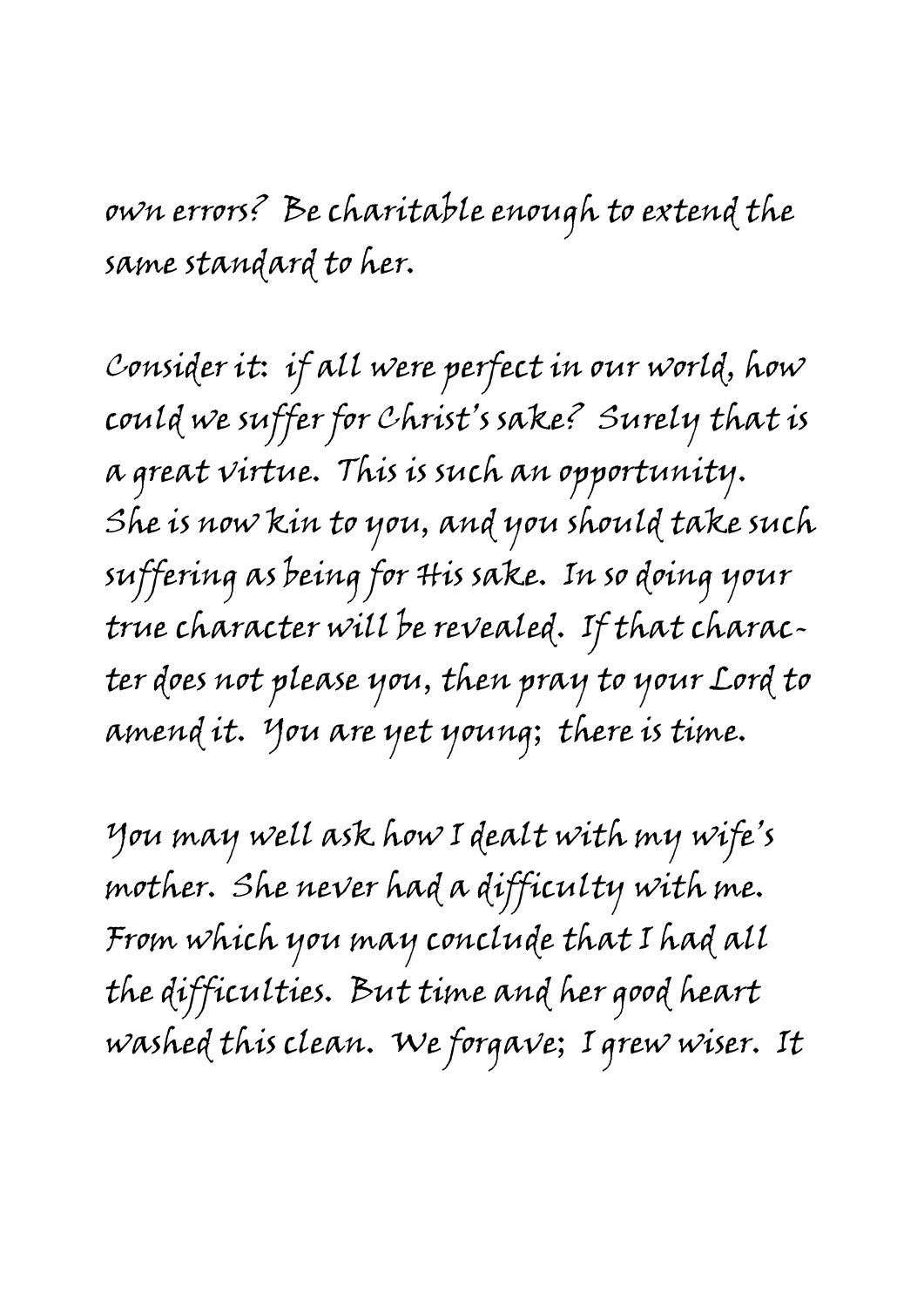own errors? Be charitable enough to extend the same standard to her.

Consider it: if all were perfect in our world, how could we suffer for Christ's sake? Surely that is a great virtue. This is such an opportunity. She is now kin to you, and you should take such suffering as being for His sake. In so doing your true character will be revealed. If that character does not please you, then pray to your Lord to amend it. You are yet young; there is time.

You may well ask how I dealt with my wife's mother. She never had a difficulty with me. From which you may conclude that I had all the difficulties. But time and her good heart washed this clean. We forgave; I grew wiser. It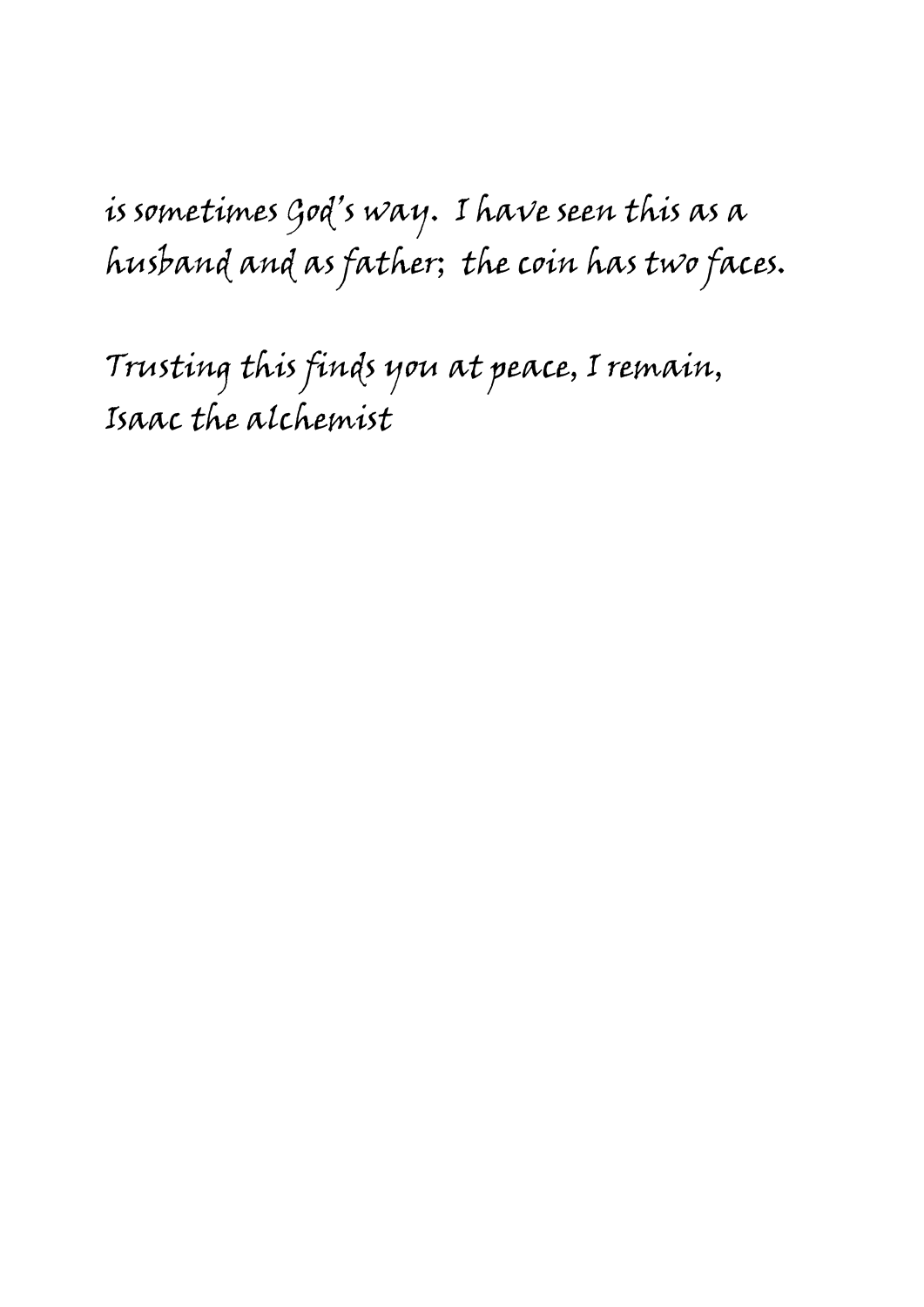is sometimes God's way. I have seen this as a husband and as father; the coin has two faces.

Trusting this finds you at peace, I remain,
Isaac the alchemist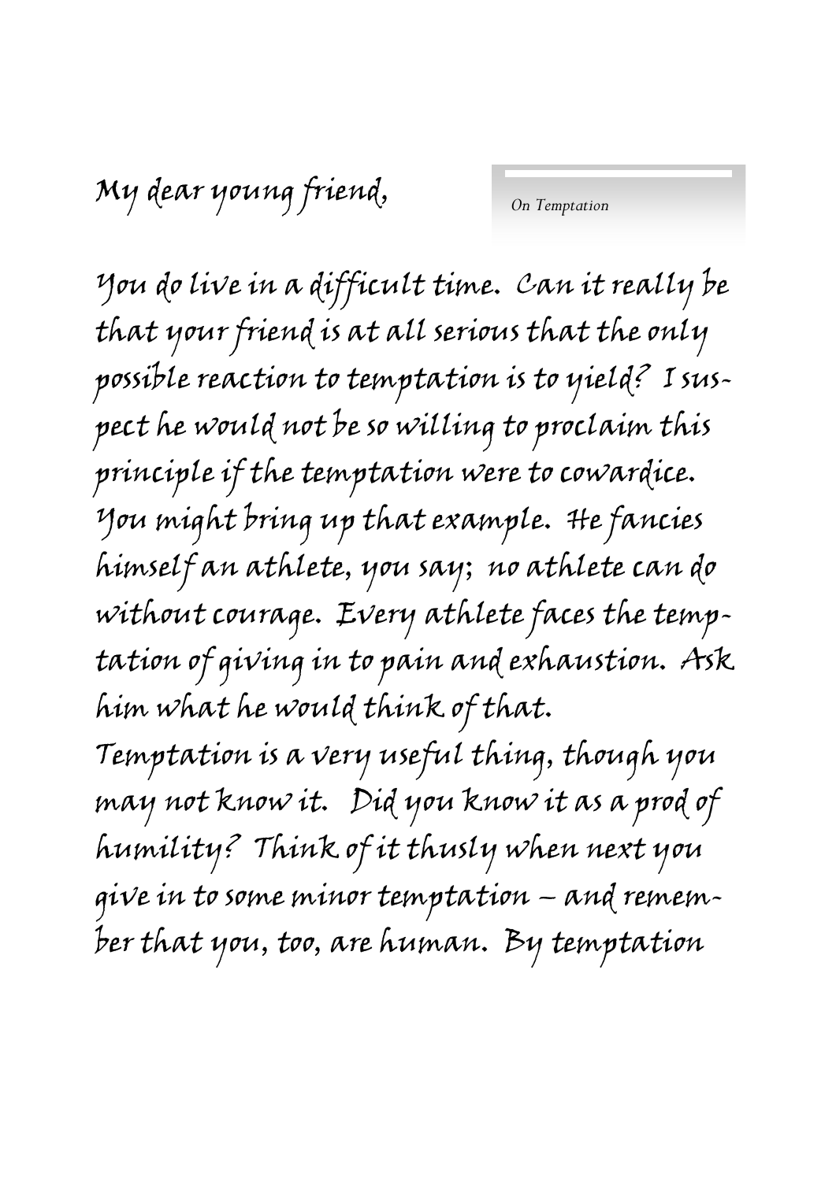My dear young friend,

*On Temptation*

You do live in a difficult time. Can it really be that your friend is at all serious that the only possible reaction to temptation is to yield? I suspect he would not be so willing to proclaim this principle if the temptation were to cowardice. You might bring up that example. He fancies himself an athlete, you say; no athlete can do without courage. Every athlete faces the temptation of giving in to pain and exhaustion. Ask him what he would think of that.

Temptation is a very useful thing, though you may not know it. Did you know it as a prod of humility? Think of it thusly when next you give in to some minor temptation – and remember that you, too, are human. By temptation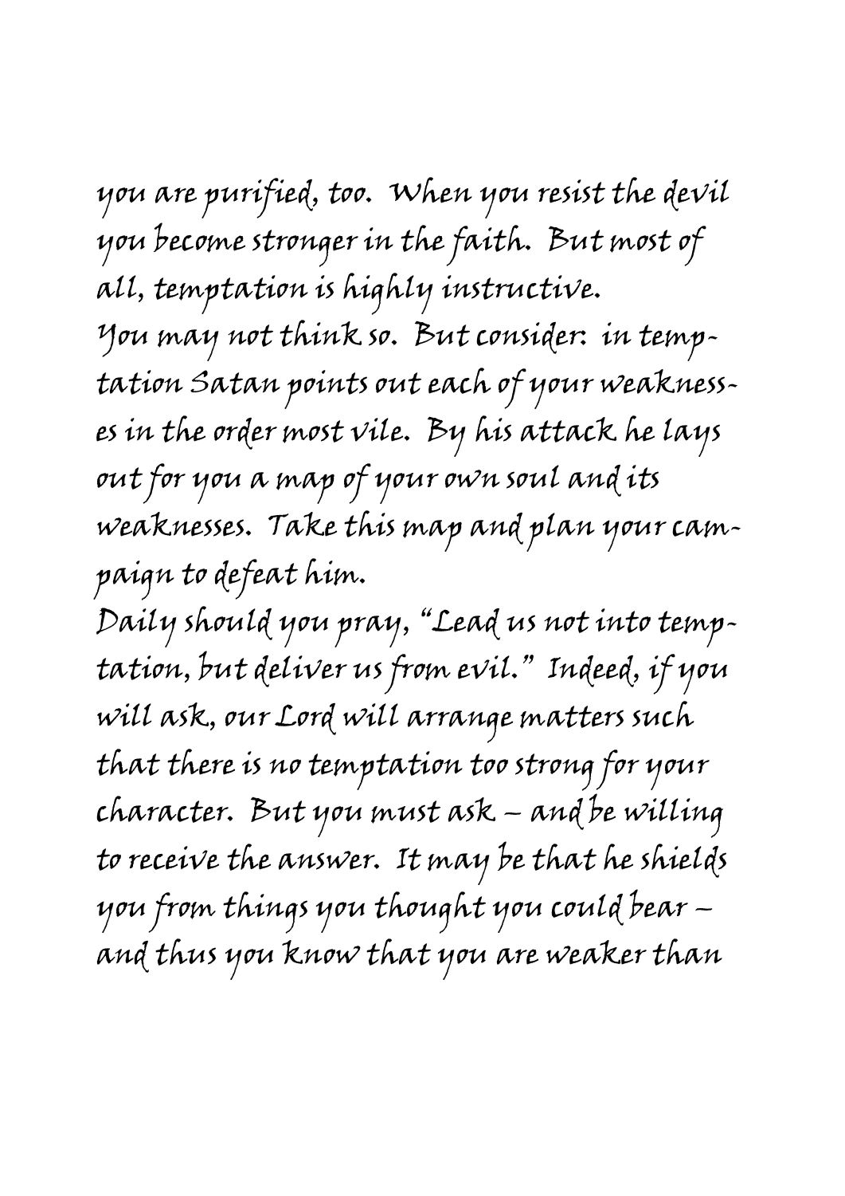you are purified, too. When you resist the devil you become stronger in the faith. But most of all, temptation is highly instructive.

You may not think so. But consider: in temptation Satan points out each of your weaknesses in the order most vile. By his attack he lays out for you a map of your own soul and its weaknesses. Take this map and plan your campaign to defeat him.

Daily should you pray, "Lead us not into temptation, but deliver us from evil." Indeed, if you will ask, our Lord will arrange matters such that there is no temptation too strong for your character. But you must ask – and be willing to receive the answer. It may be that he shields you from things you thought you could bear – and thus you know that you are weaker than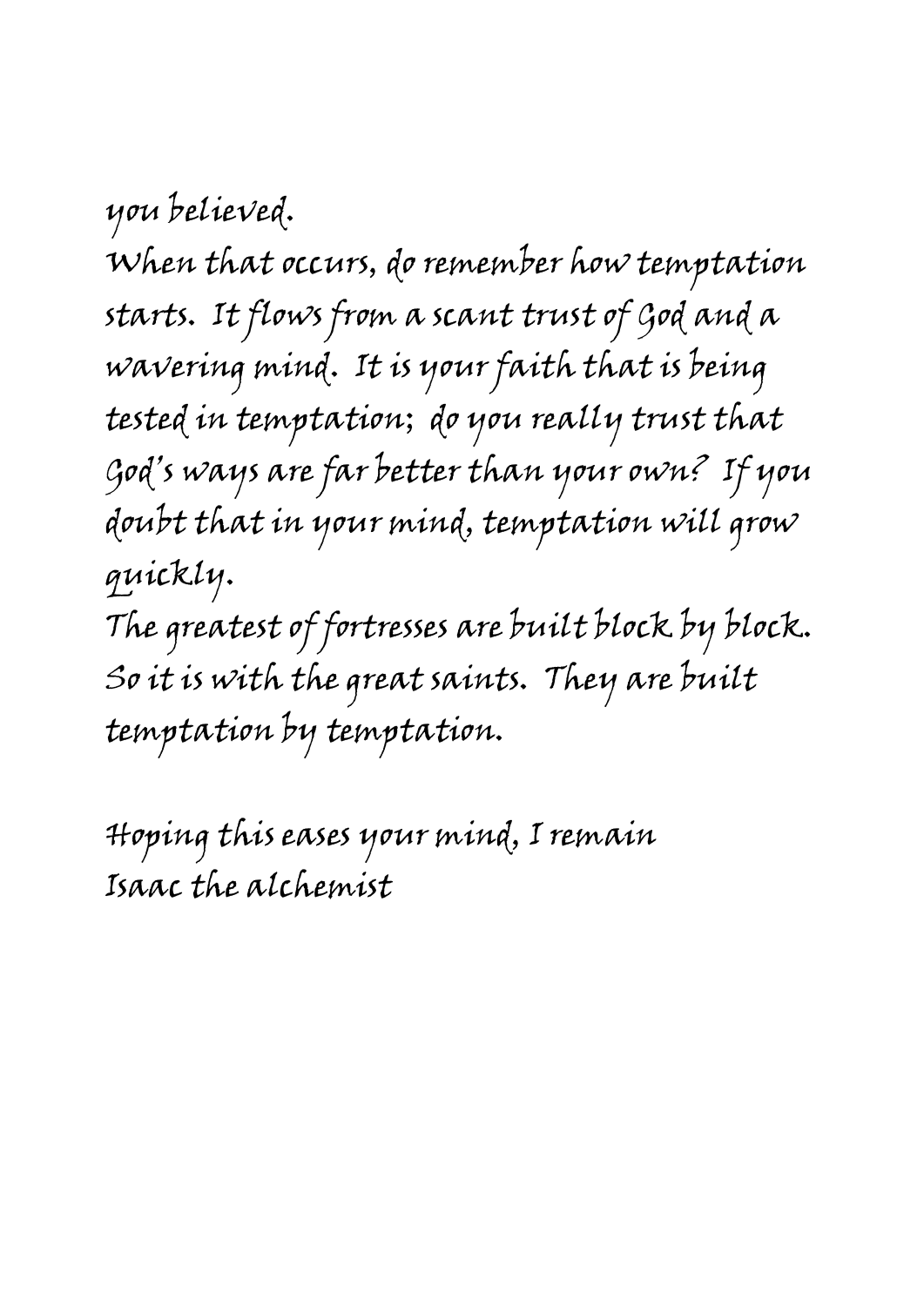you believed.

When that occurs, do remember how temptation starts. It flows from a scant trust of God and a wavering mind. It is your faith that is being tested in temptation; do you really trust that God's ways are far better than your own? If you doubt that in your mind, temptation will grow quickly.

The greatest of fortresses are built block by block. So it is with the great saints. They are built temptation by temptation.

Hoping this eases your mind, I remain
Isaac the alchemist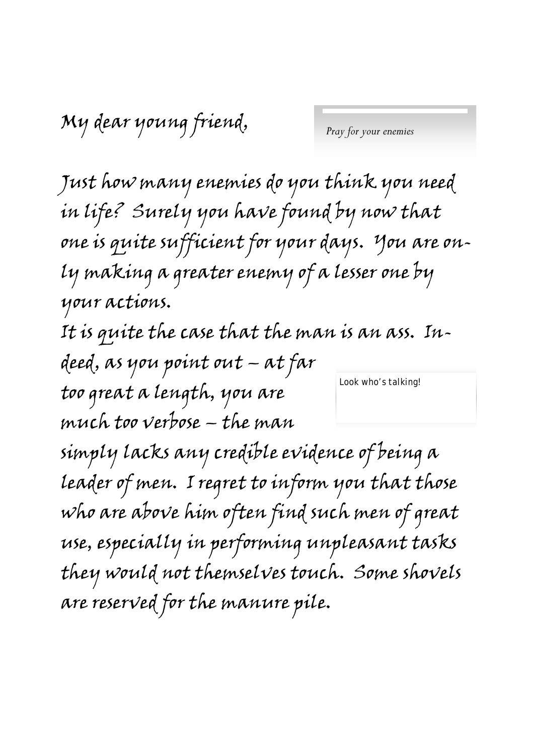My dear young friend,

*Pray for your enemies*

Just how many enemies do you think you need in life? Surely you have found by now that one is quite sufficient for your days. You are only making a greater enemy of a lesser one by your actions.

It is quite the case that the man is an ass. Indeed, as you point out – at far too great a length, you are much too verbose – the man simply lacks any credible evidence of being a leader of men. I regret to inform you that those who are above him often find such men of great use, especially in performing unpleasant tasks they would not themselves touch. Some shovels are reserved for the manure pile.

Look who's talking!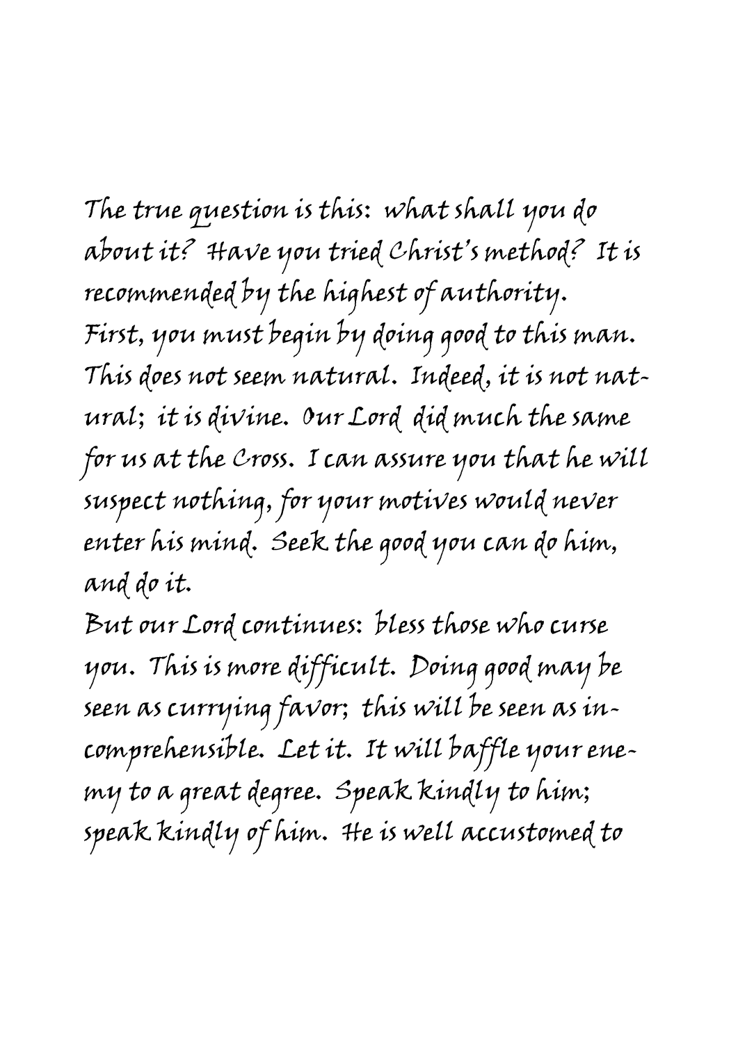The true question is this: what shall you do about it? Have you tried Christ's method? It is recommended by the highest of authority. First, you must begin by doing good to this man. This does not seem natural. Indeed, it is not natural; it is divine. Our Lord did much the same for us at the Cross. I can assure you that he will suspect nothing, for your motives would never enter his mind. Seek the good you can do him, and do it.

But our Lord continues: bless those who curse you. This is more difficult. Doing good may be seen as currying favor; this will be seen as incomprehensible. Let it. It will baffle your enemy to a great degree. Speak kindly to him; speak kindly of him. He is well accustomed to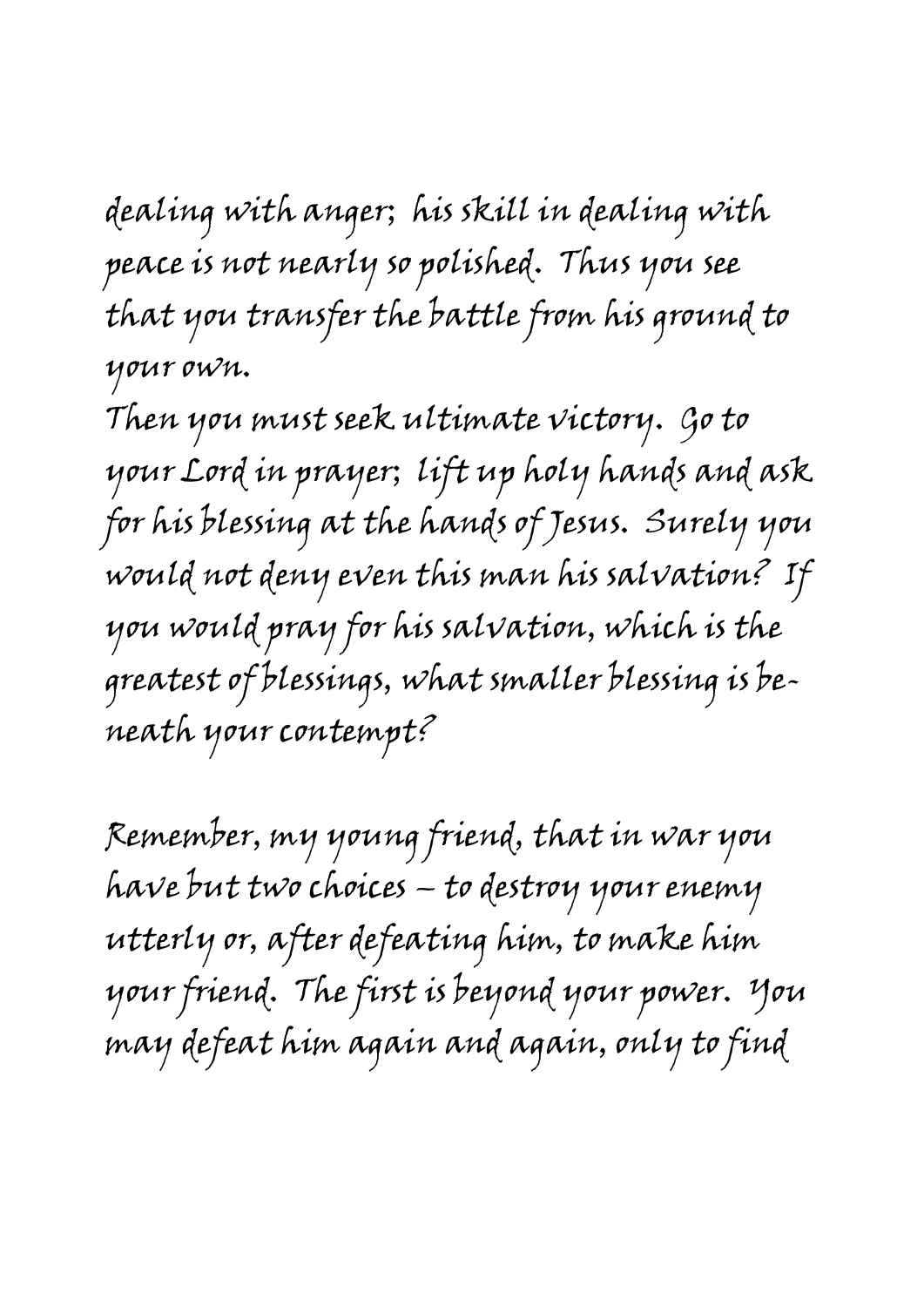dealing with anger; his skill in dealing with peace is not nearly so polished. Thus you see that you transfer the battle from his ground to your own.

Then you must seek ultimate victory. Go to your Lord in prayer; lift up holy hands and ask for his blessing at the hands of Jesus. Surely you would not deny even this man his salvation? If you would pray for his salvation, which is the greatest of blessings, what smaller blessing is beneath your contempt?

Remember, my young friend, that in war you have but two choices – to destroy your enemy utterly or, after defeating him, to make him your friend. The first is beyond your power. You may defeat him again and again, only to find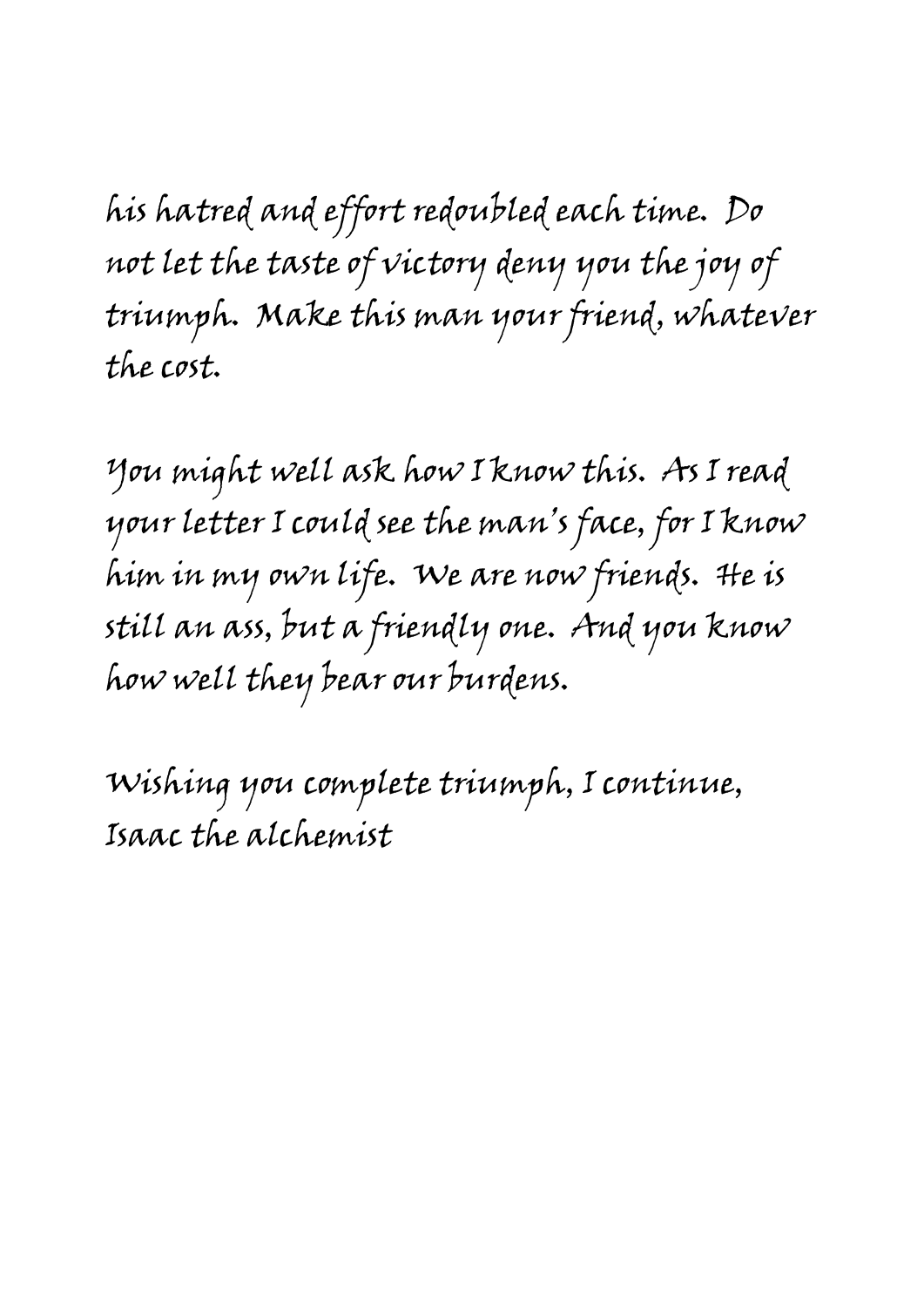his hatred and effort redoubled each time. Do not let the taste of victory deny you the joy of triumph. Make this man your friend, whatever the cost.

You might well ask how I know this. As I read your letter I could see the man's face, for I know him in my own life. We are now friends. He is still an ass, but a friendly one. And you know how well they bear our burdens.

Wishing you complete triumph, I continue,
Isaac the alchemist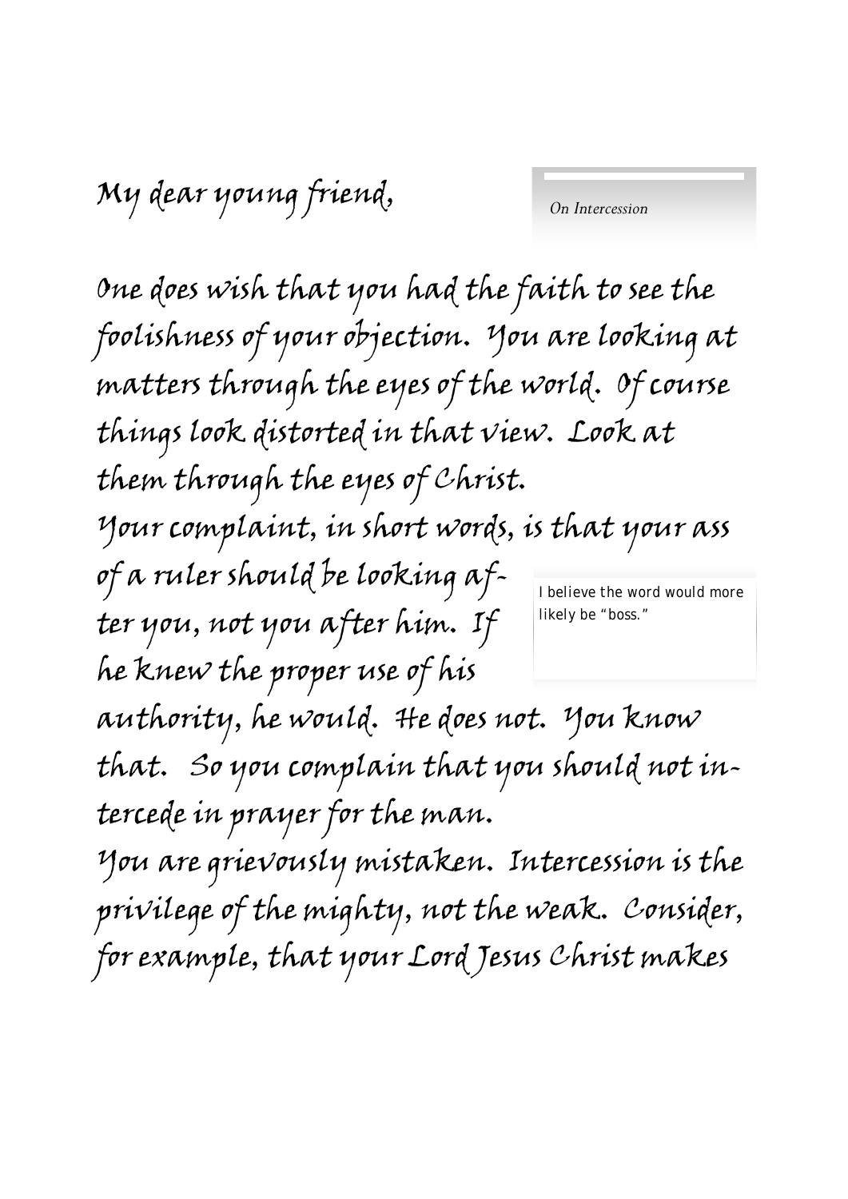My dear young friend,

*On Intercession*

One does wish that you had the faith to see the foolishness of your objection. You are looking at matters through the eyes of the world. Of course things look distorted in that view. Look at them through the eyes of Christ.

Your complaint, in short words, is that your ass of a ruler should be looking after you, not you after him. If he knew the proper use of his authority, he would. He does not. You know that. So you complain that you should not intercede in prayer for the man.

> I believe the word would more likely be "boss."

You are grievously mistaken. Intercession is the privilege of the mighty, not the weak. Consider, for example, that your Lord Jesus Christ makes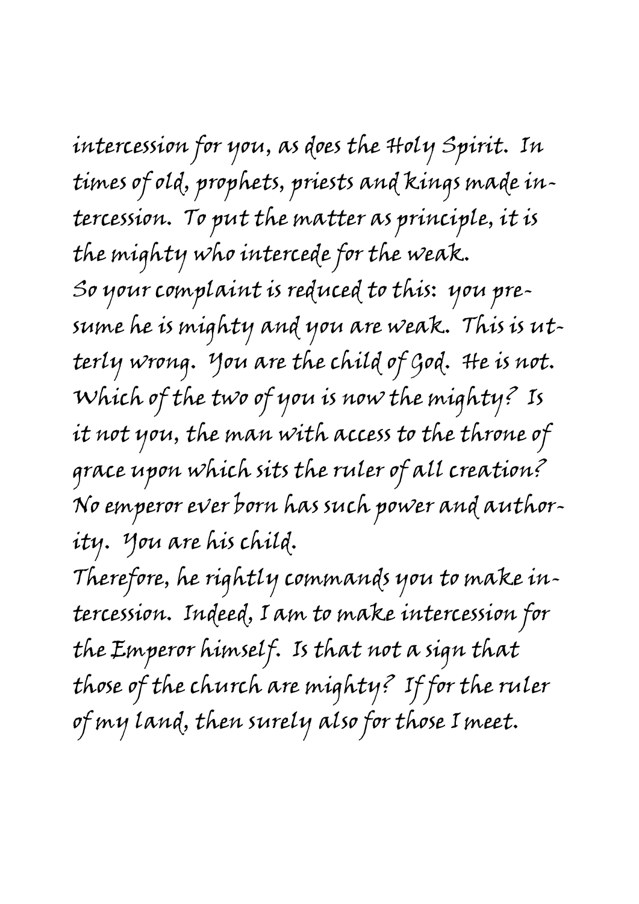intercession for you, as does the Holy Spirit. In times of old, prophets, priests and kings made intercession. To put the matter as principle, it is the mighty who intercede for the weak.

So your complaint is reduced to this: you presume he is mighty and you are weak. This is utterly wrong. You are the child of God. He is not. Which of the two of you is now the mighty? Is it not you, the man with access to the throne of grace upon which sits the ruler of all creation? No emperor ever born has such power and authority. You are his child.

Therefore, he rightly commands you to make intercession. Indeed, I am to make intercession for the Emperor himself. Is that not a sign that those of the church are mighty? If for the ruler of my land, then surely also for those I meet.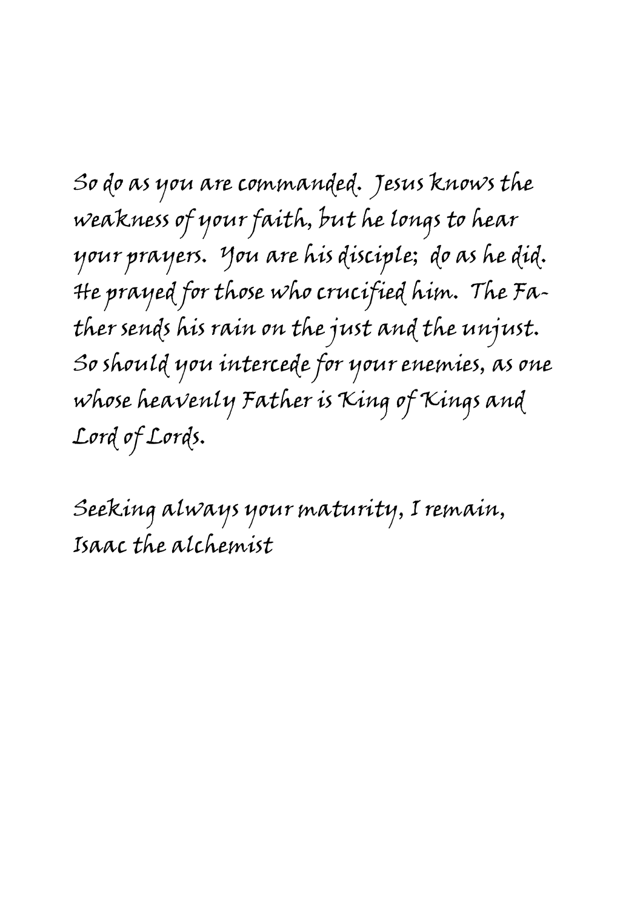So do as you are commanded. Jesus knows the weakness of your faith, but he longs to hear your prayers. You are his disciple; do as he did. He prayed for those who crucified him. The Father sends his rain on the just and the unjust. So should you intercede for your enemies, as one whose heavenly Father is King of Kings and Lord of Lords.

Seeking always your maturity, I remain,
Isaac the alchemist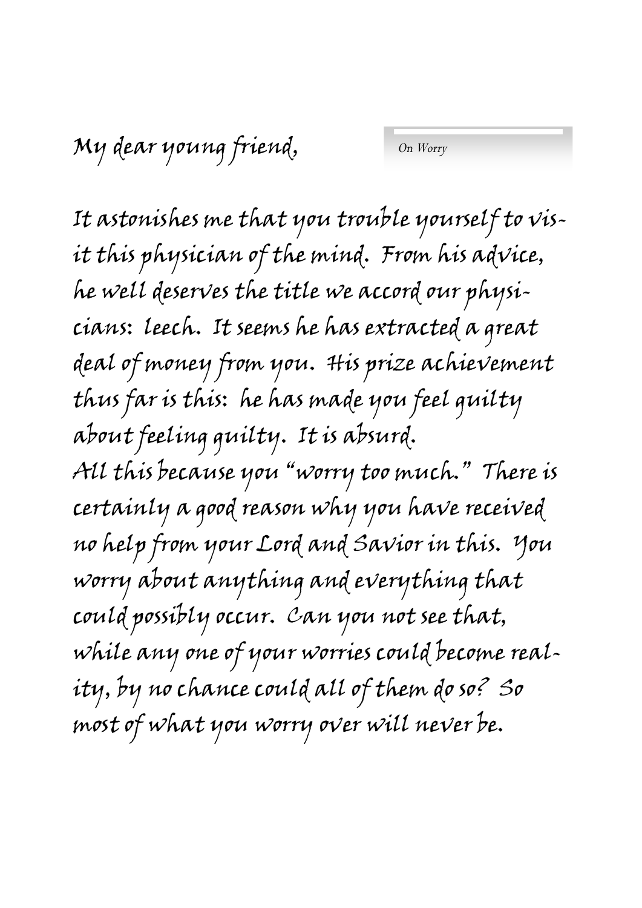My dear young friend,

*On Worry*

It astonishes me that you trouble yourself to visit this physician of the mind. From his advice, he well deserves the title we accord our physicians: leech. It seems he has extracted a great deal of money from you. His prize achievement thus far is this: he has made you feel guilty about feeling guilty. It is absurd.

All this because you "worry too much." There is certainly a good reason why you have received no help from your Lord and Savior in this. You worry about anything and everything that could possibly occur. Can you not see that, while any one of your worries could become reality, by no chance could all of them do so? So most of what you worry over will never be.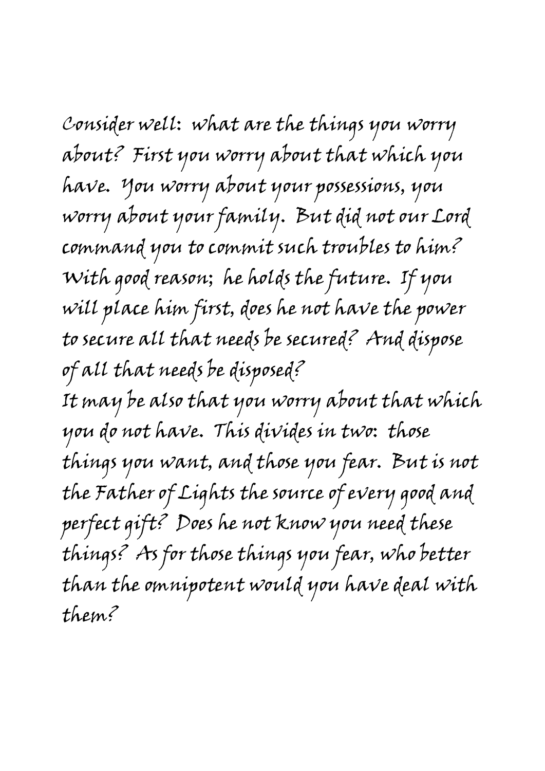Consider well: what are the things you worry about? First you worry about that which you have. You worry about your possessions, you worry about your family. But did not our Lord command you to commit such troubles to him? With good reason; he holds the future. If you will place him first, does he not have the power to secure all that needs be secured? And dispose of all that needs be disposed?

It may be also that you worry about that which you do not have. This divides in two: those things you want, and those you fear. But is not the Father of Lights the source of every good and perfect gift? Does he not know you need these things? As for those things you fear, who better than the omnipotent would you have deal with them?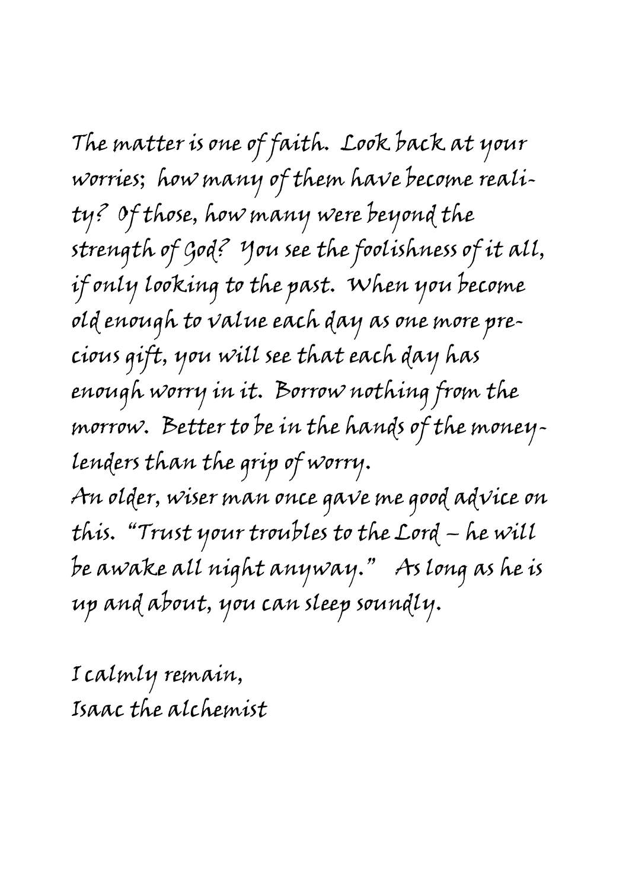The matter is one of faith. Look back at your worries; how many of them have become reality? Of those, how many were beyond the strength of God? You see the foolishness of it all, if only looking to the past. When you become old enough to value each day as one more precious gift, you will see that each day has enough worry in it. Borrow nothing from the morrow. Better to be in the hands of the moneylenders than the grip of worry.

An older, wiser man once gave me good advice on this. "Trust your troubles to the Lord – he will be awake all night anyway." As long as he is up and about, you can sleep soundly.

I calmly remain,
Isaac the alchemist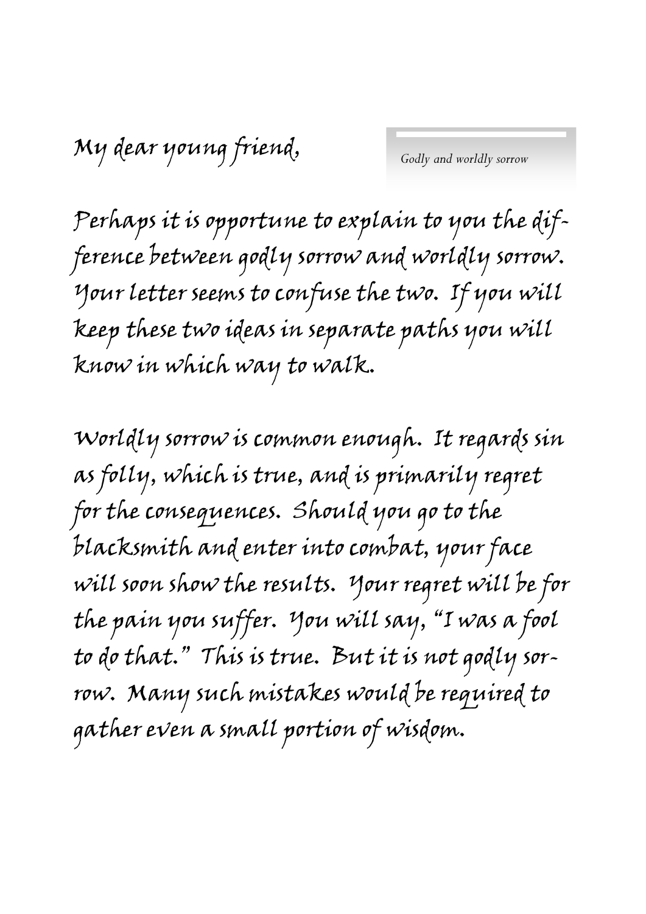My dear young friend,

*Godly and worldly sorrow*

Perhaps it is opportune to explain to you the difference between godly sorrow and worldly sorrow. Your letter seems to confuse the two. If you will keep these two ideas in separate paths you will know in which way to walk.

Worldly sorrow is common enough. It regards sin as folly, which is true, and is primarily regret for the consequences. Should you go to the blacksmith and enter into combat, your face will soon show the results. Your regret will be for the pain you suffer. You will say, "I was a fool to do that." This is true. But it is not godly sorrow. Many such mistakes would be required to gather even a small portion of wisdom.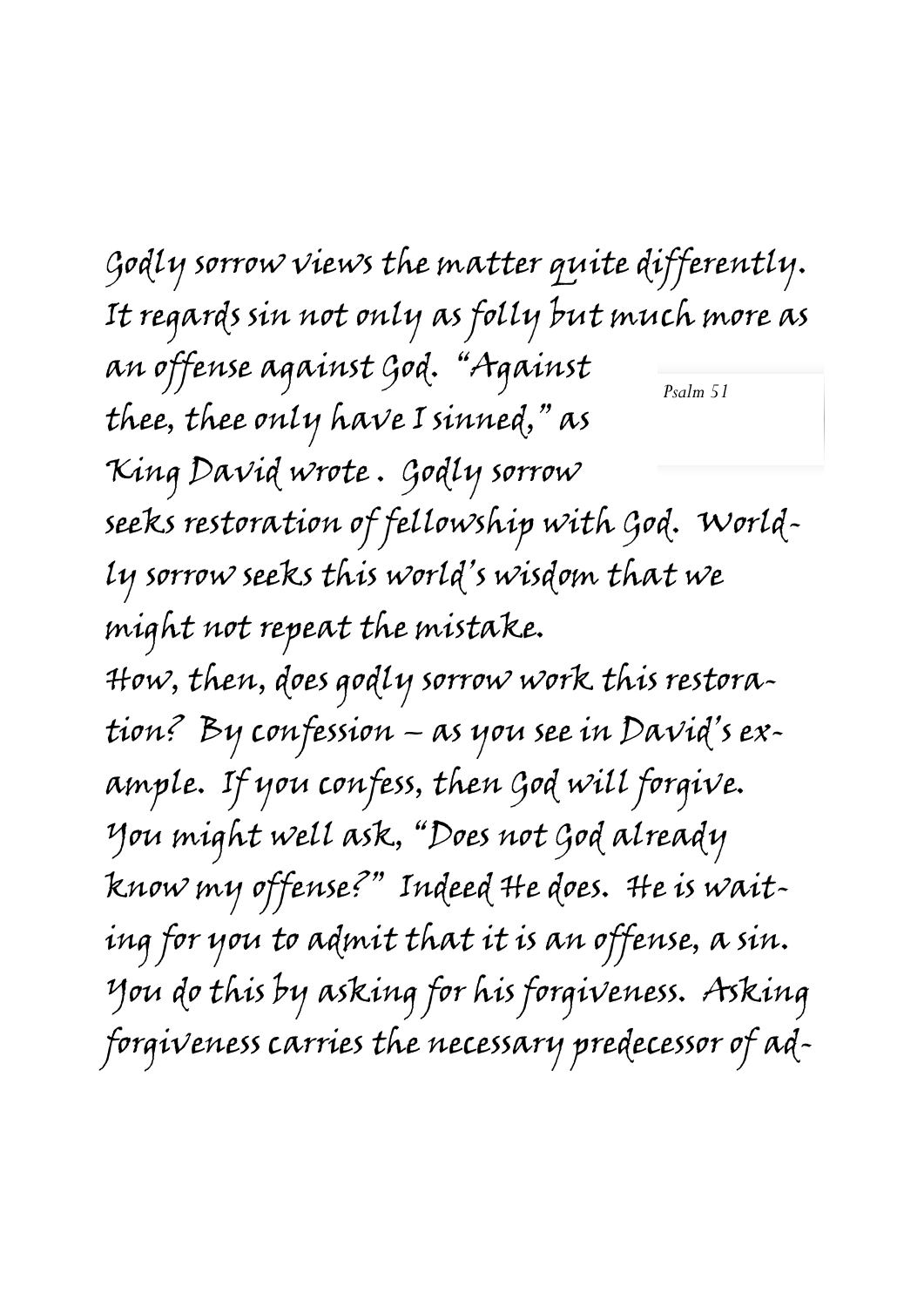Godly sorrow views the matter quite differently. It regards sin not only as folly but much more as an offense against God. "Against thee, thee only have I sinned," as King David wrote . Godly sorrow seeks restoration of fellowship with God. Worldly sorrow seeks this world's wisdom that we might not repeat the mistake.

*Psalm 51*

How, then, does godly sorrow work this restoration? By confession – as you see in David's example. If you confess, then God will forgive. You might well ask, "Does not God already know my offense?" Indeed He does. He is waiting for you to admit that it is an offense, a sin. You do this by asking for his forgiveness. Asking forgiveness carries the necessary predecessor of ad-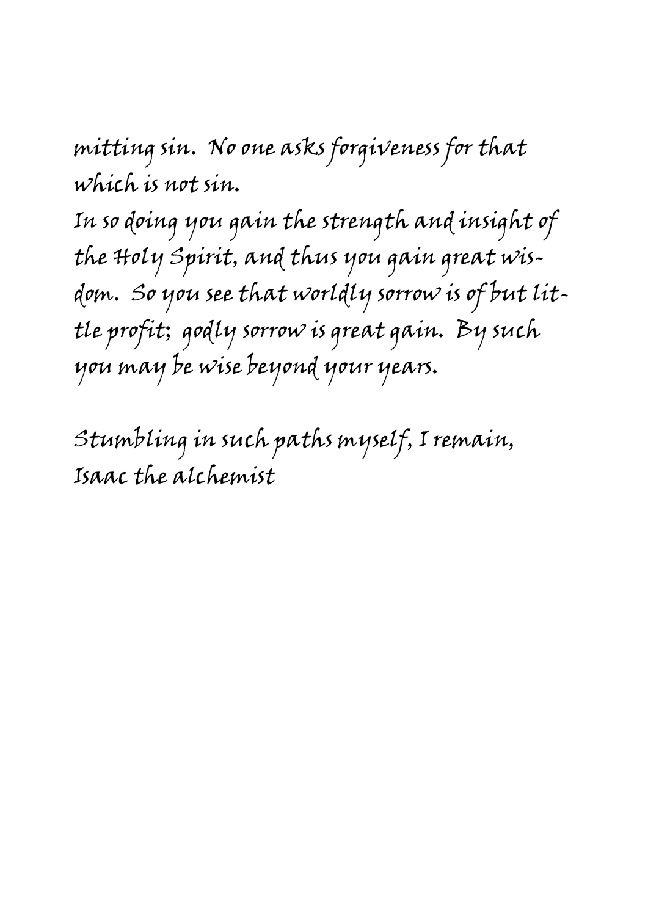mitting sin. No one asks forgiveness for that which is not sin.

In so doing you gain the strength and insight of the Holy Spirit, and thus you gain great wisdom. So you see that worldly sorrow is of but little profit; godly sorrow is great gain. By such you may be wise beyond your years.

Stumbling in such paths myself, I remain,
Isaac the alchemist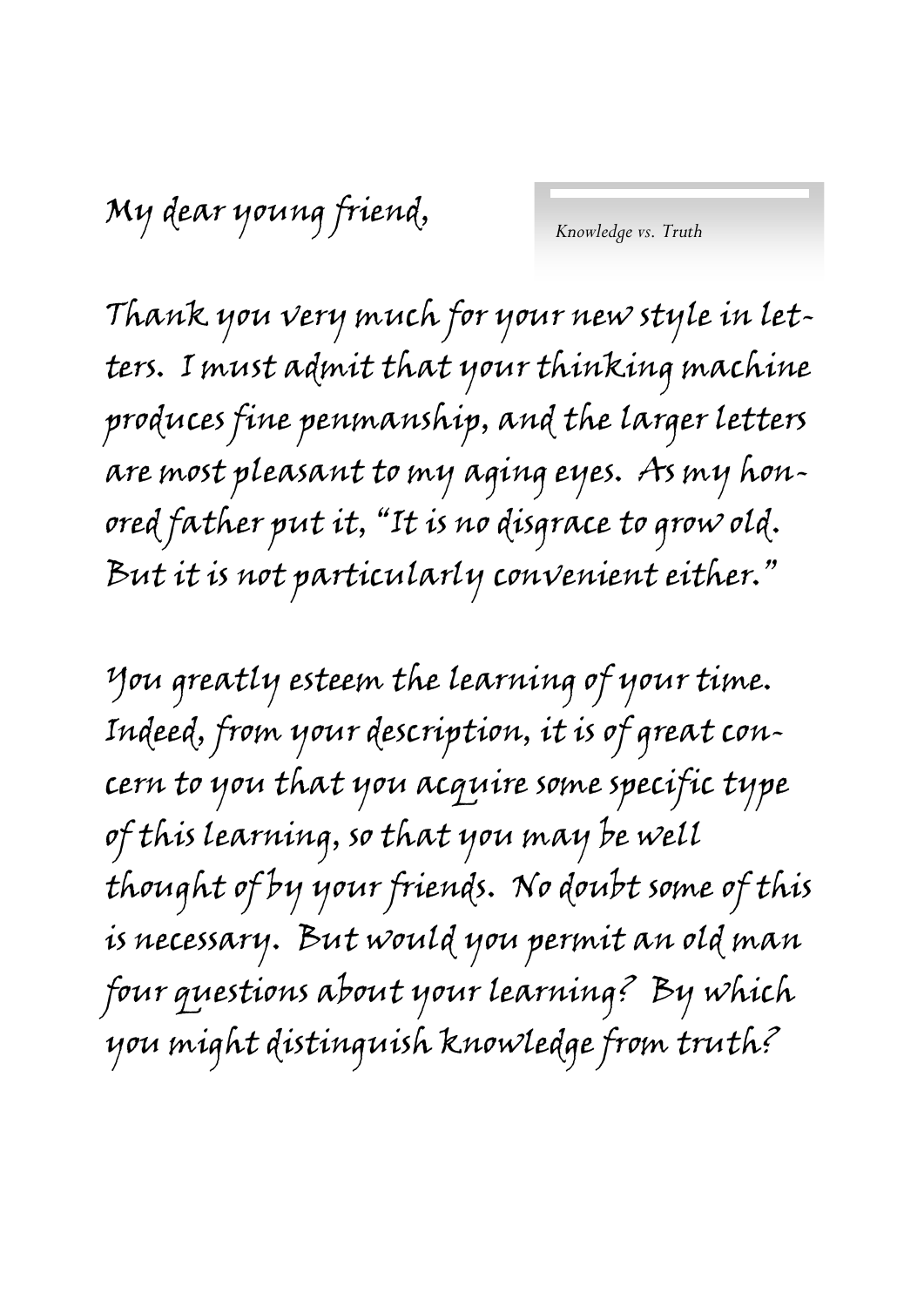My dear young friend,

*Knowledge vs. Truth*

Thank you very much for your new style in letters. I must admit that your thinking machine produces fine penmanship, and the larger letters are most pleasant to my aging eyes. As my honored father put it, "It is no disgrace to grow old. But it is not particularly convenient either."

You greatly esteem the learning of your time. Indeed, from your description, it is of great concern to you that you acquire some specific type of this learning, so that you may be well thought of by your friends. No doubt some of this is necessary. But would you permit an old man four questions about your learning? By which you might distinguish knowledge from truth?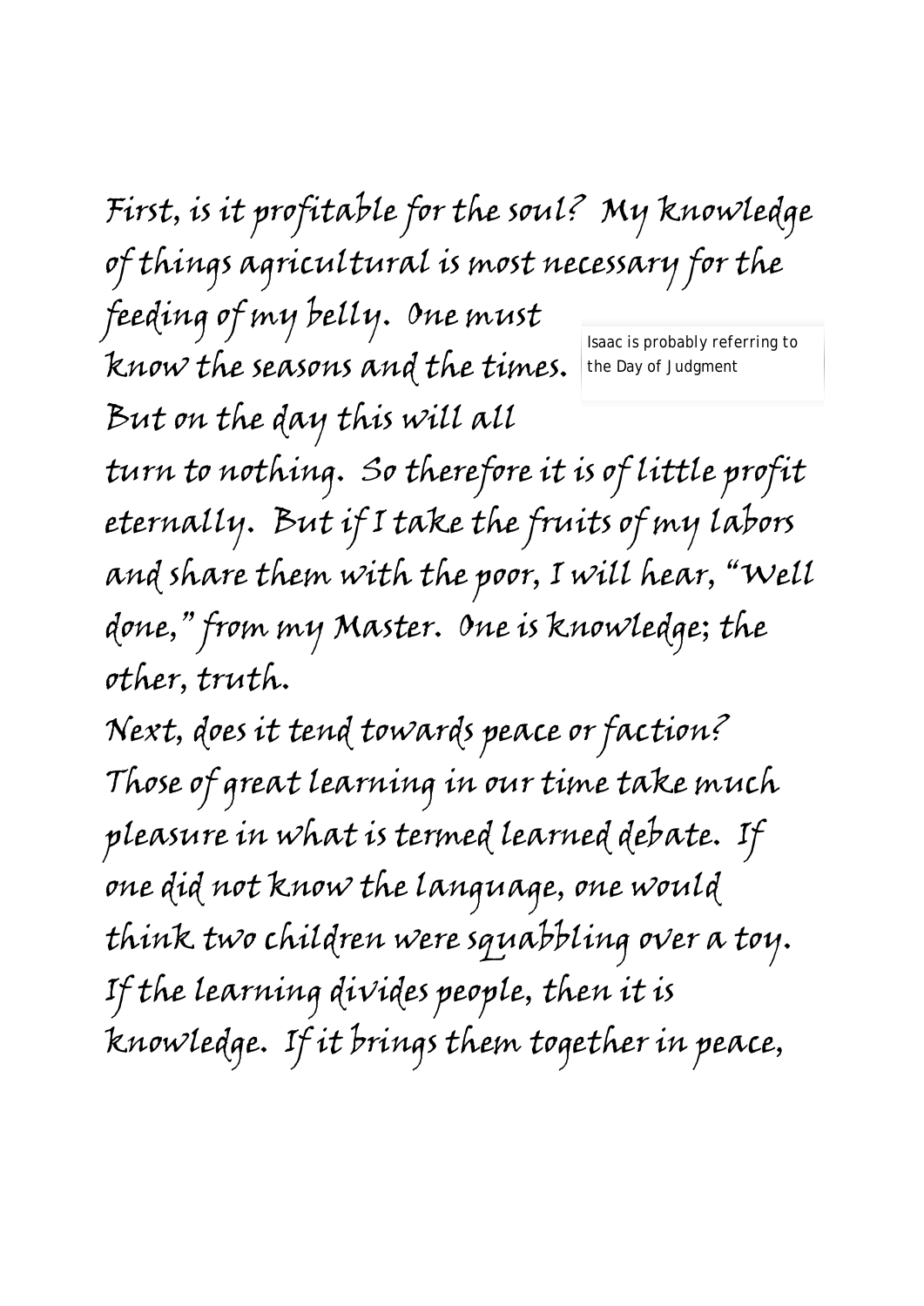First, is it profitable for the soul? My knowledge of things agricultural is most necessary for the feeding of my belly. One must know the seasons and the times. But on the day this will all turn to nothing. So therefore it is of little profit eternally. But if I take the fruits of my labors and share them with the poor, I will hear, "Well done," from my Master. One is knowledge; the other, truth.

Isaac is probably referring to the Day of Judgment

Next, does it tend towards peace or faction? Those of great learning in our time take much pleasure in what is termed learned debate. If one did not know the language, one would think two children were squabbling over a toy. If the learning divides people, then it is knowledge. If it brings them together in peace,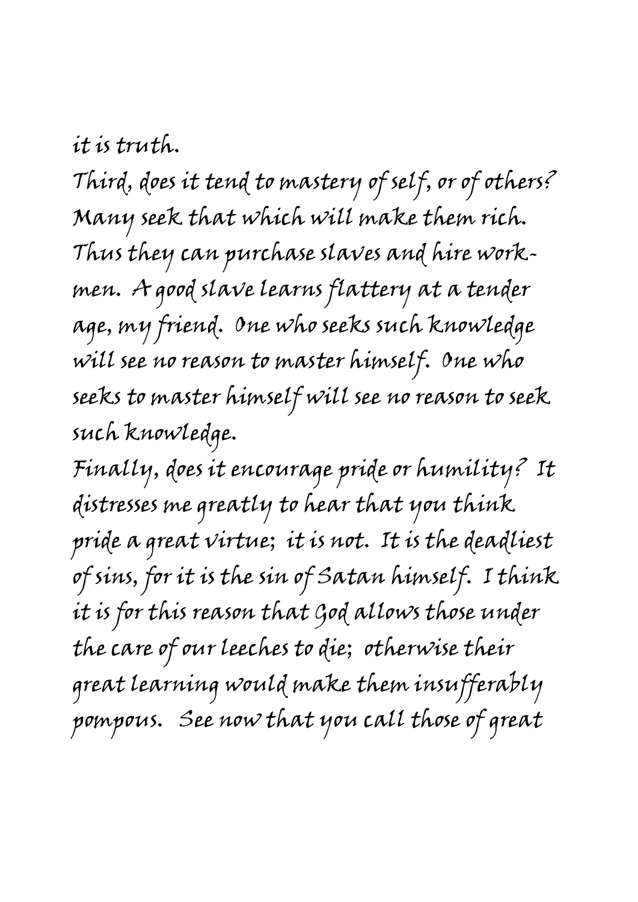it is truth.

Third, does it tend to mastery of self, or of others? Many seek that which will make them rich. Thus they can purchase slaves and hire workmen. A good slave learns flattery at a tender age, my friend. One who seeks such knowledge will see no reason to master himself. One who seeks to master himself will see no reason to seek such knowledge.

Finally, does it encourage pride or humility? It distresses me greatly to hear that you think pride a great virtue; it is not. It is the deadliest of sins, for it is the sin of Satan himself. I think it is for this reason that God allows those under the care of our leeches to die; otherwise their great learning would make them insufferably pompous. See now that you call those of great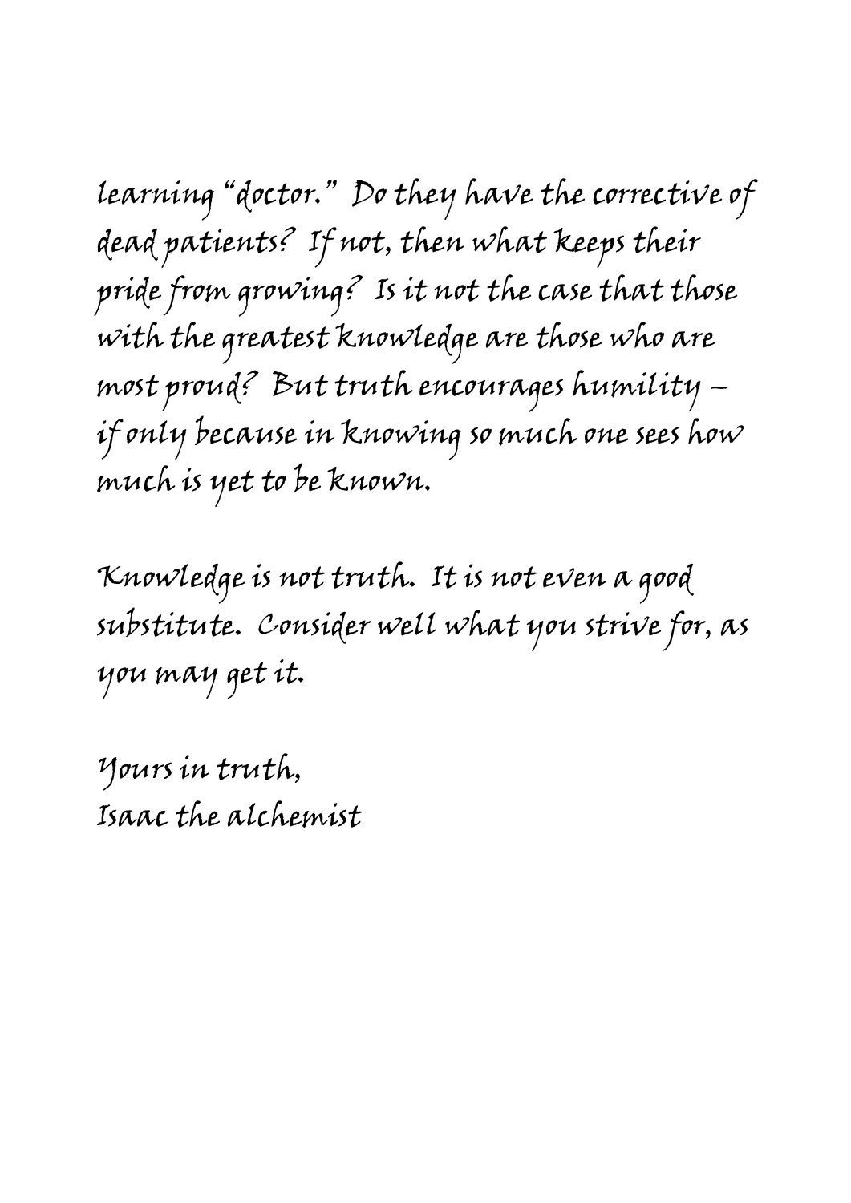learning "doctor." Do they have the corrective of dead patients? If not, then what keeps their pride from growing? Is it not the case that those with the greatest knowledge are those who are most proud? But truth encourages humility – if only because in knowing so much one sees how much is yet to be known.

Knowledge is not truth. It is not even a good substitute. Consider well what you strive for, as you may get it.

Yours in truth,
Isaac the alchemist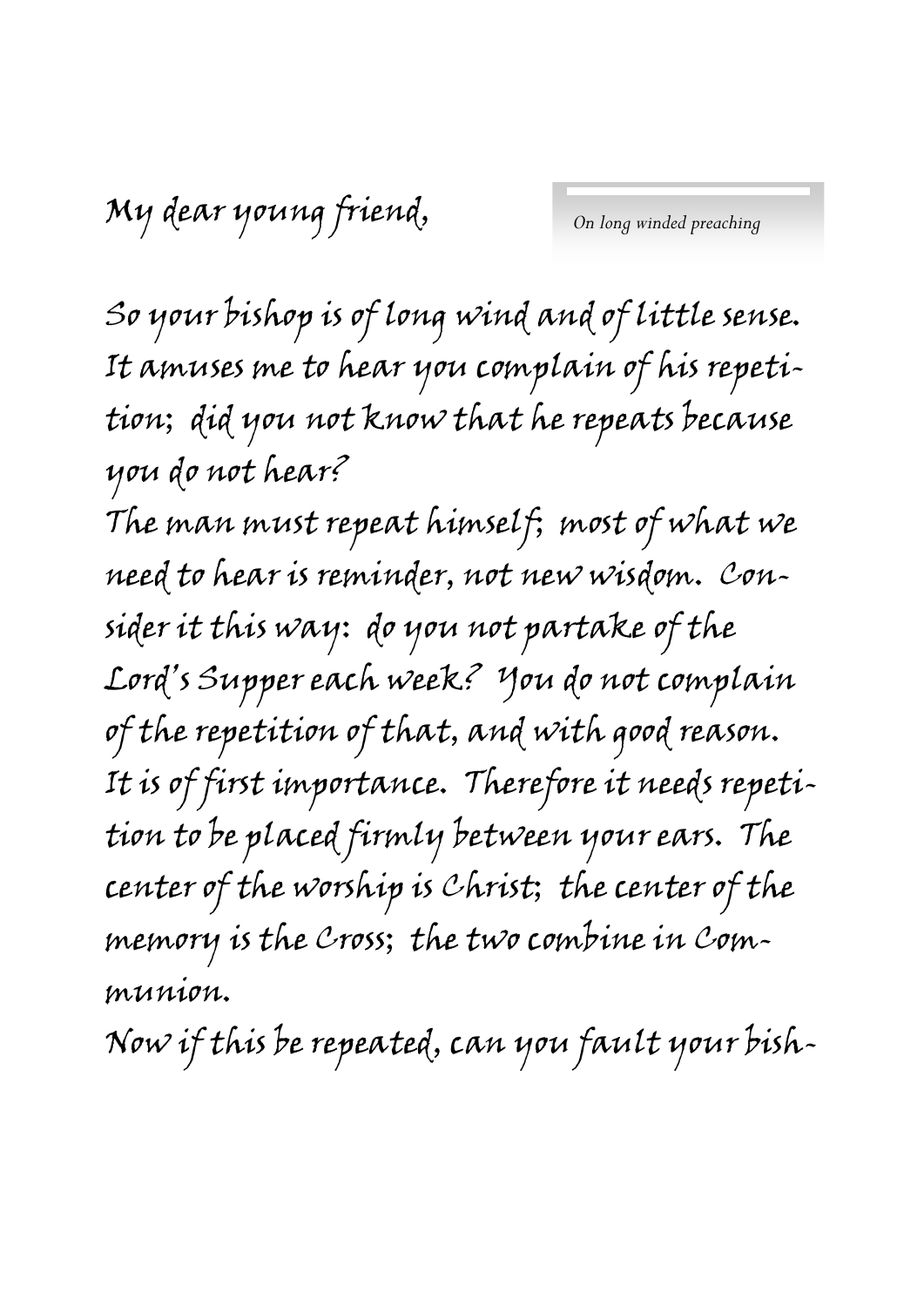My dear young friend,

*On long winded preaching*

So your bishop is of long wind and of little sense. It amuses me to hear you complain of his repetition; did you not know that he repeats because you do not hear?

The man must repeat himself; most of what we need to hear is reminder, not new wisdom. Consider it this way: do you not partake of the Lord's Supper each week? You do not complain of the repetition of that, and with good reason. It is of first importance. Therefore it needs repetition to be placed firmly between your ears. The center of the worship is Christ; the center of the memory is the Cross; the two combine in Communion.

Now if this be repeated, can you fault your bish-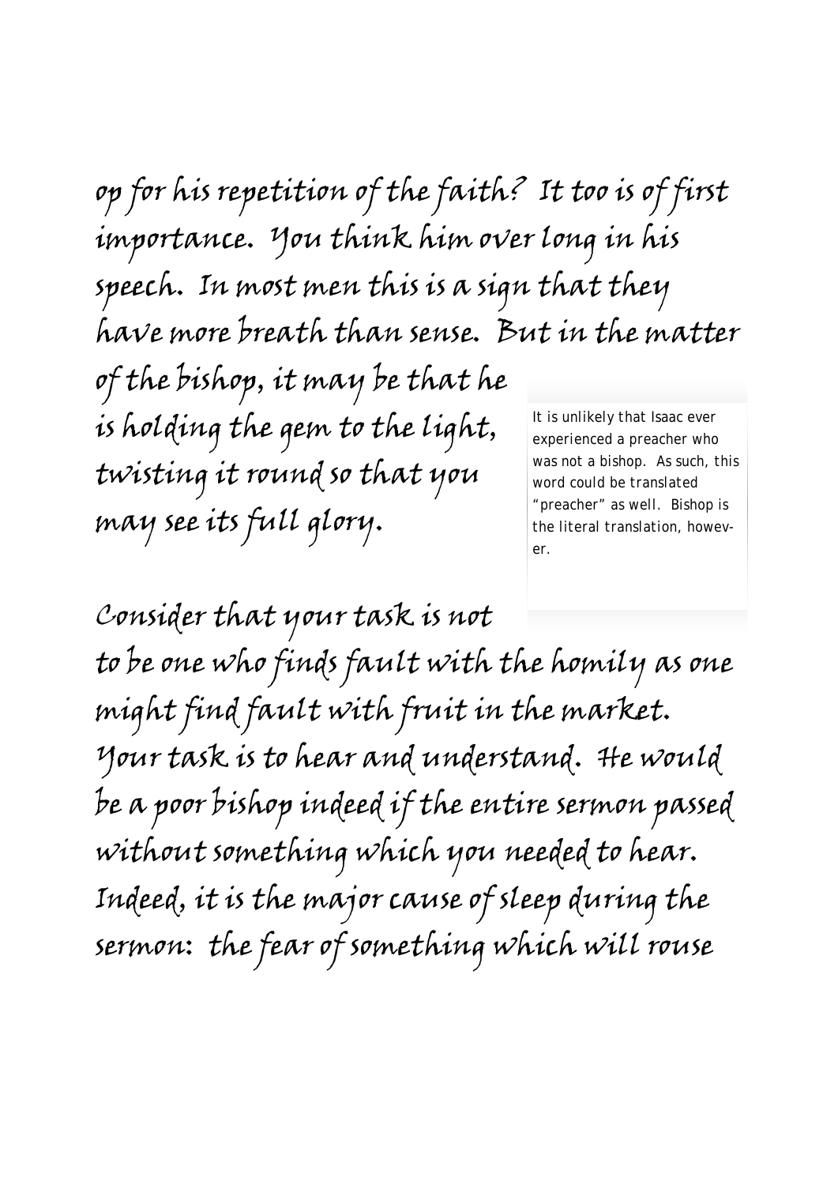op for his repetition of the faith? It too is of first importance. You think him over long in his speech. In most men this is a sign that they have more breath than sense. But in the matter of the bishop, it may be that he is holding the gem to the light, twisting it round so that you may see its full glory.

> It is unlikely that Isaac ever experienced a preacher who was not a bishop. As such, this word could be translated "preacher" as well. Bishop is the literal translation, however.

Consider that your task is not to be one who finds fault with the homily as one might find fault with fruit in the market. Your task is to hear and understand. He would be a poor bishop indeed if the entire sermon passed without something which you needed to hear. Indeed, it is the major cause of sleep during the sermon: the fear of something which will rouse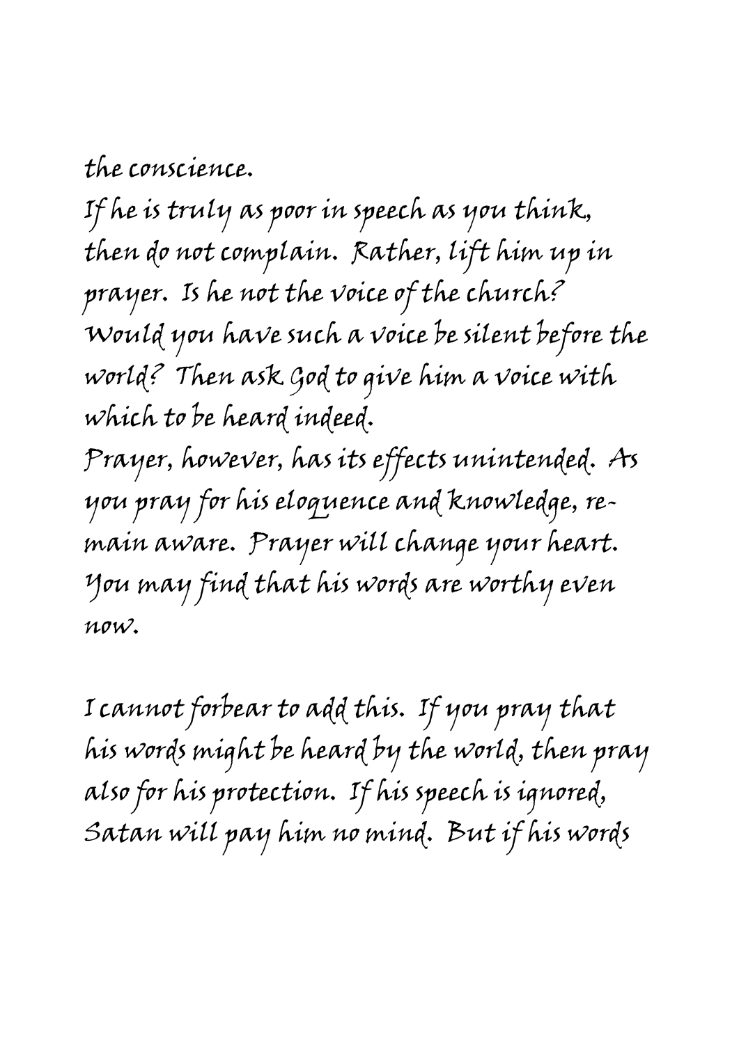the conscience.

If he is truly as poor in speech as you think, then do not complain. Rather, lift him up in prayer. Is he not the voice of the church? Would you have such a voice be silent before the world? Then ask God to give him a voice with which to be heard indeed.

Prayer, however, has its effects unintended. As you pray for his eloquence and knowledge, remain aware. Prayer will change your heart. You may find that his words are worthy even now.

I cannot forbear to add this. If you pray that his words might be heard by the world, then pray also for his protection. If his speech is ignored, Satan will pay him no mind. But if his words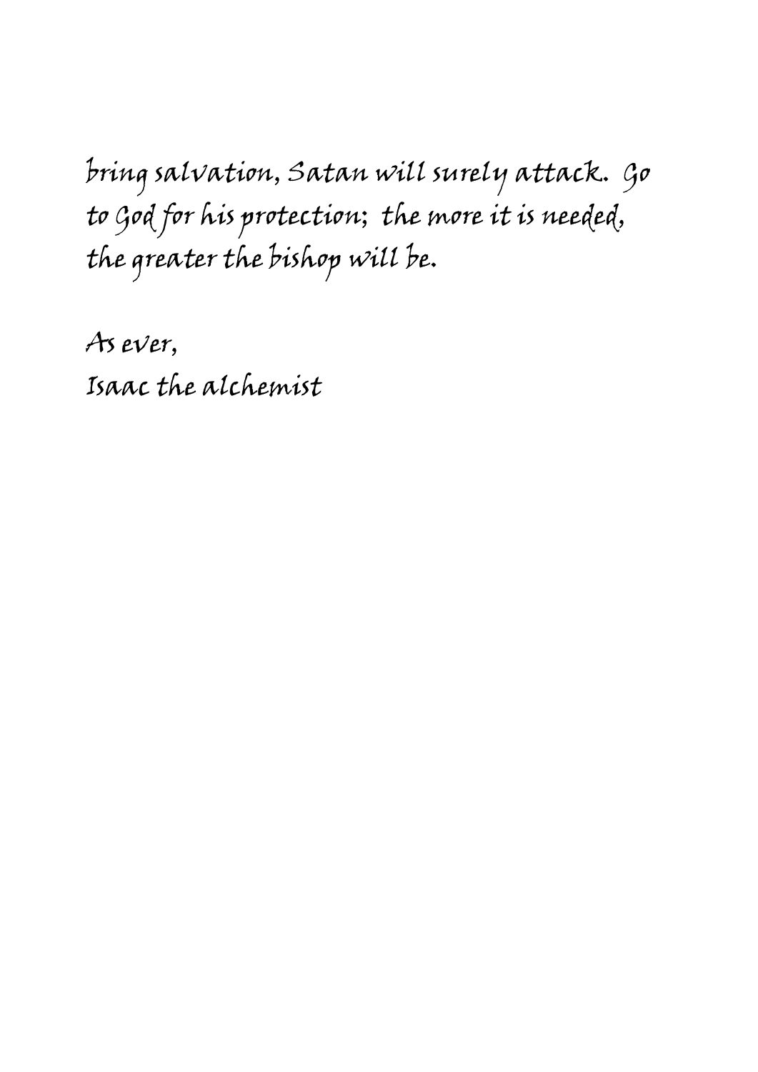bring salvation, Satan will surely attack. Go to God for his protection; the more it is needed, the greater the bishop will be.

As ever,
Isaac the alchemist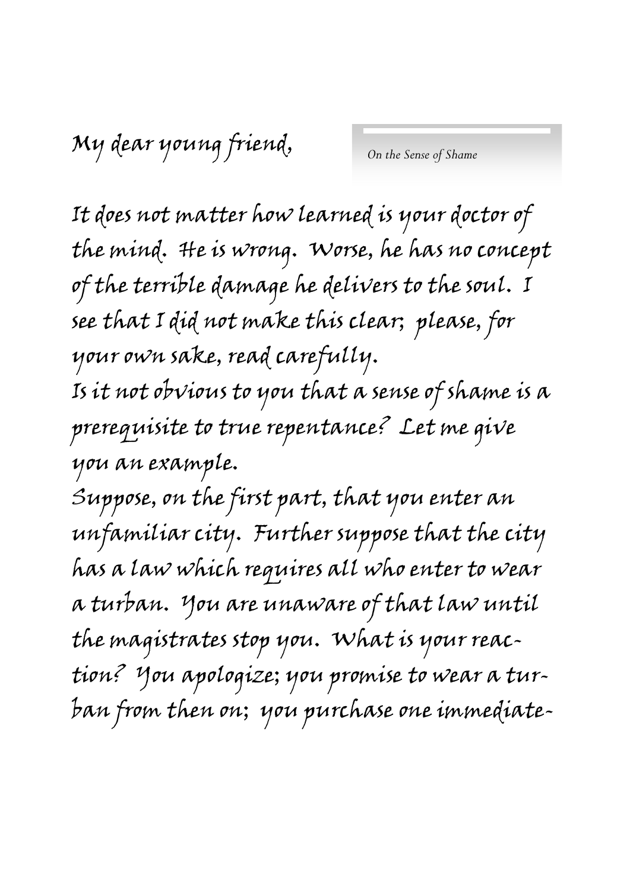My dear young friend,

*On the Sense of Shame*

It does not matter how learned is your doctor of the mind. He is wrong. Worse, he has no concept of the terrible damage he delivers to the soul. I see that I did not make this clear; please, for your own sake, read carefully.

Is it not obvious to you that a sense of shame is a prerequisite to true repentance? Let me give you an example.

Suppose, on the first part, that you enter an unfamiliar city. Further suppose that the city has a law which requires all who enter to wear a turban. You are unaware of that law until the magistrates stop you. What is your reaction? You apologize; you promise to wear a turban from then on; you purchase one immediate-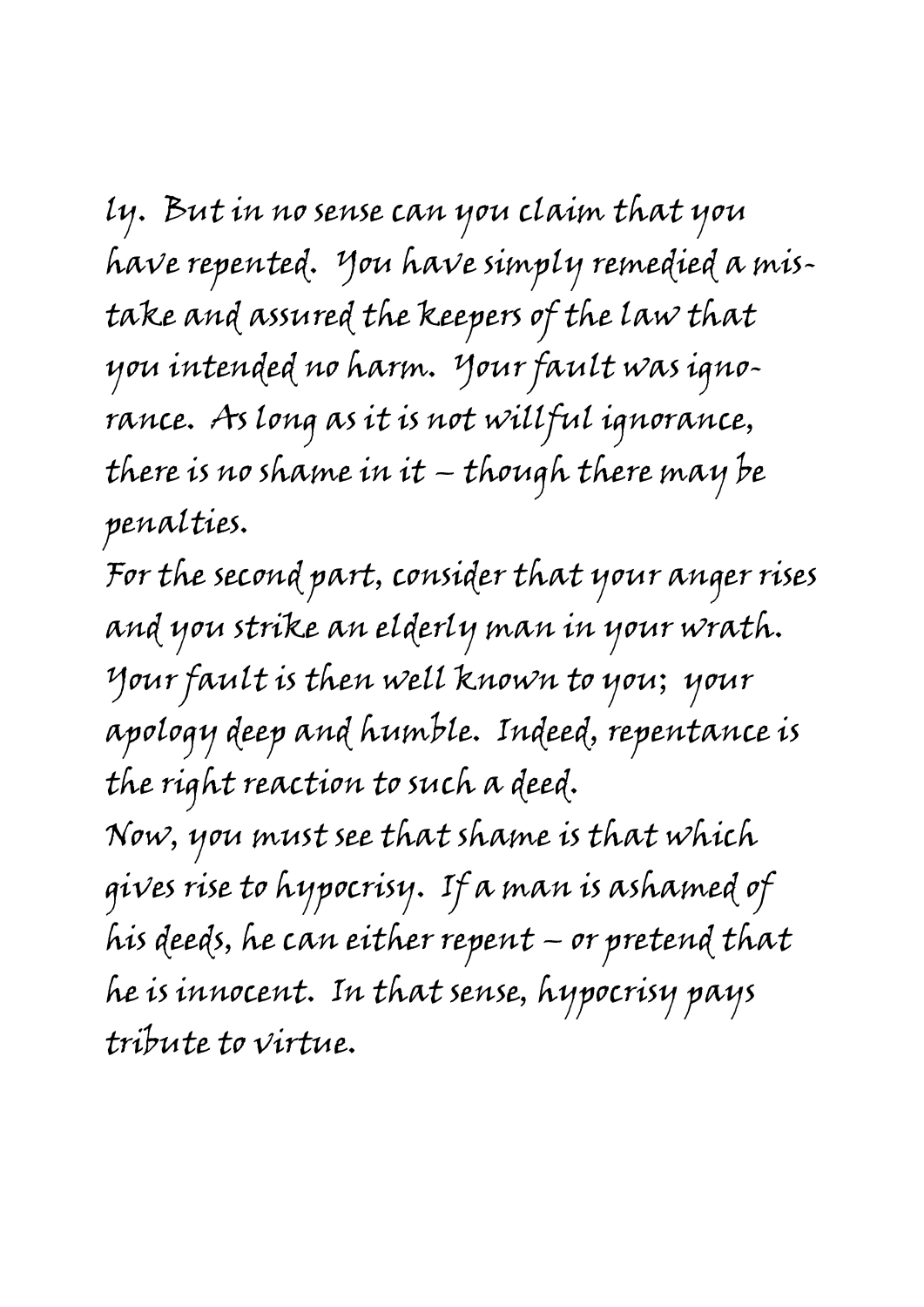ly. But in no sense can you claim that you have repented. You have simply remedied a mistake and assured the keepers of the law that you intended no harm. Your fault was ignorance. As long as it is not willful ignorance, there is no shame in it – though there may be penalties.

For the second part, consider that your anger rises and you strike an elderly man in your wrath. Your fault is then well known to you; your apology deep and humble. Indeed, repentance is the right reaction to such a deed.

Now, you must see that shame is that which gives rise to hypocrisy. If a man is ashamed of his deeds, he can either repent – or pretend that he is innocent. In that sense, hypocrisy pays tribute to virtue.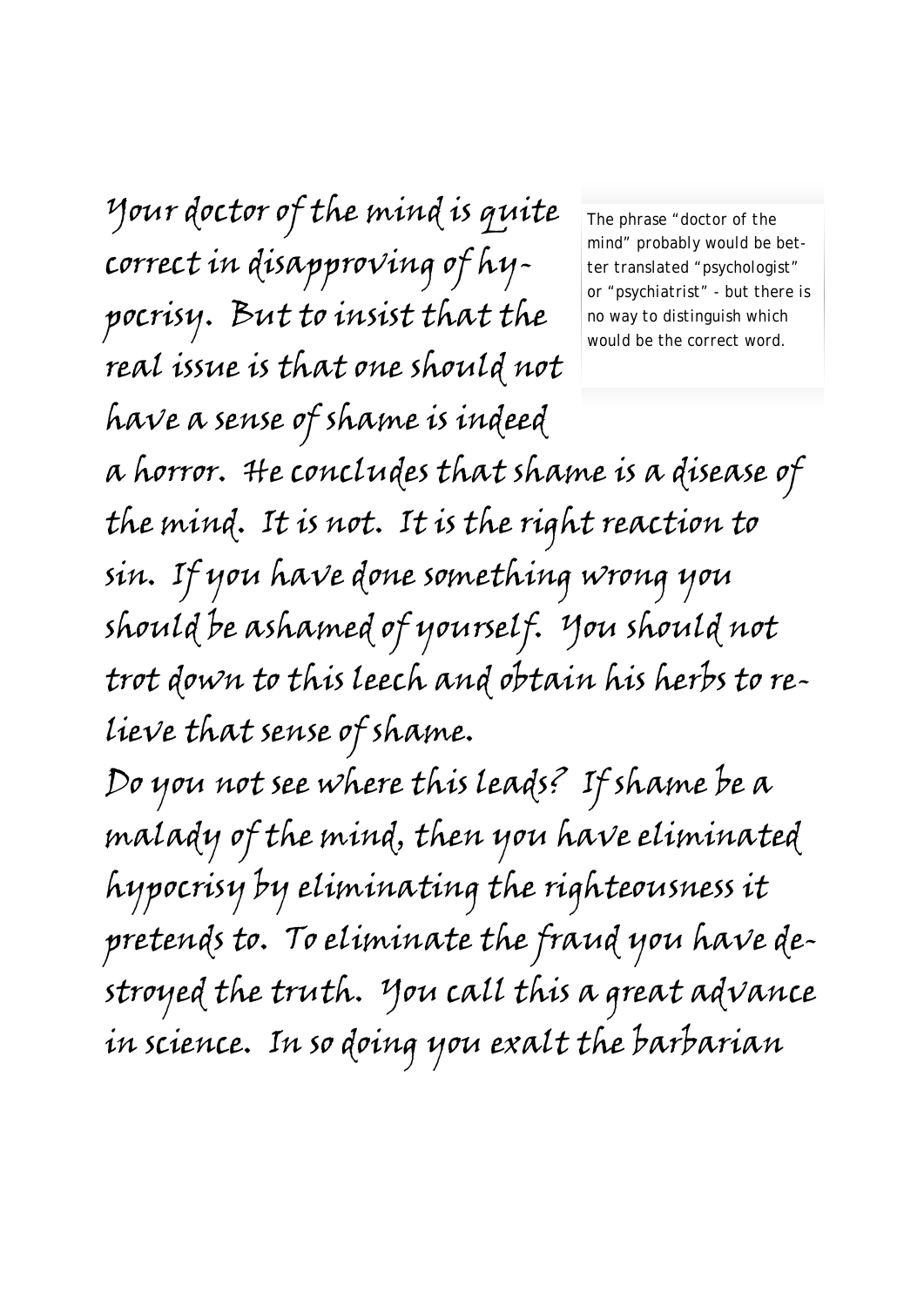Your doctor of the mind is quite correct in disapproving of hypocrisy. But to insist that the real issue is that one should not have a sense of shame is indeed a horror. He concludes that shame is a disease of the mind. It is not. It is the right reaction to sin. If you have done something wrong you should be ashamed of yourself. You should not trot down to this leech and obtain his herbs to relieve that sense of shame.

> The phrase "doctor of the mind" probably would be better translated "psychologist" or "psychiatrist" - but there is no way to distinguish which would be the correct word.

Do you not see where this leads? If shame be a malady of the mind, then you have eliminated hypocrisy by eliminating the righteousness it pretends to. To eliminate the fraud you have destroyed the truth. You call this a great advance in science. In so doing you exalt the barbarian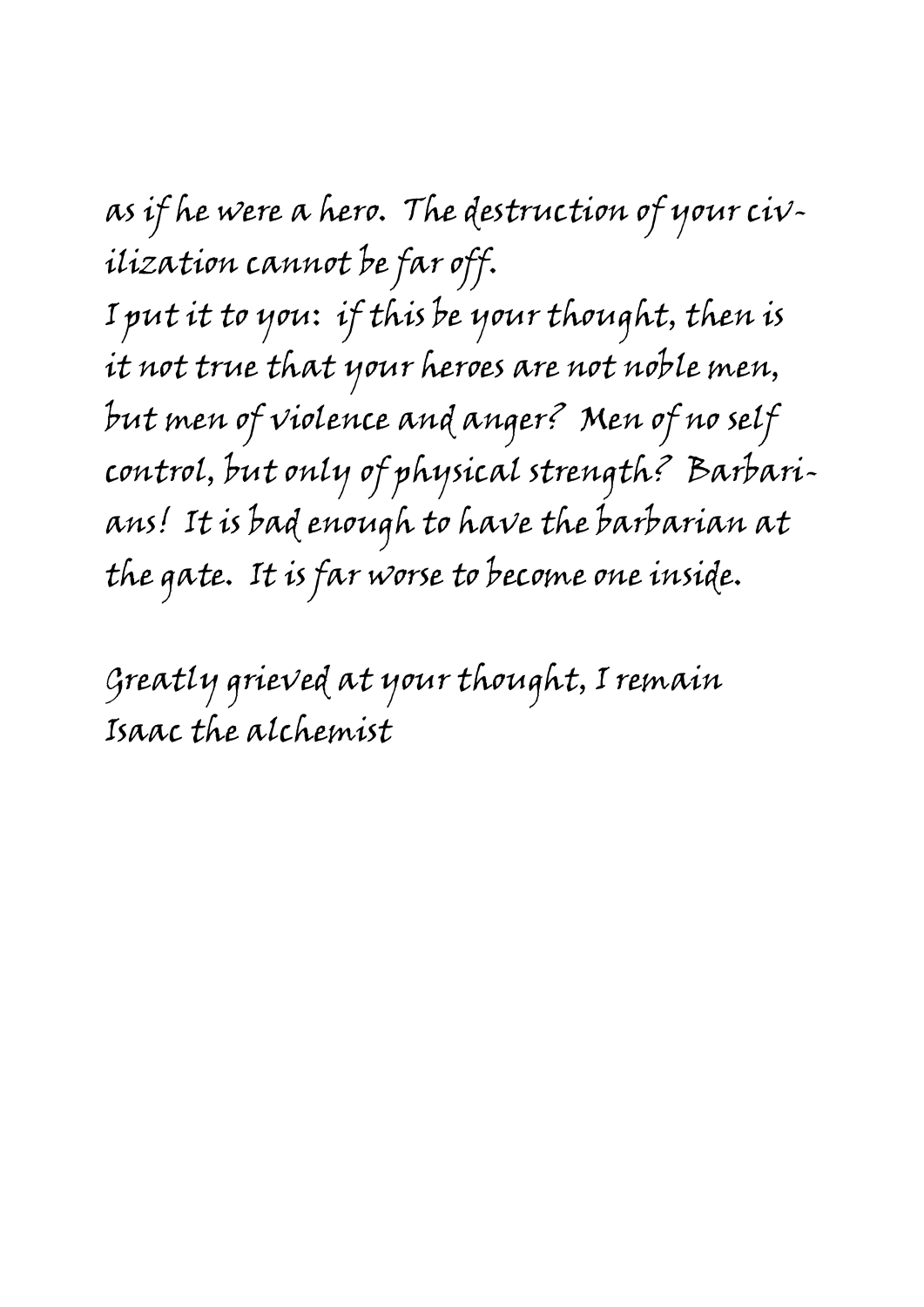as if he were a hero. The destruction of your civilization cannot be far off.

I put it to you: if this be your thought, then is it not true that your heroes are not noble men, but men of violence and anger? Men of no self control, but only of physical strength? Barbarians! It is bad enough to have the barbarian at the gate. It is far worse to become one inside.

Greatly grieved at your thought, I remain
Isaac the alchemist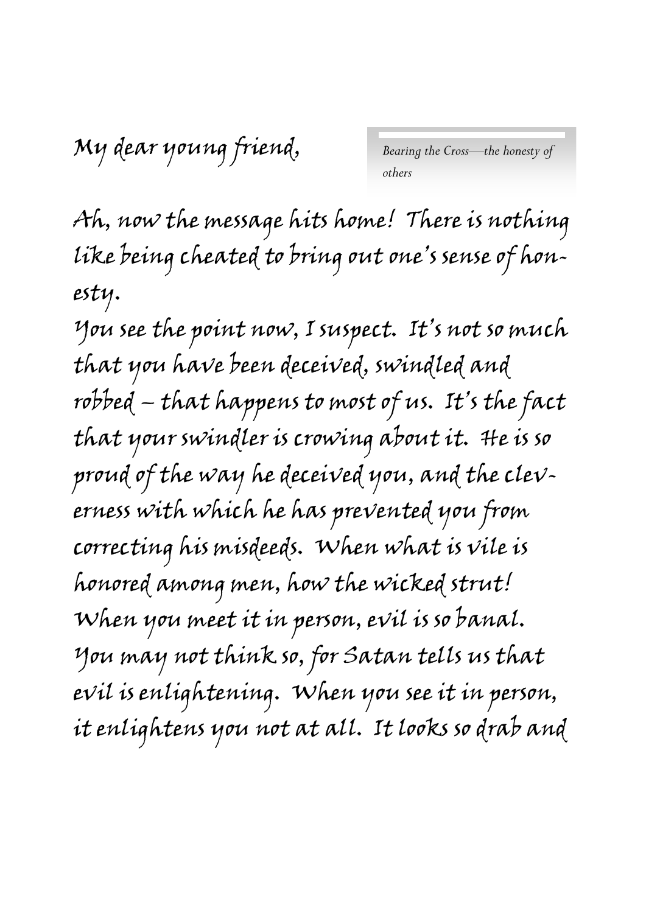My dear young friend,

*Bearing the Cross—the honesty of others*

Ah, now the message hits home! There is nothing like being cheated to bring out one's sense of honesty.

You see the point now, I suspect. It's not so much that you have been deceived, swindled and robbed – that happens to most of us. It's the fact that your swindler is crowing about it. He is so proud of the way he deceived you, and the cleverness with which he has prevented you from correcting his misdeeds. When what is vile is honored among men, how the wicked strut! When you meet it in person, evil is so banal. You may not think so, for Satan tells us that evil is enlightening. When you see it in person, it enlightens you not at all. It looks so drab and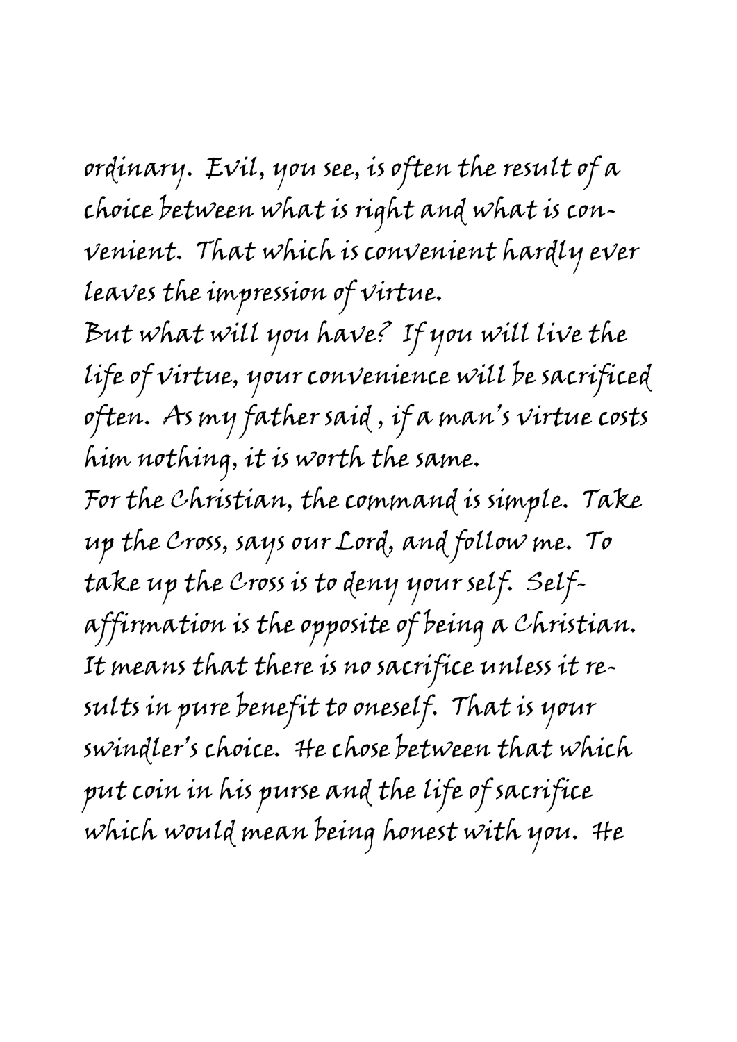ordinary. Evil, you see, is often the result of a choice between what is right and what is convenient. That which is convenient hardly ever leaves the impression of virtue.

But what will you have? If you will live the life of virtue, your convenience will be sacrificed often. As my father said, if a man's virtue costs him nothing, it is worth the same.

For the Christian, the command is simple. Take up the Cross, says our Lord, and follow me. To take up the Cross is to deny your self. Self-affirmation is the opposite of being a Christian. It means that there is no sacrifice unless it results in pure benefit to oneself. That is your swindler's choice. He chose between that which put coin in his purse and the life of sacrifice which would mean being honest with you. He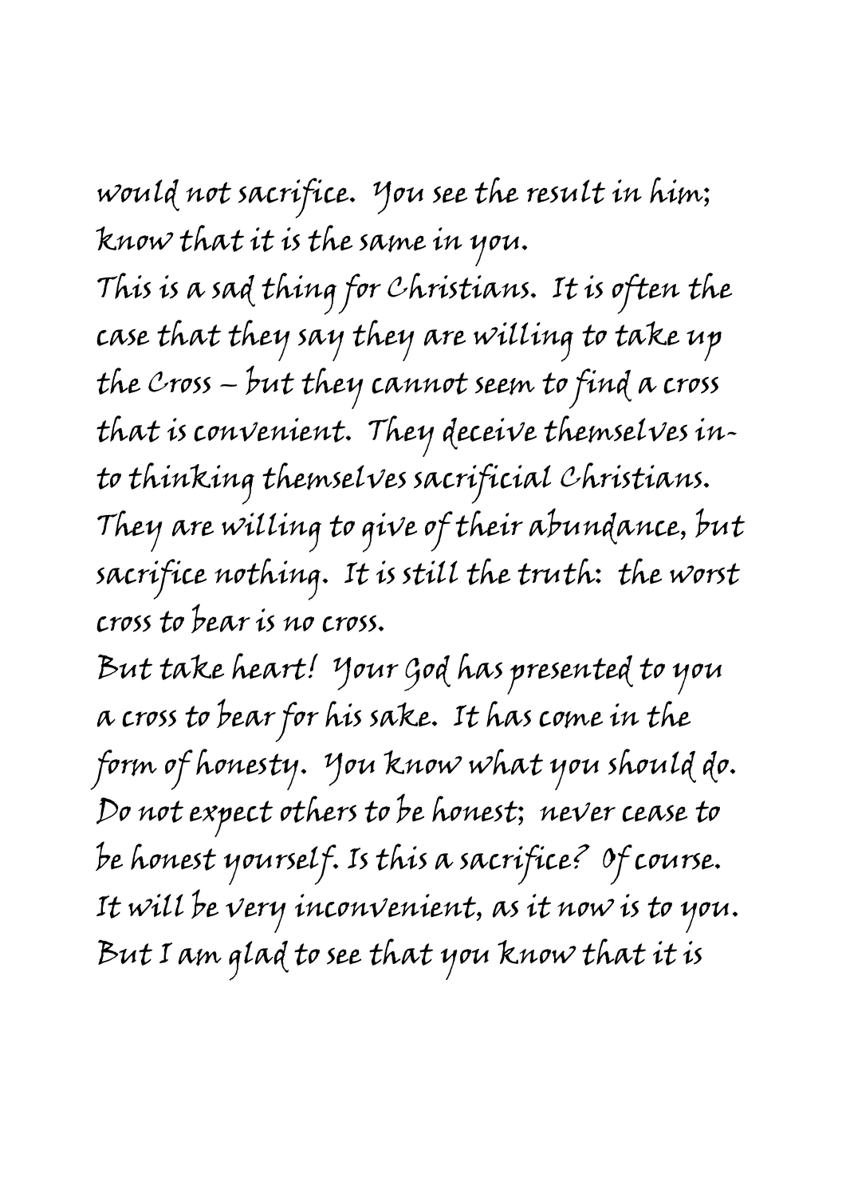would not sacrifice. You see the result in him; know that it is the same in you.

This is a sad thing for Christians. It is often the case that they say they are willing to take up the Cross – but they cannot seem to find a cross that is convenient. They deceive themselves into thinking themselves sacrificial Christians. They are willing to give of their abundance, but sacrifice nothing. It is still the truth: the worst cross to bear is no cross.

But take heart! Your God has presented to you a cross to bear for his sake. It has come in the form of honesty. You know what you should do. Do not expect others to be honest; never cease to be honest yourself. Is this a sacrifice? Of course. It will be very inconvenient, as it now is to you. But I am glad to see that you know that it is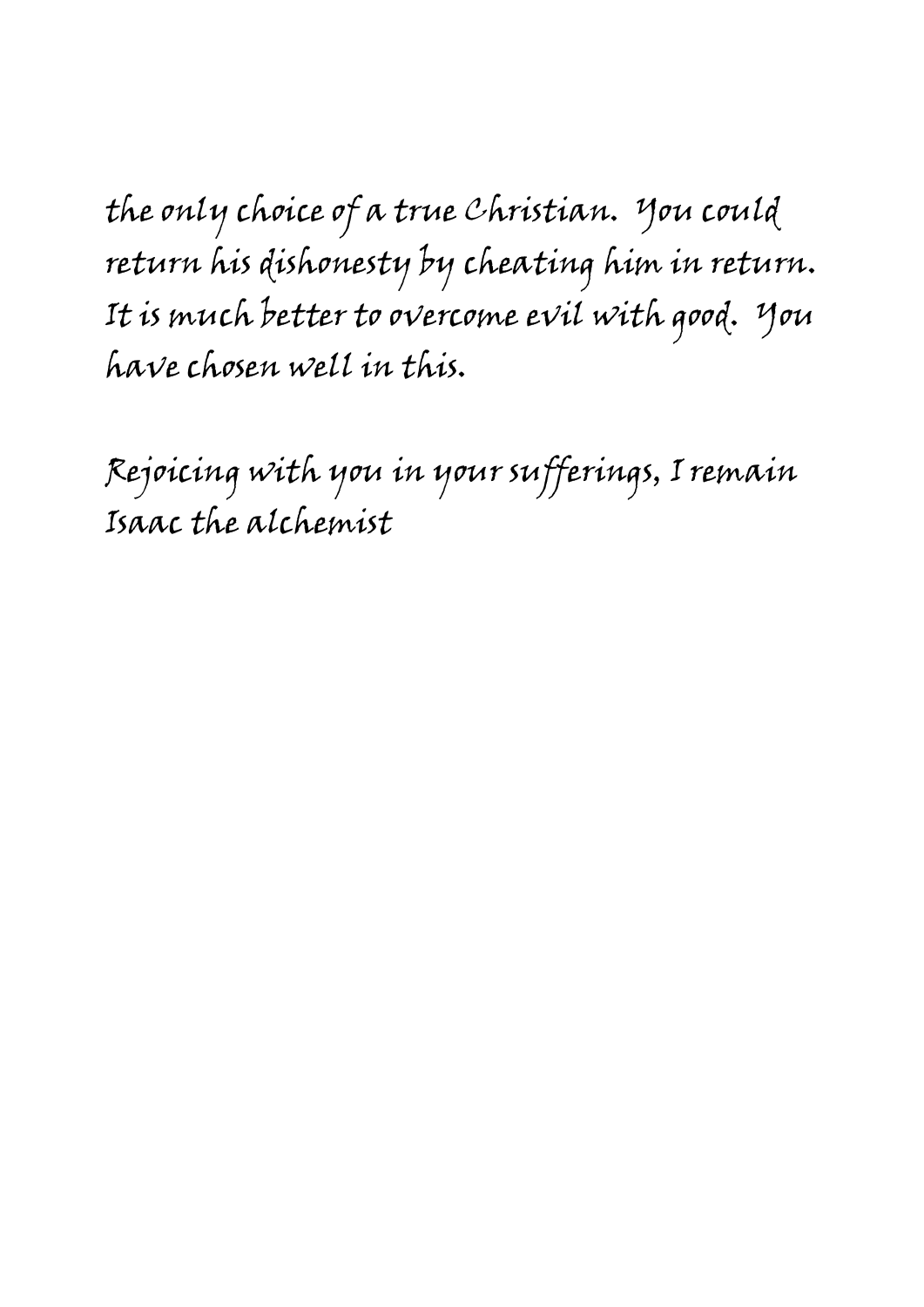the only choice of a true Christian. You could return his dishonesty by cheating him in return. It is much better to overcome evil with good. You have chosen well in this.

Rejoicing with you in your sufferings, I remain
Isaac the alchemist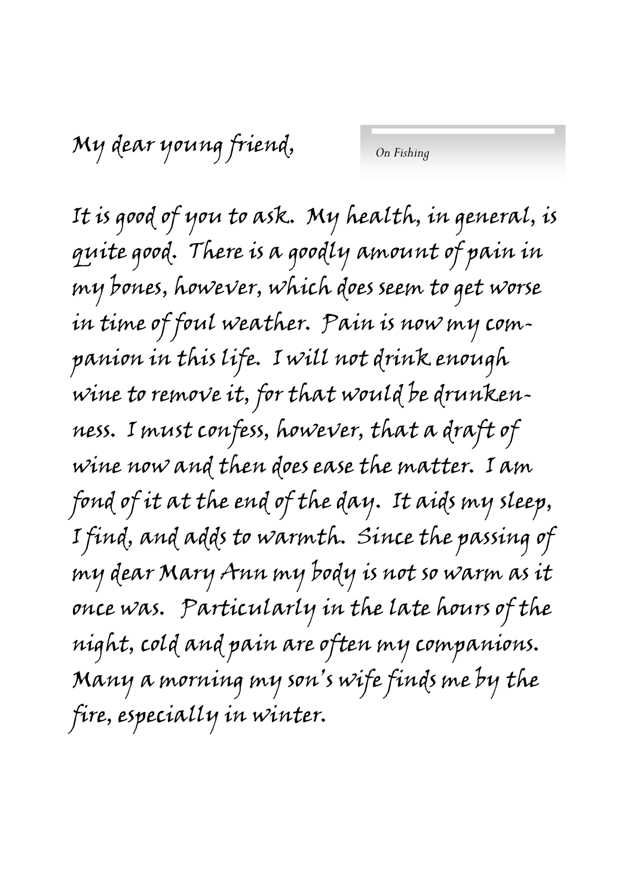My dear young friend,

*On Fishing*

It is good of you to ask. My health, in general, is quite good. There is a goodly amount of pain in my bones, however, which does seem to get worse in time of foul weather. Pain is now my companion in this life. I will not drink enough wine to remove it, for that would be drunkenness. I must confess, however, that a draft of wine now and then does ease the matter. I am fond of it at the end of the day. It aids my sleep, I find, and adds to warmth. Since the passing of my dear Mary Ann my body is not so warm as it once was. Particularly in the late hours of the night, cold and pain are often my companions. Many a morning my son's wife finds me by the fire, especially in winter.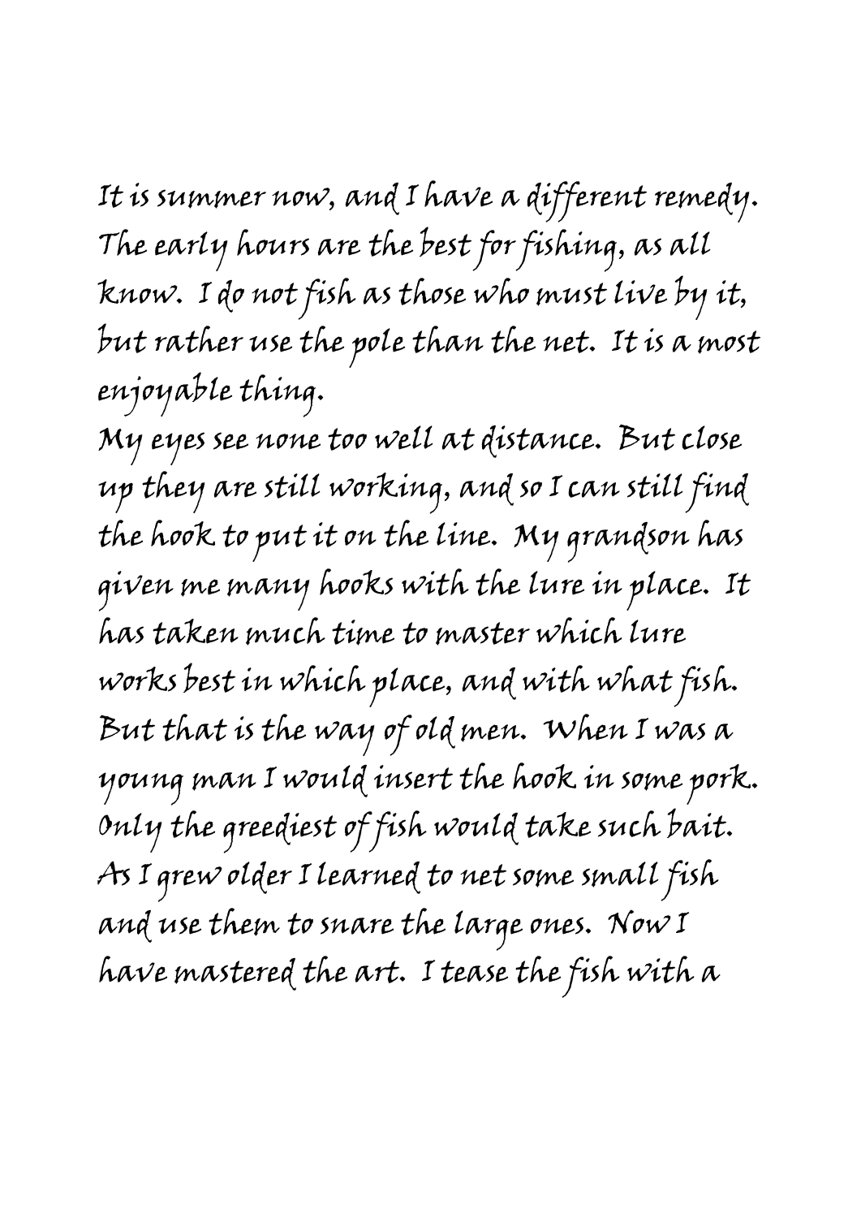It is summer now, and I have a different remedy. The early hours are the best for fishing, as all know. I do not fish as those who must live by it, but rather use the pole than the net. It is a most enjoyable thing.

My eyes see none too well at distance. But close up they are still working, and so I can still find the hook to put it on the line. My grandson has given me many hooks with the lure in place. It has taken much time to master which lure works best in which place, and with what fish. But that is the way of old men. When I was a young man I would insert the hook in some pork. Only the greediest of fish would take such bait. As I grew older I learned to net some small fish and use them to snare the large ones. Now I have mastered the art. I tease the fish with a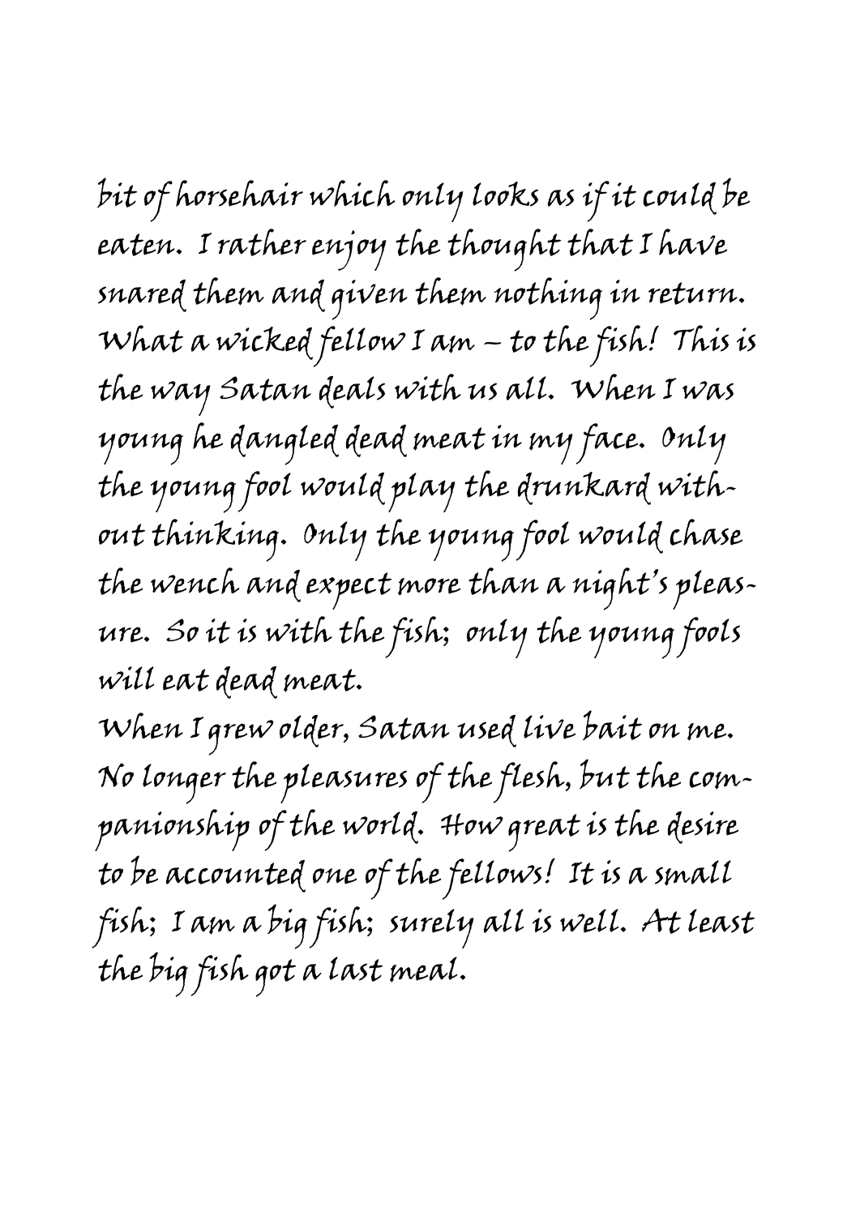bit of horsehair which only looks as if it could be eaten. I rather enjoy the thought that I have snared them and given them nothing in return. What a wicked fellow I am – to the fish! This is the way Satan deals with us all. When I was young he dangled dead meat in my face. Only the young fool would play the drunkard without thinking. Only the young fool would chase the wench and expect more than a night's pleasure. So it is with the fish; only the young fools will eat dead meat.

When I grew older, Satan used live bait on me. No longer the pleasures of the flesh, but the companionship of the world. How great is the desire to be accounted one of the fellows! It is a small fish; I am a big fish; surely all is well. At least the big fish got a last meal.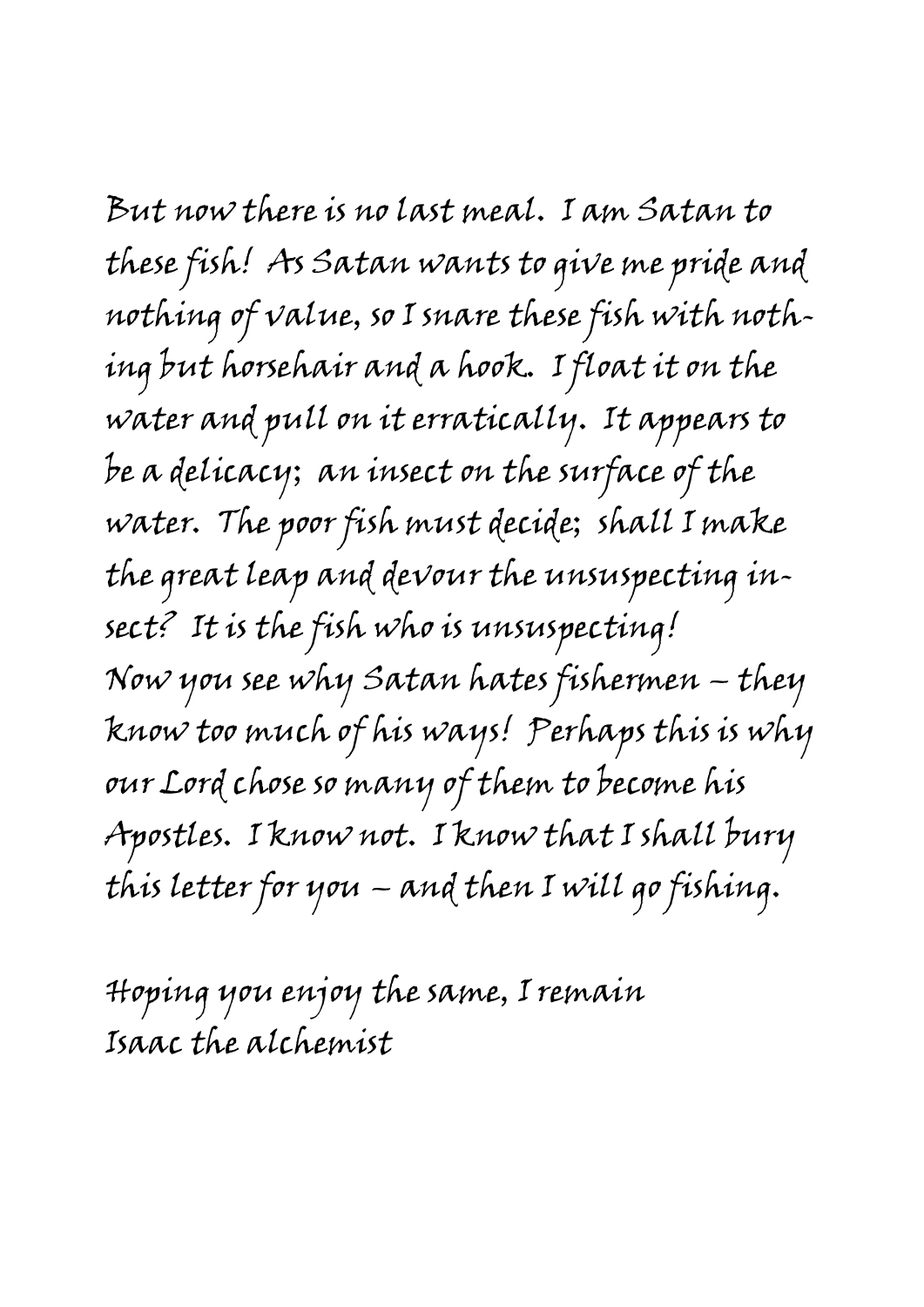But now there is no last meal. I am Satan to these fish! As Satan wants to give me pride and nothing of value, so I snare these fish with nothing but horsehair and a hook. I float it on the water and pull on it erratically. It appears to be a delicacy; an insect on the surface of the water. The poor fish must decide; shall I make the great leap and devour the unsuspecting insect? It is the fish who is unsuspecting!
Now you see why Satan hates fishermen – they know too much of his ways! Perhaps this is why our Lord chose so many of them to become his Apostles. I know not. I know that I shall bury this letter for you – and then I will go fishing.

Hoping you enjoy the same, I remain
Isaac the alchemist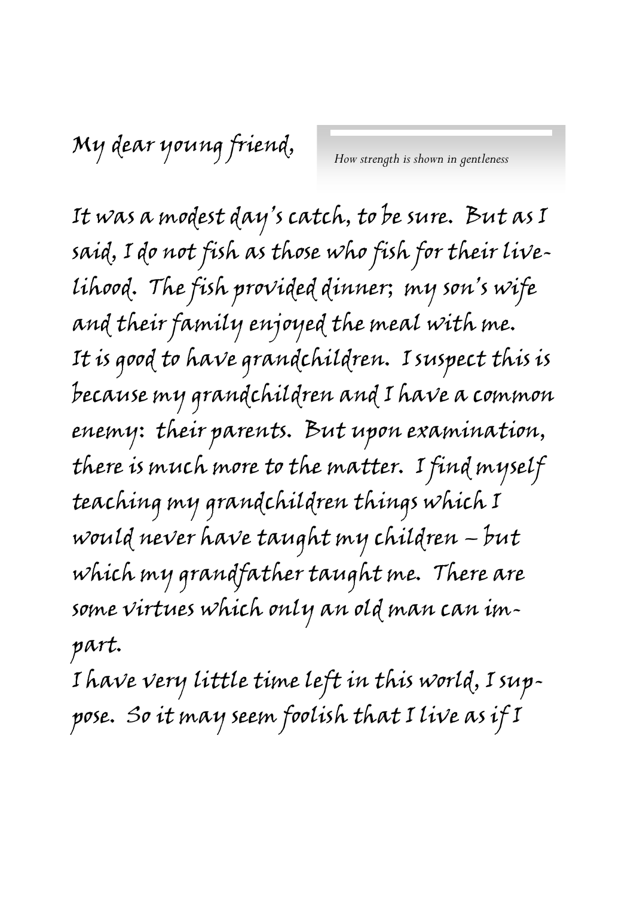My dear young friend,

*How strength is shown in gentleness*

It was a modest day's catch, to be sure. But as I said, I do not fish as those who fish for their livelihood. The fish provided dinner; my son's wife and their family enjoyed the meal with me.

It is good to have grandchildren. I suspect this is because my grandchildren and I have a common enemy: their parents. But upon examination, there is much more to the matter. I find myself teaching my grandchildren things which I would never have taught my children – but which my grandfather taught me. There are some virtues which only an old man can impart.

I have very little time left in this world, I suppose. So it may seem foolish that I live as if I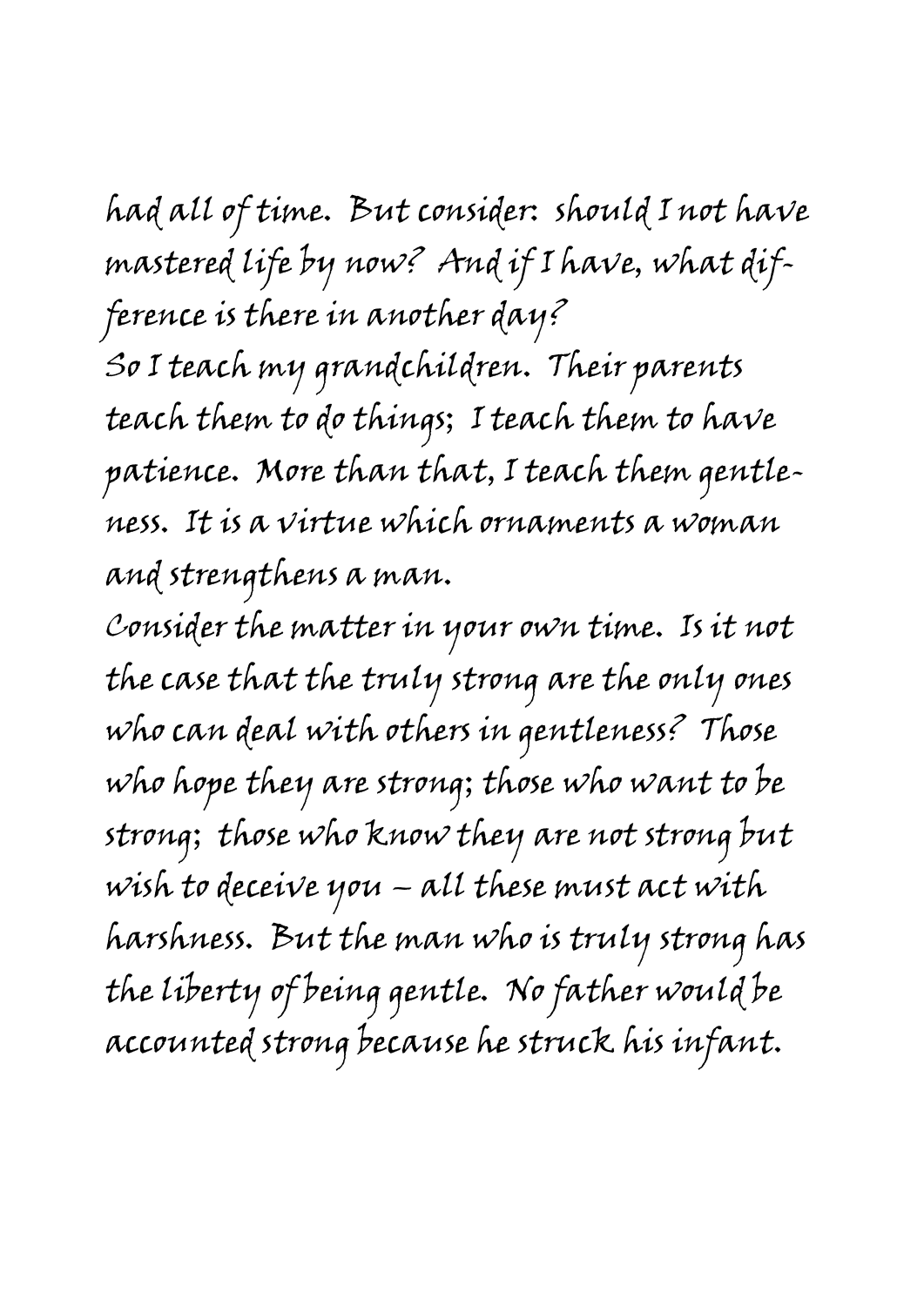had all of time. But consider: should I not have mastered life by now? And if I have, what difference is there in another day?

So I teach my grandchildren. Their parents teach them to do things; I teach them to have patience. More than that, I teach them gentleness. It is a virtue which ornaments a woman and strengthens a man.

Consider the matter in your own time. Is it not the case that the truly strong are the only ones who can deal with others in gentleness? Those who hope they are strong; those who want to be strong; those who know they are not strong but wish to deceive you – all these must act with harshness. But the man who is truly strong has the liberty of being gentle. No father would be accounted strong because he struck his infant.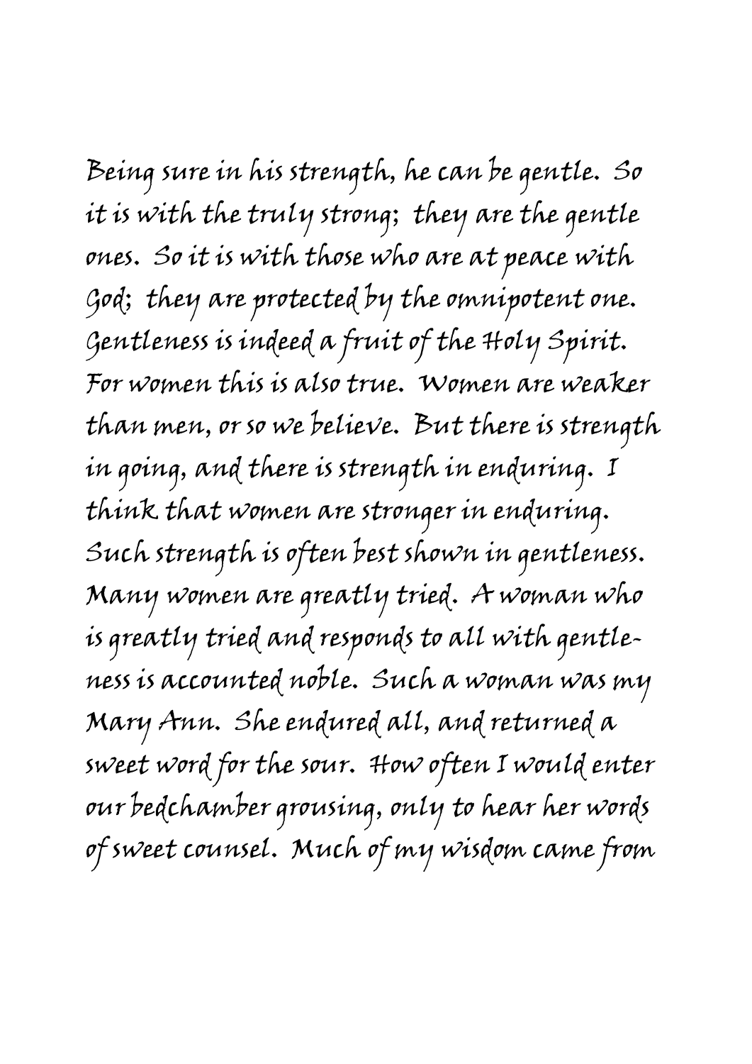Being sure in his strength, he can be gentle. So it is with the truly strong; they are the gentle ones. So it is with those who are at peace with God; they are protected by the omnipotent one. Gentleness is indeed a fruit of the Holy Spirit. For women this is also true. Women are weaker than men, or so we believe. But there is strength in going, and there is strength in enduring. I think that women are stronger in enduring. Such strength is often best shown in gentleness. Many women are greatly tried. A woman who is greatly tried and responds to all with gentleness is accounted noble. Such a woman was my Mary Ann. She endured all, and returned a sweet word for the sour. How often I would enter our bedchamber grousing, only to hear her words of sweet counsel. Much of my wisdom came from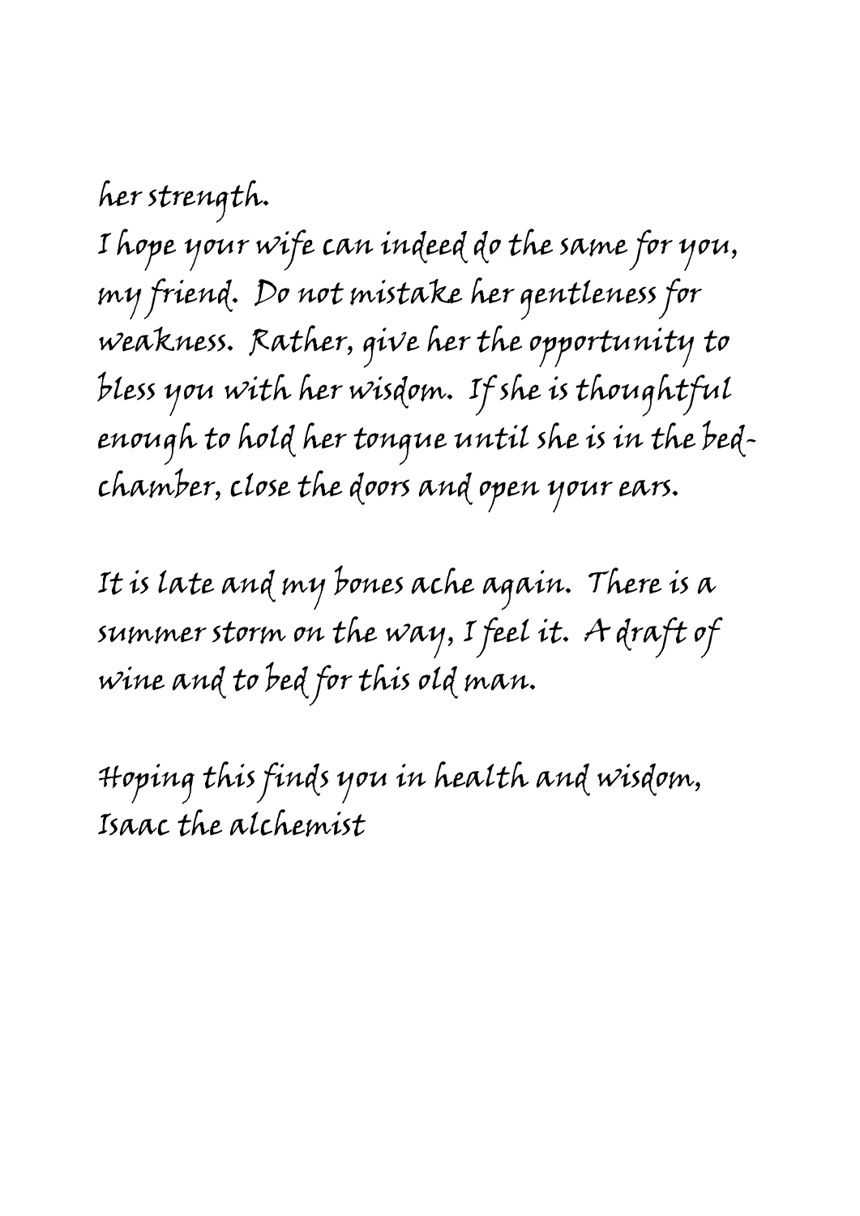her strength.

I hope your wife can indeed do the same for you, my friend. Do not mistake her gentleness for weakness. Rather, give her the opportunity to bless you with her wisdom. If she is thoughtful enough to hold her tongue until she is in the bed-chamber, close the doors and open your ears.

It is late and my bones ache again. There is a summer storm on the way, I feel it. A draft of wine and to bed for this old man.

Hoping this finds you in health and wisdom,
Isaac the alchemist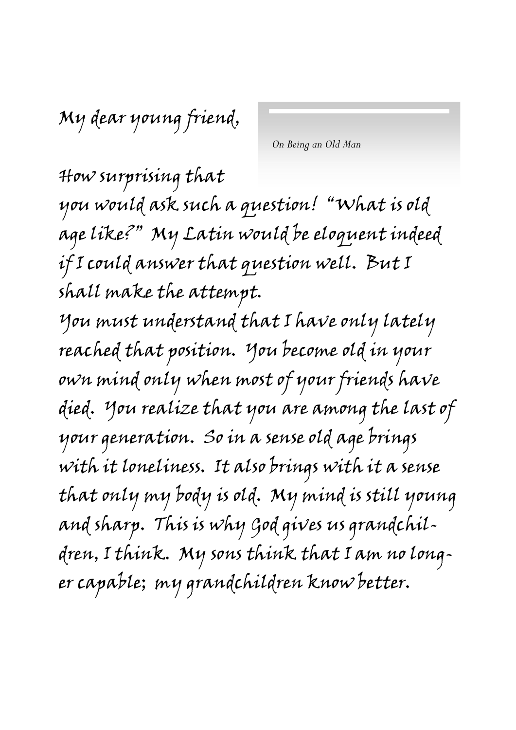*On Being an Old Man*

My dear young friend,

How surprising that you would ask such a question! "What is old age like?" My Latin would be eloquent indeed if I could answer that question well. But I shall make the attempt.

You must understand that I have only lately reached that position. You become old in your own mind only when most of your friends have died. You realize that you are among the last of your generation. So in a sense old age brings with it loneliness. It also brings with it a sense that only my body is old. My mind is still young and sharp. This is why God gives us grandchildren, I think. My sons think that I am no longer capable; my grandchildren know better.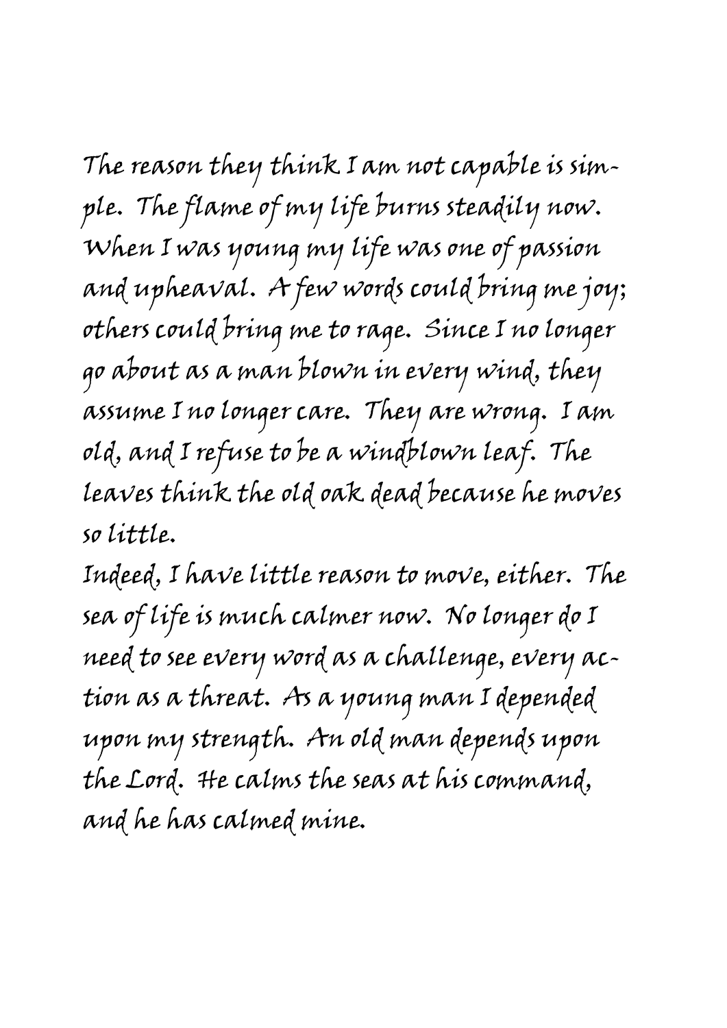The reason they think I am not capable is simple. The flame of my life burns steadily now. When I was young my life was one of passion and upheaval. A few words could bring me joy; others could bring me to rage. Since I no longer go about as a man blown in every wind, they assume I no longer care. They are wrong. I am old, and I refuse to be a windblown leaf. The leaves think the old oak dead because he moves so little.

Indeed, I have little reason to move, either. The sea of life is much calmer now. No longer do I need to see every word as a challenge, every action as a threat. As a young man I depended upon my strength. An old man depends upon the Lord. He calms the seas at his command, and he has calmed mine.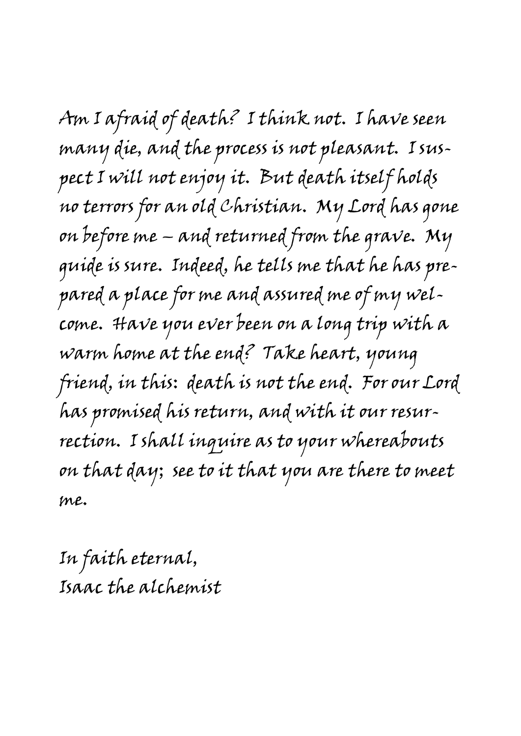*Am I afraid of death? I think not. I have seen many die, and the process is not pleasant. I suspect I will not enjoy it. But death itself holds no terrors for an old Christian. My Lord has gone on before me – and returned from the grave. My guide is sure. Indeed, he tells me that he has prepared a place for me and assured me of my welcome. Have you ever been on a long trip with a warm home at the end? Take heart, young friend, in this: death is not the end. For our Lord has promised his return, and with it our resurrection. I shall inquire as to your whereabouts on that day; see to it that you are there to meet me.*

*In faith eternal,*
*Isaac the alchemist*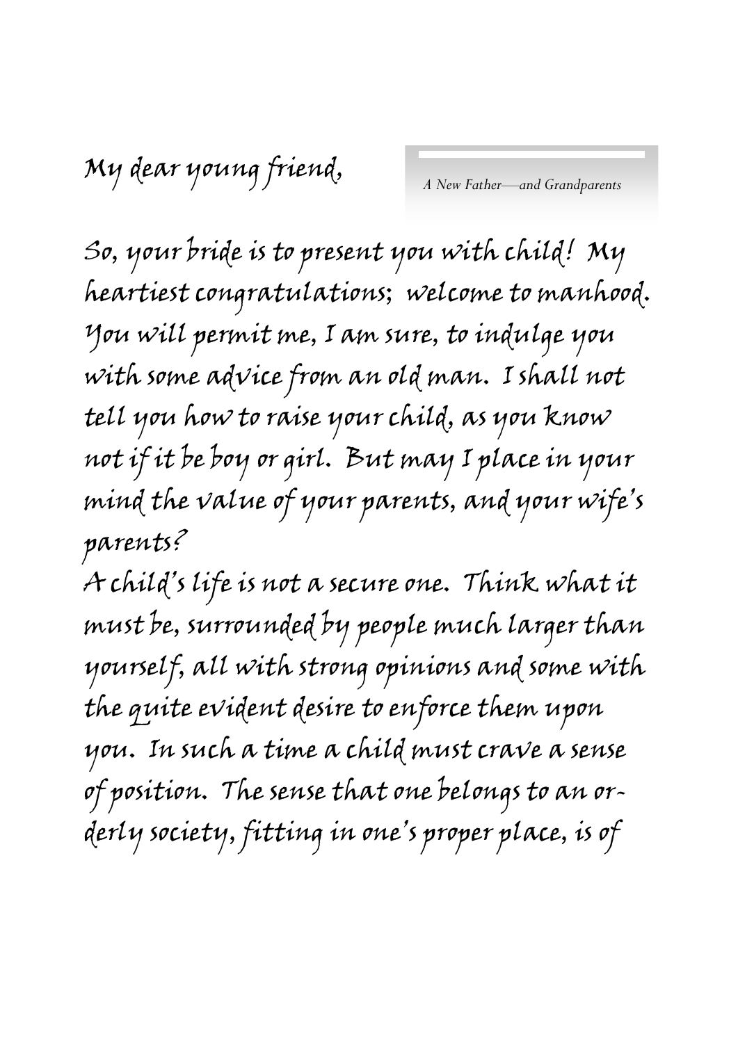*A New Father—and Grandparents*

My dear young friend,

So, your bride is to present you with child! My heartiest congratulations; welcome to manhood. You will permit me, I am sure, to indulge you with some advice from an old man. I shall not tell you how to raise your child, as you know not if it be boy or girl. But may I place in your mind the value of your parents, and your wife's parents?

A child's life is not a secure one. Think what it must be, surrounded by people much larger than yourself, all with strong opinions and some with the quite evident desire to enforce them upon you. In such a time a child must crave a sense of position. The sense that one belongs to an orderly society, fitting in one's proper place, is of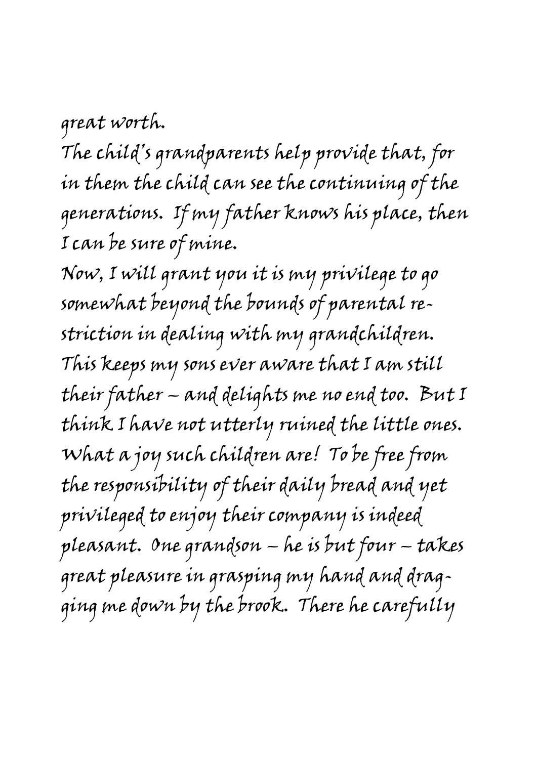great worth.

The child's grandparents help provide that, for in them the child can see the continuing of the generations. If my father knows his place, then I can be sure of mine.

Now, I will grant you it is my privilege to go somewhat beyond the bounds of parental restriction in dealing with my grandchildren. This keeps my sons ever aware that I am still their father – and delights me no end too. But I think I have not utterly ruined the little ones. What a joy such children are! To be free from the responsibility of their daily bread and yet privileged to enjoy their company is indeed pleasant. One grandson – he is but four – takes great pleasure in grasping my hand and dragging me down by the brook. There he carefully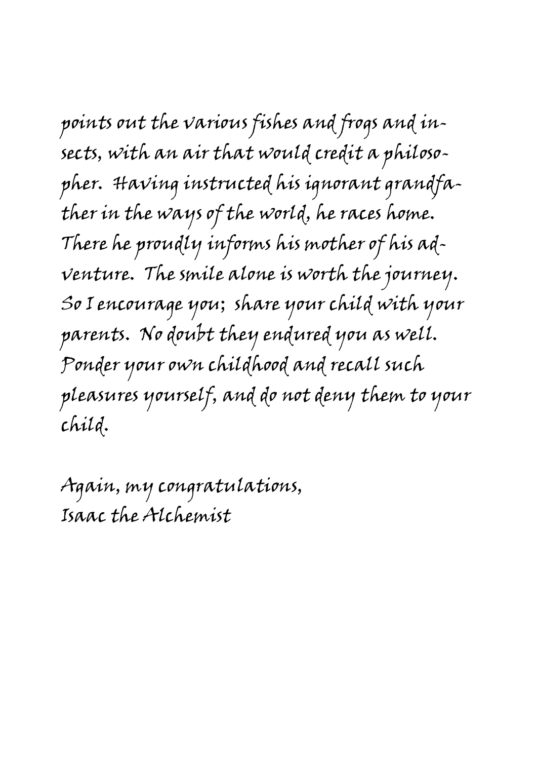points out the various fishes and frogs and insects, with an air that would credit a philosopher. Having instructed his ignorant grandfather in the ways of the world, he races home. There he proudly informs his mother of his adventure. The smile alone is worth the journey. So I encourage you; share your child with your parents. No doubt they endured you as well. Ponder your own childhood and recall such pleasures yourself, and do not deny them to your child.

Again, my congratulations,  
Isaac the Alchemist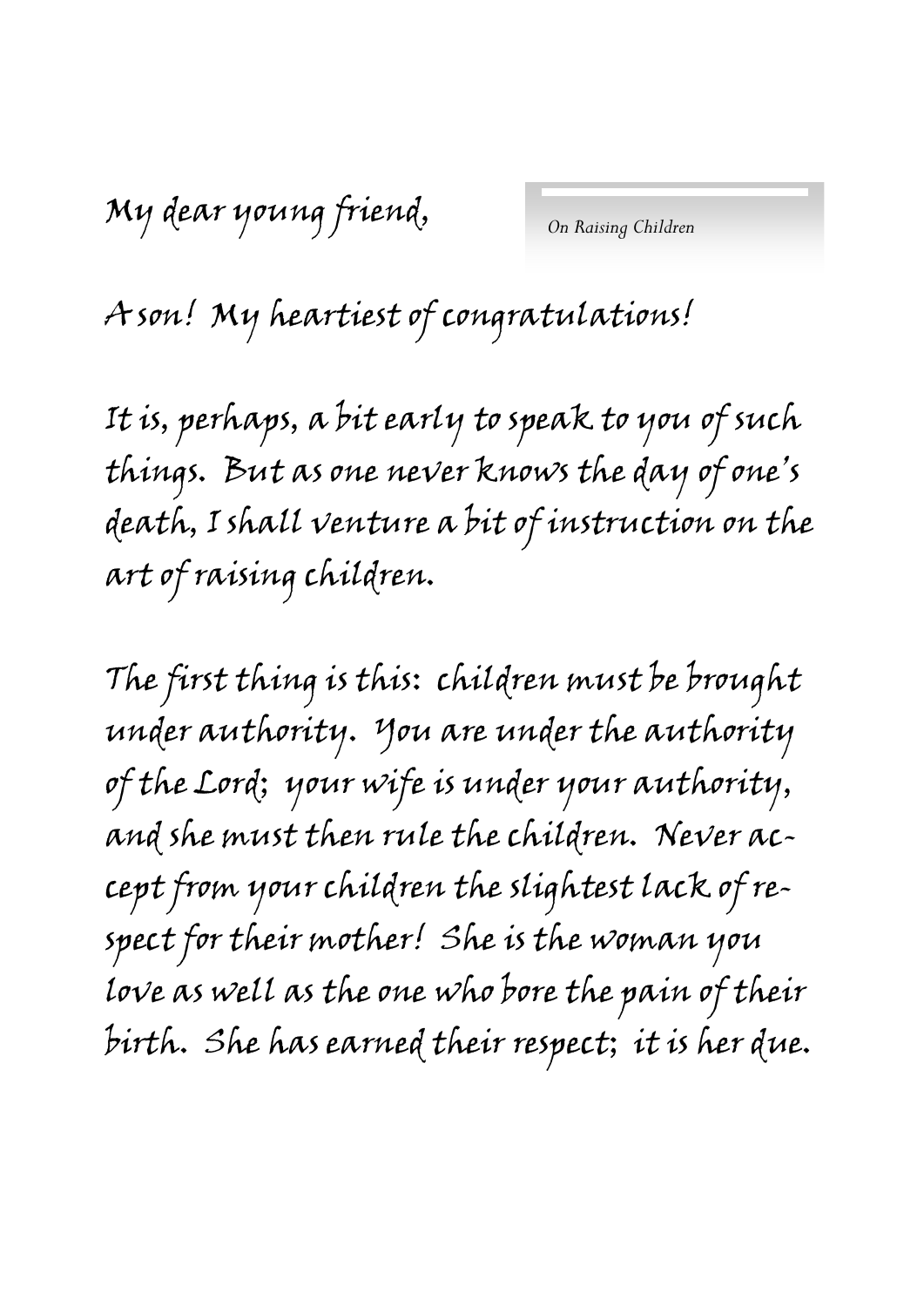My dear young friend,

*On Raising Children*

A son! My heartiest of congratulations!

It is, perhaps, a bit early to speak to you of such things. But as one never knows the day of one's death, I shall venture a bit of instruction on the art of raising children.

The first thing is this: children must be brought under authority. You are under the authority of the Lord; your wife is under your authority, and she must then rule the children. Never accept from your children the slightest lack of respect for their mother! She is the woman you love as well as the one who bore the pain of their birth. She has earned their respect; it is her due.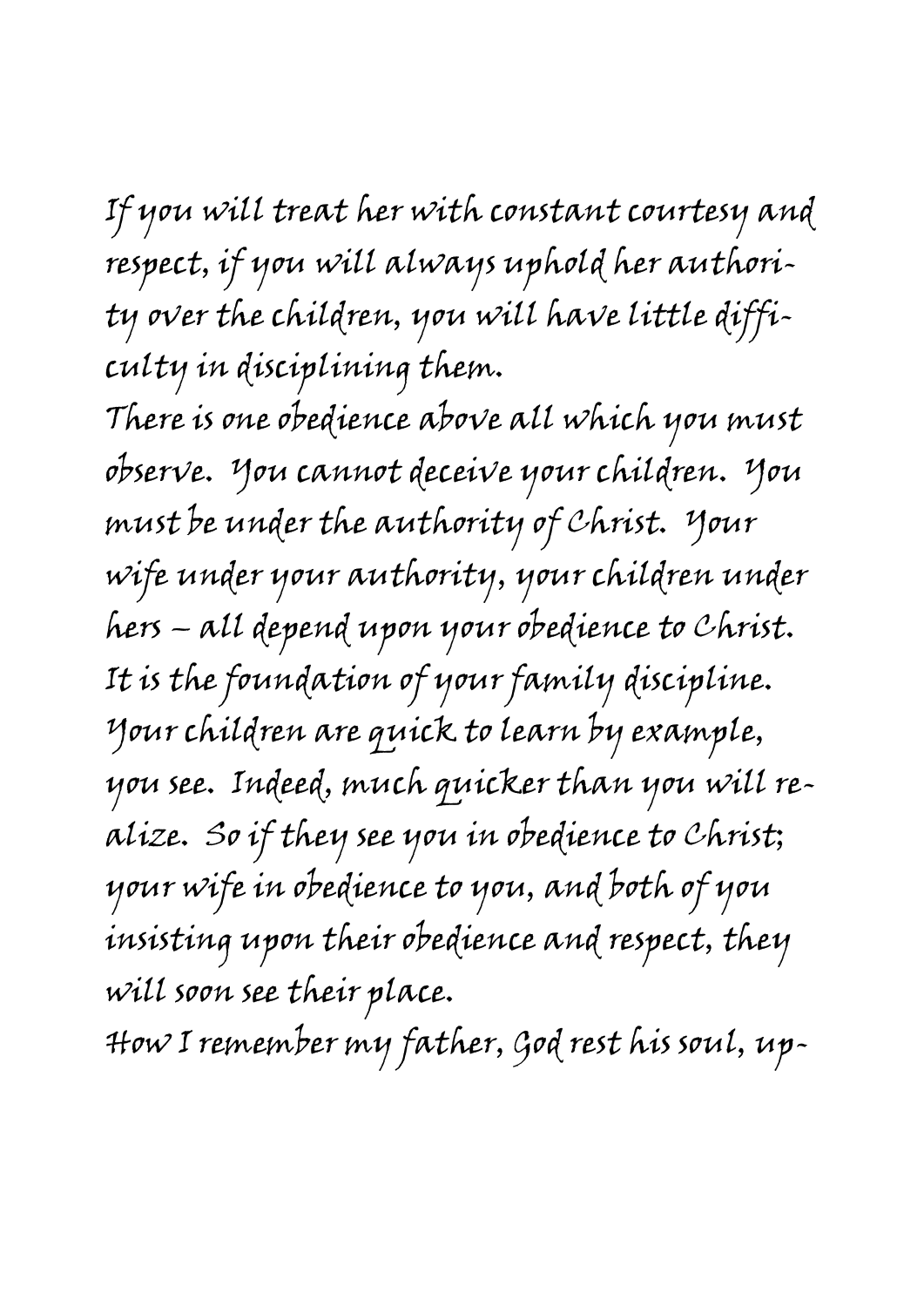If you will treat her with constant courtesy and respect, if you will always uphold her authority over the children, you will have little difficulty in disciplining them.

There is one obedience above all which you must observe. You cannot deceive your children. You must be under the authority of Christ. Your wife under your authority, your children under hers – all depend upon your obedience to Christ. It is the foundation of your family discipline. Your children are quick to learn by example, you see. Indeed, much quicker than you will realize. So if they see you in obedience to Christ; your wife in obedience to you, and both of you insisting upon their obedience and respect, they will soon see their place.

How I remember my father, God rest his soul, up-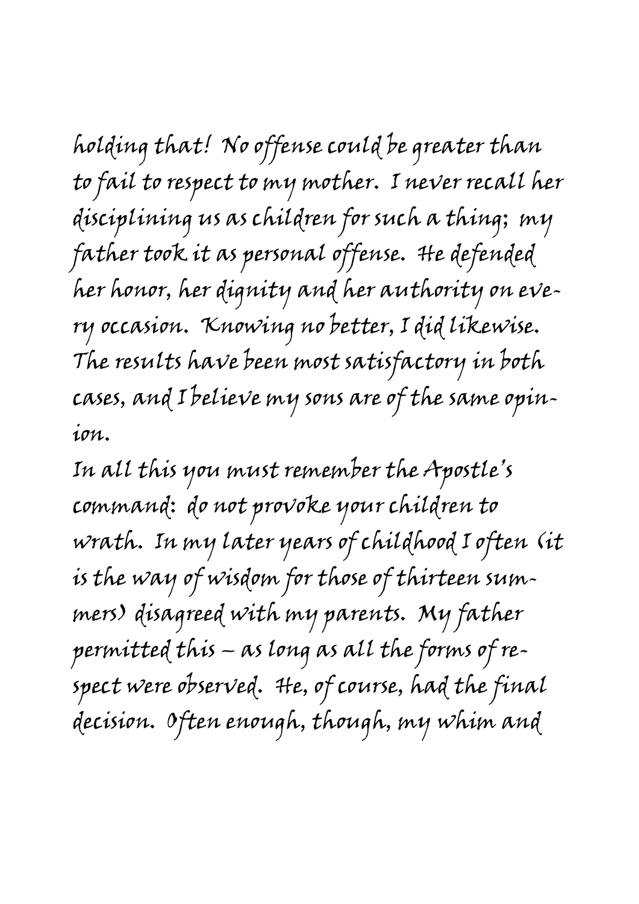holding that! No offense could be greater than to fail to respect to my mother. I never recall her disciplining us as children for such a thing; my father took it as personal offense. He defended her honor, her dignity and her authority on every occasion. Knowing no better, I did likewise. The results have been most satisfactory in both cases, and I believe my sons are of the same opinion.

In all this you must remember the Apostle's command: do not provoke your children to wrath. In my later years of childhood I often (it is the way of wisdom for those of thirteen summers) disagreed with my parents. My father permitted this – as long as all the forms of respect were observed. He, of course, had the final decision. Often enough, though, my whim and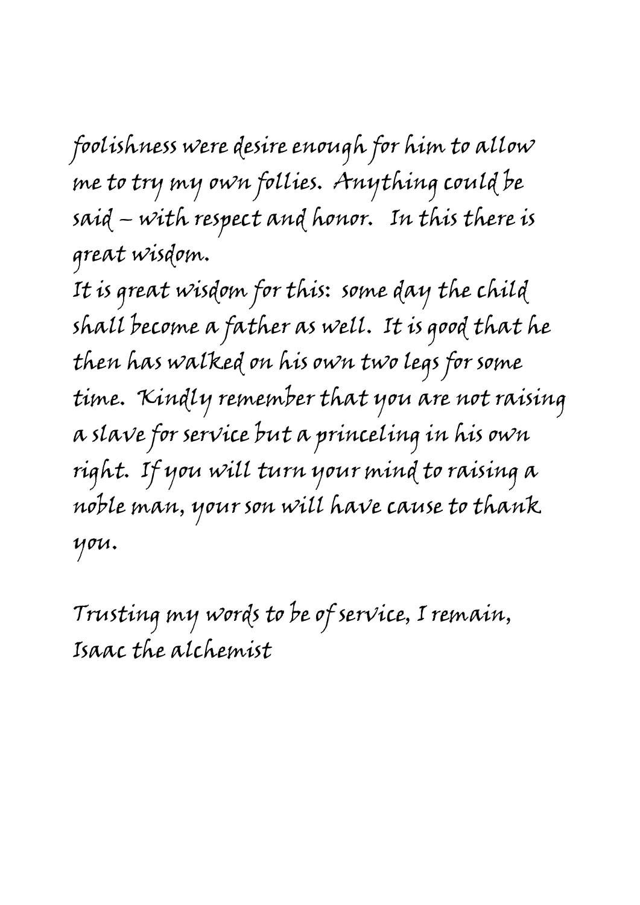foolishness were desire enough for him to allow me to try my own follies. Anything could be said – with respect and honor. In this there is great wisdom.

It is great wisdom for this: some day the child shall become a father as well. It is good that he then has walked on his own two legs for some time. Kindly remember that you are not raising a slave for service but a princeling in his own right. If you will turn your mind to raising a noble man, your son will have cause to thank you.

Trusting my words to be of service, I remain,
Isaac the alchemist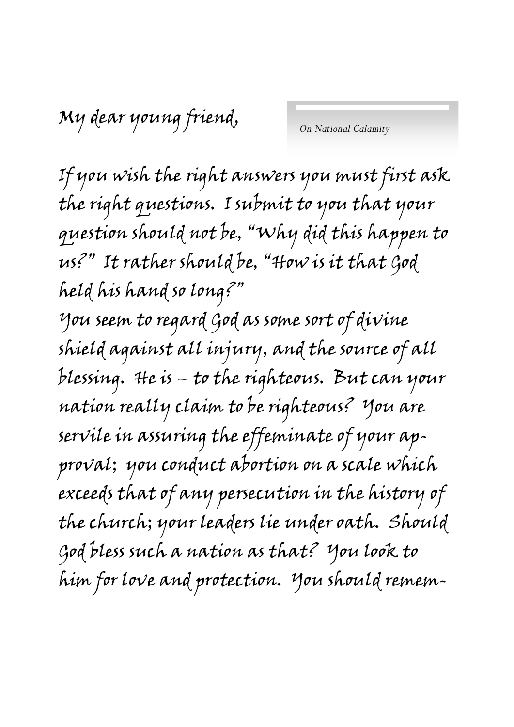My dear young friend,

*On National Calamity*

If you wish the right answers you must first ask the right questions. I submit to you that your question should not be, "Why did this happen to us?" It rather should be, "How is it that God held his hand so long?"

You seem to regard God as some sort of divine shield against all injury, and the source of all blessing. He is – to the righteous. But can your nation really claim to be righteous? You are servile in assuring the effeminate of your approval; you conduct abortion on a scale which exceeds that of any persecution in the history of the church; your leaders lie under oath. Should God bless such a nation as that? You look to him for love and protection. You should remem-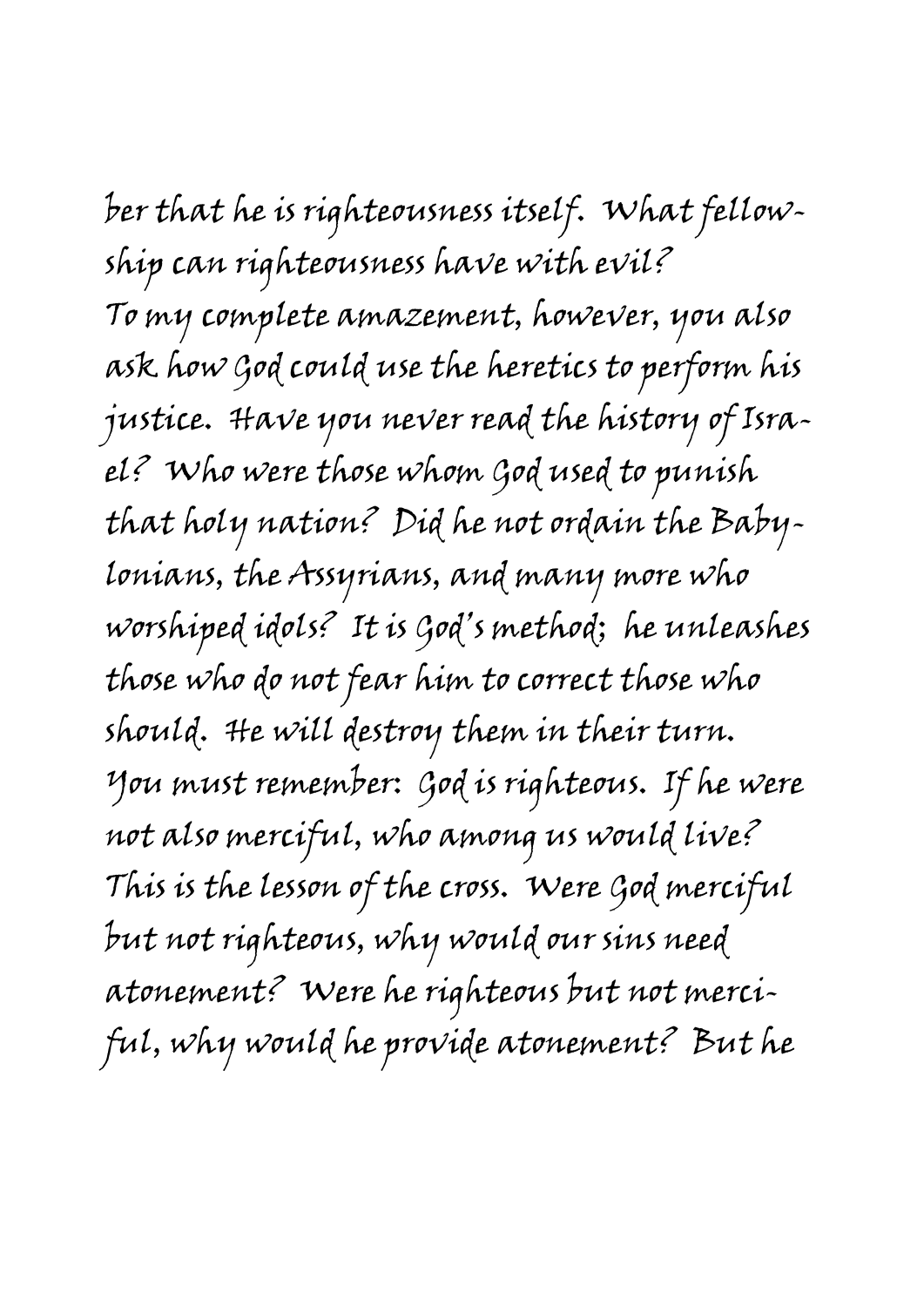ber that he is righteousness itself. What fellowship can righteousness have with evil?

To my complete amazement, however, you also ask how God could use the heretics to perform his justice. Have you never read the history of Israel? Who were those whom God used to punish that holy nation? Did he not ordain the Babylonians, the Assyrians, and many more who worshiped idols? It is God's method; he unleashes those who do not fear him to correct those who should. He will destroy them in their turn.

You must remember: God is righteous. If he were not also merciful, who among us would live? This is the lesson of the cross. Were God merciful but not righteous, why would our sins need atonement? Were he righteous but not merciful, why would he provide atonement? But he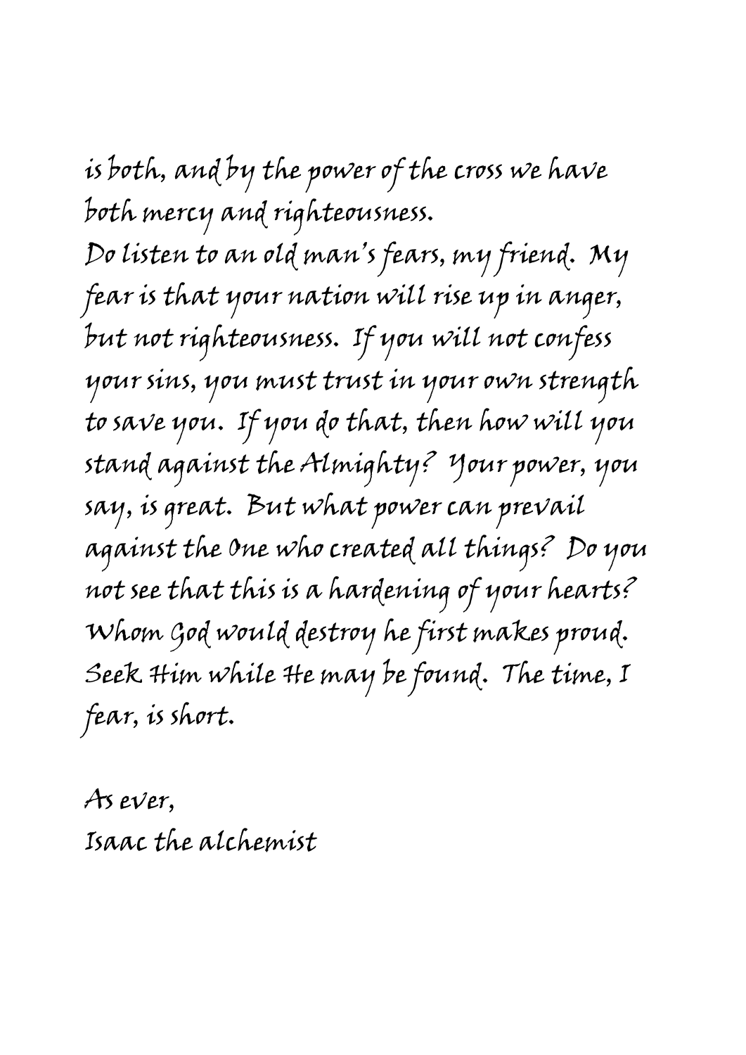is both, and by the power of the cross we have both mercy and righteousness.

Do listen to an old man's fears, my friend. My fear is that your nation will rise up in anger, but not righteousness. If you will not confess your sins, you must trust in your own strength to save you. If you do that, then how will you stand against the Almighty? Your power, you say, is great. But what power can prevail against the One who created all things? Do you not see that this is a hardening of your hearts? Whom God would destroy he first makes proud. Seek Him while He may be found. The time, I fear, is short.

As ever,
Isaac the alchemist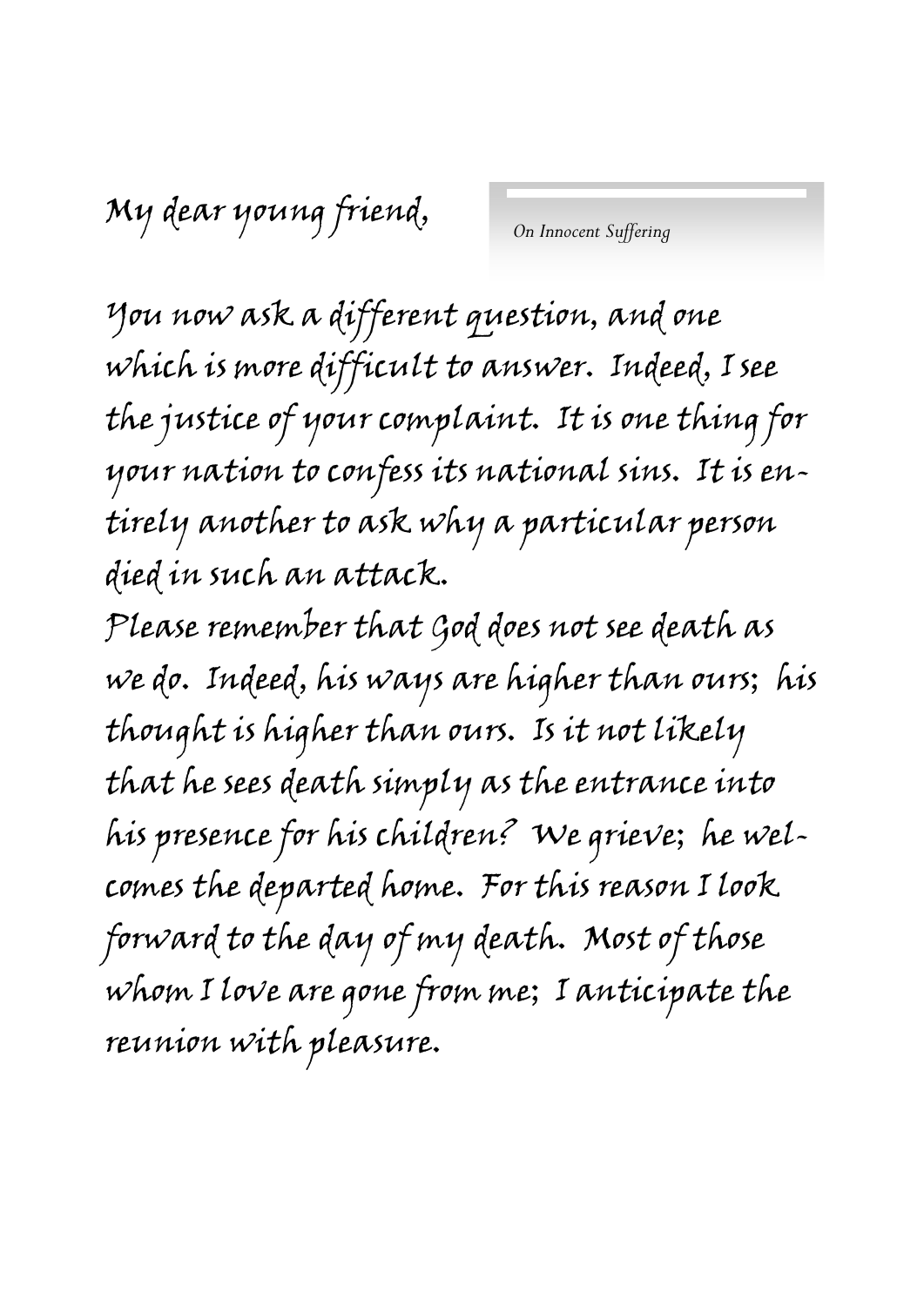*On Innocent Suffering*

My dear young friend,

You now ask a different question, and one which is more difficult to answer. Indeed, I see the justice of your complaint. It is one thing for your nation to confess its national sins. It is entirely another to ask why a particular person died in such an attack.

Please remember that God does not see death as we do. Indeed, his ways are higher than ours; his thought is higher than ours. Is it not likely that he sees death simply as the entrance into his presence for his children? We grieve; he welcomes the departed home. For this reason I look forward to the day of my death. Most of those whom I love are gone from me; I anticipate the reunion with pleasure.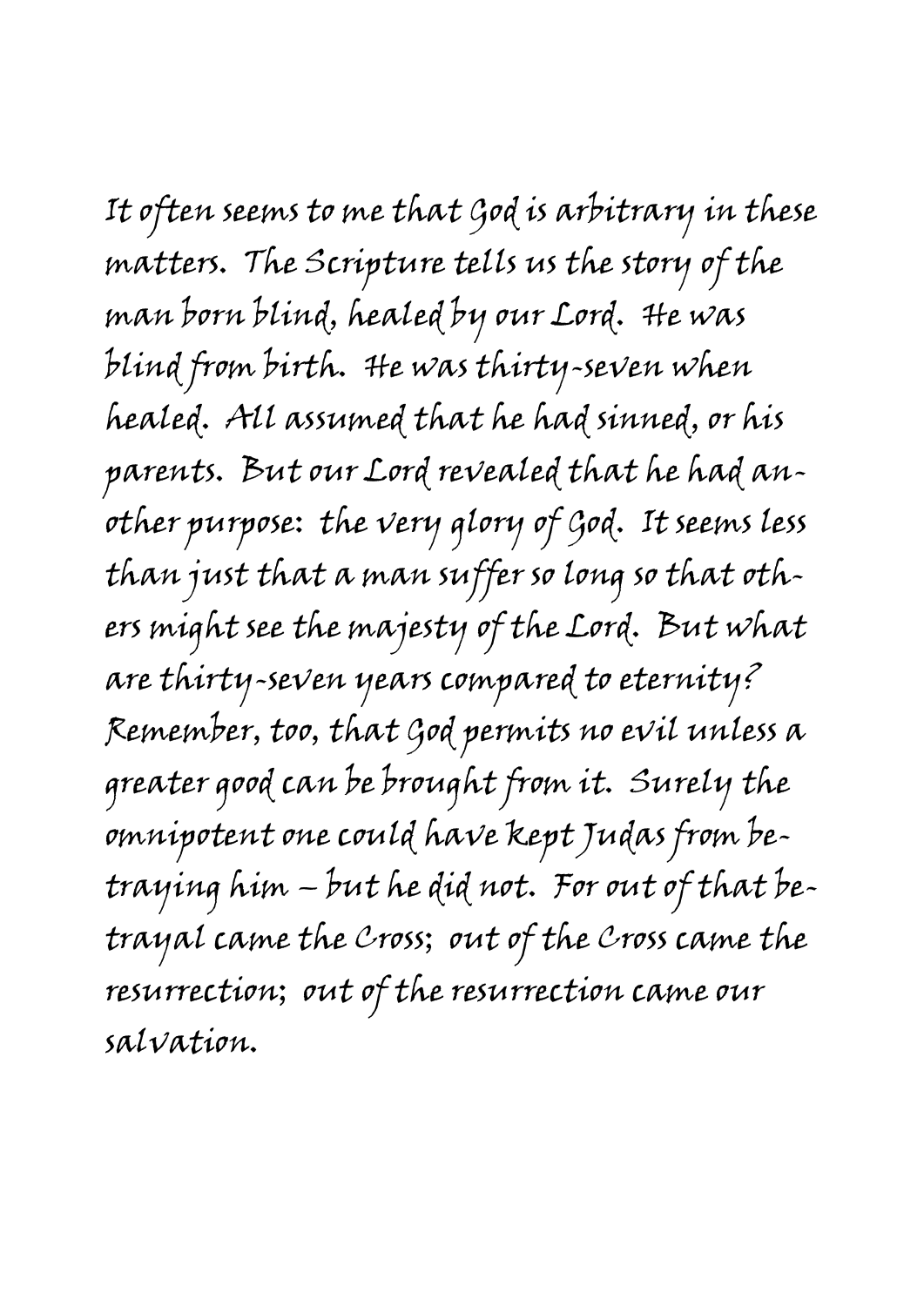It often seems to me that God is arbitrary in these matters. The Scripture tells us the story of the man born blind, healed by our Lord. He was blind from birth. He was thirty-seven when healed. All assumed that he had sinned, or his parents. But our Lord revealed that he had another purpose: the very glory of God. It seems less than just that a man suffer so long so that others might see the majesty of the Lord. But what are thirty-seven years compared to eternity? Remember, too, that God permits no evil unless a greater good can be brought from it. Surely the omnipotent one could have kept Judas from betraying him – but he did not. For out of that betrayal came the Cross; out of the Cross came the resurrection; out of the resurrection came our salvation.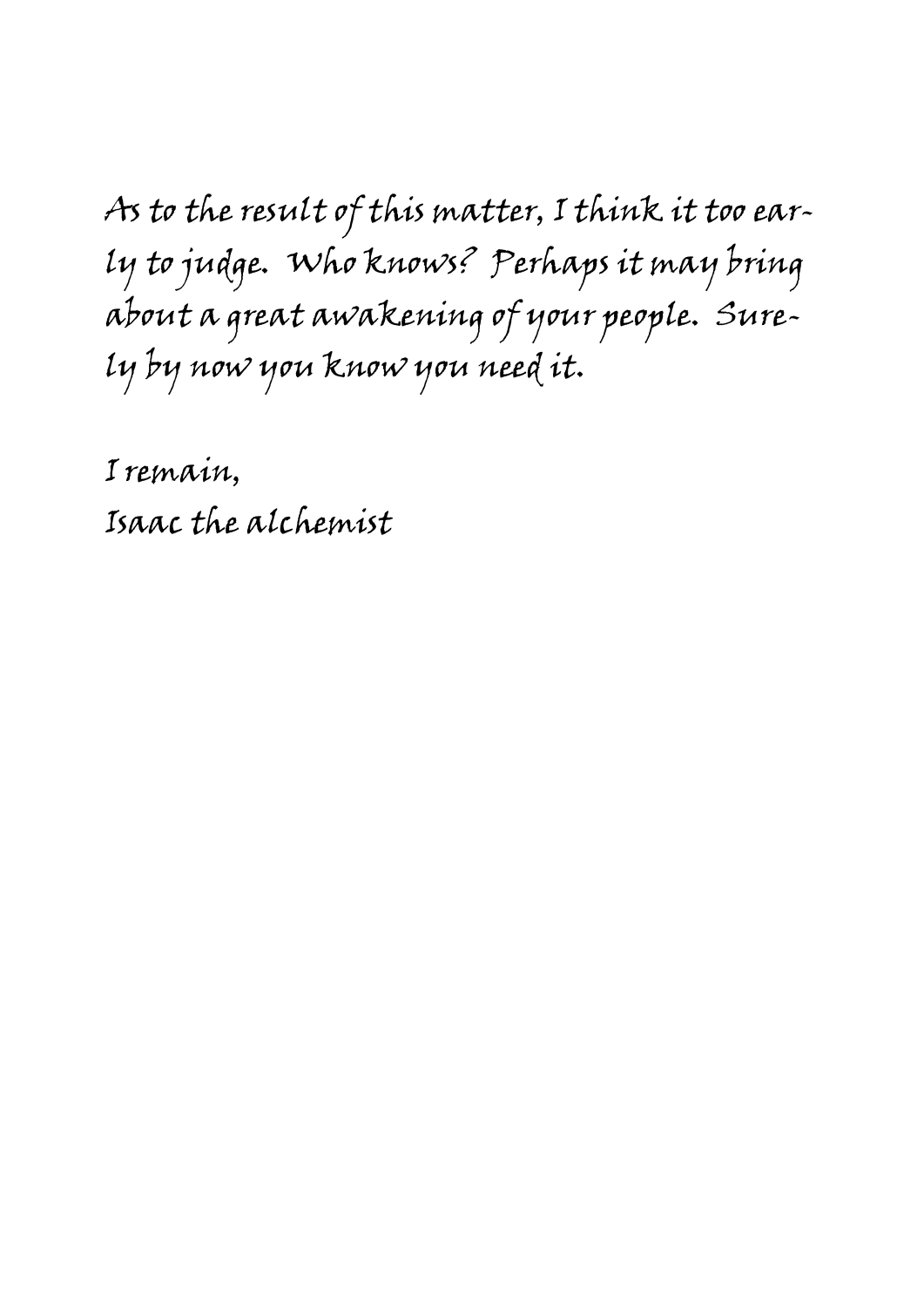*As to the result of this matter, I think it too early to judge. Who knows? Perhaps it may bring about a great awakening of your people. Surely by now you know you need it.*

*I remain,*
*Isaac the alchemist*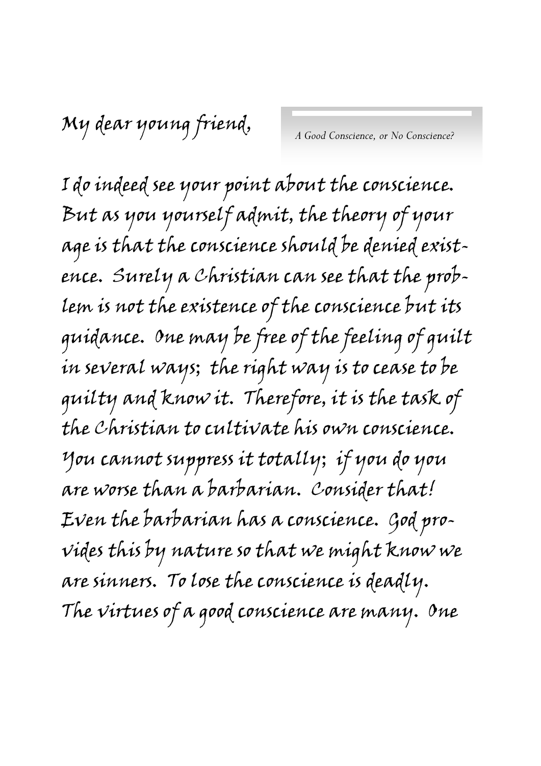*A Good Conscience, or No Conscience?*

My dear young friend,

I do indeed see your point about the conscience. But as you yourself admit, the theory of your age is that the conscience should be denied existence. Surely a Christian can see that the problem is not the existence of the conscience but its guidance. One may be free of the feeling of guilt in several ways; the right way is to cease to be guilty and know it. Therefore, it is the task of the Christian to cultivate his own conscience. You cannot suppress it totally; if you do you are worse than a barbarian. Consider that! Even the barbarian has a conscience. God provides this by nature so that we might know we are sinners. To lose the conscience is deadly. The virtues of a good conscience are many. One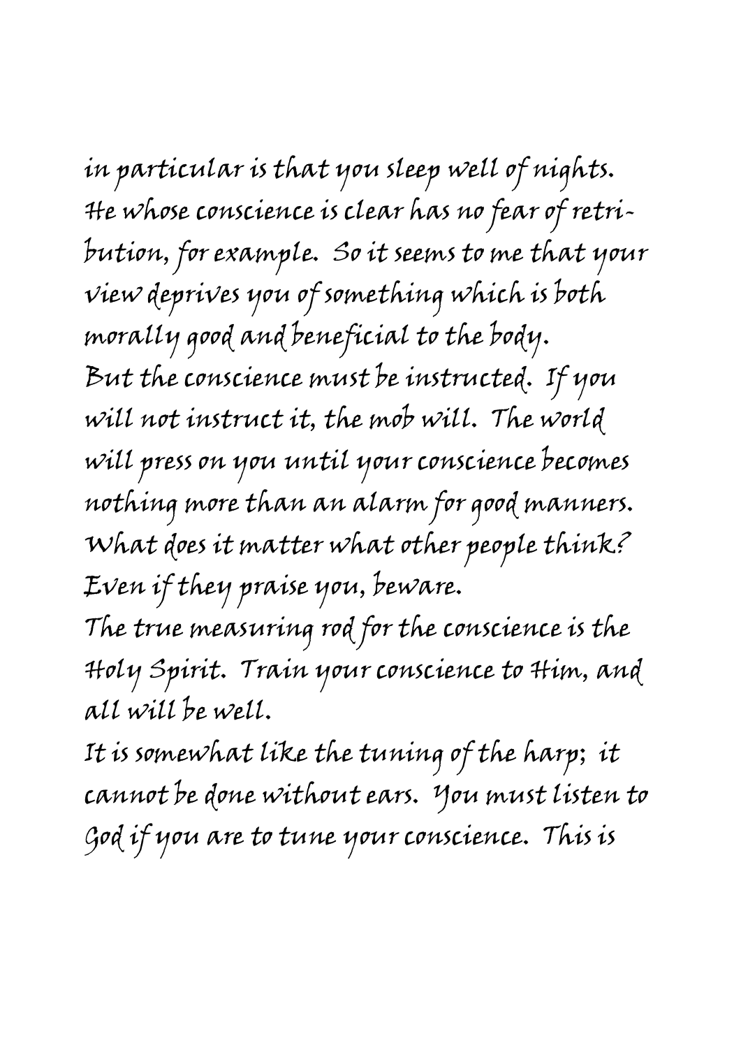in particular is that you sleep well of nights. He whose conscience is clear has no fear of retribution, for example. So it seems to me that your view deprives you of something which is both morally good and beneficial to the body.

But the conscience must be instructed. If you will not instruct it, the mob will. The world will press on you until your conscience becomes nothing more than an alarm for good manners. What does it matter what other people think? Even if they praise you, beware.

The true measuring rod for the conscience is the Holy Spirit. Train your conscience to Him, and all will be well.

It is somewhat like the tuning of the harp; it cannot be done without ears. You must listen to God if you are to tune your conscience. This is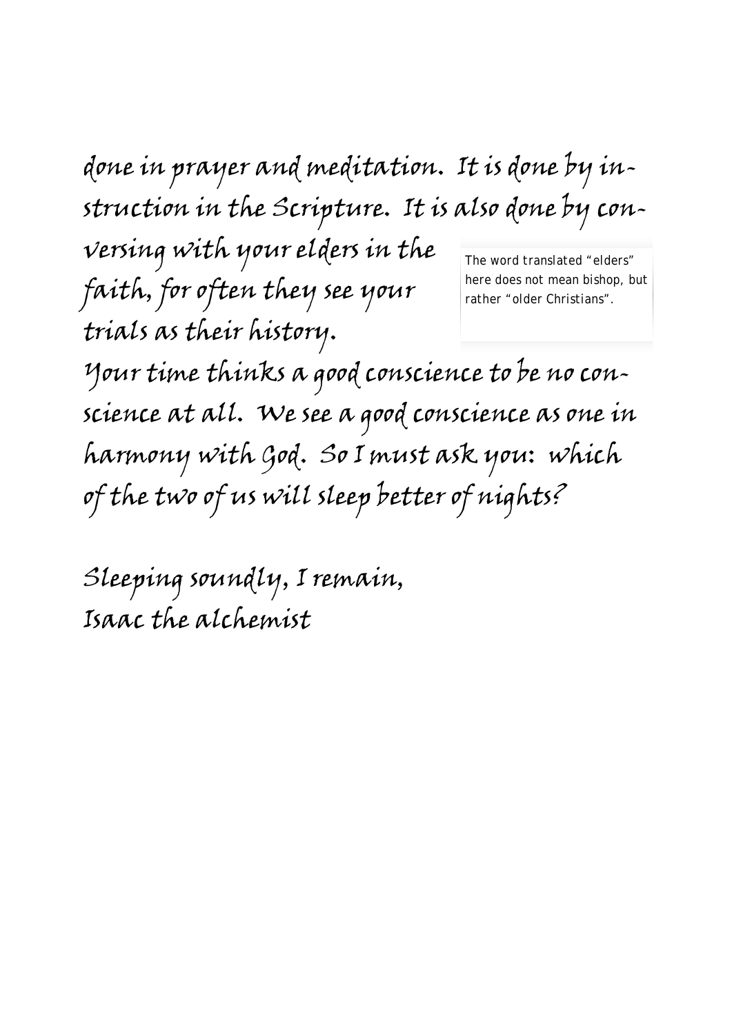done in prayer and meditation. It is done by instruction in the Scripture. It is also done by conversing with your elders in the faith, for often they see your trials as their history.

> The word translated "elders" here does not mean bishop, but rather "older Christians".

Your time thinks a good conscience to be no conscience at all. We see a good conscience as one in harmony with God. So I must ask you: which of the two of us will sleep better of nights?

Sleeping soundly, I remain,
Isaac the alchemist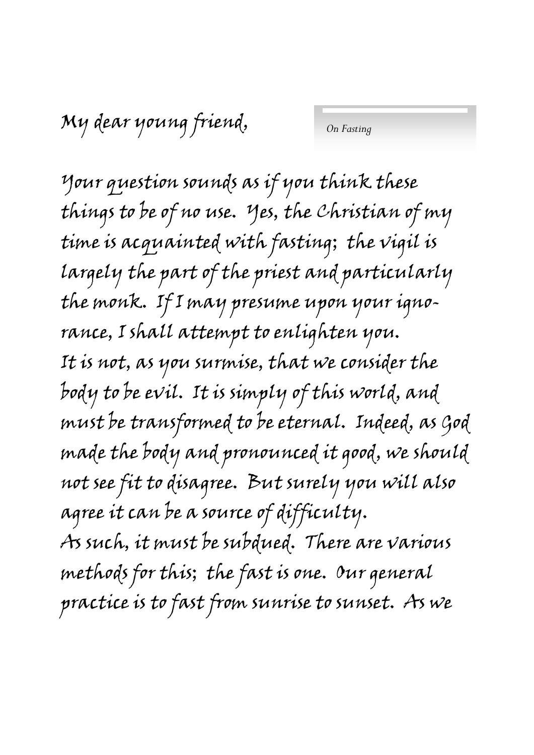My dear young friend,

*On Fasting*

Your question sounds as if you think these things to be of no use. Yes, the Christian of my time is acquainted with fasting; the vigil is largely the part of the priest and particularly the monk. If I may presume upon your ignorance, I shall attempt to enlighten you.

It is not, as you surmise, that we consider the body to be evil. It is simply of this world, and must be transformed to be eternal. Indeed, as God made the body and pronounced it good, we should not see fit to disagree. But surely you will also agree it can be a source of difficulty.

As such, it must be subdued. There are various methods for this; the fast is one. Our general practice is to fast from sunrise to sunset. As we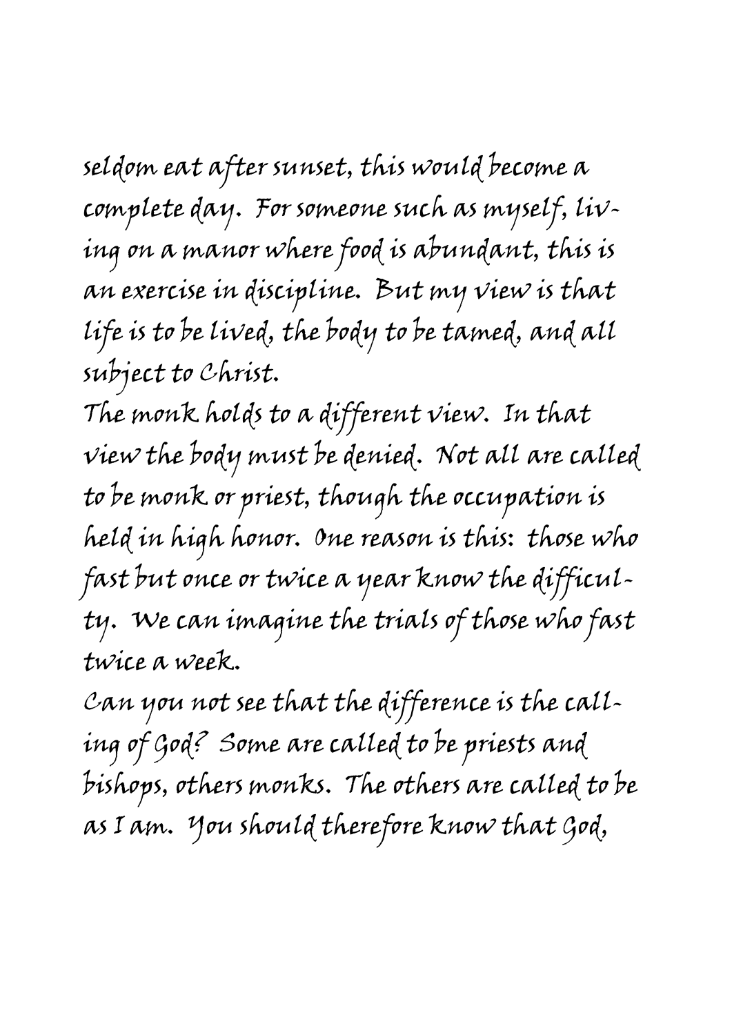seldom eat after sunset, this would become a complete day. For someone such as myself, living on a manor where food is abundant, this is an exercise in discipline. But my view is that life is to be lived, the body to be tamed, and all subject to Christ.

The monk holds to a different view. In that view the body must be denied. Not all are called to be monk or priest, though the occupation is held in high honor. One reason is this: those who fast but once or twice a year know the difficulty. We can imagine the trials of those who fast twice a week.

Can you not see that the difference is the calling of God? Some are called to be priests and bishops, others monks. The others are called to be as I am. You should therefore know that God,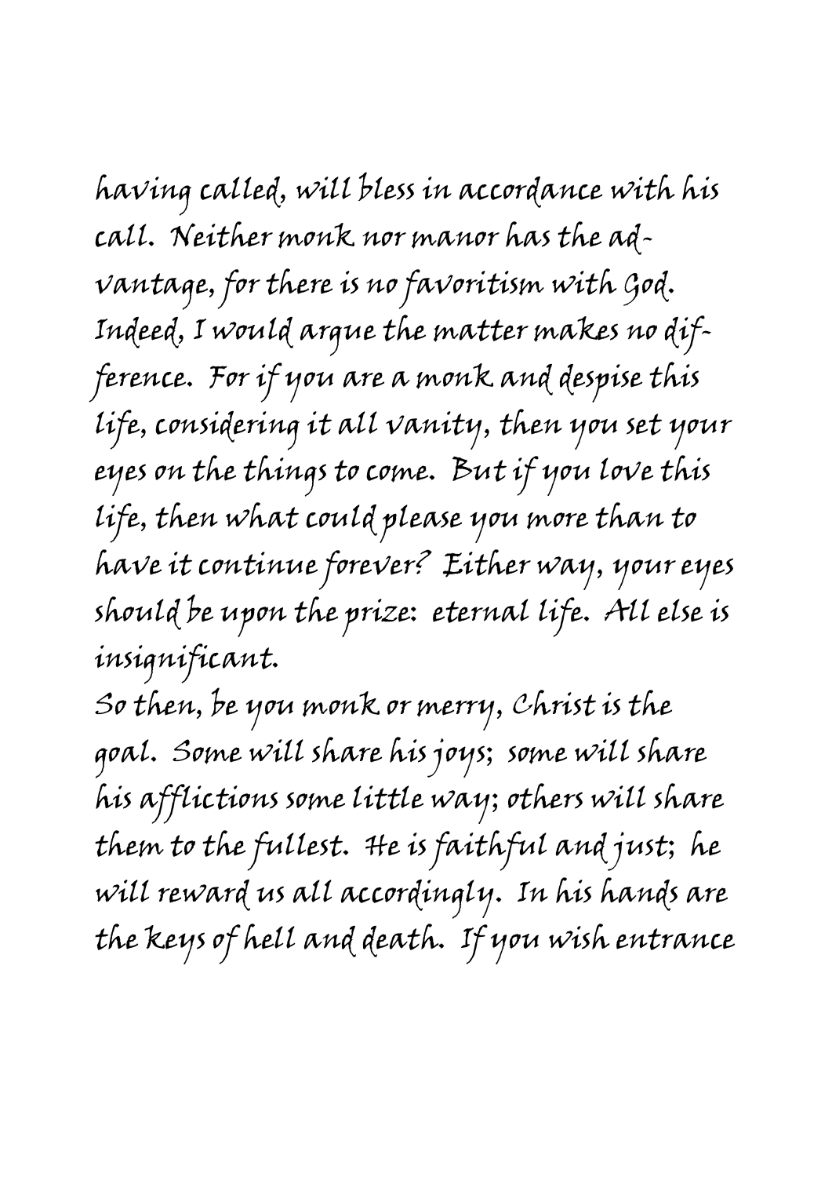having called, will bless in accordance with his call. Neither monk nor manor has the advantage, for there is no favoritism with God. Indeed, I would argue the matter makes no difference. For if you are a monk and despise this life, considering it all vanity, then you set your eyes on the things to come. But if you love this life, then what could please you more than to have it continue forever? Either way, your eyes should be upon the prize: eternal life. All else is insignificant.

So then, be you monk or merry, Christ is the goal. Some will share his joys; some will share his afflictions some little way; others will share them to the fullest. He is faithful and just; he will reward us all accordingly. In his hands are the keys of hell and death. If you wish entrance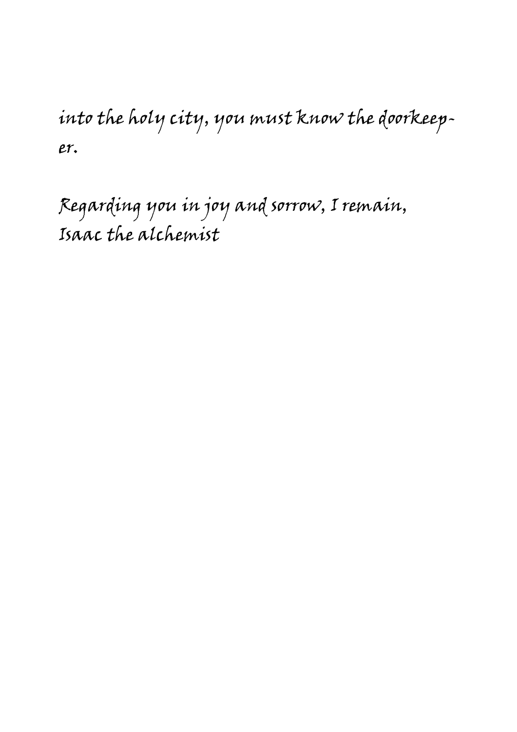*into the holy city, you must know the doorkeeper.*

*Regarding you in joy and sorrow, I remain,*
*Isaac the alchemist*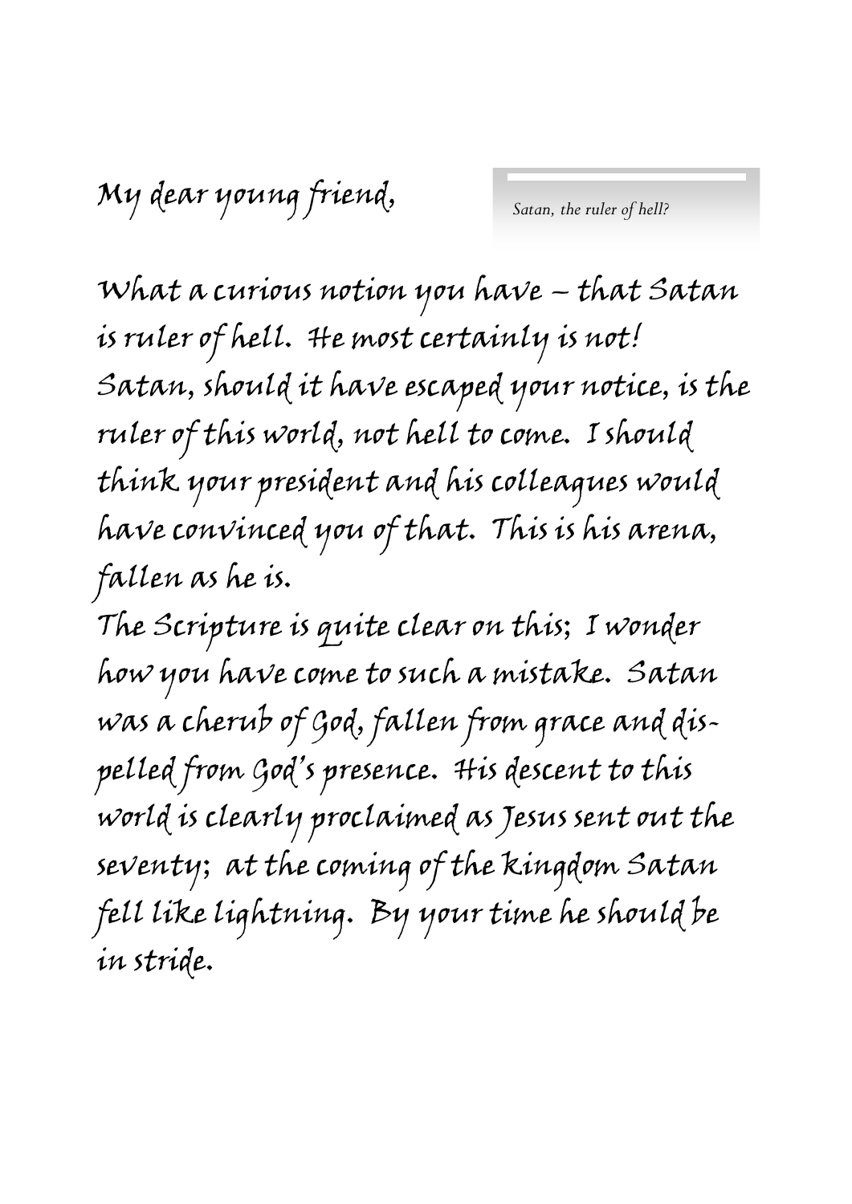My dear young friend,

*Satan, the ruler of hell?*

What a curious notion you have – that Satan is ruler of hell. He most certainly is not! Satan, should it have escaped your notice, is the ruler of this world, not hell to come. I should think your president and his colleagues would have convinced you of that. This is his arena, fallen as he is.

The Scripture is quite clear on this; I wonder how you have come to such a mistake. Satan was a cherub of God, fallen from grace and dispelled from God's presence. His descent to this world is clearly proclaimed as Jesus sent out the seventy; at the coming of the kingdom Satan fell like lightning. By your time he should be in stride.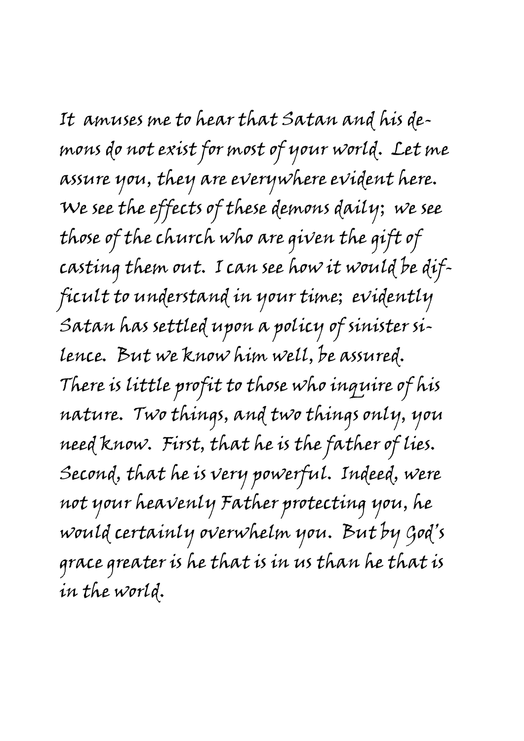It amuses me to hear that Satan and his demons do not exist for most of your world. Let me assure you, they are everywhere evident here. We see the effects of these demons daily; we see those of the church who are given the gift of casting them out. I can see how it would be difficult to understand in your time; evidently Satan has settled upon a policy of sinister silence. But we know him well, be assured. There is little profit to those who inquire of his nature. Two things, and two things only, you need know. First, that he is the father of lies. Second, that he is very powerful. Indeed, were not your heavenly Father protecting you, he would certainly overwhelm you. But by God's grace greater is he that is in us than he that is in the world.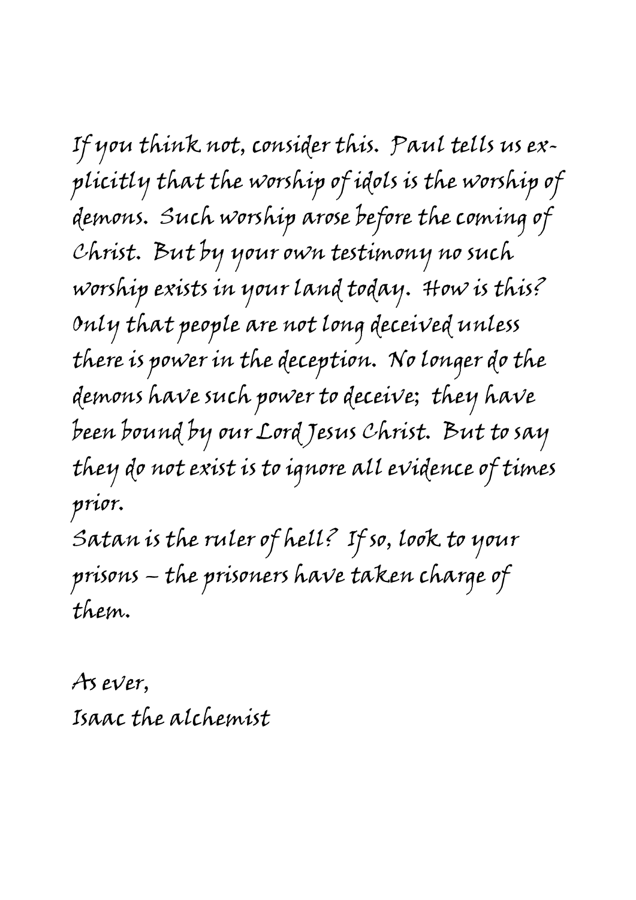If you think not, consider this. Paul tells us explicitly that the worship of idols is the worship of demons. Such worship arose before the coming of Christ. But by your own testimony no such worship exists in your land today. How is this? Only that people are not long deceived unless there is power in the deception. No longer do the demons have such power to deceive; they have been bound by our Lord Jesus Christ. But to say they do not exist is to ignore all evidence of times prior.

Satan is the ruler of hell? If so, look to your prisons – the prisoners have taken charge of them.

As ever,  
Isaac the alchemist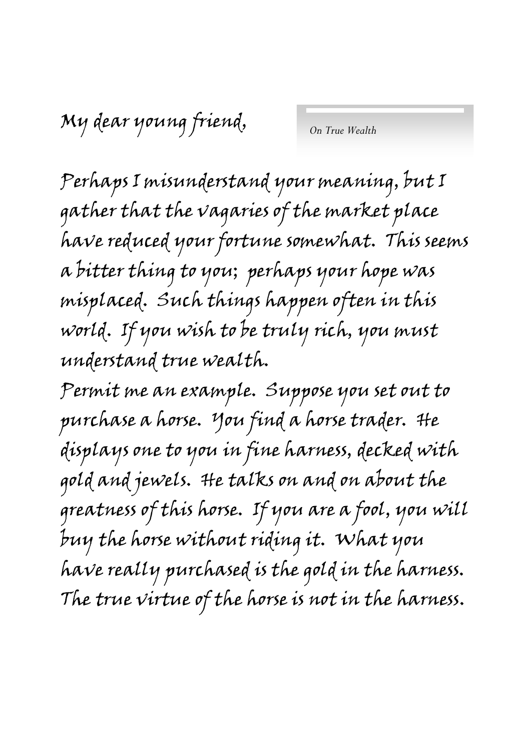My dear young friend,

*On True Wealth*

Perhaps I misunderstand your meaning, but I gather that the vagaries of the market place have reduced your fortune somewhat. This seems a bitter thing to you; perhaps your hope was misplaced. Such things happen often in this world. If you wish to be truly rich, you must understand true wealth.

Permit me an example. Suppose you set out to purchase a horse. You find a horse trader. He displays one to you in fine harness, decked with gold and jewels. He talks on and on about the greatness of this horse. If you are a fool, you will buy the horse without riding it. What you have really purchased is the gold in the harness. The true virtue of the horse is not in the harness.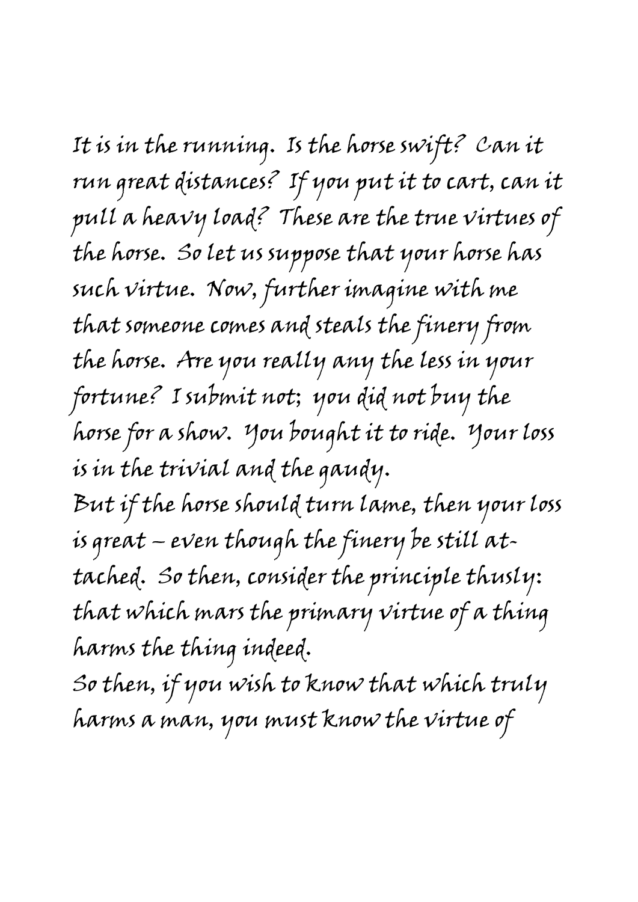It is in the running. Is the horse swift? Can it run great distances? If you put it to cart, can it pull a heavy load? These are the true virtues of the horse. So let us suppose that your horse has such virtue. Now, further imagine with me that someone comes and steals the finery from the horse. Are you really any the less in your fortune? I submit not; you did not buy the horse for a show. You bought it to ride. Your loss is in the trivial and the gaudy.

But if the horse should turn lame, then your loss is great – even though the finery be still attached. So then, consider the principle thusly: that which mars the primary virtue of a thing harms the thing indeed.

So then, if you wish to know that which truly harms a man, you must know the virtue of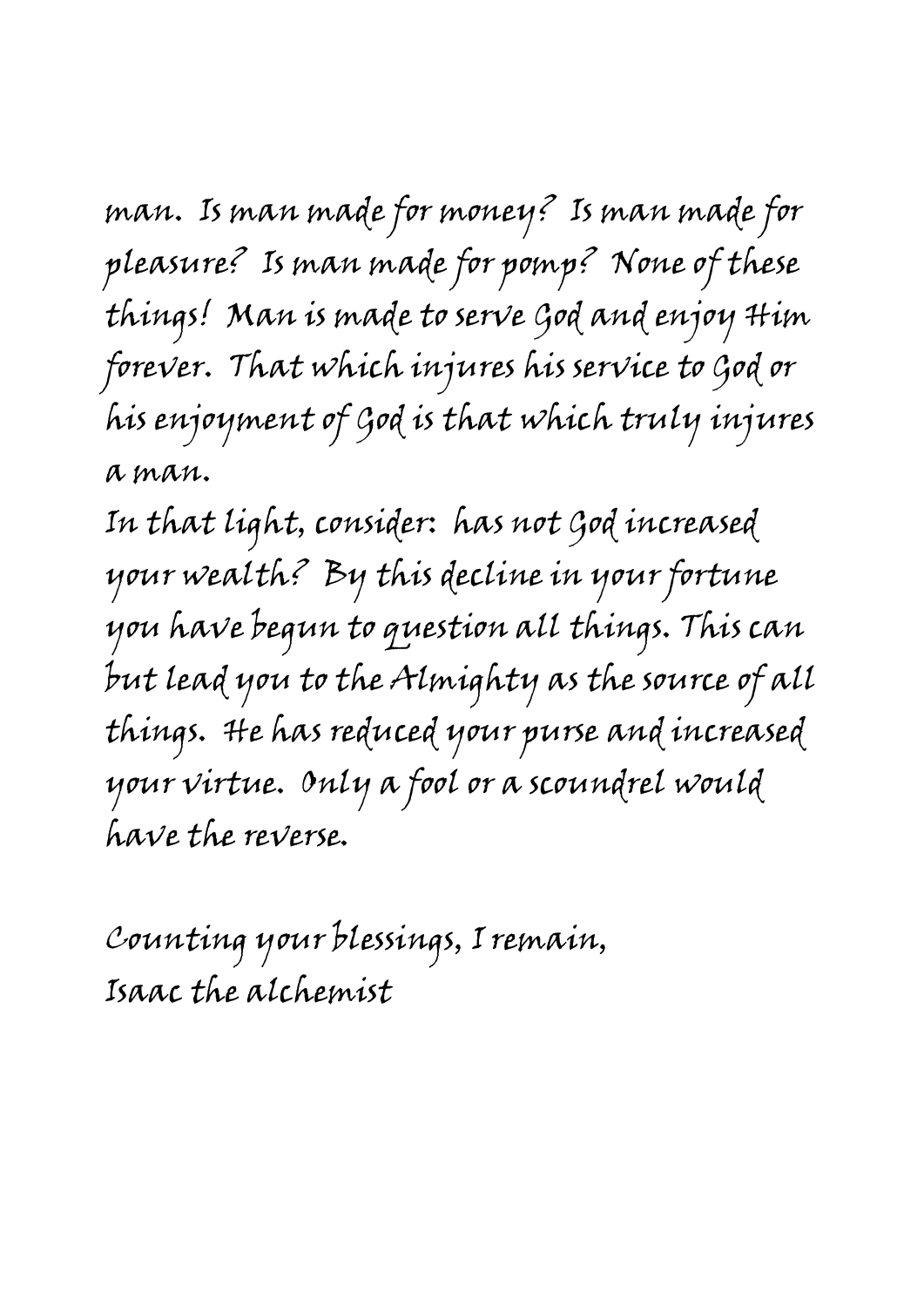man. Is man made for money? Is man made for pleasure? Is man made for pomp? None of these things! Man is made to serve God and enjoy Him forever. That which injures his service to God or his enjoyment of God is that which truly injures a man.

In that light, consider: has not God increased your wealth? By this decline in your fortune you have begun to question all things. This can but lead you to the Almighty as the source of all things. He has reduced your purse and increased your virtue. Only a fool or a scoundrel would have the reverse.

Counting your blessings, I remain,
Isaac the alchemist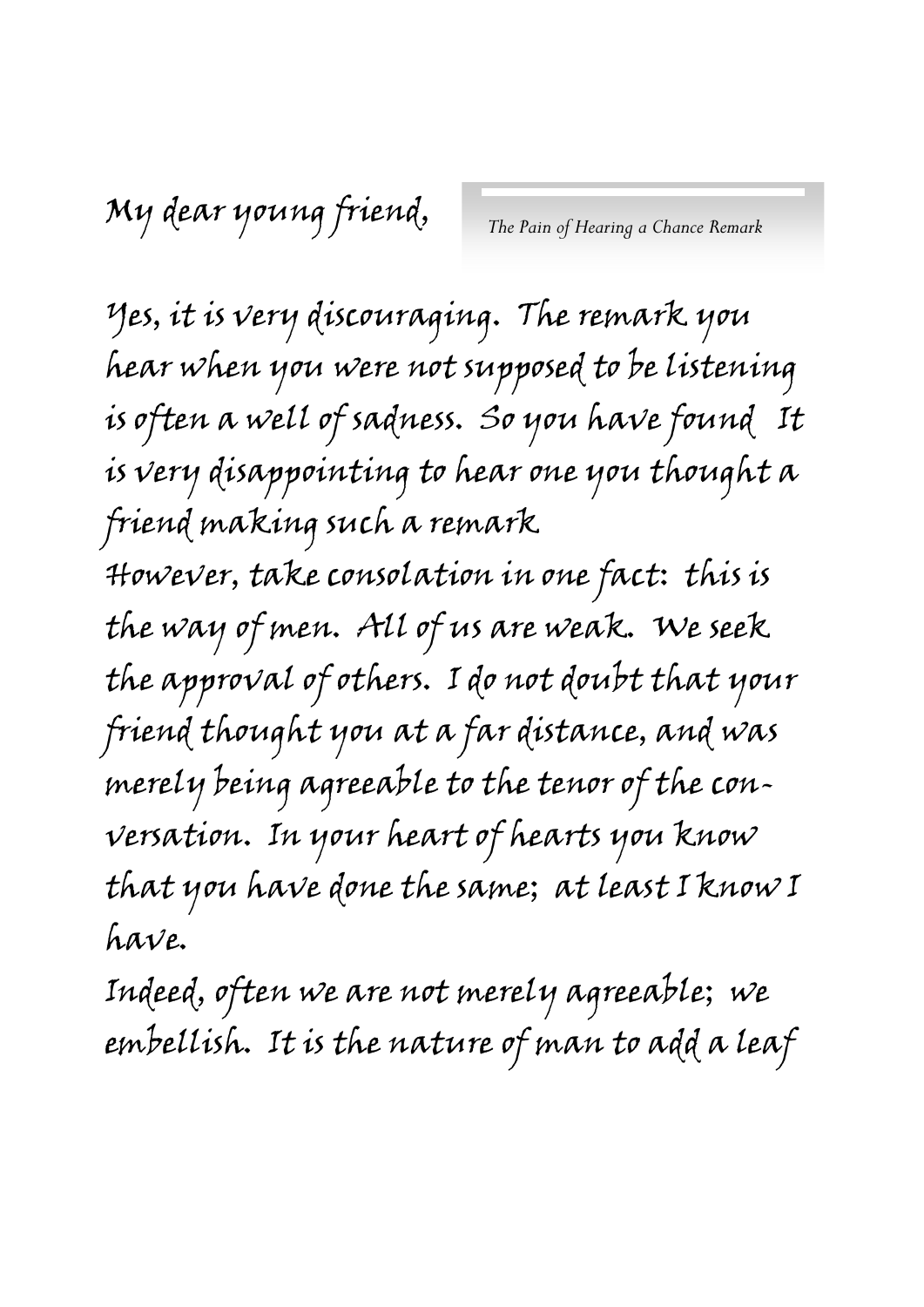My dear young friend,

*The Pain of Hearing a Chance Remark*

Yes, it is very discouraging. The remark you hear when you were not supposed to be listening is often a well of sadness. So you have found It is very disappointing to hear one you thought a friend making such a remark

However, take consolation in one fact: this is the way of men. All of us are weak. We seek the approval of others. I do not doubt that your friend thought you at a far distance, and was merely being agreeable to the tenor of the conversation. In your heart of hearts you know that you have done the same; at least I know I have.

Indeed, often we are not merely agreeable; we embellish. It is the nature of man to add a leaf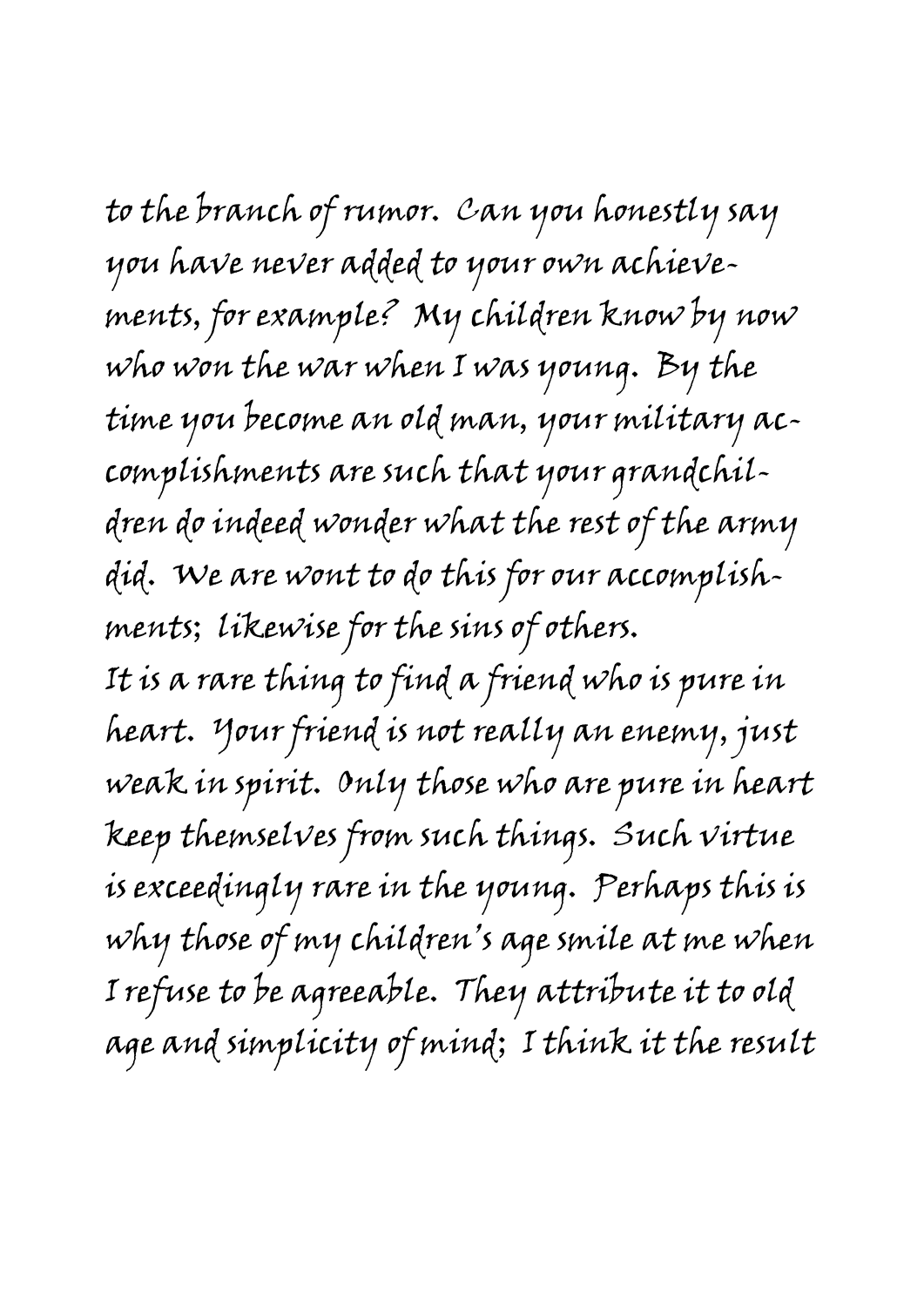to the branch of rumor. Can you honestly say you have never added to your own achievements, for example? My children know by now who won the war when I was young. By the time you become an old man, your military accomplishments are such that your grandchildren do indeed wonder what the rest of the army did. We are wont to do this for our accomplishments; likewise for the sins of others.

It is a rare thing to find a friend who is pure in heart. Your friend is not really an enemy, just weak in spirit. Only those who are pure in heart keep themselves from such things. Such virtue is exceedingly rare in the young. Perhaps this is why those of my children's age smile at me when I refuse to be agreeable. They attribute it to old age and simplicity of mind; I think it the result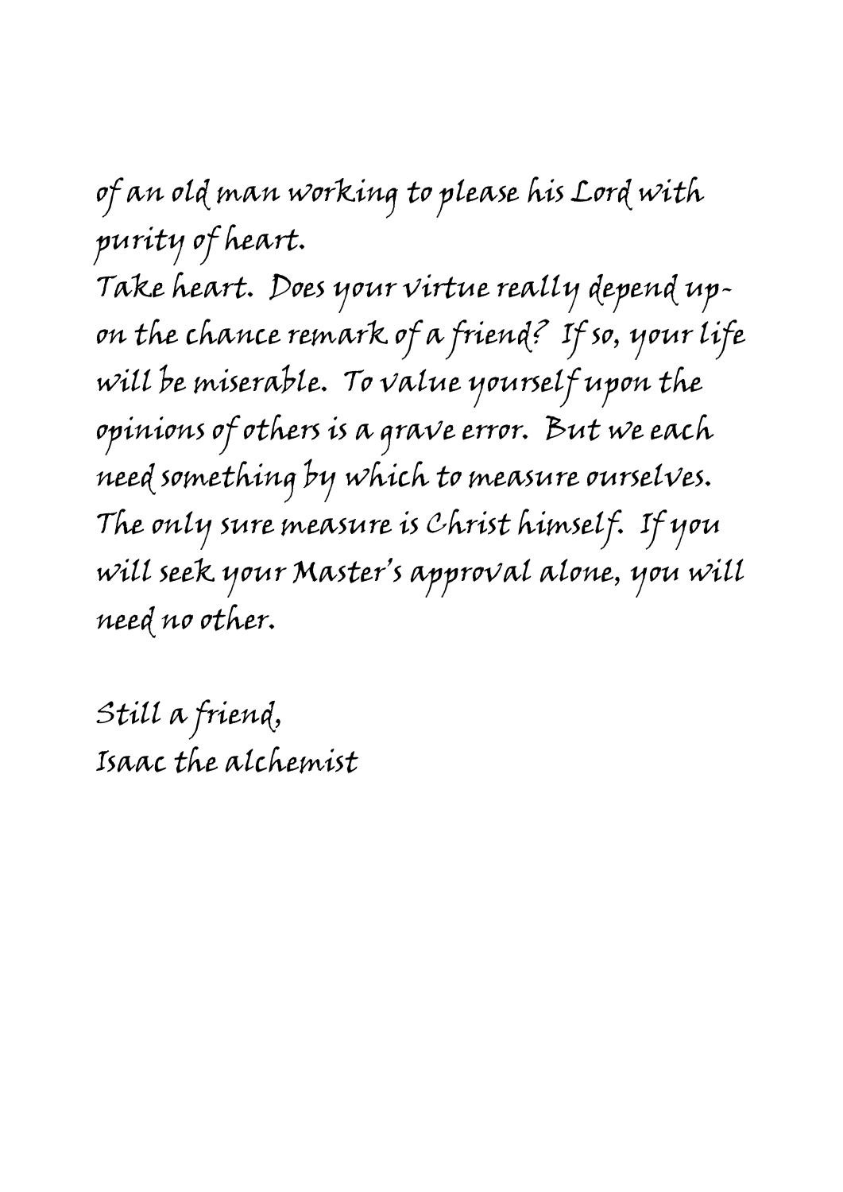of an old man working to please his Lord with purity of heart.

Take heart. Does your virtue really depend upon the chance remark of a friend? If so, your life will be miserable. To value yourself upon the opinions of others is a grave error. But we each need something by which to measure ourselves. The only sure measure is Christ himself. If you will seek your Master's approval alone, you will need no other.

Still a friend,
Isaac the alchemist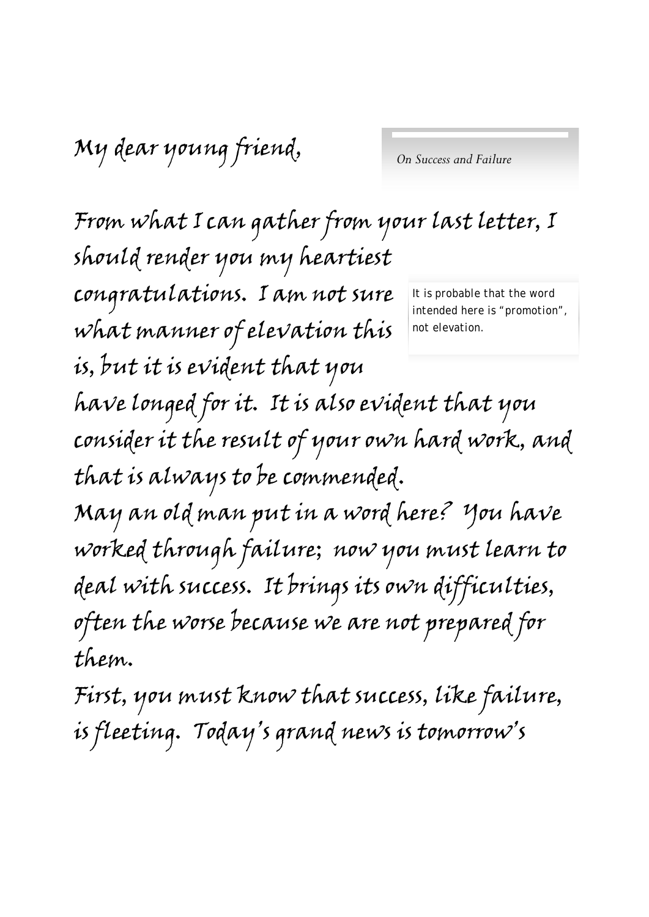My dear young friend,

*On Success and Failure*

From what I can gather from your last letter, I should render you my heartiest congratulations. I am not sure what manner of elevation this is, but it is evident that you have longed for it. It is also evident that you consider it the result of your own hard work, and that is always to be commended.

> It is probable that the word intended here is "promotion", not elevation.

May an old man put in a word here? You have worked through failure; now you must learn to deal with success. It brings its own difficulties, often the worse because we are not prepared for them.

First, you must know that success, like failure, is fleeting. Today's grand news is tomorrow's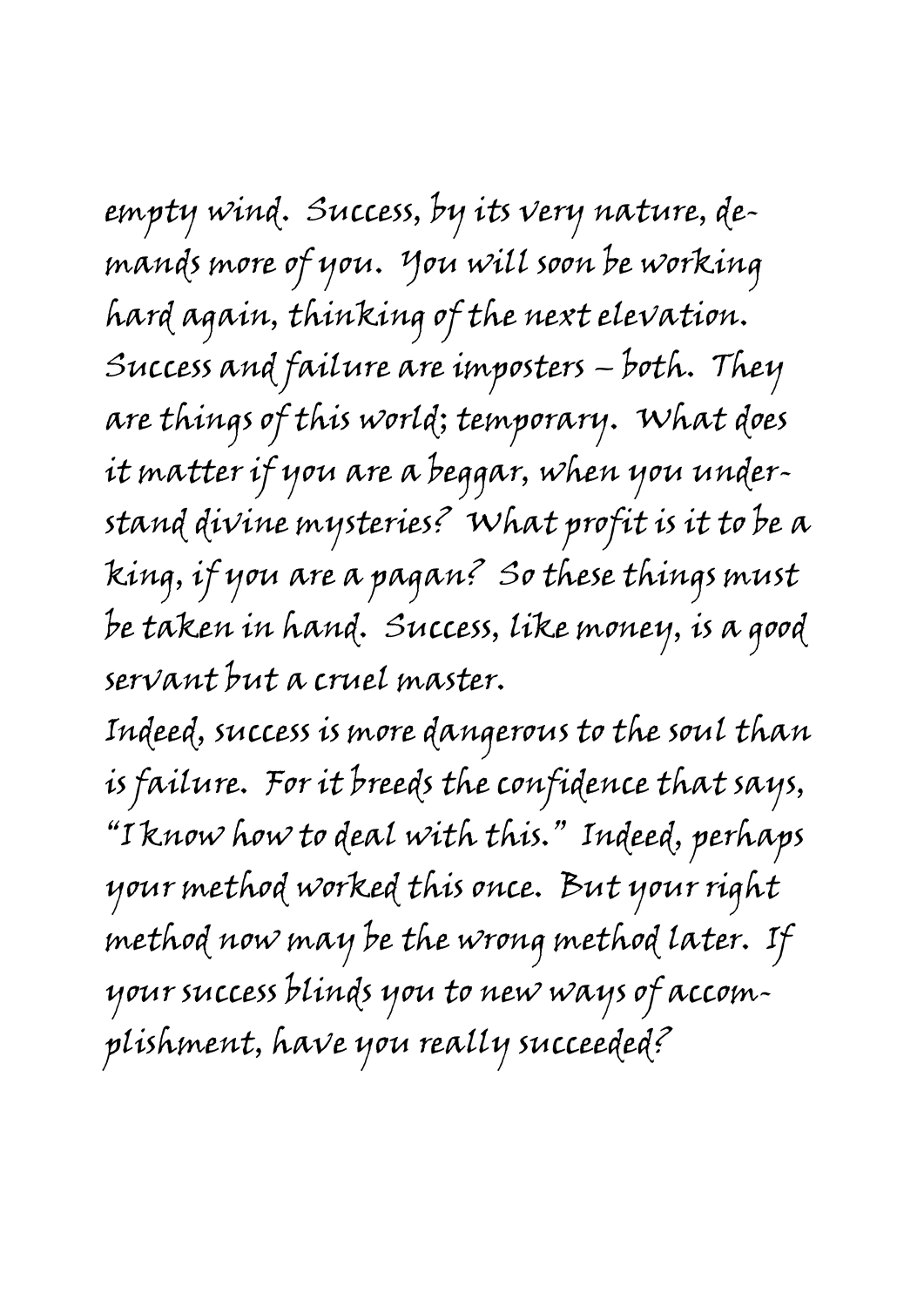empty wind. Success, by its very nature, demands more of you. You will soon be working hard again, thinking of the next elevation. Success and failure are imposters – both. They are things of this world; temporary. What does it matter if you are a beggar, when you understand divine mysteries? What profit is it to be a king, if you are a pagan? So these things must be taken in hand. Success, like money, is a good servant but a cruel master.

Indeed, success is more dangerous to the soul than is failure. For it breeds the confidence that says, "I know how to deal with this." Indeed, perhaps your method worked this once. But your right method now may be the wrong method later. If your success blinds you to new ways of accomplishment, have you really succeeded?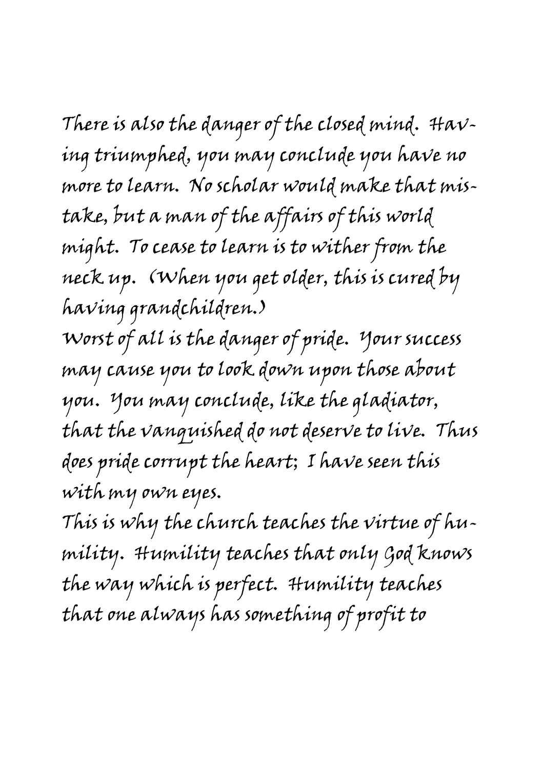There is also the danger of the closed mind. Having triumphed, you may conclude you have no more to learn. No scholar would make that mistake, but a man of the affairs of this world might. To cease to learn is to wither from the neck up. (When you get older, this is cured by having grandchildren.)

Worst of all is the danger of pride. Your success may cause you to look down upon those about you. You may conclude, like the gladiator, that the vanquished do not deserve to live. Thus does pride corrupt the heart; I have seen this with my own eyes.

This is why the church teaches the virtue of humility. Humility teaches that only God knows the way which is perfect. Humility teaches that one always has something of profit to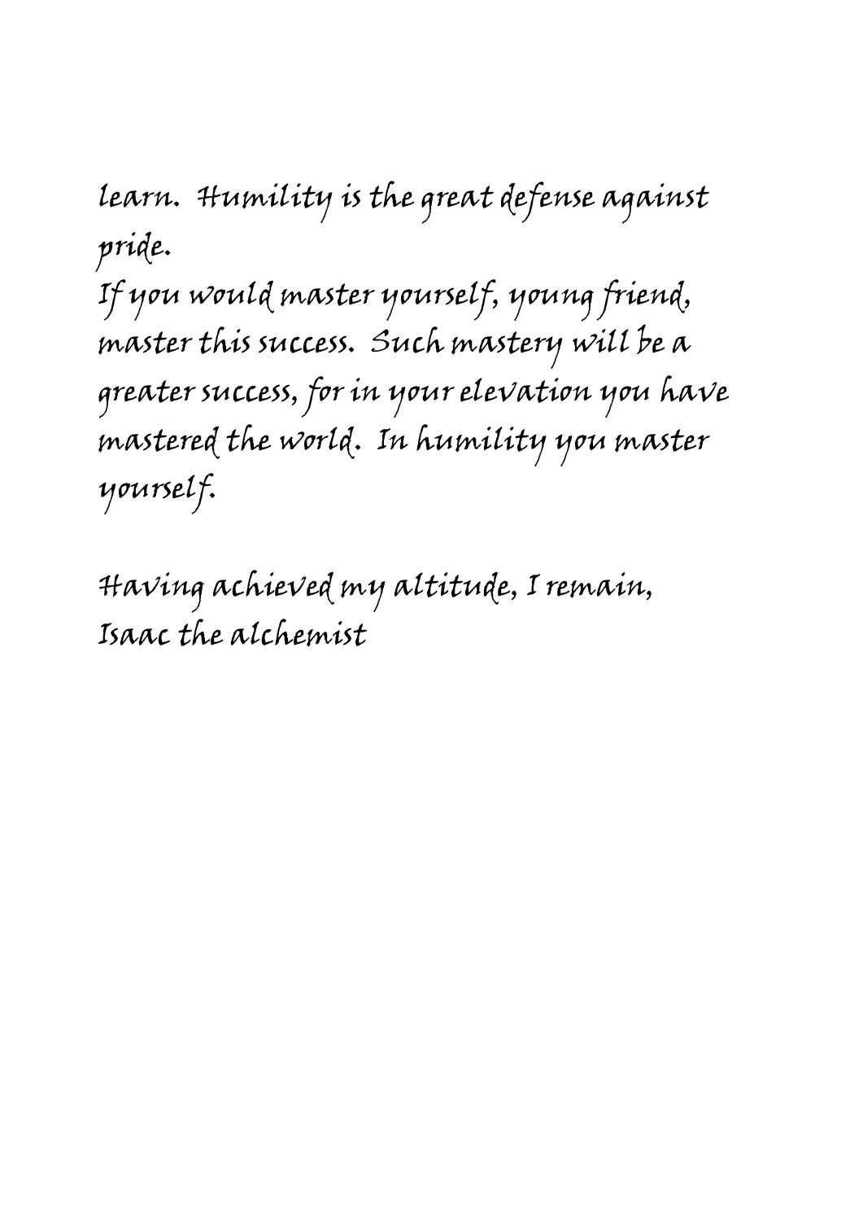learn. Humility is the great defense against pride.

If you would master yourself, young friend, master this success. Such mastery will be a greater success, for in your elevation you have mastered the world. In humility you master yourself.

Having achieved my altitude, I remain,
Isaac the alchemist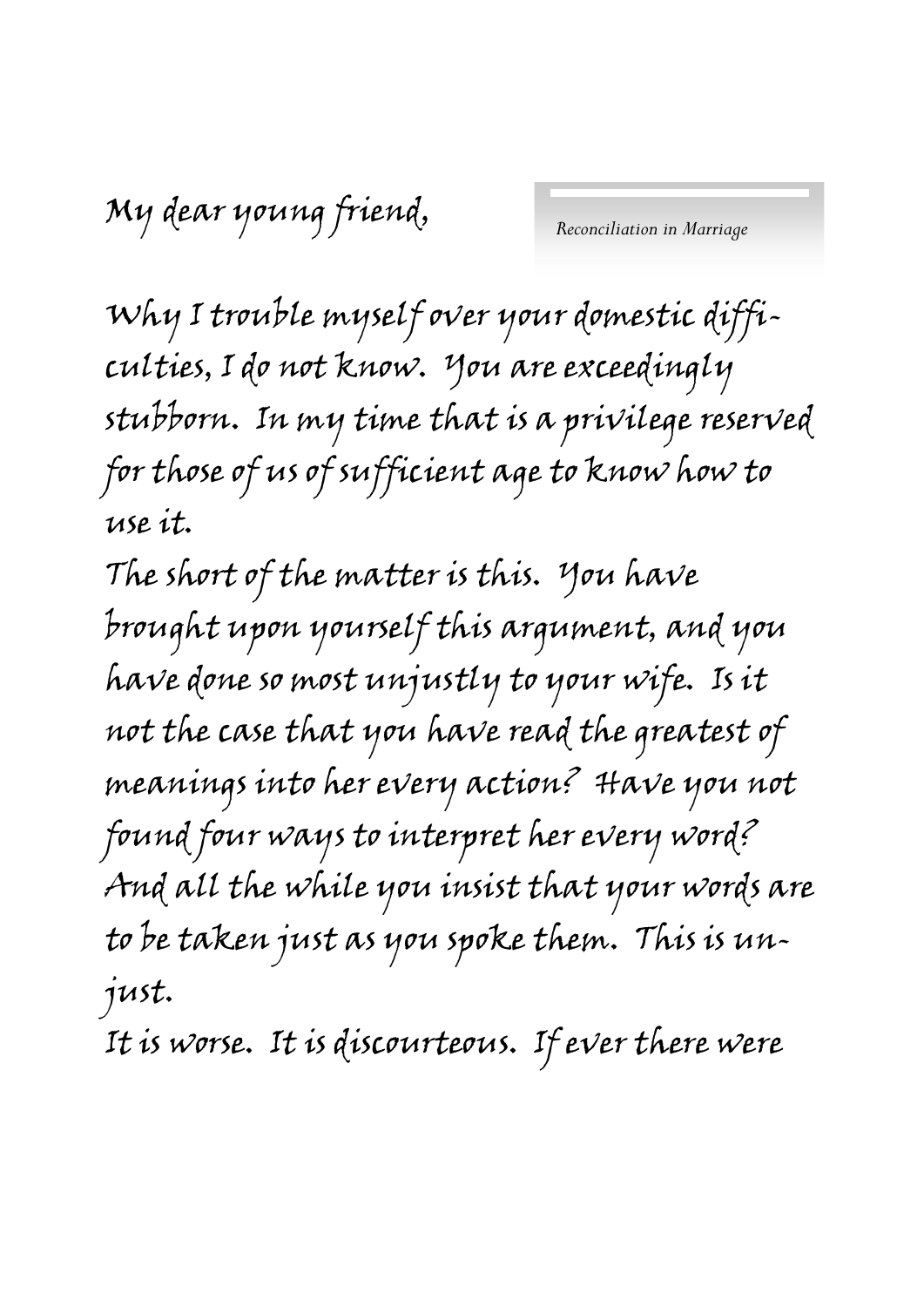*Reconciliation in Marriage*

My dear young friend,

Why I trouble myself over your domestic difficulties, I do not know. You are exceedingly stubborn. In my time that is a privilege reserved for those of us of sufficient age to know how to use it.

The short of the matter is this. You have brought upon yourself this argument, and you have done so most unjustly to your wife. Is it not the case that you have read the greatest of meanings into her every action? Have you not found four ways to interpret her every word? And all the while you insist that your words are to be taken just as you spoke them. This is unjust.

It is worse. It is discourteous. If ever there were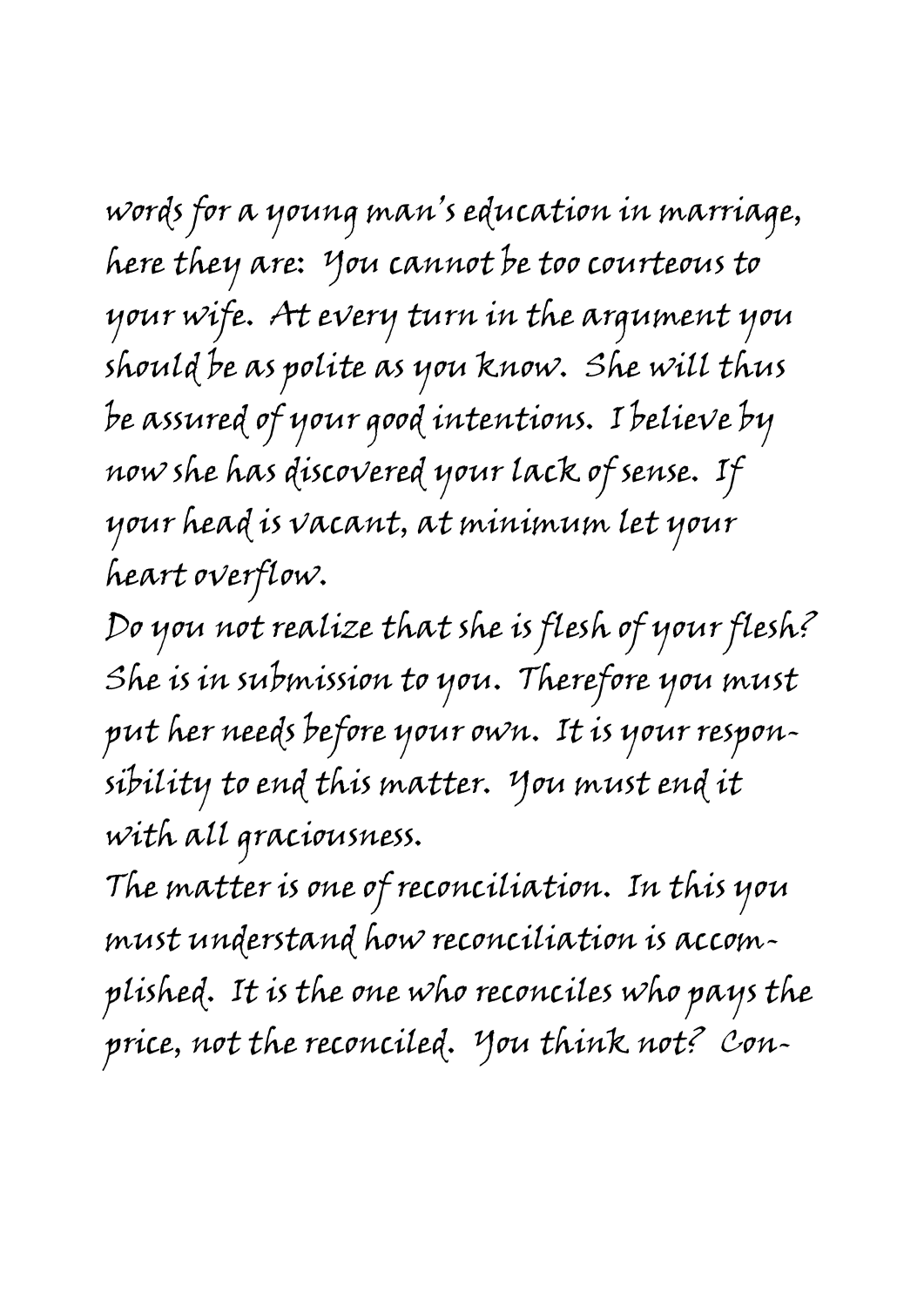words for a young man's education in marriage, here they are: You cannot be too courteous to your wife. At every turn in the argument you should be as polite as you know. She will thus be assured of your good intentions. I believe by now she has discovered your lack of sense. If your head is vacant, at minimum let your heart overflow.

Do you not realize that she is flesh of your flesh? She is in submission to you. Therefore you must put her needs before your own. It is your responsibility to end this matter. You must end it with all graciousness.

The matter is one of reconciliation. In this you must understand how reconciliation is accomplished. It is the one who reconciles who pays the price, not the reconciled. You think not? Con-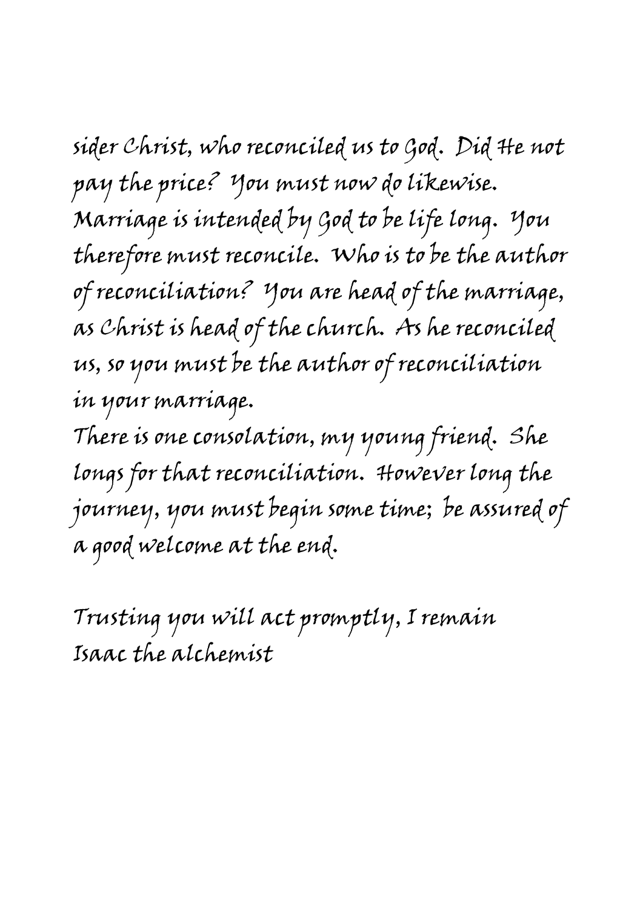sider Christ, who reconciled us to God. Did He not pay the price? You must now do likewise. Marriage is intended by God to be life long. You therefore must reconcile. Who is to be the author of reconciliation? You are head of the marriage, as Christ is head of the church. As he reconciled us, so you must be the author of reconciliation in your marriage.

There is one consolation, my young friend. She longs for that reconciliation. However long the journey, you must begin some time; be assured of a good welcome at the end.

Trusting you will act promptly, I remain
Isaac the alchemist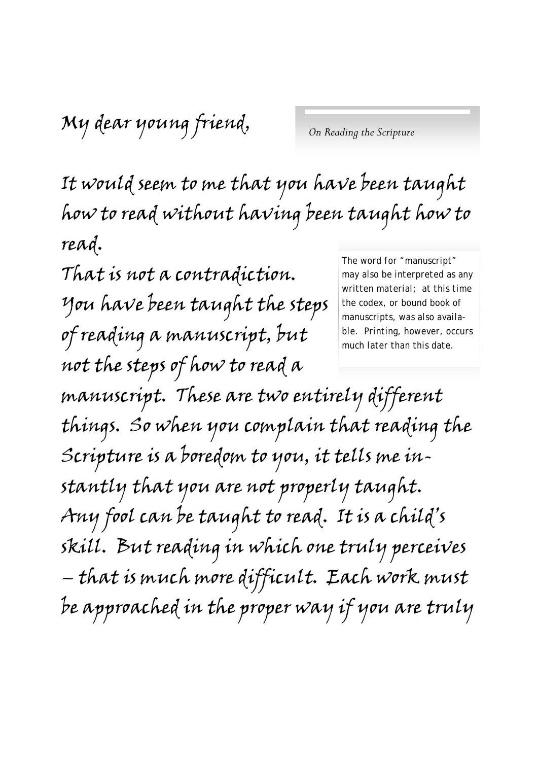My dear young friend,

*On Reading the Scripture*

It would seem to me that you have been taught how to read without having been taught how to read.

That is not a contradiction. You have been taught the steps of reading a manuscript, but not the steps of how to read a manuscript. These are two entirely different things. So when you complain that reading the Scripture is a boredom to you, it tells me instantly that you are not properly taught. Any fool can be taught to read. It is a child's skill. But reading in which one truly perceives – that is much more difficult. Each work must be approached in the proper way if you are truly

> The word for "manuscript" may also be interpreted as any written material; at this time the codex, or bound book of manuscripts, was also available. Printing, however, occurs much later than this date.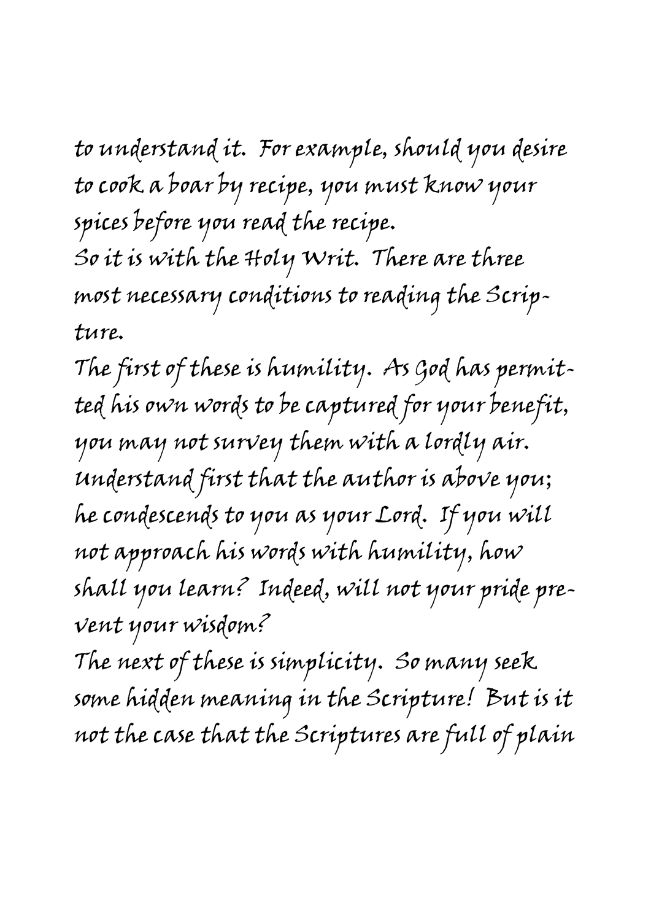to understand it. For example, should you desire to cook a boar by recipe, you must know your spices before you read the recipe.

So it is with the Holy Writ. There are three most necessary conditions to reading the Scripture.

The first of these is humility. As God has permitted his own words to be captured for your benefit, you may not survey them with a lordly air. Understand first that the author is above you; he condescends to you as your Lord. If you will not approach his words with humility, how shall you learn? Indeed, will not your pride prevent your wisdom?

The next of these is simplicity. So many seek some hidden meaning in the Scripture! But is it not the case that the Scriptures are full of plain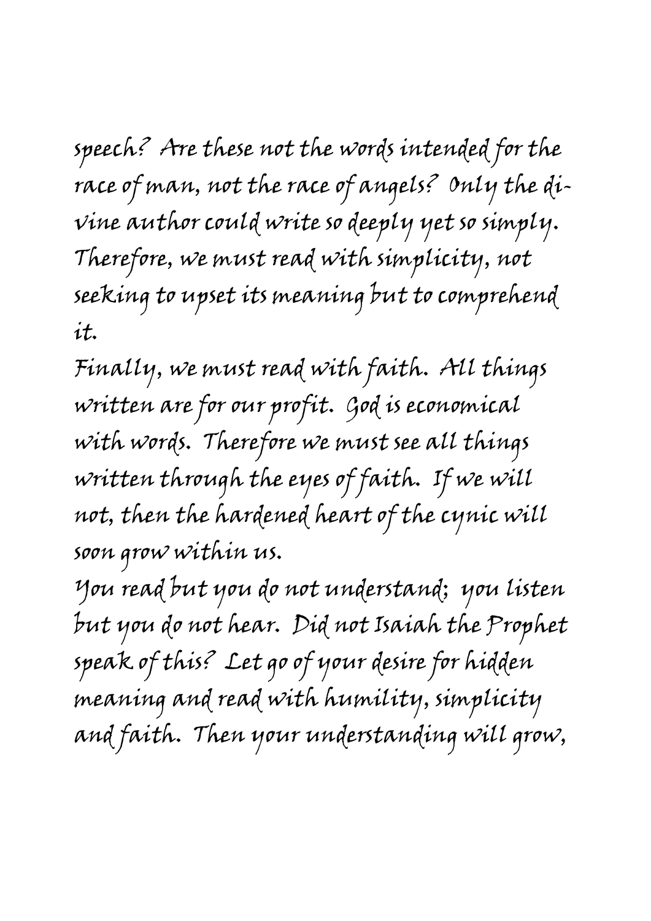speech? Are these not the words intended for the race of man, not the race of angels? Only the divine author could write so deeply yet so simply. Therefore, we must read with simplicity, not seeking to upset its meaning but to comprehend it.

Finally, we must read with faith. All things written are for our profit. God is economical with words. Therefore we must see all things written through the eyes of faith. If we will not, then the hardened heart of the cynic will soon grow within us.

You read but you do not understand; you listen but you do not hear. Did not Isaiah the Prophet speak of this? Let go of your desire for hidden meaning and read with humility, simplicity and faith. Then your understanding will grow,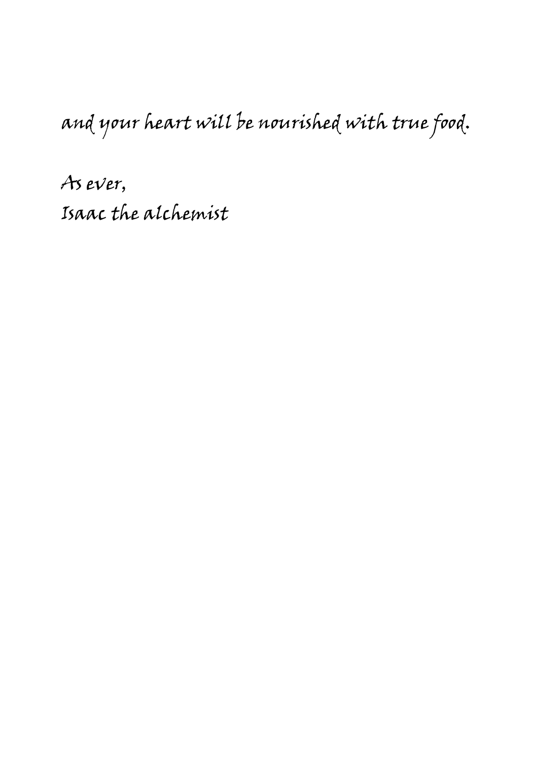and your heart will be nourished with true food.

As ever,
Isaac the alchemist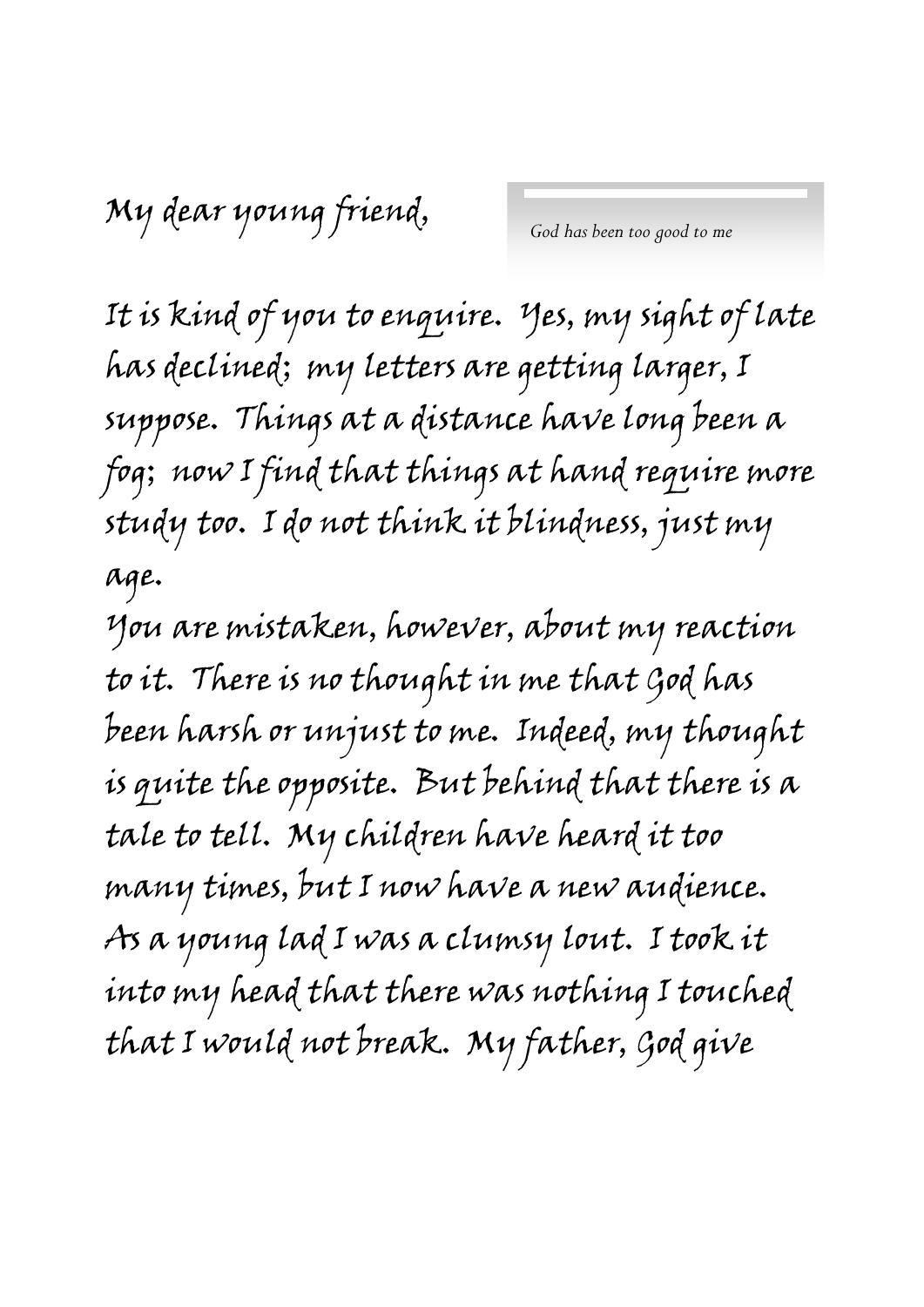My dear young friend,

*God has been too good to me*

It is kind of you to enquire. Yes, my sight of late has declined; my letters are getting larger, I suppose. Things at a distance have long been a fog; now I find that things at hand require more study too. I do not think it blindness, just my age.

You are mistaken, however, about my reaction to it. There is no thought in me that God has been harsh or unjust to me. Indeed, my thought is quite the opposite. But behind that there is a tale to tell. My children have heard it too many times, but I now have a new audience.

As a young lad I was a clumsy lout. I took it into my head that there was nothing I touched that I would not break. My father, God give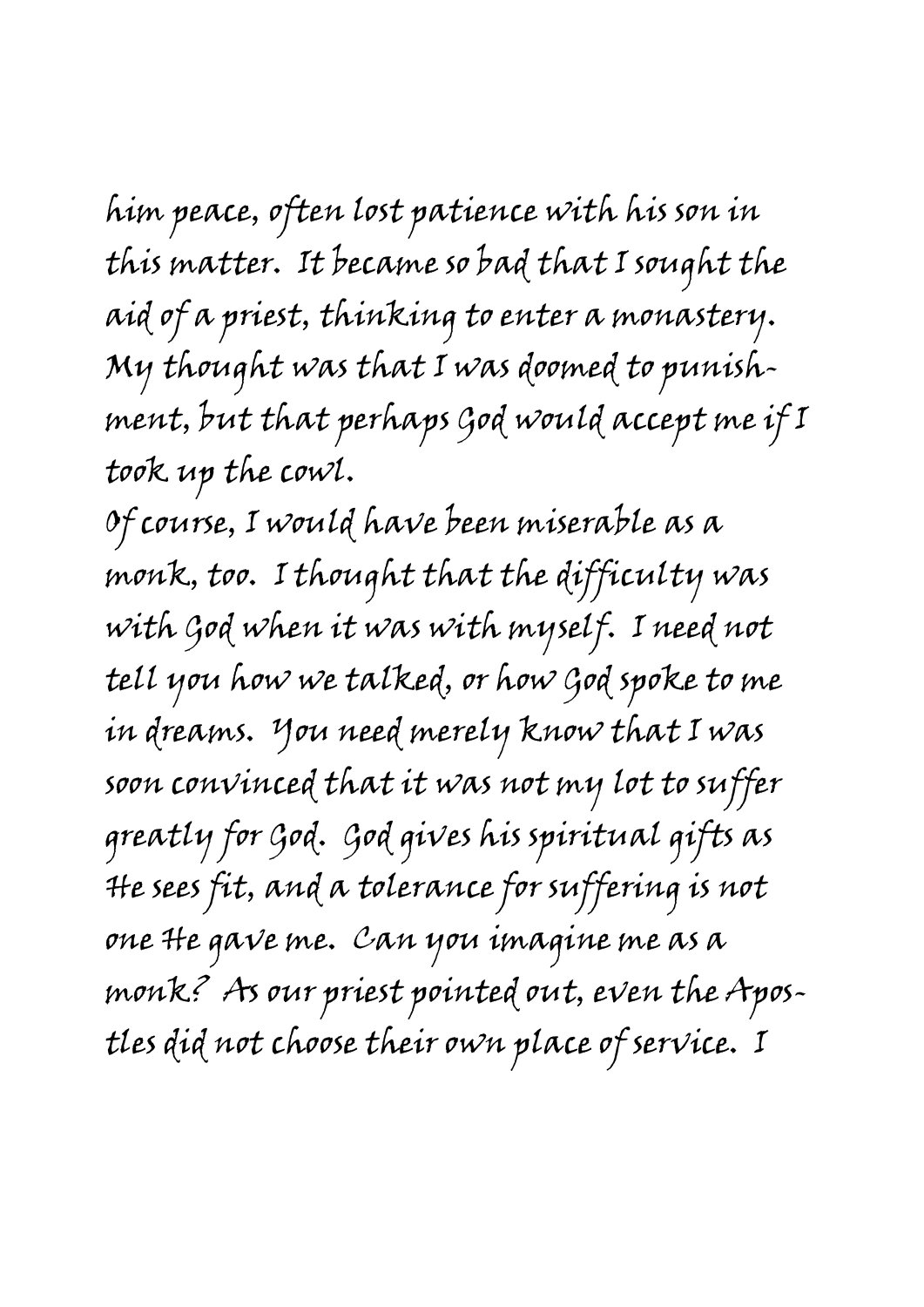him peace, often lost patience with his son in this matter. It became so bad that I sought the aid of a priest, thinking to enter a monastery. My thought was that I was doomed to punishment, but that perhaps God would accept me if I took up the cowl.

Of course, I would have been miserable as a monk, too. I thought that the difficulty was with God when it was with myself. I need not tell you how we talked, or how God spoke to me in dreams. You need merely know that I was soon convinced that it was not my lot to suffer greatly for God. God gives his spiritual gifts as He sees fit, and a tolerance for suffering is not one He gave me. Can you imagine me as a monk? As our priest pointed out, even the Apostles did not choose their own place of service. I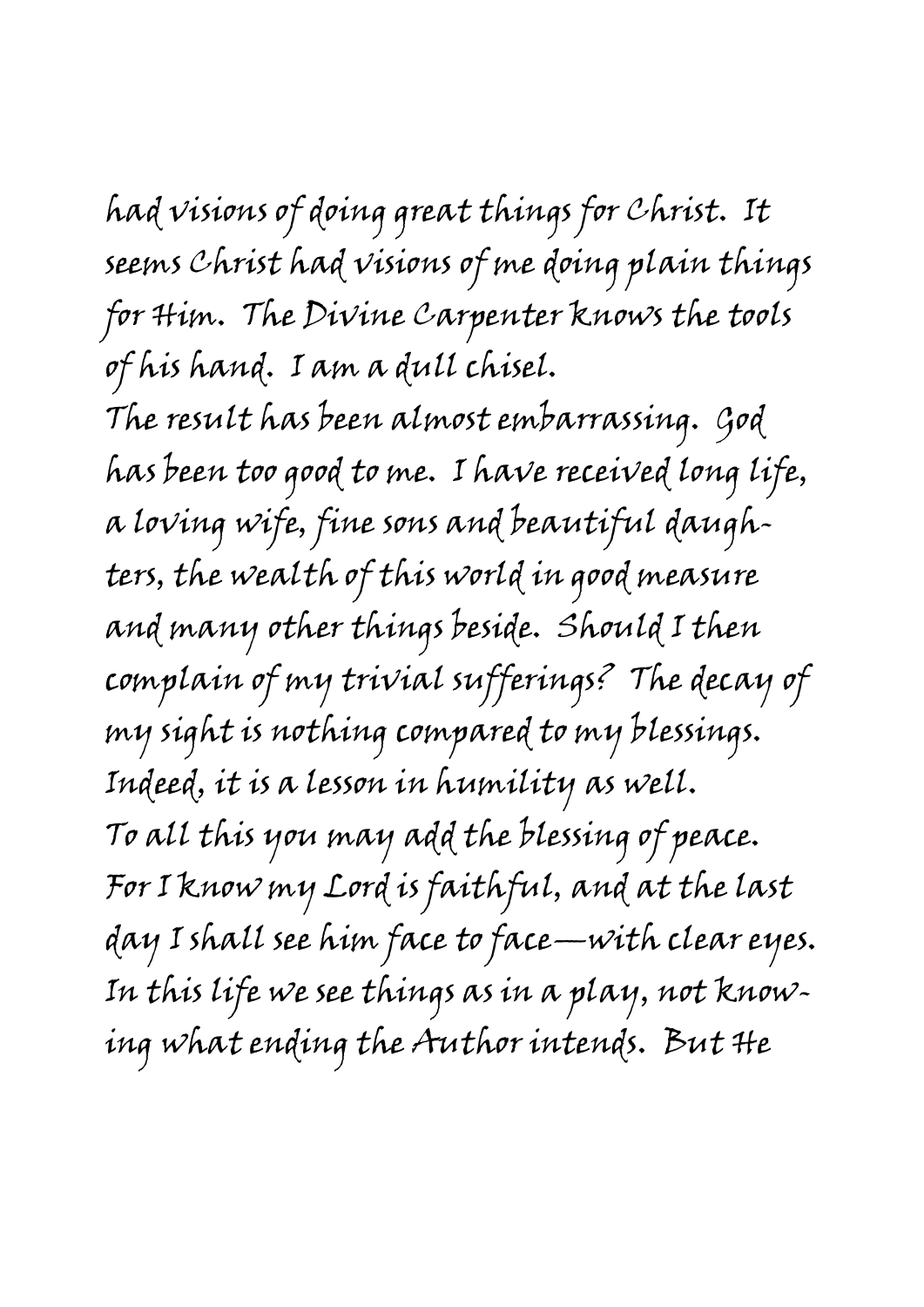had visions of doing great things for Christ. It seems Christ had visions of me doing plain things for Him. The Divine Carpenter knows the tools of his hand. I am a dull chisel.

The result has been almost embarrassing. God has been too good to me. I have received long life, a loving wife, fine sons and beautiful daughters, the wealth of this world in good measure and many other things beside. Should I then complain of my trivial sufferings? The decay of my sight is nothing compared to my blessings. Indeed, it is a lesson in humility as well.

To all this you may add the blessing of peace. For I know my Lord is faithful, and at the last day I shall see him face to face—with clear eyes. In this life we see things as in a play, not knowing what ending the Author intends. But He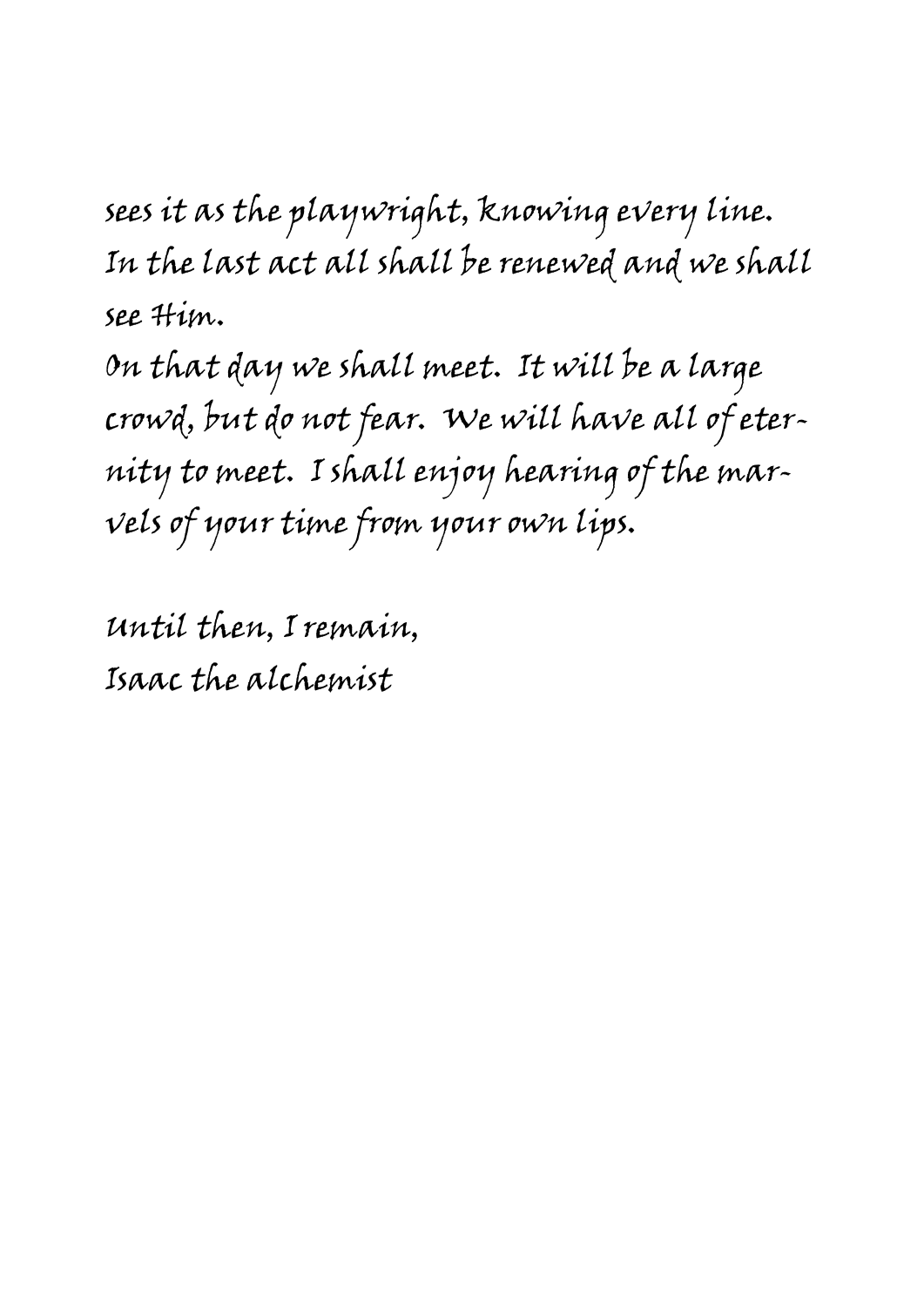sees it as the playwright, knowing every line. In the last act all shall be renewed and we shall see Him.

On that day we shall meet. It will be a large crowd, but do not fear. We will have all of eternity to meet. I shall enjoy hearing of the marvels of your time from your own lips.

Until then, I remain,
Isaac the alchemist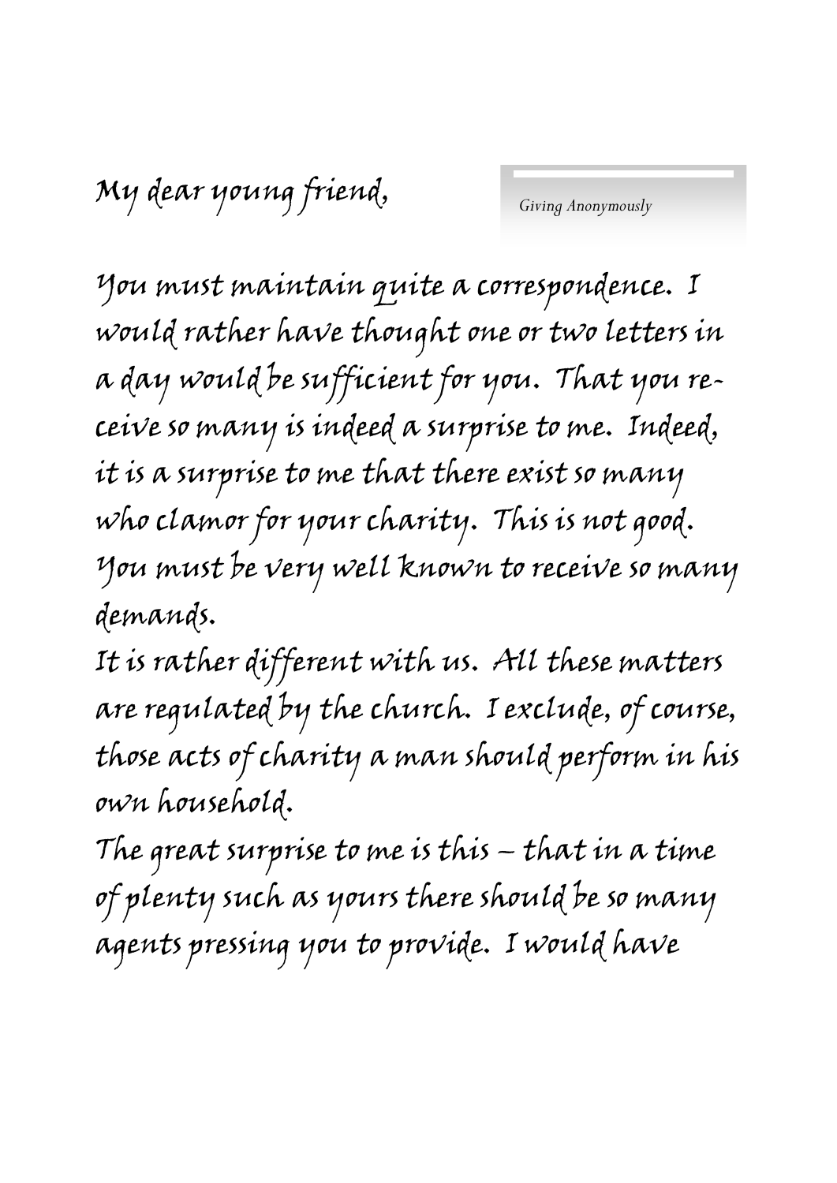My dear young friend,

*Giving Anonymously*

You must maintain quite a correspondence. I would rather have thought one or two letters in a day would be sufficient for you. That you receive so many is indeed a surprise to me. Indeed, it is a surprise to me that there exist so many who clamor for your charity. This is not good. You must be very well known to receive so many demands.

It is rather different with us. All these matters are regulated by the church. I exclude, of course, those acts of charity a man should perform in his own household.

The great surprise to me is this – that in a time of plenty such as yours there should be so many agents pressing you to provide. I would have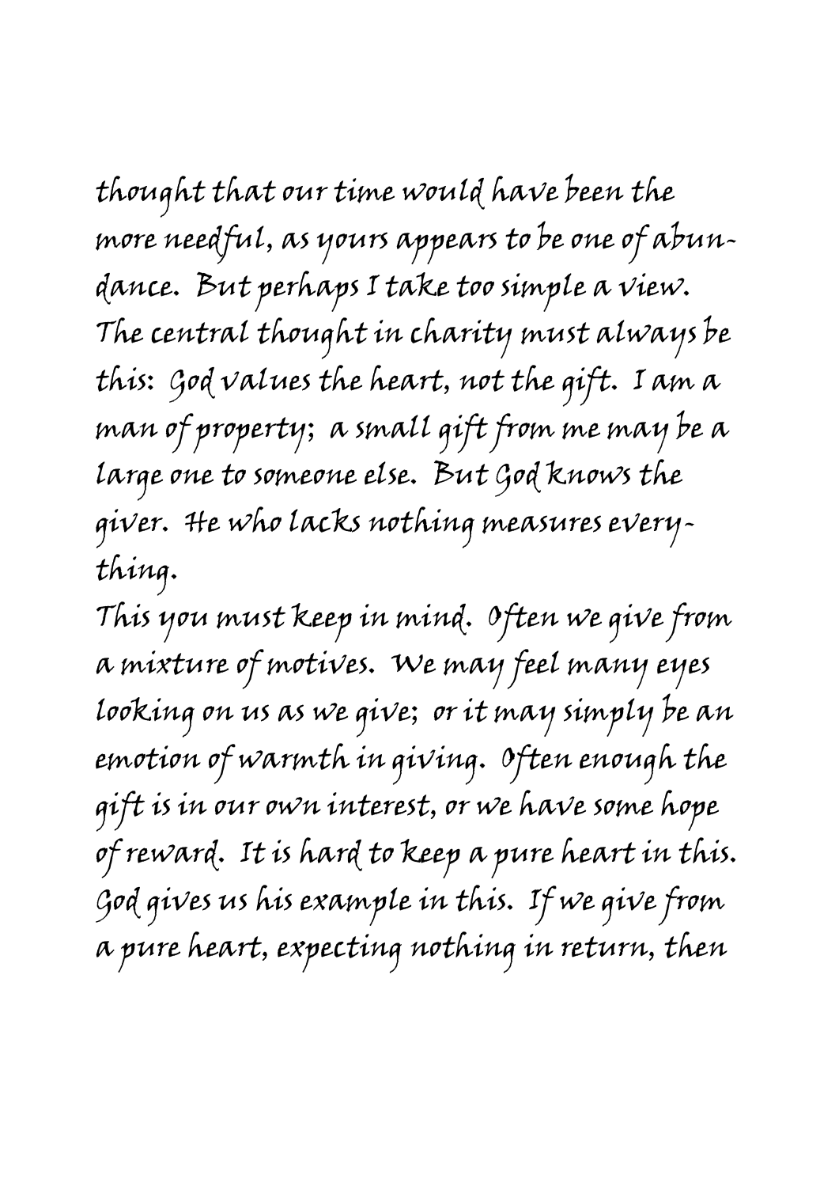thought that our time would have been the more needful, as yours appears to be one of abundance. But perhaps I take too simple a view. The central thought in charity must always be this: God values the heart, not the gift. I am a man of property; a small gift from me may be a large one to someone else. But God knows the giver. He who lacks nothing measures everything.

This you must keep in mind. Often we give from a mixture of motives. We may feel many eyes looking on us as we give; or it may simply be an emotion of warmth in giving. Often enough the gift is in our own interest, or we have some hope of reward. It is hard to keep a pure heart in this. God gives us his example in this. If we give from a pure heart, expecting nothing in return, then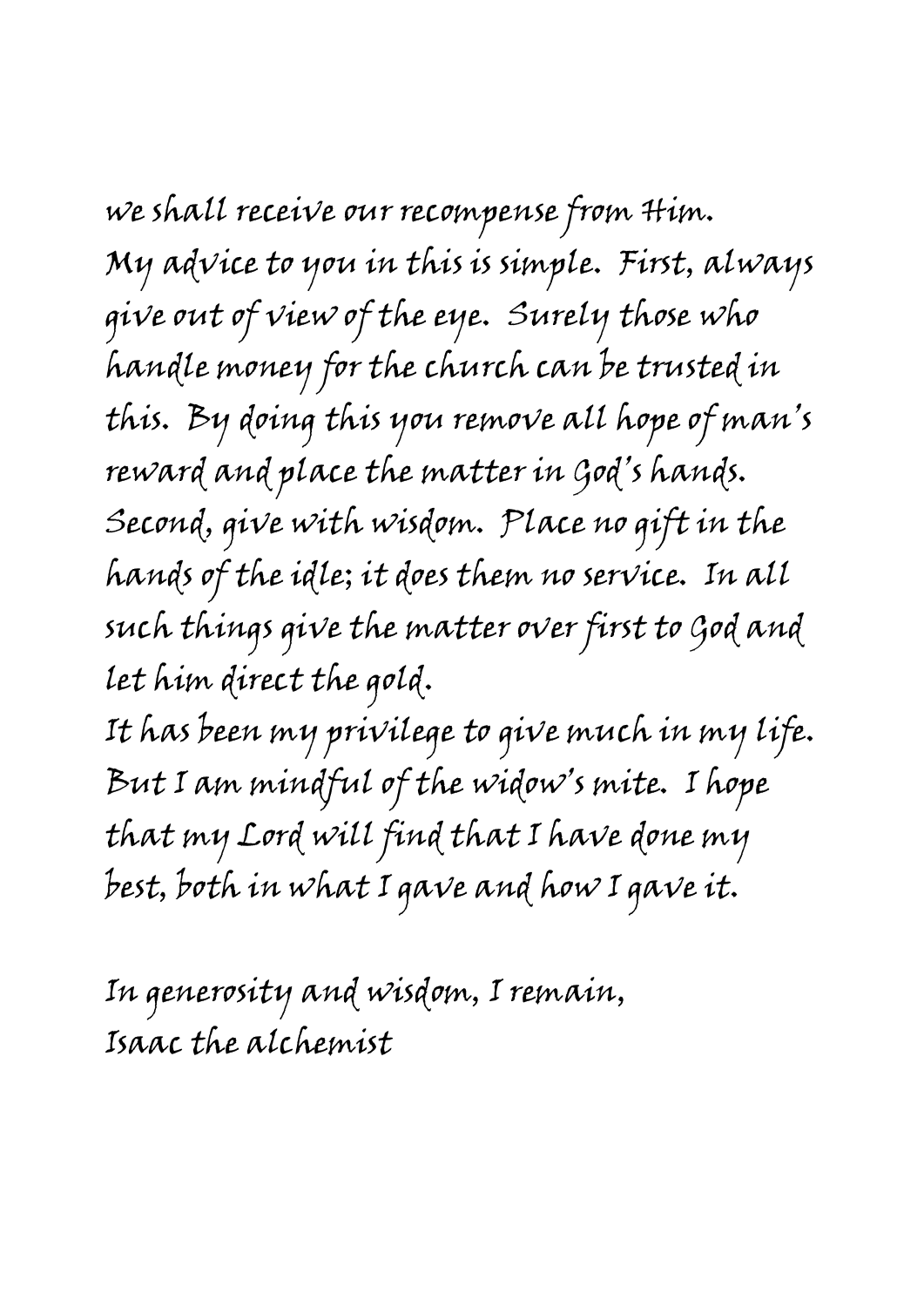we shall receive our recompense from Him.

My advice to you in this is simple. First, always give out of view of the eye. Surely those who handle money for the church can be trusted in this. By doing this you remove all hope of man's reward and place the matter in God's hands. Second, give with wisdom. Place no gift in the hands of the idle; it does them no service. In all such things give the matter over first to God and let him direct the gold.

It has been my privilege to give much in my life. But I am mindful of the widow's mite. I hope that my Lord will find that I have done my best, both in what I gave and how I gave it.

In generosity and wisdom, I remain,
Isaac the alchemist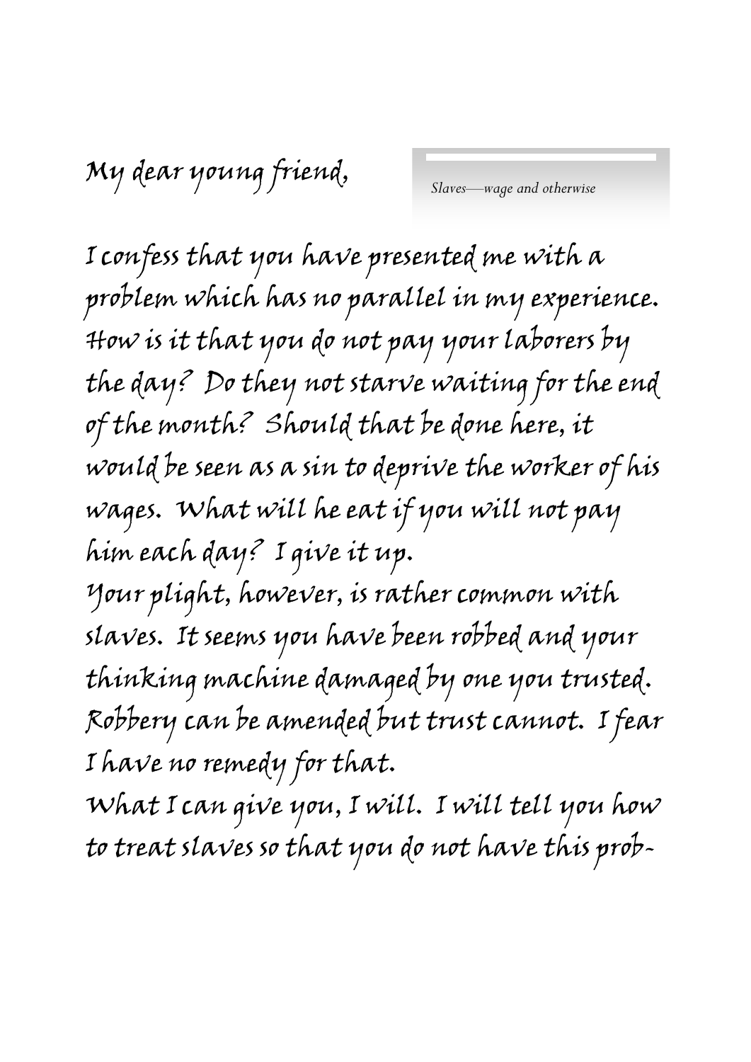My dear young friend,

*Slaves—wage and otherwise*

I confess that you have presented me with a problem which has no parallel in my experience. How is it that you do not pay your laborers by the day? Do they not starve waiting for the end of the month? Should that be done here, it would be seen as a sin to deprive the worker of his wages. What will he eat if you will not pay him each day? I give it up.

Your plight, however, is rather common with slaves. It seems you have been robbed and your thinking machine damaged by one you trusted. Robbery can be amended but trust cannot. I fear I have no remedy for that.

What I can give you, I will. I will tell you how to treat slaves so that you do not have this prob-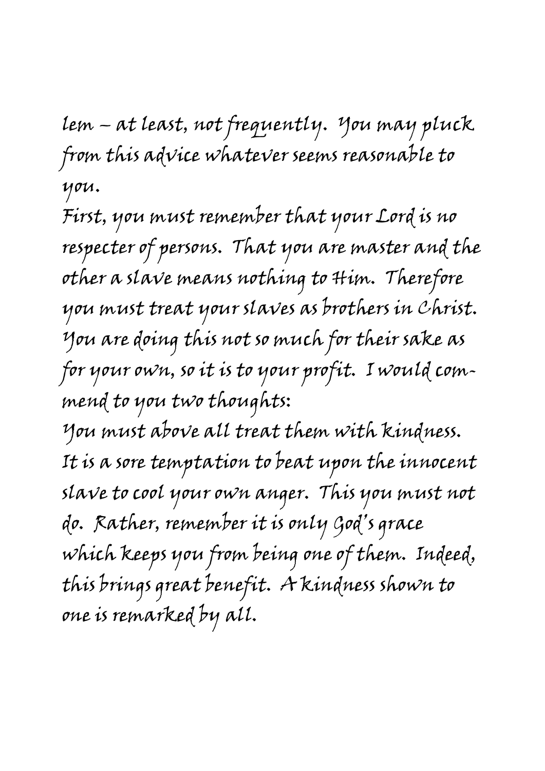lem – at least, not frequently. You may pluck from this advice whatever seems reasonable to you.

First, you must remember that your Lord is no respecter of persons. That you are master and the other a slave means nothing to Him. Therefore you must treat your slaves as brothers in Christ. You are doing this not so much for their sake as for your own, so it is to your profit. I would commend to you two thoughts:

You must above all treat them with kindness. It is a sore temptation to beat upon the innocent slave to cool your own anger. This you must not do. Rather, remember it is only God's grace which keeps you from being one of them. Indeed, this brings great benefit. A kindness shown to one is remarked by all.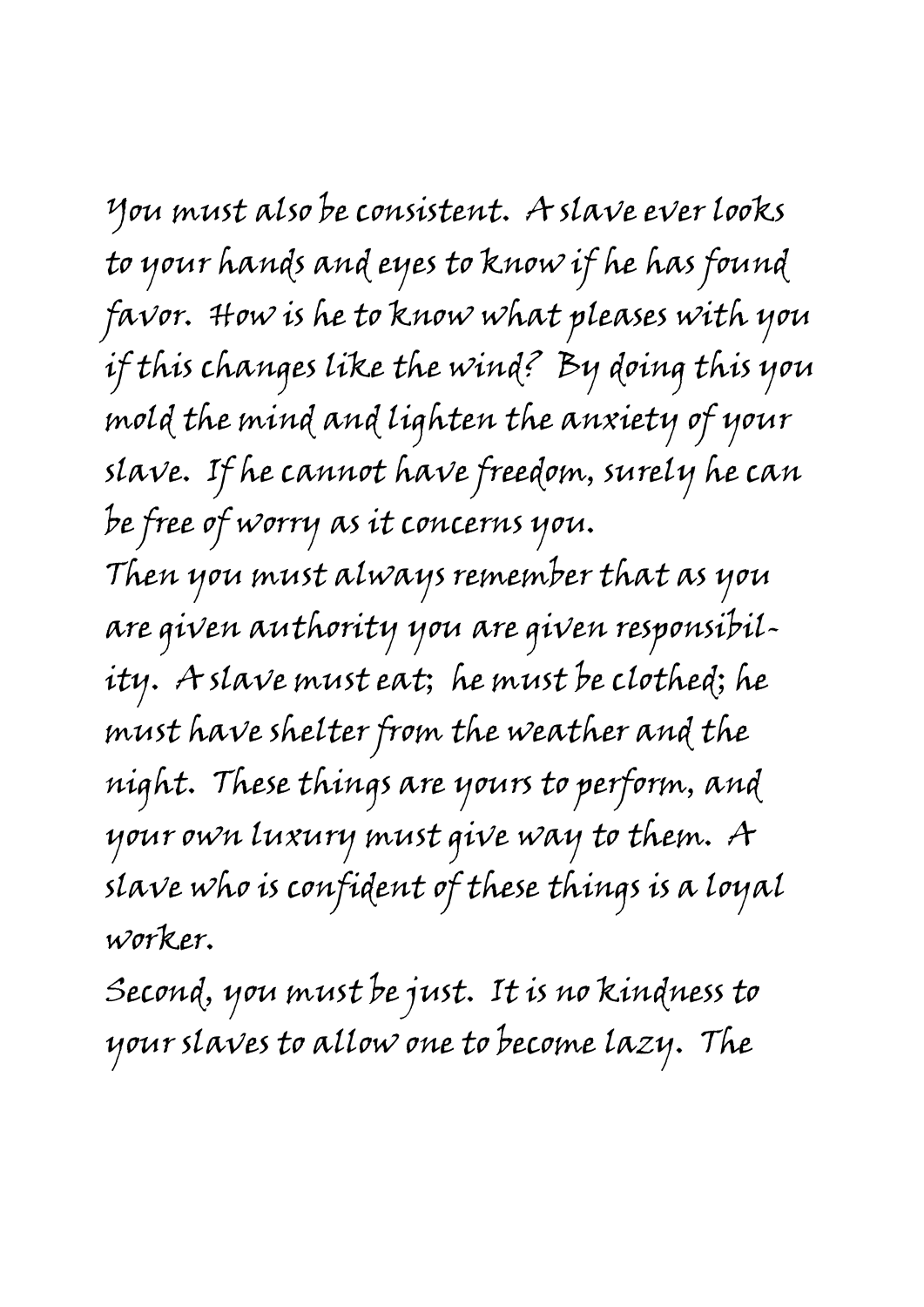You must also be consistent. A slave ever looks to your hands and eyes to know if he has found favor. How is he to know what pleases with you if this changes like the wind? By doing this you mold the mind and lighten the anxiety of your slave. If he cannot have freedom, surely he can be free of worry as it concerns you.

Then you must always remember that as you are given authority you are given responsibility. A slave must eat; he must be clothed; he must have shelter from the weather and the night. These things are yours to perform, and your own luxury must give way to them. A slave who is confident of these things is a loyal worker.

Second, you must be just. It is no kindness to your slaves to allow one to become lazy. The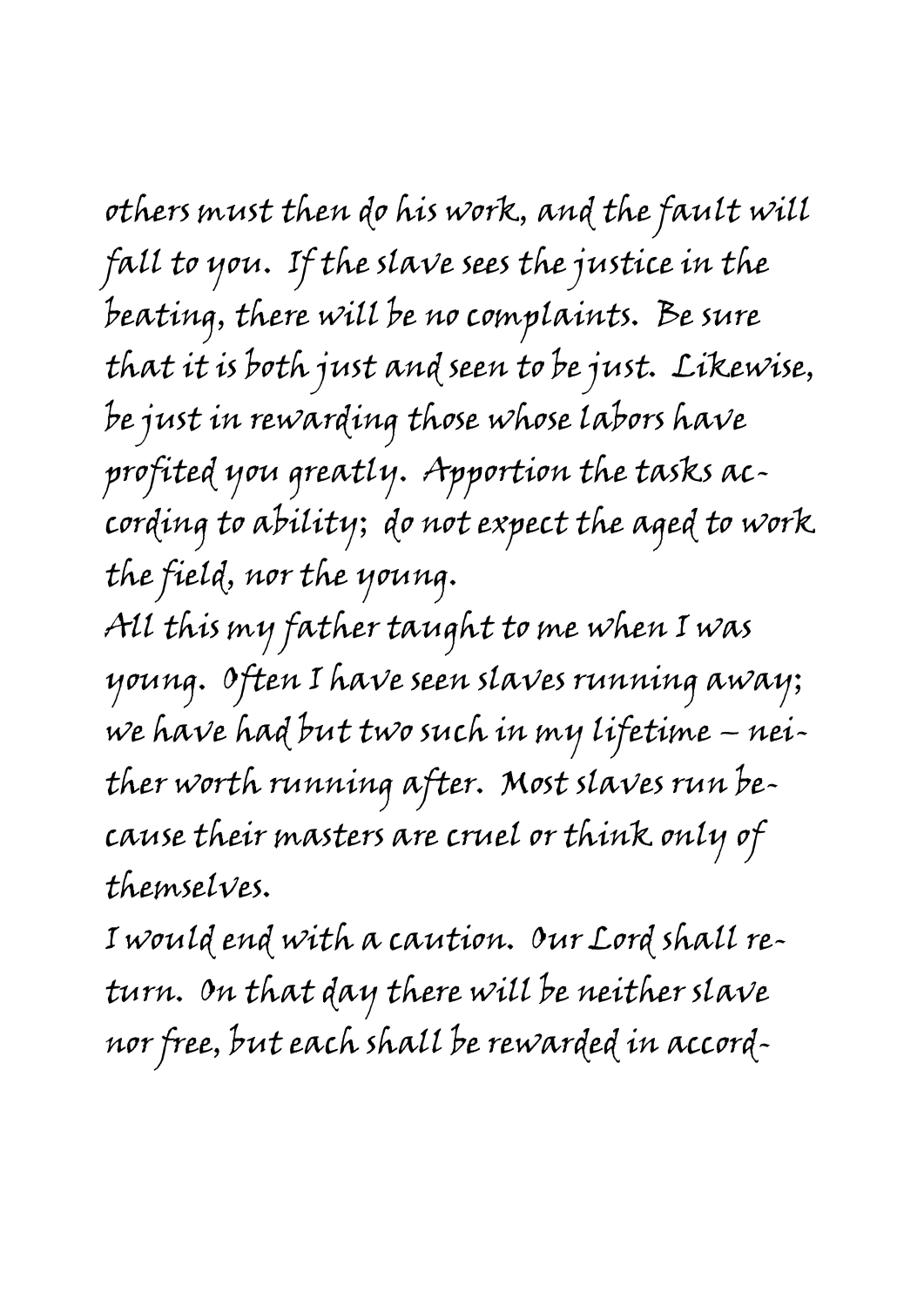others must then do his work, and the fault will fall to you. If the slave sees the justice in the beating, there will be no complaints. Be sure that it is both just and seen to be just. Likewise, be just in rewarding those whose labors have profited you greatly. Apportion the tasks according to ability; do not expect the aged to work the field, nor the young.

All this my father taught to me when I was young. Often I have seen slaves running away; we have had but two such in my lifetime – neither worth running after. Most slaves run because their masters are cruel or think only of themselves.

I would end with a caution. Our Lord shall return. On that day there will be neither slave nor free, but each shall be rewarded in accord-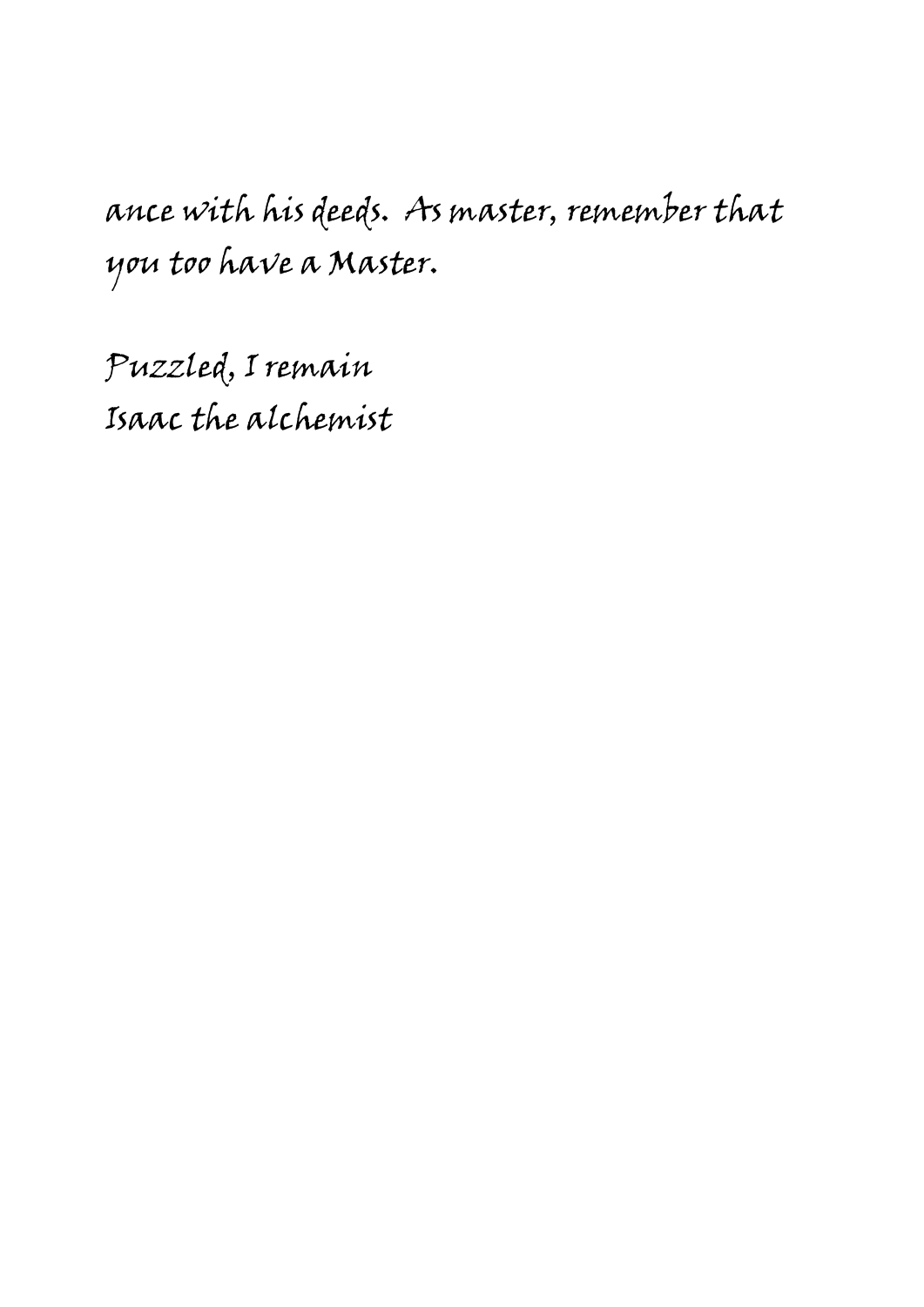ance with his deeds.  As master, remember that you too have a Master.

Puzzled, I remain  
Isaac the alchemist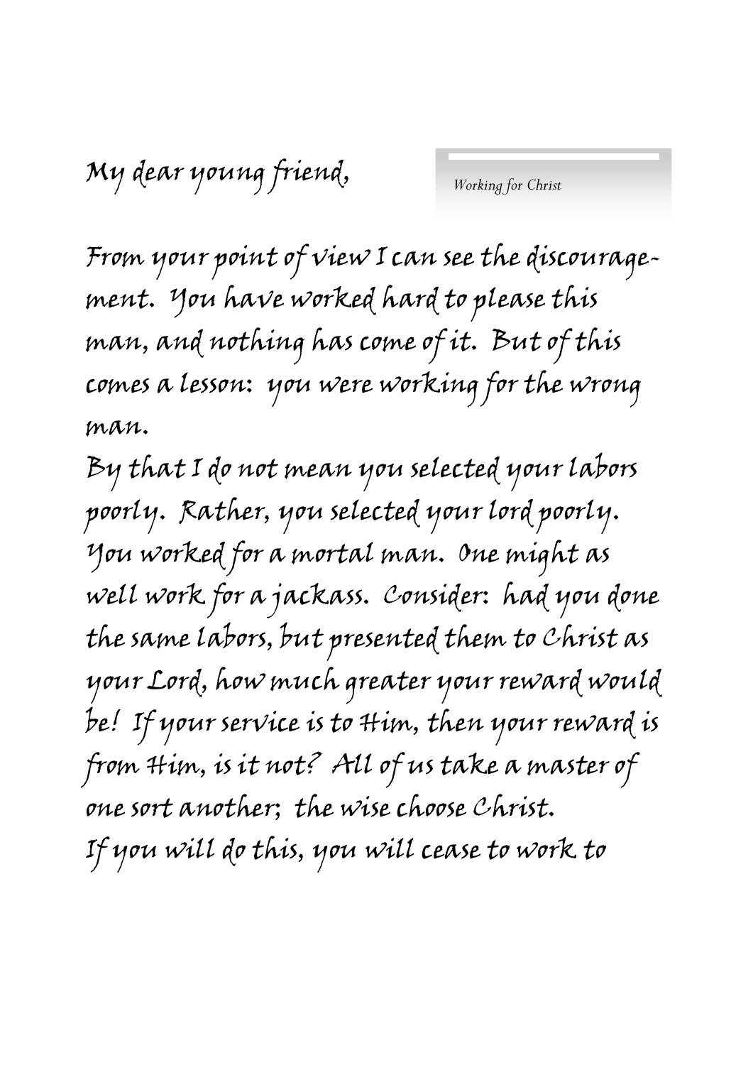My dear young friend,

*Working for Christ*

From your point of view I can see the discouragement. You have worked hard to please this man, and nothing has come of it. But of this comes a lesson: you were working for the wrong man.

By that I do not mean you selected your labors poorly. Rather, you selected your lord poorly. You worked for a mortal man. One might as well work for a jackass. Consider: had you done the same labors, but presented them to Christ as your Lord, how much greater your reward would be! If your service is to Him, then your reward is from Him, is it not? All of us take a master of one sort another; the wise choose Christ.

If you will do this, you will cease to work to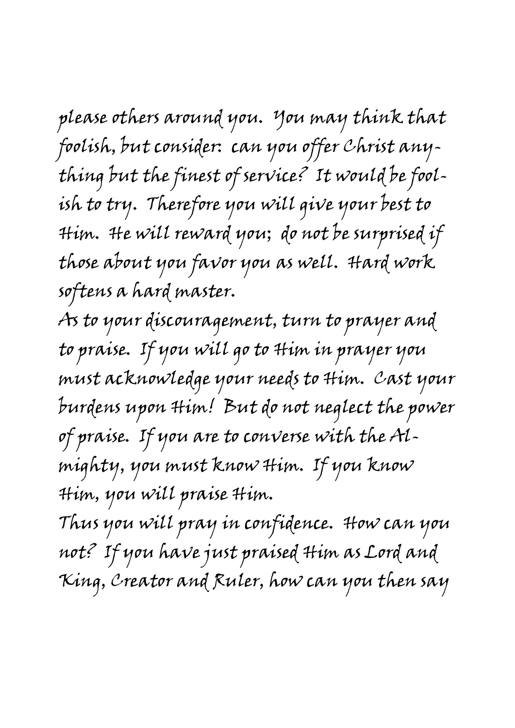please others around you. You may think that foolish, but consider: can you offer Christ anything but the finest of service? It would be foolish to try. Therefore you will give your best to Him. He will reward you; do not be surprised if those about you favor you as well. Hard work softens a hard master.

As to your discouragement, turn to prayer and to praise. If you will go to Him in prayer you must acknowledge your needs to Him. Cast your burdens upon Him! But do not neglect the power of praise. If you are to converse with the Almighty, you must know Him. If you know Him, you will praise Him.

Thus you will pray in confidence. How can you not? If you have just praised Him as Lord and King, Creator and Ruler, how can you then say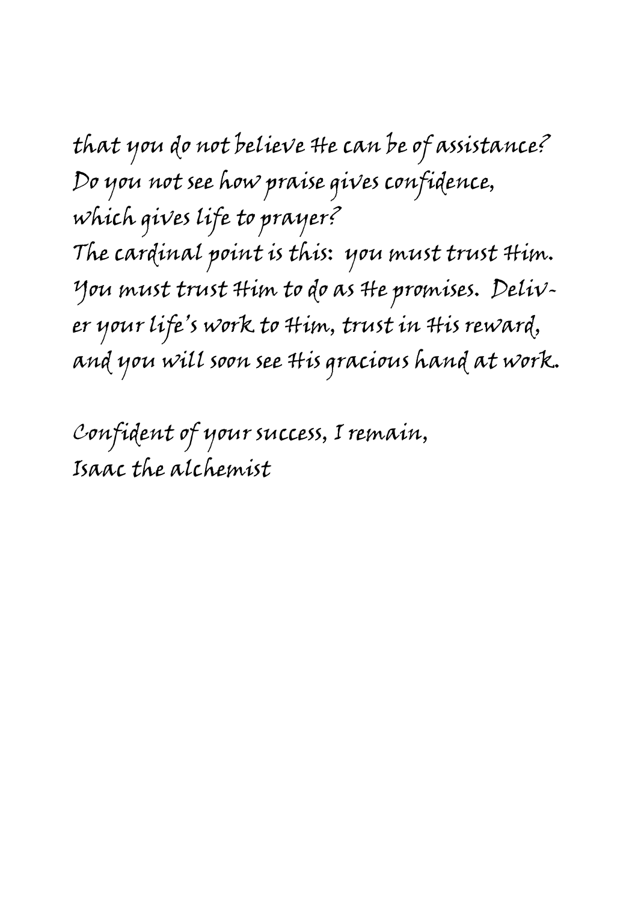that you do not believe He can be of assistance?
Do you not see how praise gives confidence,
which gives life to prayer?
The cardinal point is this: you must trust Him.
You must trust Him to do as He promises. Deliver your life's work to Him, trust in His reward,
and you will soon see His gracious hand at work.

Confident of your success, I remain,
Isaac the alchemist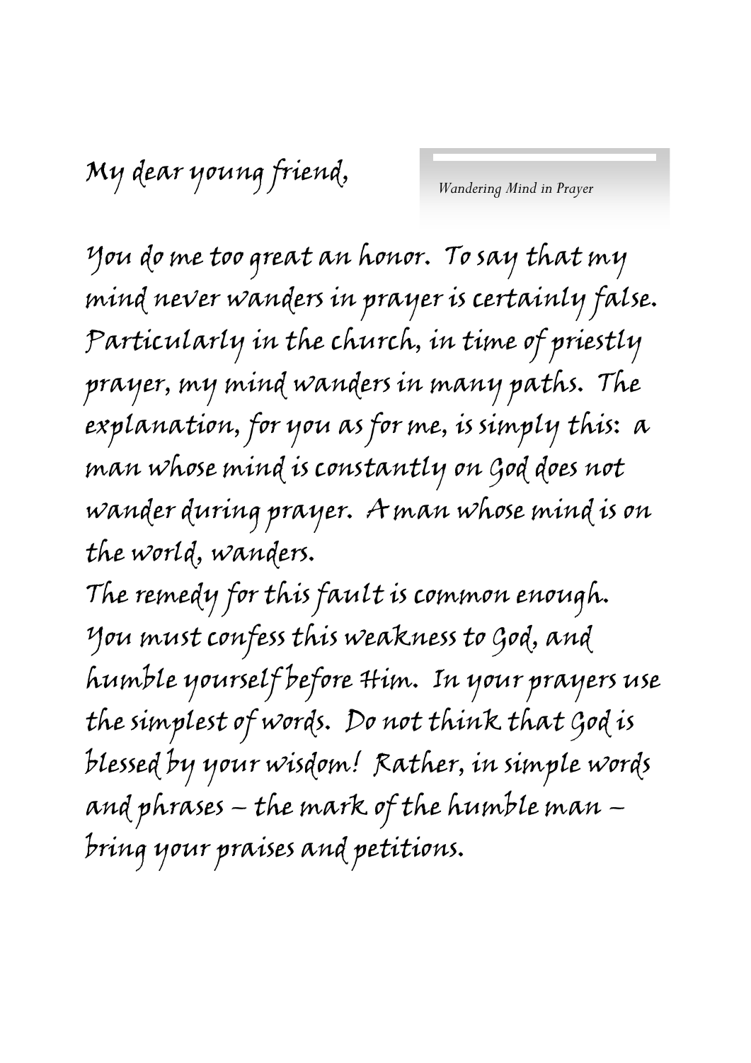Wandering Mind in Prayer

My dear young friend,

You do me too great an honor. To say that my mind never wanders in prayer is certainly false. Particularly in the church, in time of priestly prayer, my mind wanders in many paths. The explanation, for you as for me, is simply this: a man whose mind is constantly on God does not wander during prayer. A man whose mind is on the world, wanders.

The remedy for this fault is common enough. You must confess this weakness to God, and humble yourself before Him. In your prayers use the simplest of words. Do not think that God is blessed by your wisdom! Rather, in simple words and phrases – the mark of the humble man – bring your praises and petitions.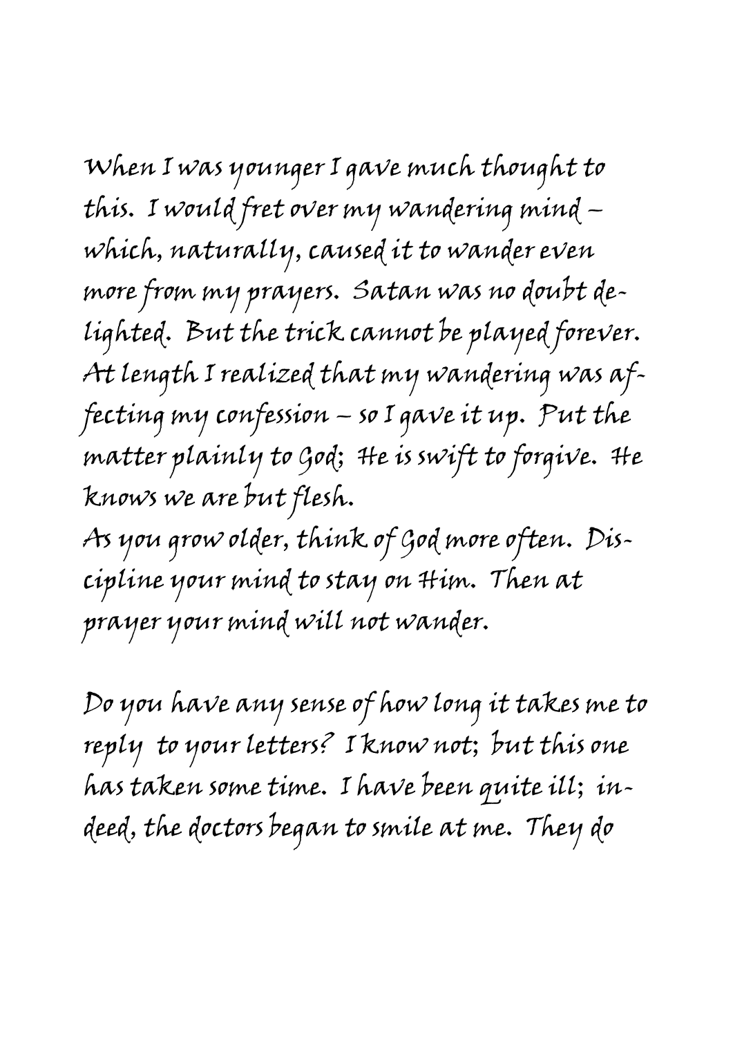When I was younger I gave much thought to this. I would fret over my wandering mind – which, naturally, caused it to wander even more from my prayers. Satan was no doubt delighted. But the trick cannot be played forever. At length I realized that my wandering was affecting my confession – so I gave it up. Put the matter plainly to God; He is swift to forgive. He knows we are but flesh.

As you grow older, think of God more often. Discipline your mind to stay on Him. Then at prayer your mind will not wander.

Do you have any sense of how long it takes me to reply to your letters? I know not; but this one has taken some time. I have been quite ill; indeed, the doctors began to smile at me. They do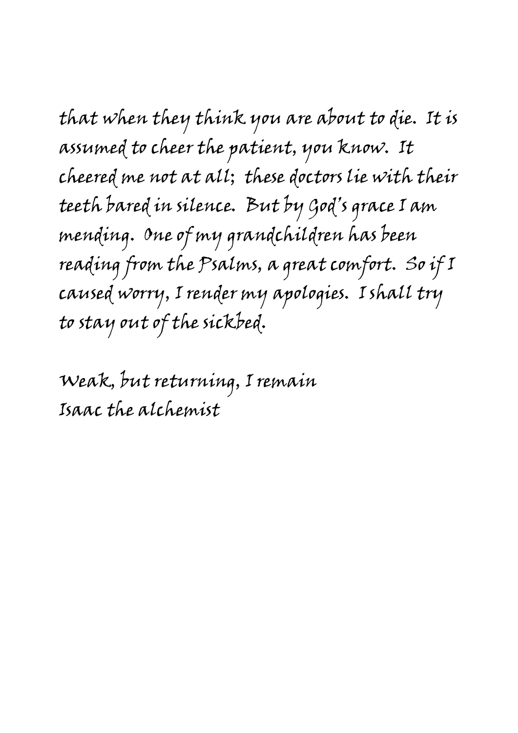that when they think you are about to die. It is assumed to cheer the patient, you know. It cheered me not at all; these doctors lie with their teeth bared in silence. But by God's grace I am mending. One of my grandchildren has been reading from the Psalms, a great comfort. So if I caused worry, I render my apologies. I shall try to stay out of the sickbed.

Weak, but returning, I remain
Isaac the alchemist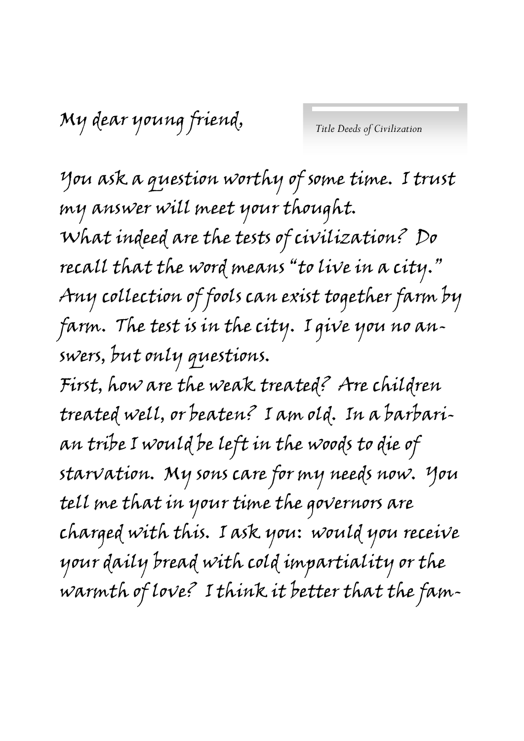My dear young friend,

*Title Deeds of Civilization*

You ask a question worthy of some time. I trust my answer will meet your thought.

What indeed are the tests of civilization? Do recall that the word means "to live in a city." Any collection of fools can exist together farm by farm. The test is in the city. I give you no answers, but only questions.

First, how are the weak treated? Are children treated well, or beaten? I am old. In a barbarian tribe I would be left in the woods to die of starvation. My sons care for my needs now. You tell me that in your time the governors are charged with this. I ask you: would you receive your daily bread with cold impartiality or the warmth of love? I think it better that the fam-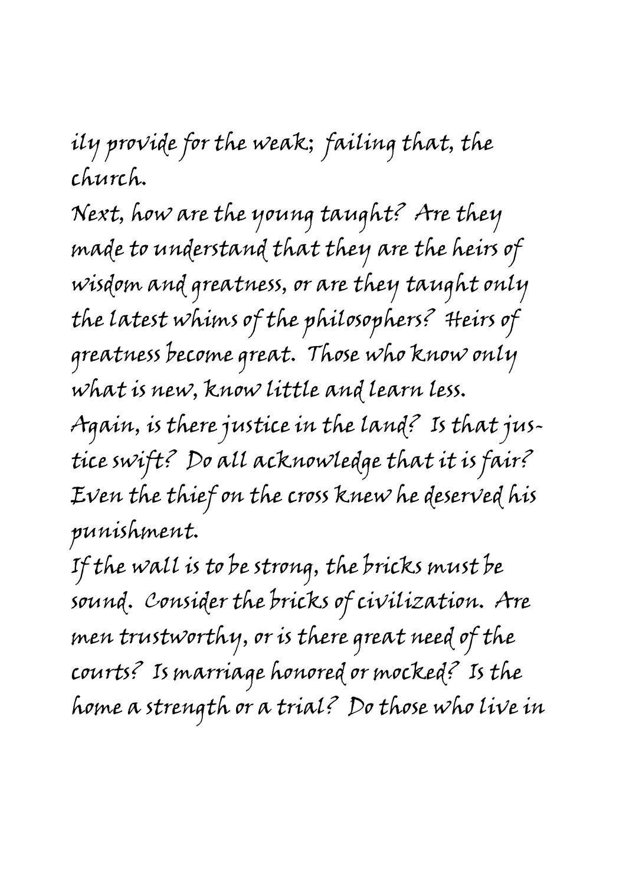ily provide for the weak; failing that, the church.

Next, how are the young taught? Are they made to understand that they are the heirs of wisdom and greatness, or are they taught only the latest whims of the philosophers? Heirs of greatness become great. Those who know only what is new, know little and learn less.

Again, is there justice in the land? Is that justice swift? Do all acknowledge that it is fair? Even the thief on the cross knew he deserved his punishment.

If the wall is to be strong, the bricks must be sound. Consider the bricks of civilization. Are men trustworthy, or is there great need of the courts? Is marriage honored or mocked? Is the home a strength or a trial? Do those who live in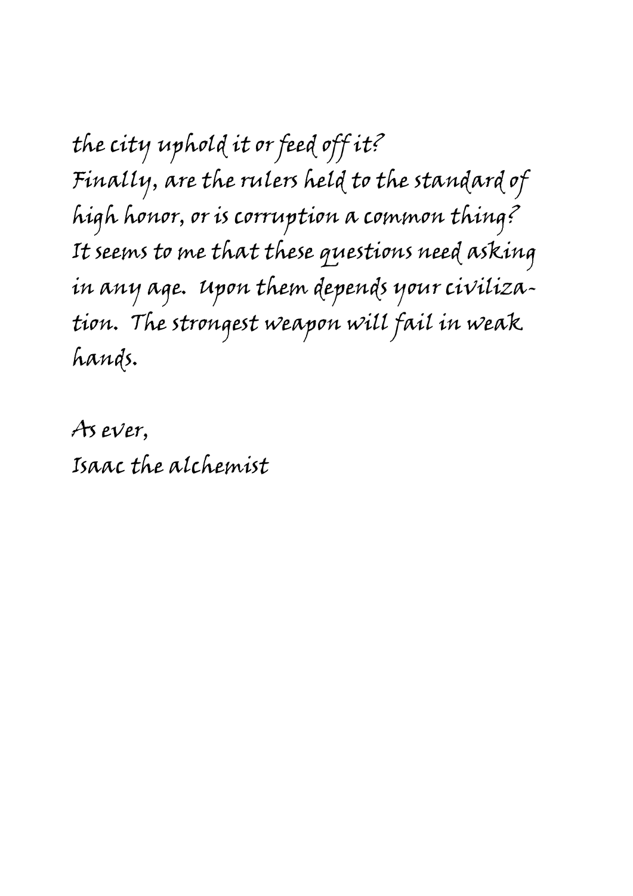the city uphold it or feed off it?
Finally, are the rulers held to the standard of high honor, or is corruption a common thing?
It seems to me that these questions need asking in any age. Upon them depends your civilization. The strongest weapon will fail in weak hands.

As ever,
Isaac the alchemist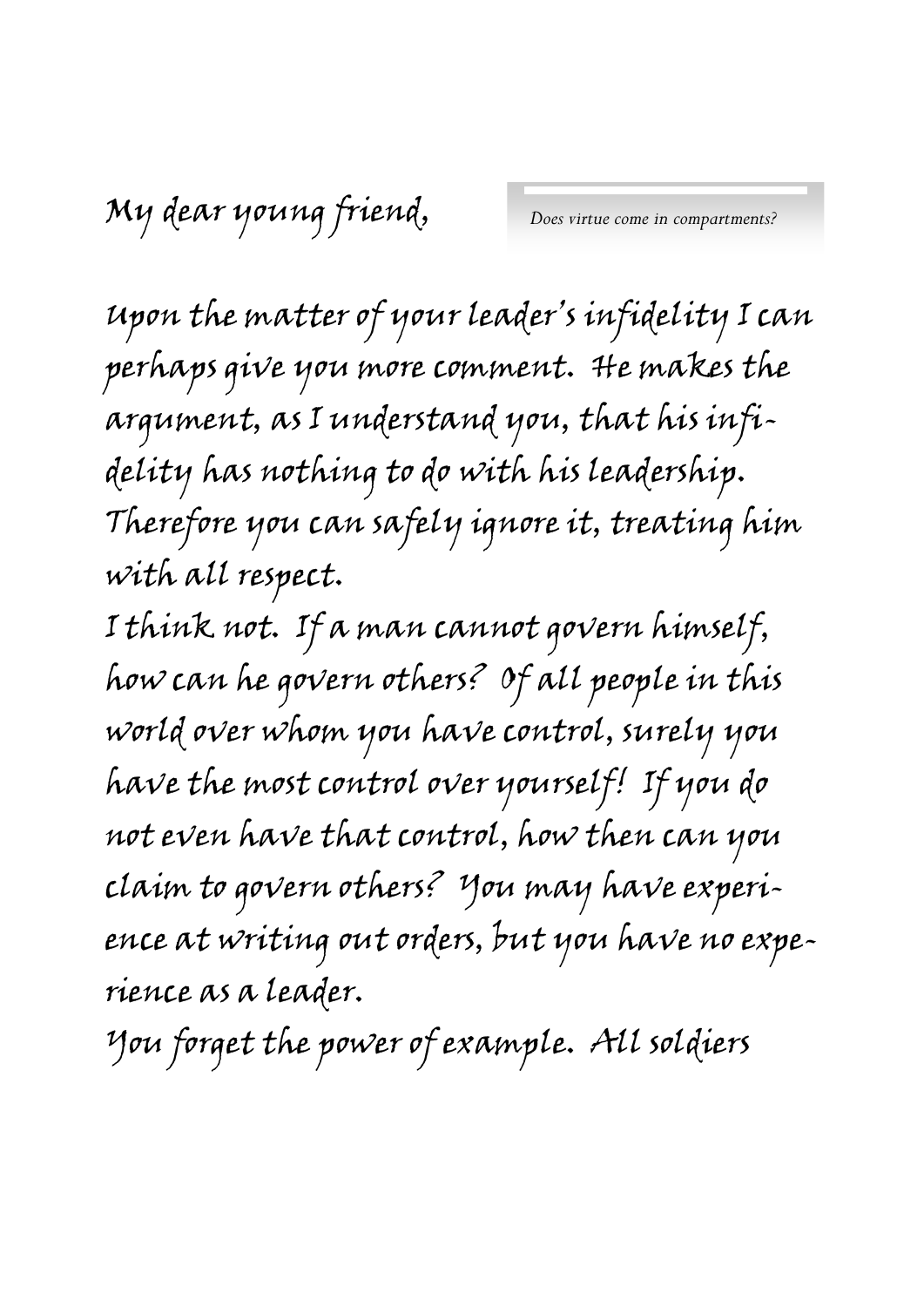My dear young friend,

*Does virtue come in compartments?*

Upon the matter of your leader's infidelity I can perhaps give you more comment. He makes the argument, as I understand you, that his infidelity has nothing to do with his leadership. Therefore you can safely ignore it, treating him with all respect.

I think not. If a man cannot govern himself, how can he govern others? Of all people in this world over whom you have control, surely you have the most control over yourself! If you do not even have that control, how then can you claim to govern others? You may have experience at writing out orders, but you have no experience as a leader.

You forget the power of example. All soldiers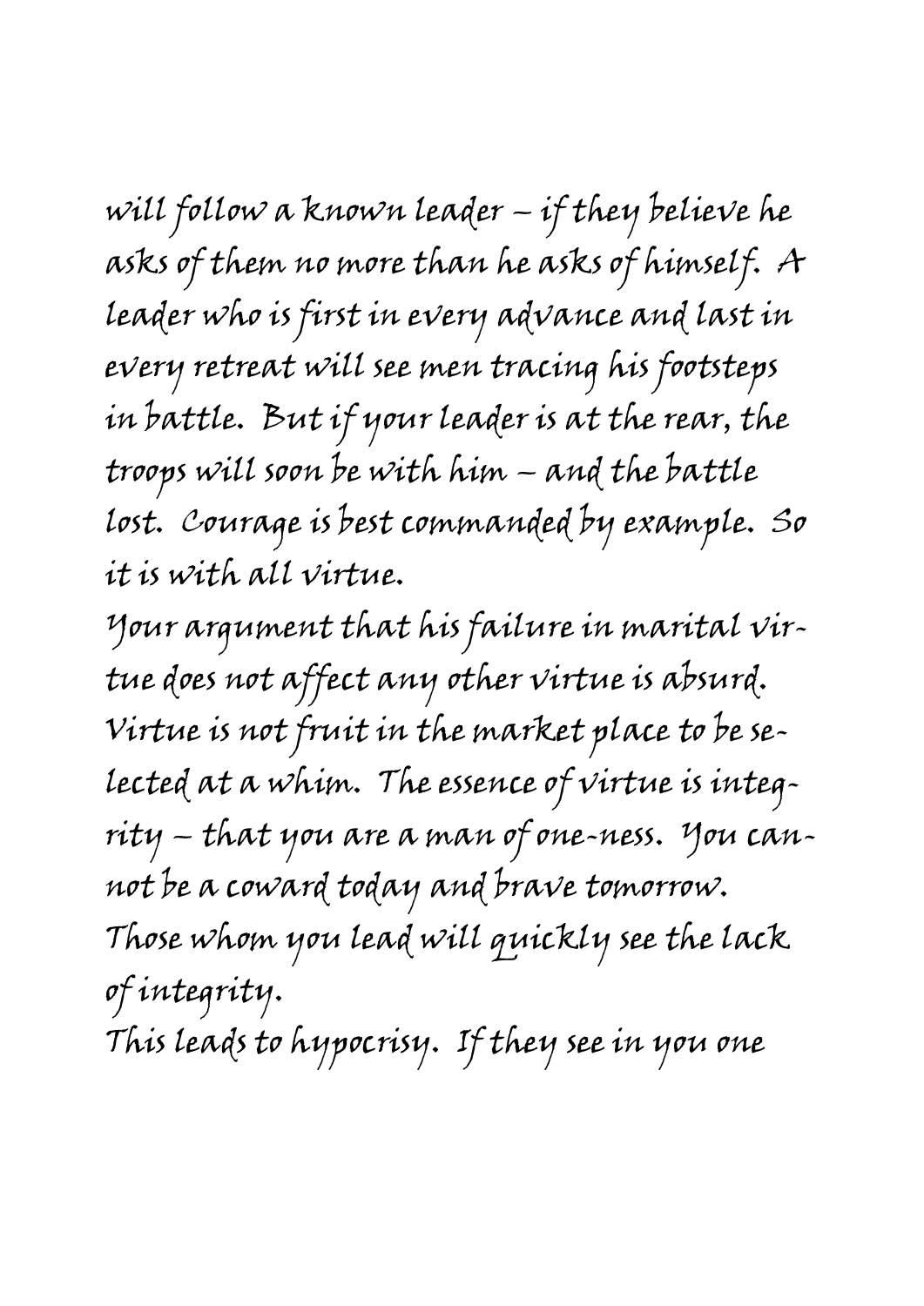will follow a known leader – if they believe he asks of them no more than he asks of himself. A leader who is first in every advance and last in every retreat will see men tracing his footsteps in battle. But if your leader is at the rear, the troops will soon be with him – and the battle lost. Courage is best commanded by example. So it is with all virtue.

Your argument that his failure in marital virtue does not affect any other virtue is absurd. Virtue is not fruit in the market place to be selected at a whim. The essence of virtue is integrity – that you are a man of one-ness. You cannot be a coward today and brave tomorrow. Those whom you lead will quickly see the lack of integrity.

This leads to hypocrisy. If they see in you one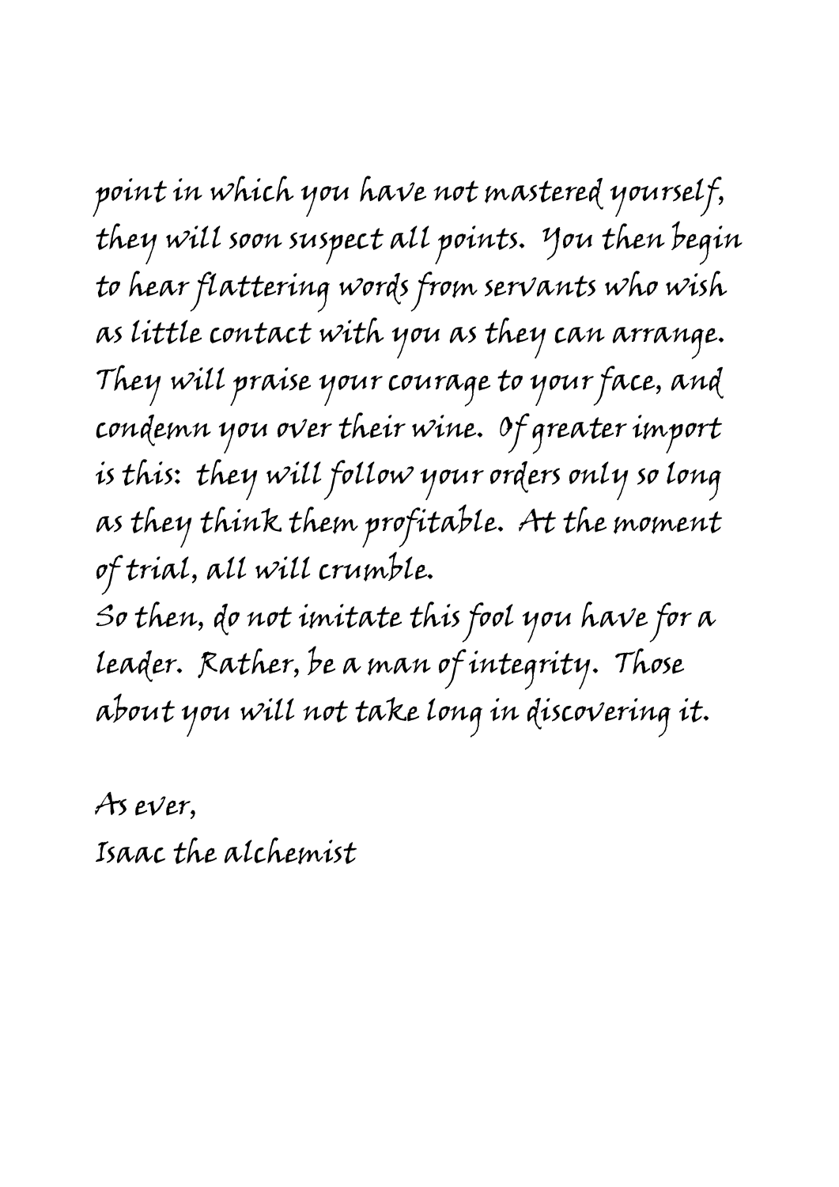point in which you have not mastered yourself, they will soon suspect all points. You then begin to hear flattering words from servants who wish as little contact with you as they can arrange. They will praise your courage to your face, and condemn you over their wine. Of greater import is this: they will follow your orders only so long as they think them profitable. At the moment of trial, all will crumble.

So then, do not imitate this fool you have for a leader. Rather, be a man of integrity. Those about you will not take long in discovering it.

As ever,
Isaac the alchemist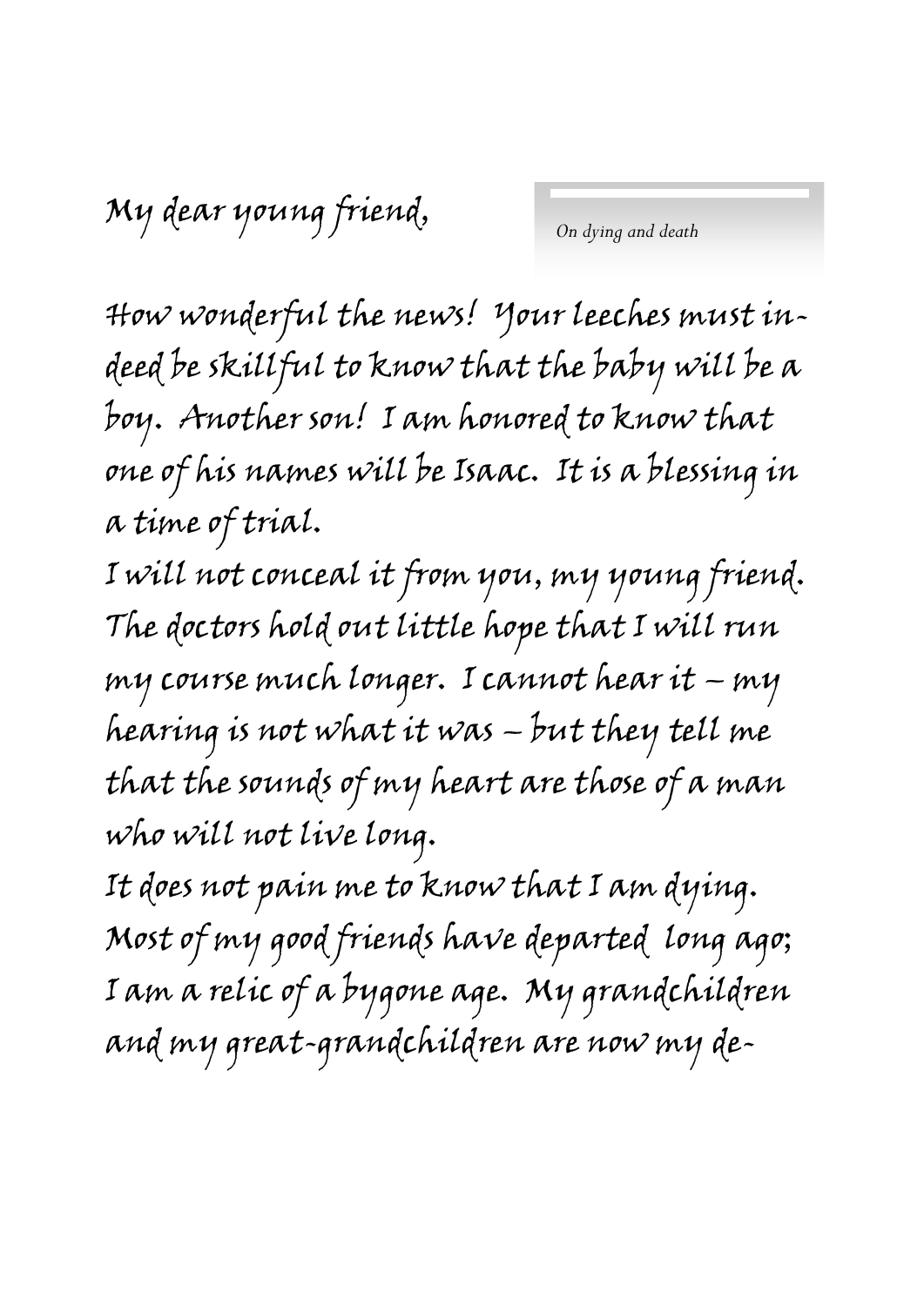My dear young friend,

*On dying and death*

How wonderful the news! Your leeches must indeed be skillful to know that the baby will be a boy. Another son! I am honored to know that one of his names will be Isaac. It is a blessing in a time of trial.

I will not conceal it from you, my young friend. The doctors hold out little hope that I will run my course much longer. I cannot hear it – my hearing is not what it was – but they tell me that the sounds of my heart are those of a man who will not live long.

It does not pain me to know that I am dying. Most of my good friends have departed long ago; I am a relic of a bygone age. My grandchildren and my great-grandchildren are now my de-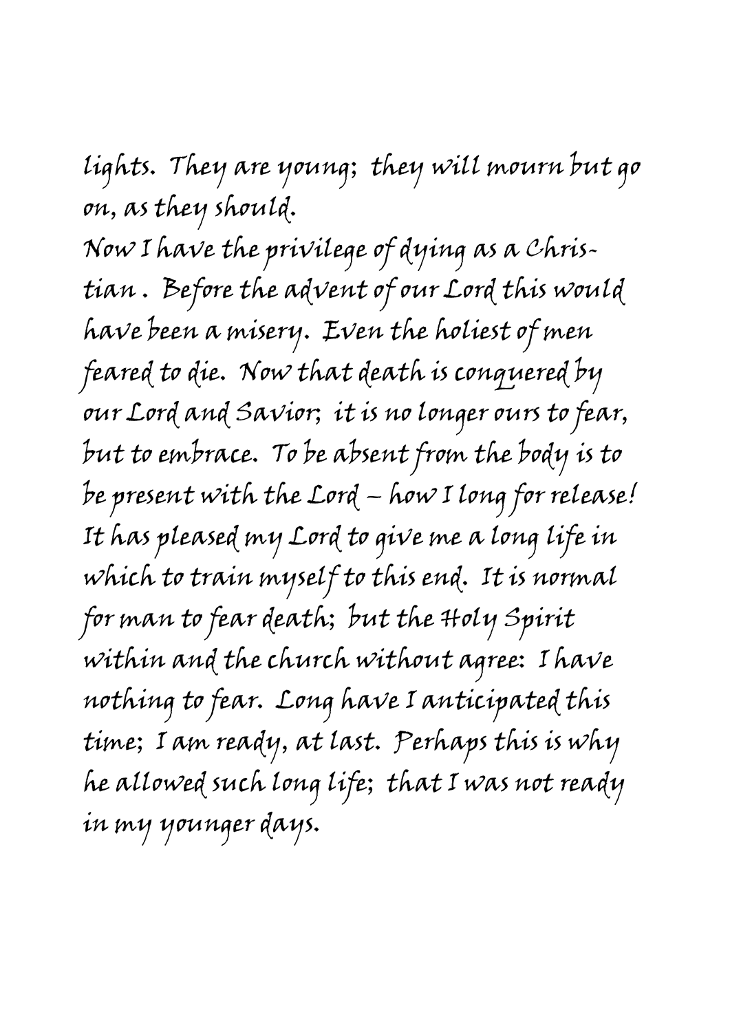lights. They are young; they will mourn but go on, as they should.

Now I have the privilege of dying as a Christian. Before the advent of our Lord this would have been a misery. Even the holiest of men feared to die. Now that death is conquered by our Lord and Savior; it is no longer ours to fear, but to embrace. To be absent from the body is to be present with the Lord – how I long for release! It has pleased my Lord to give me a long life in which to train myself to this end. It is normal for man to fear death; but the Holy Spirit within and the church without agree: I have nothing to fear. Long have I anticipated this time; I am ready, at last. Perhaps this is why he allowed such long life; that I was not ready in my younger days.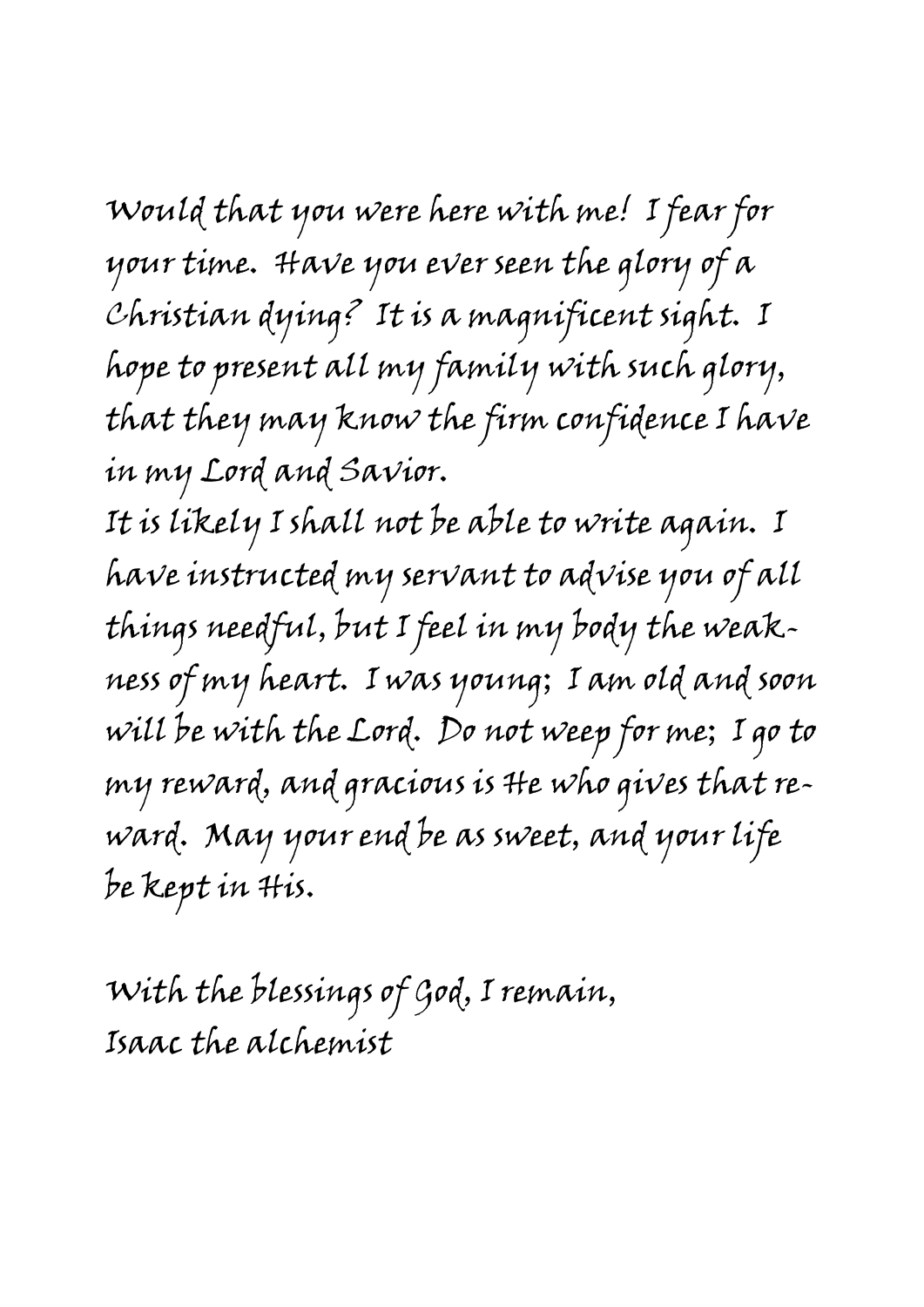Would that you were here with me! I fear for your time. Have you ever seen the glory of a Christian dying? It is a magnificent sight. I hope to present all my family with such glory, that they may know the firm confidence I have in my Lord and Savior.

It is likely I shall not be able to write again. I have instructed my servant to advise you of all things needful, but I feel in my body the weakness of my heart. I was young; I am old and soon will be with the Lord. Do not weep for me; I go to my reward, and gracious is He who gives that reward. May your end be as sweet, and your life be kept in His.

With the blessings of God, I remain,
Isaac the alchemist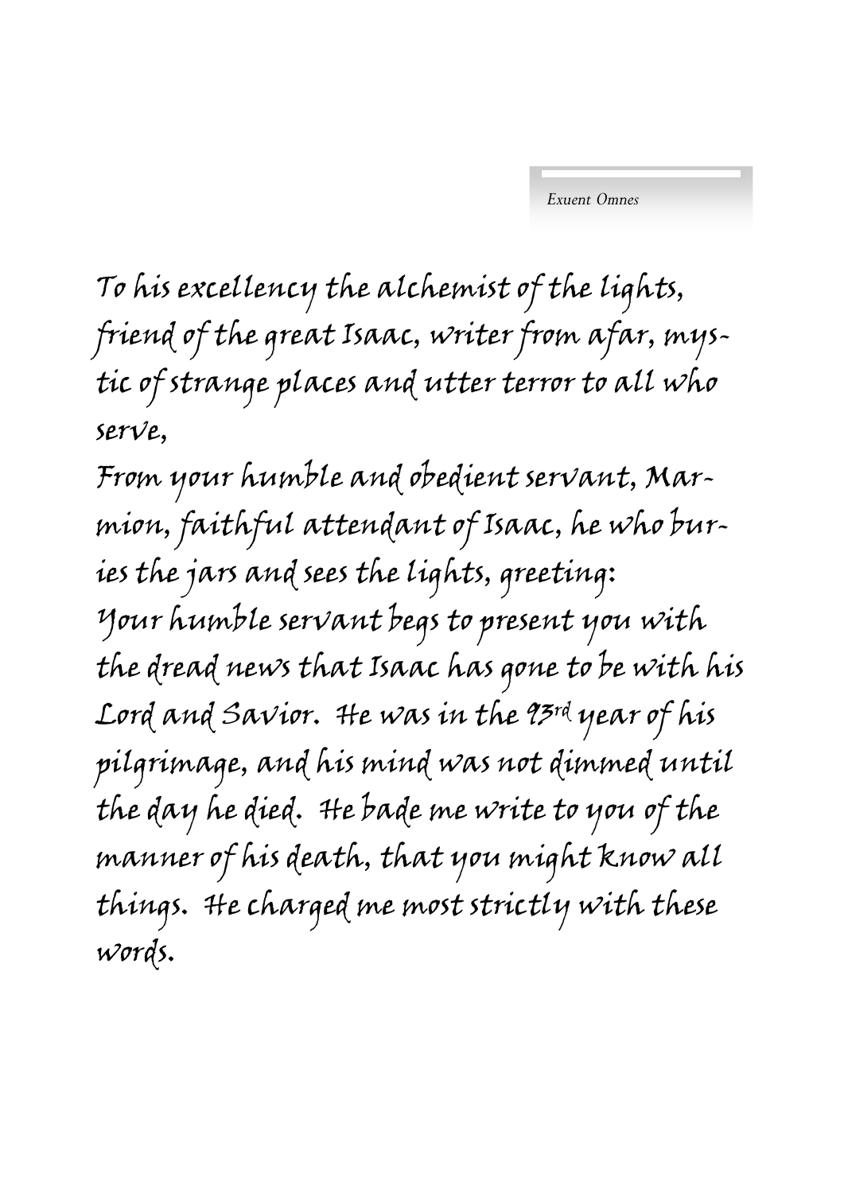To his excellency the alchemist of the lights, friend of the great Isaac, writer from afar, mystic of strange places and utter terror to all who serve,

From your humble and obedient servant, Marmion, faithful attendant of Isaac, he who buries the jars and sees the lights, greeting:

Your humble servant begs to present you with the dread news that Isaac has gone to be with his Lord and Savior. He was in the 93rd year of his pilgrimage, and his mind was not dimmed until the day he died. He bade me write to you of the manner of his death, that you might know all things. He charged me most strictly with these words.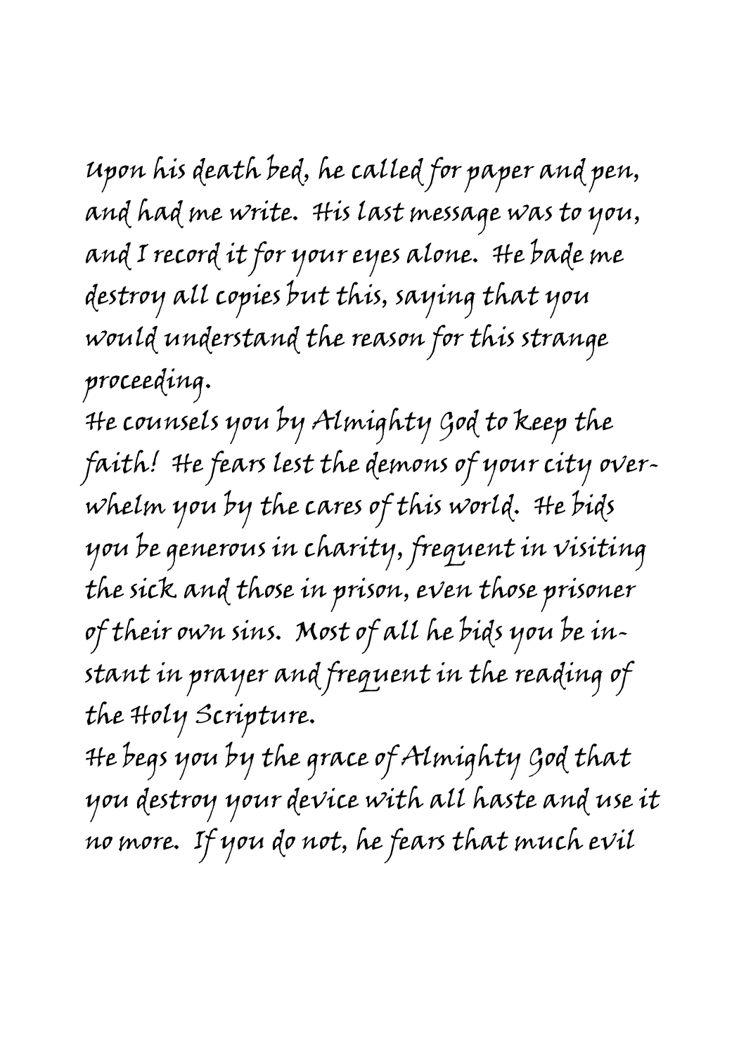Upon his death bed, he called for paper and pen, and had me write. His last message was to you, and I record it for your eyes alone. He bade me destroy all copies but this, saying that you would understand the reason for this strange proceeding.

He counsels you by Almighty God to keep the faith! He fears lest the demons of your city overwhelm you by the cares of this world. He bids you be generous in charity, frequent in visiting the sick and those in prison, even those prisoner of their own sins. Most of all he bids you be instant in prayer and frequent in the reading of the Holy Scripture.

He begs you by the grace of Almighty God that you destroy your device with all haste and use it no more. If you do not, he fears that much evil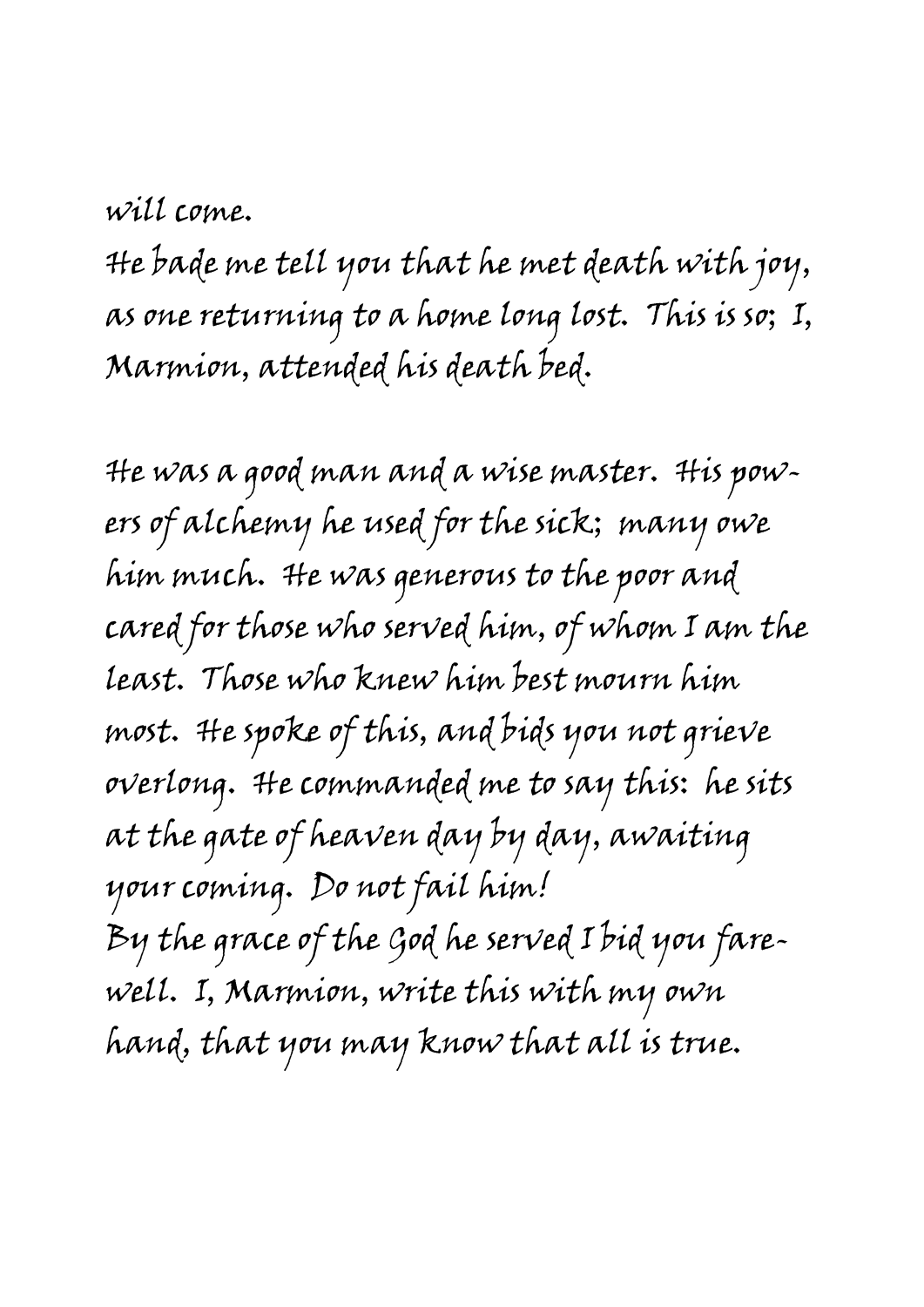will come.

He bade me tell you that he met death with joy, as one returning to a home long lost. This is so; I, Marmion, attended his death bed.

He was a good man and a wise master. His powers of alchemy he used for the sick; many owe him much. He was generous to the poor and cared for those who served him, of whom I am the least. Those who knew him best mourn him most. He spoke of this, and bids you not grieve overlong. He commanded me to say this: he sits at the gate of heaven day by day, awaiting your coming. Do not fail him!

By the grace of the God he served I bid you farewell. I, Marmion, write this with my own hand, that you may know that all is true.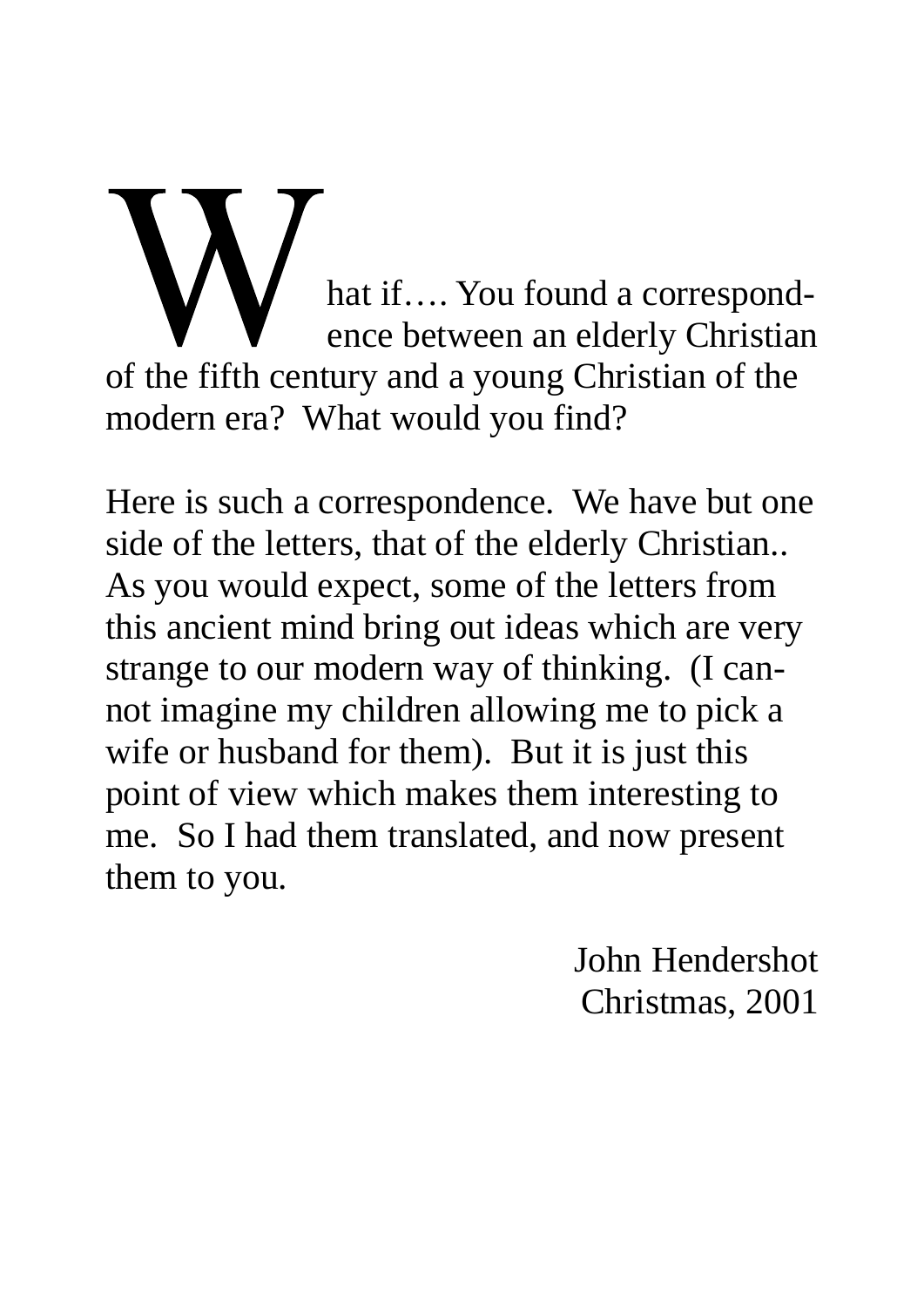What if…. You found a correspondence between an elderly Christian of the fifth century and a young Christian of the modern era? What would you find?

Here is such a correspondence. We have but one side of the letters, that of the elderly Christian.. As you would expect, some of the letters from this ancient mind bring out ideas which are very strange to our modern way of thinking. (I cannot imagine my children allowing me to pick a wife or husband for them). But it is just this point of view which makes them interesting to me. So I had them translated, and now present them to you.

John Hendershot
Christmas, 2001